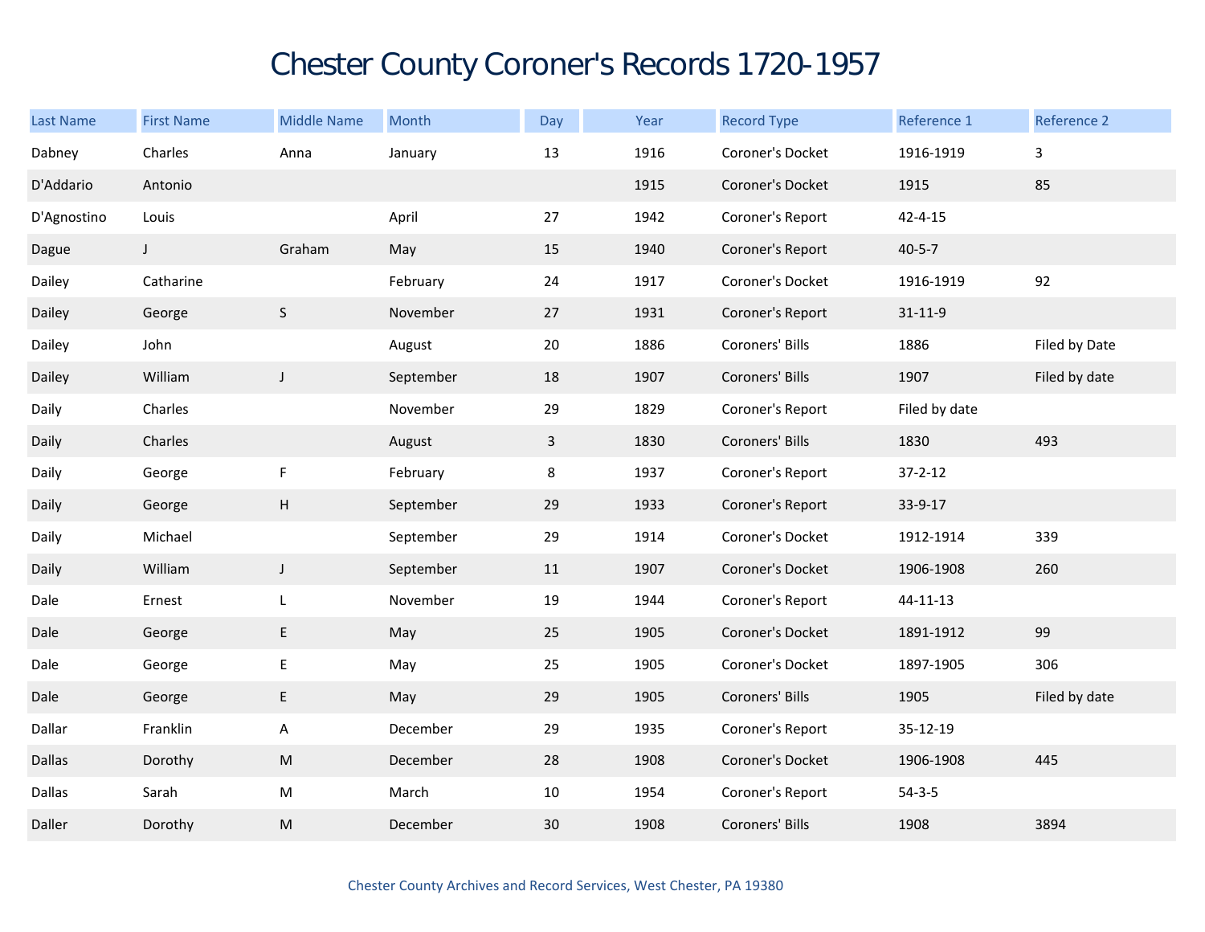# Chester County Coroner's Records 1720-1957

| Last Name | First Name | Middle Name | Month | Day | Year | Record Type | Reference 1 | Reference 2 |
|---|---|---|---|---|---|---|---|---|
| Dabney | Charles | Anna | January | 13 | 1916 | Coroner's Docket | 1916-1919 | 3 |
| D'Addario | Antonio | | | | 1915 | Coroner's Docket | 1915 | 85 |
| D'Agnostino | Louis | | April | 27 | 1942 | Coroner's Report | 42-4-15 | |
| Dague | J | Graham | May | 15 | 1940 | Coroner's Report | 40-5-7 | |
| Dailey | Catharine | | February | 24 | 1917 | Coroner's Docket | 1916-1919 | 92 |
| Dailey | George | S | November | 27 | 1931 | Coroner's Report | 31-11-9 | |
| Dailey | John | | August | 20 | 1886 | Coroners' Bills | 1886 | Filed by Date |
| Dailey | William | J | September | 18 | 1907 | Coroners' Bills | 1907 | Filed by date |
| Daily | Charles | | November | 29 | 1829 | Coroner's Report | Filed by date | |
| Daily | Charles | | August | 3 | 1830 | Coroners' Bills | 1830 | 493 |
| Daily | George | F | February | 8 | 1937 | Coroner's Report | 37-2-12 | |
| Daily | George | H | September | 29 | 1933 | Coroner's Report | 33-9-17 | |
| Daily | Michael | | September | 29 | 1914 | Coroner's Docket | 1912-1914 | 339 |
| Daily | William | J | September | 11 | 1907 | Coroner's Docket | 1906-1908 | 260 |
| Dale | Ernest | L | November | 19 | 1944 | Coroner's Report | 44-11-13 | |
| Dale | George | E | May | 25 | 1905 | Coroner's Docket | 1891-1912 | 99 |
| Dale | George | E | May | 25 | 1905 | Coroner's Docket | 1897-1905 | 306 |
| Dale | George | E | May | 29 | 1905 | Coroners' Bills | 1905 | Filed by date |
| Dallar | Franklin | A | December | 29 | 1935 | Coroner's Report | 35-12-19 | |
| Dallas | Dorothy | M | December | 28 | 1908 | Coroner's Docket | 1906-1908 | 445 |
| Dallas | Sarah | M | March | 10 | 1954 | Coroner's Report | 54-3-5 | |
| Daller | Dorothy | M | December | 30 | 1908 | Coroners' Bills | 1908 | 3894 |

Chester County Archives and Record Services, West Chester, PA 19380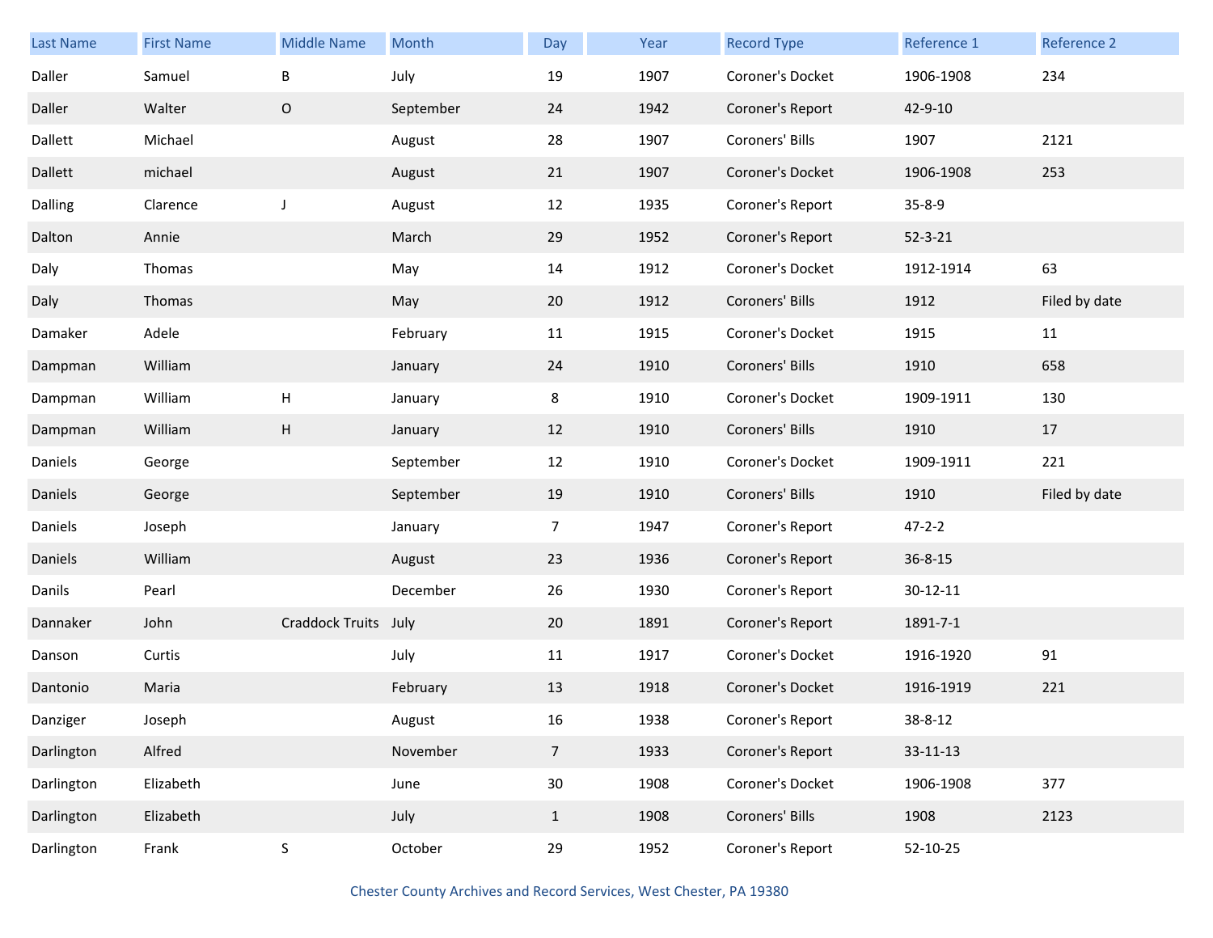| Last Name | First Name | Middle Name | Month | Day | Year | Record Type | Reference 1 | Reference 2 |
|---|---|---|---|---|---|---|---|---|
| Daller | Samuel | B | July | 19 | 1907 | Coroner's Docket | 1906-1908 | 234 |
| Daller | Walter | O | September | 24 | 1942 | Coroner's Report | 42-9-10 | |
| Dallett | Michael | | August | 28 | 1907 | Coroners' Bills | 1907 | 2121 |
| Dallett | michael | | August | 21 | 1907 | Coroner's Docket | 1906-1908 | 253 |
| Dalling | Clarence | J | August | 12 | 1935 | Coroner's Report | 35-8-9 | |
| Dalton | Annie | | March | 29 | 1952 | Coroner's Report | 52-3-21 | |
| Daly | Thomas | | May | 14 | 1912 | Coroner's Docket | 1912-1914 | 63 |
| Daly | Thomas | | May | 20 | 1912 | Coroners' Bills | 1912 | Filed by date |
| Damaker | Adele | | February | 11 | 1915 | Coroner's Docket | 1915 | 11 |
| Dampman | William | | January | 24 | 1910 | Coroners' Bills | 1910 | 658 |
| Dampman | William | H | January | 8 | 1910 | Coroner's Docket | 1909-1911 | 130 |
| Dampman | William | H | January | 12 | 1910 | Coroners' Bills | 1910 | 17 |
| Daniels | George | | September | 12 | 1910 | Coroner's Docket | 1909-1911 | 221 |
| Daniels | George | | September | 19 | 1910 | Coroners' Bills | 1910 | Filed by date |
| Daniels | Joseph | | January | 7 | 1947 | Coroner's Report | 47-2-2 | |
| Daniels | William | | August | 23 | 1936 | Coroner's Report | 36-8-15 | |
| Danils | Pearl | | December | 26 | 1930 | Coroner's Report | 30-12-11 | |
| Dannaker | John | Craddock Truits | July | 20 | 1891 | Coroner's Report | 1891-7-1 | |
| Danson | Curtis | | July | 11 | 1917 | Coroner's Docket | 1916-1920 | 91 |
| Dantonio | Maria | | February | 13 | 1918 | Coroner's Docket | 1916-1919 | 221 |
| Danziger | Joseph | | August | 16 | 1938 | Coroner's Report | 38-8-12 | |
| Darlington | Alfred | | November | 7 | 1933 | Coroner's Report | 33-11-13 | |
| Darlington | Elizabeth | | June | 30 | 1908 | Coroner's Docket | 1906-1908 | 377 |
| Darlington | Elizabeth | | July | 1 | 1908 | Coroners' Bills | 1908 | 2123 |
| Darlington | Frank | S | October | 29 | 1952 | Coroner's Report | 52-10-25 | |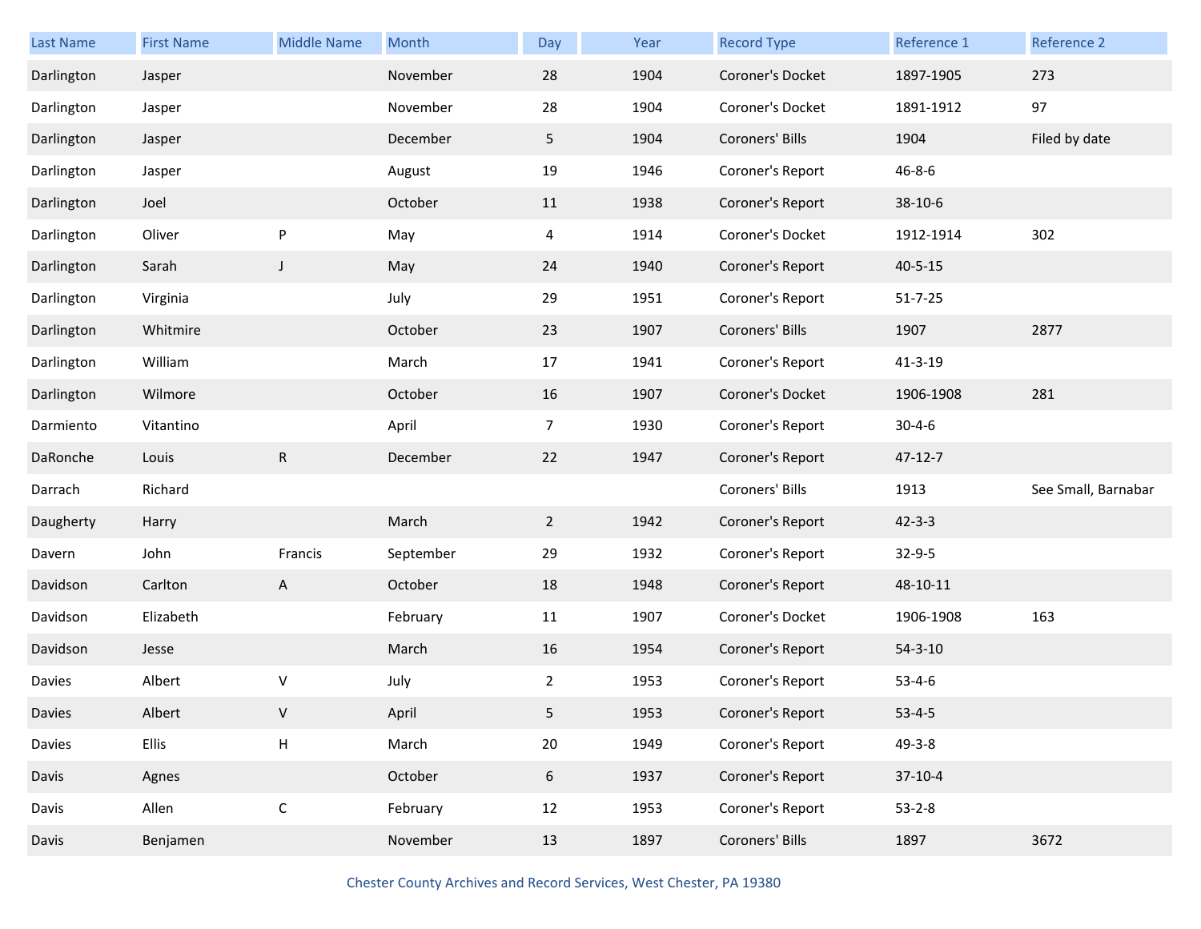| Last Name | First Name | Middle Name | Month | Day | Year | Record Type | Reference 1 | Reference 2 |
|---|---|---|---|---|---|---|---|---|
| Darlington | Jasper | | November | 28 | 1904 | Coroner's Docket | 1897-1905 | 273 |
| Darlington | Jasper | | November | 28 | 1904 | Coroner's Docket | 1891-1912 | 97 |
| Darlington | Jasper | | December | 5 | 1904 | Coroners' Bills | 1904 | Filed by date |
| Darlington | Jasper | | August | 19 | 1946 | Coroner's Report | 46-8-6 | |
| Darlington | Joel | | October | 11 | 1938 | Coroner's Report | 38-10-6 | |
| Darlington | Oliver | P | May | 4 | 1914 | Coroner's Docket | 1912-1914 | 302 |
| Darlington | Sarah | J | May | 24 | 1940 | Coroner's Report | 40-5-15 | |
| Darlington | Virginia | | July | 29 | 1951 | Coroner's Report | 51-7-25 | |
| Darlington | Whitmire | | October | 23 | 1907 | Coroners' Bills | 1907 | 2877 |
| Darlington | William | | March | 17 | 1941 | Coroner's Report | 41-3-19 | |
| Darlington | Wilmore | | October | 16 | 1907 | Coroner's Docket | 1906-1908 | 281 |
| Darmiento | Vitantino | | April | 7 | 1930 | Coroner's Report | 30-4-6 | |
| DaRonche | Louis | R | December | 22 | 1947 | Coroner's Report | 47-12-7 | |
| Darrach | Richard | | | | | Coroners' Bills | 1913 | See Small, Barnabar |
| Daugherty | Harry | | March | 2 | 1942 | Coroner's Report | 42-3-3 | |
| Davern | John | Francis | September | 29 | 1932 | Coroner's Report | 32-9-5 | |
| Davidson | Carlton | A | October | 18 | 1948 | Coroner's Report | 48-10-11 | |
| Davidson | Elizabeth | | February | 11 | 1907 | Coroner's Docket | 1906-1908 | 163 |
| Davidson | Jesse | | March | 16 | 1954 | Coroner's Report | 54-3-10 | |
| Davies | Albert | V | July | 2 | 1953 | Coroner's Report | 53-4-6 | |
| Davies | Albert | V | April | 5 | 1953 | Coroner's Report | 53-4-5 | |
| Davies | Ellis | H | March | 20 | 1949 | Coroner's Report | 49-3-8 | |
| Davis | Agnes | | October | 6 | 1937 | Coroner's Report | 37-10-4 | |
| Davis | Allen | C | February | 12 | 1953 | Coroner's Report | 53-2-8 | |
| Davis | Benjamen | | November | 13 | 1897 | Coroners' Bills | 1897 | 3672 |

Chester County Archives and Record Services, West Chester, PA 19380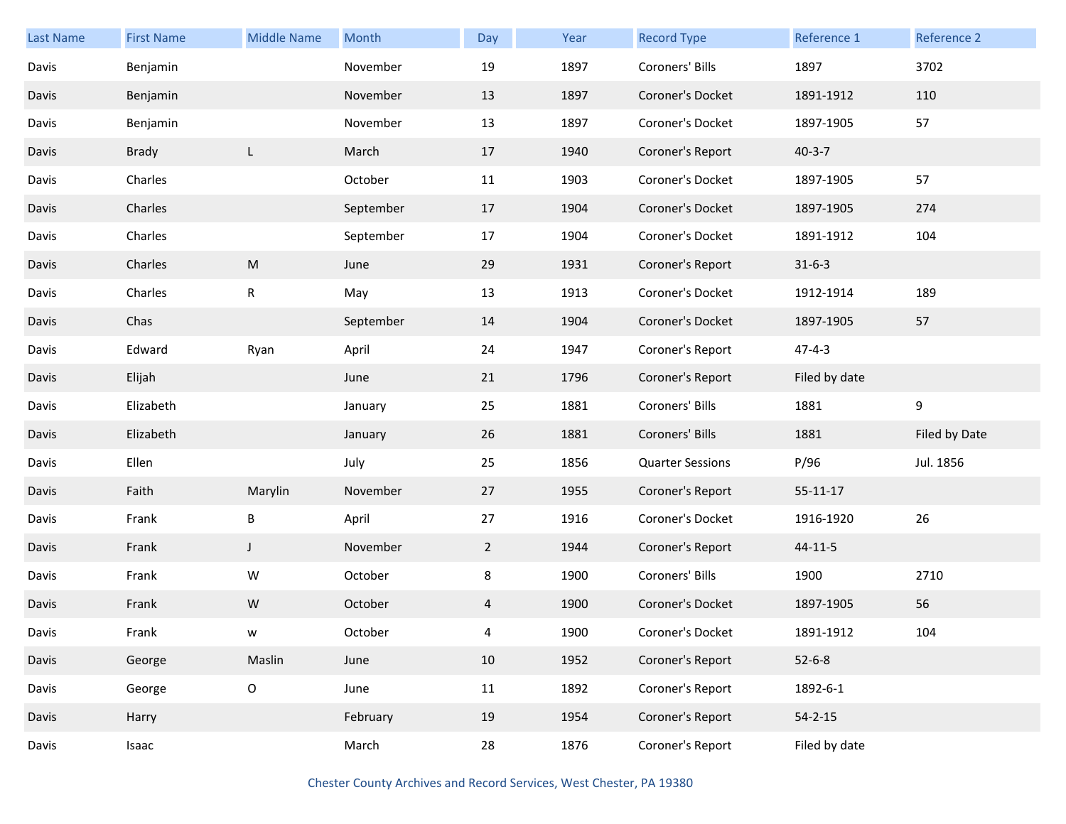| Last Name | First Name | Middle Name | Month | Day | Year | Record Type | Reference 1 | Reference 2 |
|---|---|---|---|---|---|---|---|---|
| Davis | Benjamin | | November | 19 | 1897 | Coroners' Bills | 1897 | 3702 |
| Davis | Benjamin | | November | 13 | 1897 | Coroner's Docket | 1891-1912 | 110 |
| Davis | Benjamin | | November | 13 | 1897 | Coroner's Docket | 1897-1905 | 57 |
| Davis | Brady | L | March | 17 | 1940 | Coroner's Report | 40-3-7 | |
| Davis | Charles | | October | 11 | 1903 | Coroner's Docket | 1897-1905 | 57 |
| Davis | Charles | | September | 17 | 1904 | Coroner's Docket | 1897-1905 | 274 |
| Davis | Charles | | September | 17 | 1904 | Coroner's Docket | 1891-1912 | 104 |
| Davis | Charles | M | June | 29 | 1931 | Coroner's Report | 31-6-3 | |
| Davis | Charles | R | May | 13 | 1913 | Coroner's Docket | 1912-1914 | 189 |
| Davis | Chas | | September | 14 | 1904 | Coroner's Docket | 1897-1905 | 57 |
| Davis | Edward | Ryan | April | 24 | 1947 | Coroner's Report | 47-4-3 | |
| Davis | Elijah | | June | 21 | 1796 | Coroner's Report | Filed by date | |
| Davis | Elizabeth | | January | 25 | 1881 | Coroners' Bills | 1881 | 9 |
| Davis | Elizabeth | | January | 26 | 1881 | Coroners' Bills | 1881 | Filed by Date |
| Davis | Ellen | | July | 25 | 1856 | Quarter Sessions | P/96 | Jul. 1856 |
| Davis | Faith | Marylin | November | 27 | 1955 | Coroner's Report | 55-11-17 | |
| Davis | Frank | B | April | 27 | 1916 | Coroner's Docket | 1916-1920 | 26 |
| Davis | Frank | J | November | 2 | 1944 | Coroner's Report | 44-11-5 | |
| Davis | Frank | W | October | 8 | 1900 | Coroners' Bills | 1900 | 2710 |
| Davis | Frank | W | October | 4 | 1900 | Coroner's Docket | 1897-1905 | 56 |
| Davis | Frank | w | October | 4 | 1900 | Coroner's Docket | 1891-1912 | 104 |
| Davis | George | Maslin | June | 10 | 1952 | Coroner's Report | 52-6-8 | |
| Davis | George | O | June | 11 | 1892 | Coroner's Report | 1892-6-1 | |
| Davis | Harry | | February | 19 | 1954 | Coroner's Report | 54-2-15 | |
| Davis | Isaac | | March | 28 | 1876 | Coroner's Report | Filed by date | |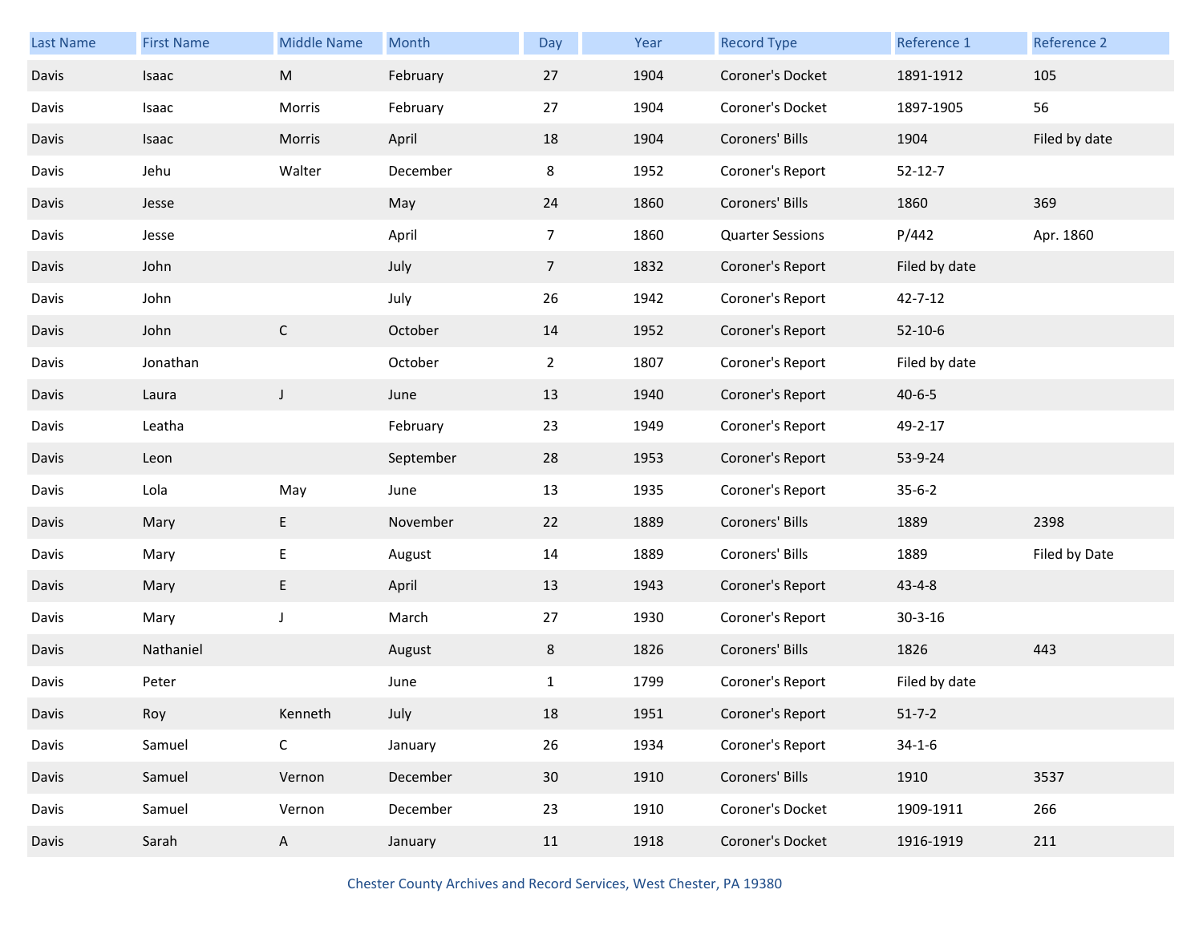| Last Name | First Name | Middle Name | Month | Day | Year | Record Type | Reference 1 | Reference 2 |
|---|---|---|---|---|---|---|---|---|
| Davis | Isaac | M | February | 27 | 1904 | Coroner's Docket | 1891-1912 | 105 |
| Davis | Isaac | Morris | February | 27 | 1904 | Coroner's Docket | 1897-1905 | 56 |
| Davis | Isaac | Morris | April | 18 | 1904 | Coroners' Bills | 1904 | Filed by date |
| Davis | Jehu | Walter | December | 8 | 1952 | Coroner's Report | 52-12-7 | |
| Davis | Jesse | | May | 24 | 1860 | Coroners' Bills | 1860 | 369 |
| Davis | Jesse | | April | 7 | 1860 | Quarter Sessions | P/442 | Apr. 1860 |
| Davis | John | | July | 7 | 1832 | Coroner's Report | Filed by date | |
| Davis | John | | July | 26 | 1942 | Coroner's Report | 42-7-12 | |
| Davis | John | C | October | 14 | 1952 | Coroner's Report | 52-10-6 | |
| Davis | Jonathan | | October | 2 | 1807 | Coroner's Report | Filed by date | |
| Davis | Laura | J | June | 13 | 1940 | Coroner's Report | 40-6-5 | |
| Davis | Leatha | | February | 23 | 1949 | Coroner's Report | 49-2-17 | |
| Davis | Leon | | September | 28 | 1953 | Coroner's Report | 53-9-24 | |
| Davis | Lola | May | June | 13 | 1935 | Coroner's Report | 35-6-2 | |
| Davis | Mary | E | November | 22 | 1889 | Coroners' Bills | 1889 | 2398 |
| Davis | Mary | E | August | 14 | 1889 | Coroners' Bills | 1889 | Filed by Date |
| Davis | Mary | E | April | 13 | 1943 | Coroner's Report | 43-4-8 | |
| Davis | Mary | J | March | 27 | 1930 | Coroner's Report | 30-3-16 | |
| Davis | Nathaniel | | August | 8 | 1826 | Coroners' Bills | 1826 | 443 |
| Davis | Peter | | June | 1 | 1799 | Coroner's Report | Filed by date | |
| Davis | Roy | Kenneth | July | 18 | 1951 | Coroner's Report | 51-7-2 | |
| Davis | Samuel | C | January | 26 | 1934 | Coroner's Report | 34-1-6 | |
| Davis | Samuel | Vernon | December | 30 | 1910 | Coroners' Bills | 1910 | 3537 |
| Davis | Samuel | Vernon | December | 23 | 1910 | Coroner's Docket | 1909-1911 | 266 |
| Davis | Sarah | A | January | 11 | 1918 | Coroner's Docket | 1916-1919 | 211 |

Chester County Archives and Record Services, West Chester, PA 19380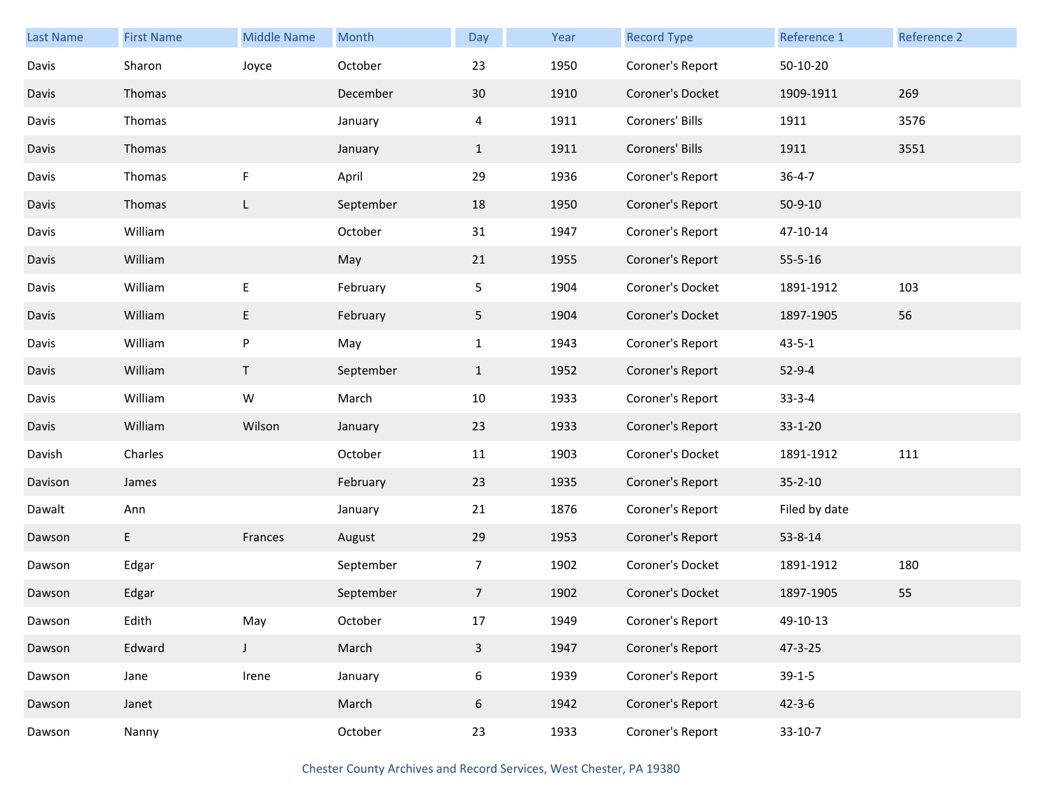| Last Name | First Name | Middle Name | Month | Day | Year | Record Type | Reference 1 | Reference 2 |
|---|---|---|---|---|---|---|---|---|
| Davis | Sharon | Joyce | October | 23 | 1950 | Coroner's Report | 50-10-20 | |
| Davis | Thomas | | December | 30 | 1910 | Coroner's Docket | 1909-1911 | 269 |
| Davis | Thomas | | January | 4 | 1911 | Coroners' Bills | 1911 | 3576 |
| Davis | Thomas | | January | 1 | 1911 | Coroners' Bills | 1911 | 3551 |
| Davis | Thomas | F | April | 29 | 1936 | Coroner's Report | 36-4-7 | |
| Davis | Thomas | L | September | 18 | 1950 | Coroner's Report | 50-9-10 | |
| Davis | William | | October | 31 | 1947 | Coroner's Report | 47-10-14 | |
| Davis | William | | May | 21 | 1955 | Coroner's Report | 55-5-16 | |
| Davis | William | E | February | 5 | 1904 | Coroner's Docket | 1891-1912 | 103 |
| Davis | William | E | February | 5 | 1904 | Coroner's Docket | 1897-1905 | 56 |
| Davis | William | P | May | 1 | 1943 | Coroner's Report | 43-5-1 | |
| Davis | William | T | September | 1 | 1952 | Coroner's Report | 52-9-4 | |
| Davis | William | W | March | 10 | 1933 | Coroner's Report | 33-3-4 | |
| Davis | William | Wilson | January | 23 | 1933 | Coroner's Report | 33-1-20 | |
| Davish | Charles | | October | 11 | 1903 | Coroner's Docket | 1891-1912 | 111 |
| Davison | James | | February | 23 | 1935 | Coroner's Report | 35-2-10 | |
| Dawalt | Ann | | January | 21 | 1876 | Coroner's Report | Filed by date | |
| Dawson | E | Frances | August | 29 | 1953 | Coroner's Report | 53-8-14 | |
| Dawson | Edgar | | September | 7 | 1902 | Coroner's Docket | 1891-1912 | 180 |
| Dawson | Edgar | | September | 7 | 1902 | Coroner's Docket | 1897-1905 | 55 |
| Dawson | Edith | May | October | 17 | 1949 | Coroner's Report | 49-10-13 | |
| Dawson | Edward | J | March | 3 | 1947 | Coroner's Report | 47-3-25 | |
| Dawson | Jane | Irene | January | 6 | 1939 | Coroner's Report | 39-1-5 | |
| Dawson | Janet | | March | 6 | 1942 | Coroner's Report | 42-3-6 | |
| Dawson | Nanny | | October | 23 | 1933 | Coroner's Report | 33-10-7 | |

Chester County Archives and Record Services, West Chester, PA 19380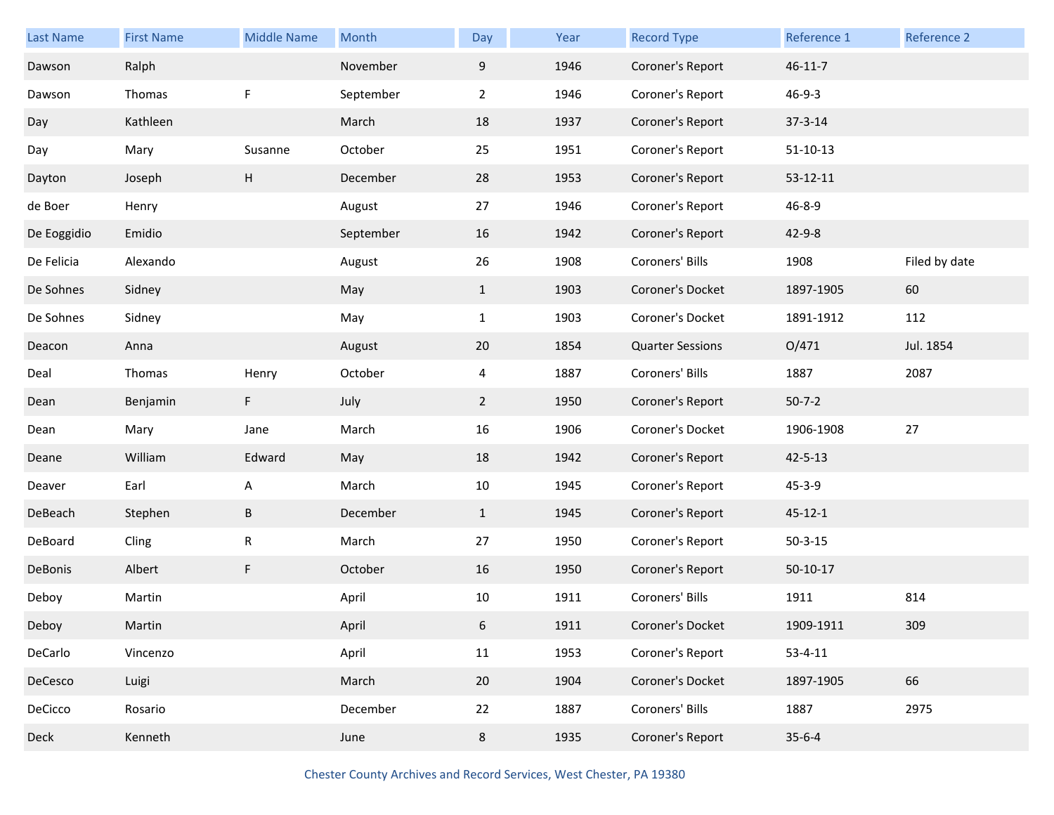| Last Name | First Name | Middle Name | Month | Day | Year | Record Type | Reference 1 | Reference 2 |
|---|---|---|---|---|---|---|---|---|
| Dawson | Ralph | | November | 9 | 1946 | Coroner's Report | 46-11-7 | |
| Dawson | Thomas | F | September | 2 | 1946 | Coroner's Report | 46-9-3 | |
| Day | Kathleen | | March | 18 | 1937 | Coroner's Report | 37-3-14 | |
| Day | Mary | Susanne | October | 25 | 1951 | Coroner's Report | 51-10-13 | |
| Dayton | Joseph | H | December | 28 | 1953 | Coroner's Report | 53-12-11 | |
| de Boer | Henry | | August | 27 | 1946 | Coroner's Report | 46-8-9 | |
| De Eoggidio | Emidio | | September | 16 | 1942 | Coroner's Report | 42-9-8 | |
| De Felicia | Alexando | | August | 26 | 1908 | Coroners' Bills | 1908 | Filed by date |
| De Sohnes | Sidney | | May | 1 | 1903 | Coroner's Docket | 1897-1905 | 60 |
| De Sohnes | Sidney | | May | 1 | 1903 | Coroner's Docket | 1891-1912 | 112 |
| Deacon | Anna | | August | 20 | 1854 | Quarter Sessions | O/471 | Jul. 1854 |
| Deal | Thomas | Henry | October | 4 | 1887 | Coroners' Bills | 1887 | 2087 |
| Dean | Benjamin | F | July | 2 | 1950 | Coroner's Report | 50-7-2 | |
| Dean | Mary | Jane | March | 16 | 1906 | Coroner's Docket | 1906-1908 | 27 |
| Deane | William | Edward | May | 18 | 1942 | Coroner's Report | 42-5-13 | |
| Deaver | Earl | A | March | 10 | 1945 | Coroner's Report | 45-3-9 | |
| DeBeach | Stephen | B | December | 1 | 1945 | Coroner's Report | 45-12-1 | |
| DeBoard | Cling | R | March | 27 | 1950 | Coroner's Report | 50-3-15 | |
| DeBonis | Albert | F | October | 16 | 1950 | Coroner's Report | 50-10-17 | |
| Deboy | Martin | | April | 10 | 1911 | Coroners' Bills | 1911 | 814 |
| Deboy | Martin | | April | 6 | 1911 | Coroner's Docket | 1909-1911 | 309 |
| DeCarlo | Vincenzo | | April | 11 | 1953 | Coroner's Report | 53-4-11 | |
| DeCesco | Luigi | | March | 20 | 1904 | Coroner's Docket | 1897-1905 | 66 |
| DeCicco | Rosario | | December | 22 | 1887 | Coroners' Bills | 1887 | 2975 |
| Deck | Kenneth | | June | 8 | 1935 | Coroner's Report | 35-6-4 | |

Chester County Archives and Record Services, West Chester, PA 19380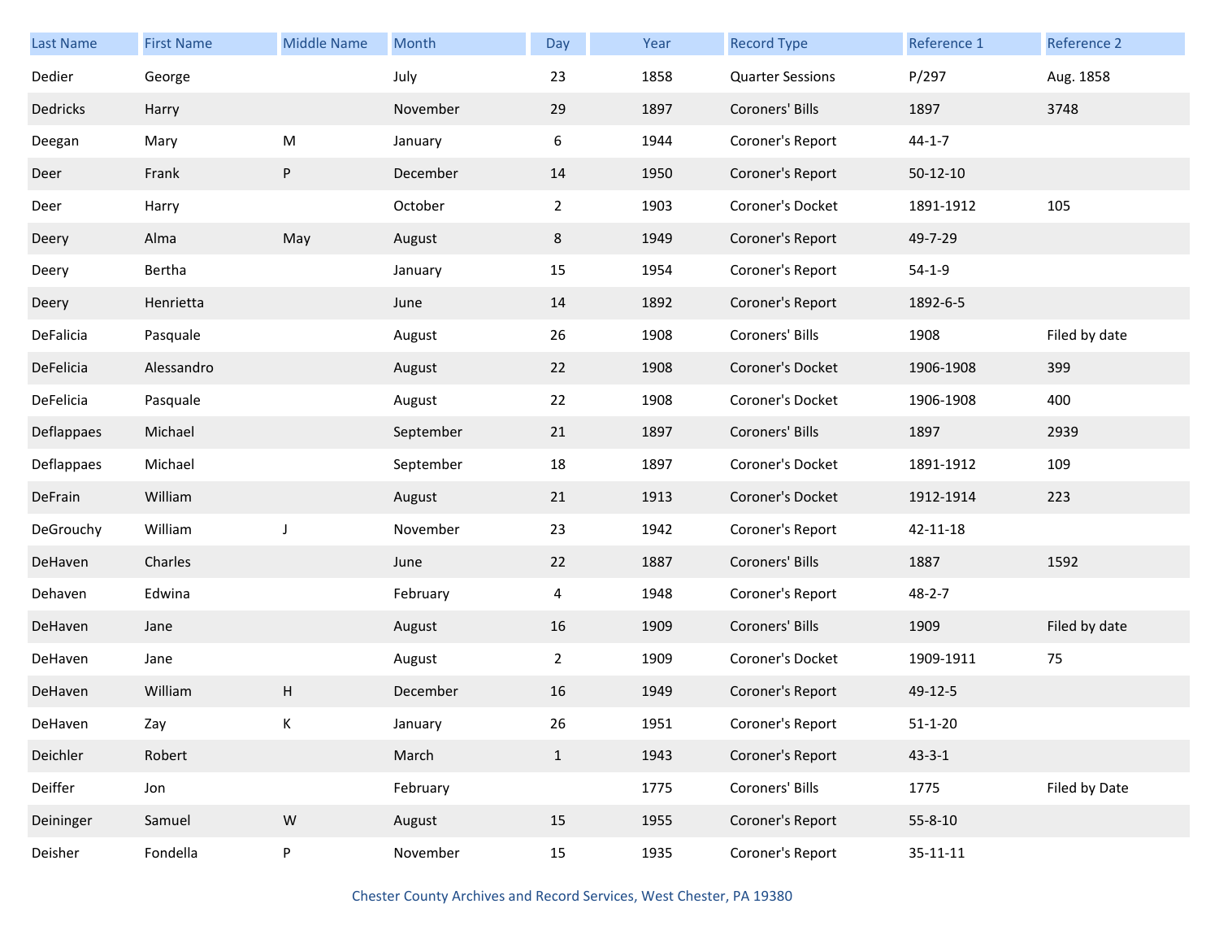| Last Name | First Name | Middle Name | Month | Day | Year | Record Type | Reference 1 | Reference 2 |
|---|---|---|---|---|---|---|---|---|
| Dedier | George | | July | 23 | 1858 | Quarter Sessions | P/297 | Aug. 1858 |
| Dedricks | Harry | | November | 29 | 1897 | Coroners' Bills | 1897 | 3748 |
| Deegan | Mary | M | January | 6 | 1944 | Coroner's Report | 44-1-7 | |
| Deer | Frank | P | December | 14 | 1950 | Coroner's Report | 50-12-10 | |
| Deer | Harry | | October | 2 | 1903 | Coroner's Docket | 1891-1912 | 105 |
| Deery | Alma | May | August | 8 | 1949 | Coroner's Report | 49-7-29 | |
| Deery | Bertha | | January | 15 | 1954 | Coroner's Report | 54-1-9 | |
| Deery | Henrietta | | June | 14 | 1892 | Coroner's Report | 1892-6-5 | |
| DeFalicia | Pasquale | | August | 26 | 1908 | Coroners' Bills | 1908 | Filed by date |
| DeFelicia | Alessandro | | August | 22 | 1908 | Coroner's Docket | 1906-1908 | 399 |
| DeFelicia | Pasquale | | August | 22 | 1908 | Coroner's Docket | 1906-1908 | 400 |
| Deflappaes | Michael | | September | 21 | 1897 | Coroners' Bills | 1897 | 2939 |
| Deflappaes | Michael | | September | 18 | 1897 | Coroner's Docket | 1891-1912 | 109 |
| DeFrain | William | | August | 21 | 1913 | Coroner's Docket | 1912-1914 | 223 |
| DeGrouchy | William | J | November | 23 | 1942 | Coroner's Report | 42-11-18 | |
| DeHaven | Charles | | June | 22 | 1887 | Coroners' Bills | 1887 | 1592 |
| Dehaven | Edwina | | February | 4 | 1948 | Coroner's Report | 48-2-7 | |
| DeHaven | Jane | | August | 16 | 1909 | Coroners' Bills | 1909 | Filed by date |
| DeHaven | Jane | | August | 2 | 1909 | Coroner's Docket | 1909-1911 | 75 |
| DeHaven | William | H | December | 16 | 1949 | Coroner's Report | 49-12-5 | |
| DeHaven | Zay | K | January | 26 | 1951 | Coroner's Report | 51-1-20 | |
| Deichler | Robert | | March | 1 | 1943 | Coroner's Report | 43-3-1 | |
| Deiffer | Jon | | February | | 1775 | Coroners' Bills | 1775 | Filed by Date |
| Deininger | Samuel | W | August | 15 | 1955 | Coroner's Report | 55-8-10 | |
| Deisher | Fondella | P | November | 15 | 1935 | Coroner's Report | 35-11-11 | |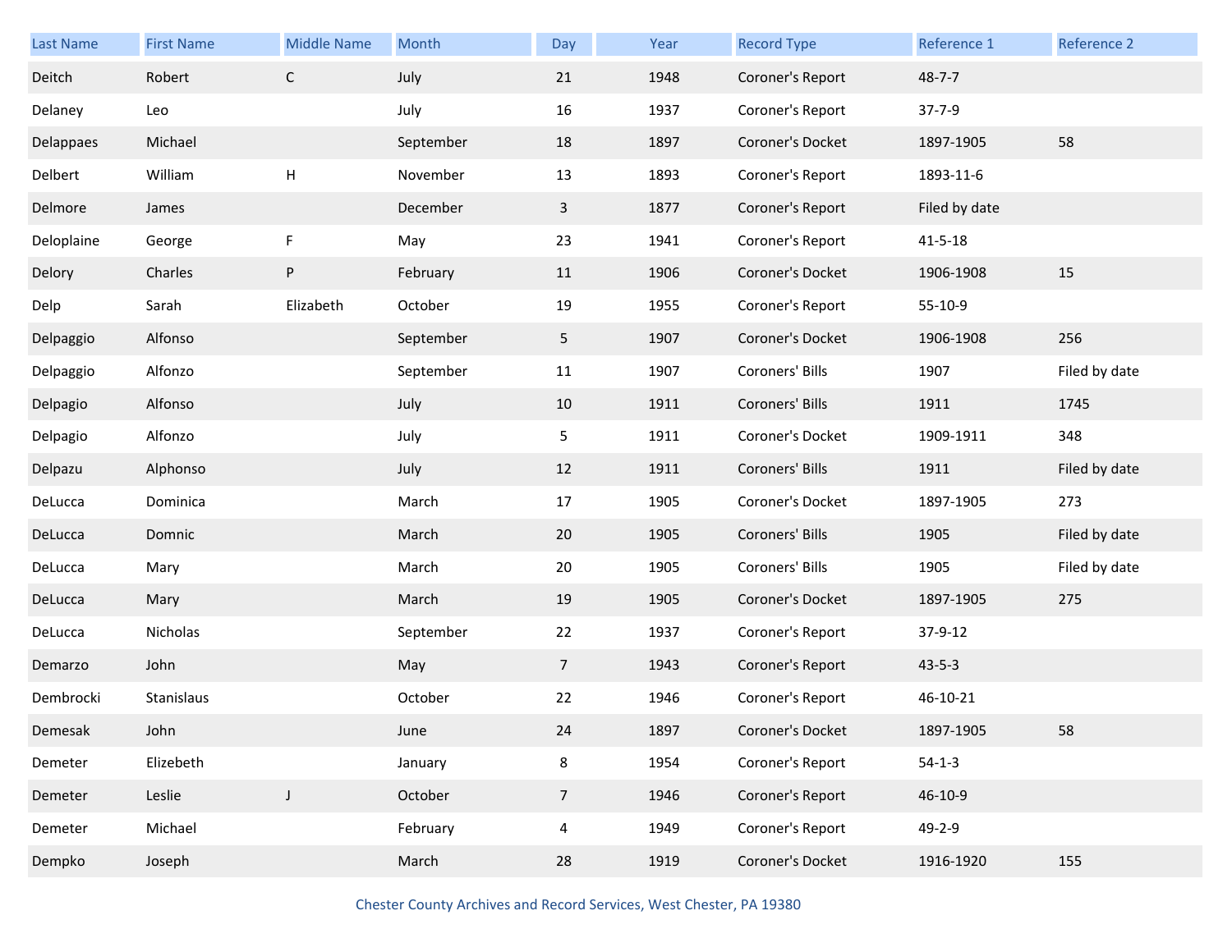| Last Name | First Name | Middle Name | Month | Day | Year | Record Type | Reference 1 | Reference 2 |
| --- | --- | --- | --- | --- | --- | --- | --- | --- |
| Deitch | Robert | C | July | 21 | 1948 | Coroner's Report | 48-7-7 | |
| Delaney | Leo | | July | 16 | 1937 | Coroner's Report | 37-7-9 | |
| Delappaes | Michael | | September | 18 | 1897 | Coroner's Docket | 1897-1905 | 58 |
| Delbert | William | H | November | 13 | 1893 | Coroner's Report | 1893-11-6 | |
| Delmore | James | | December | 3 | 1877 | Coroner's Report | Filed by date | |
| Deloplaine | George | F | May | 23 | 1941 | Coroner's Report | 41-5-18 | |
| Delory | Charles | P | February | 11 | 1906 | Coroner's Docket | 1906-1908 | 15 |
| Delp | Sarah | Elizabeth | October | 19 | 1955 | Coroner's Report | 55-10-9 | |
| Delpaggio | Alfonso | | September | 5 | 1907 | Coroner's Docket | 1906-1908 | 256 |
| Delpaggio | Alfonzo | | September | 11 | 1907 | Coroners' Bills | 1907 | Filed by date |
| Delpagio | Alfonso | | July | 10 | 1911 | Coroners' Bills | 1911 | 1745 |
| Delpagio | Alfonzo | | July | 5 | 1911 | Coroner's Docket | 1909-1911 | 348 |
| Delpazu | Alphonso | | July | 12 | 1911 | Coroners' Bills | 1911 | Filed by date |
| DeLucca | Dominica | | March | 17 | 1905 | Coroner's Docket | 1897-1905 | 273 |
| DeLucca | Domnic | | March | 20 | 1905 | Coroners' Bills | 1905 | Filed by date |
| DeLucca | Mary | | March | 20 | 1905 | Coroners' Bills | 1905 | Filed by date |
| DeLucca | Mary | | March | 19 | 1905 | Coroner's Docket | 1897-1905 | 275 |
| DeLucca | Nicholas | | September | 22 | 1937 | Coroner's Report | 37-9-12 | |
| Demarzo | John | | May | 7 | 1943 | Coroner's Report | 43-5-3 | |
| Dembrocki | Stanislaus | | October | 22 | 1946 | Coroner's Report | 46-10-21 | |
| Demesak | John | | June | 24 | 1897 | Coroner's Docket | 1897-1905 | 58 |
| Demeter | Elizebeth | | January | 8 | 1954 | Coroner's Report | 54-1-3 | |
| Demeter | Leslie | J | October | 7 | 1946 | Coroner's Report | 46-10-9 | |
| Demeter | Michael | | February | 4 | 1949 | Coroner's Report | 49-2-9 | |
| Dempko | Joseph | | March | 28 | 1919 | Coroner's Docket | 1916-1920 | 155 |

Chester County Archives and Record Services, West Chester, PA 19380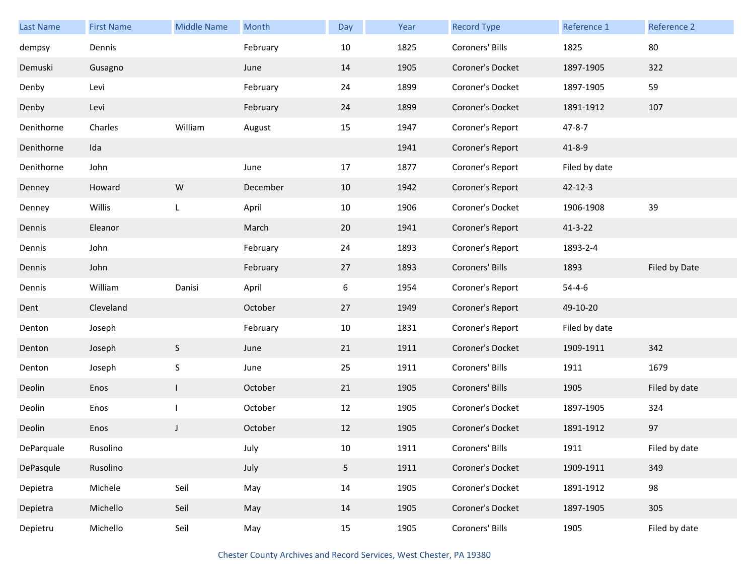| Last Name | First Name | Middle Name | Month | Day | Year | Record Type | Reference 1 | Reference 2 |
|---|---|---|---|---|---|---|---|---|
| dempsy | Dennis | | February | 10 | 1825 | Coroners' Bills | 1825 | 80 |
| Demuski | Gusagno | | June | 14 | 1905 | Coroner's Docket | 1897-1905 | 322 |
| Denby | Levi | | February | 24 | 1899 | Coroner's Docket | 1897-1905 | 59 |
| Denby | Levi | | February | 24 | 1899 | Coroner's Docket | 1891-1912 | 107 |
| Denithorne | Charles | William | August | 15 | 1947 | Coroner's Report | 47-8-7 | |
| Denithorne | Ida | | | | 1941 | Coroner's Report | 41-8-9 | |
| Denithorne | John | | June | 17 | 1877 | Coroner's Report | Filed by date | |
| Denney | Howard | W | December | 10 | 1942 | Coroner's Report | 42-12-3 | |
| Denney | Willis | L | April | 10 | 1906 | Coroner's Docket | 1906-1908 | 39 |
| Dennis | Eleanor | | March | 20 | 1941 | Coroner's Report | 41-3-22 | |
| Dennis | John | | February | 24 | 1893 | Coroner's Report | 1893-2-4 | |
| Dennis | John | | February | 27 | 1893 | Coroners' Bills | 1893 | Filed by Date |
| Dennis | William | Danisi | April | 6 | 1954 | Coroner's Report | 54-4-6 | |
| Dent | Cleveland | | October | 27 | 1949 | Coroner's Report | 49-10-20 | |
| Denton | Joseph | | February | 10 | 1831 | Coroner's Report | Filed by date | |
| Denton | Joseph | S | June | 21 | 1911 | Coroner's Docket | 1909-1911 | 342 |
| Denton | Joseph | S | June | 25 | 1911 | Coroners' Bills | 1911 | 1679 |
| Deolin | Enos | I | October | 21 | 1905 | Coroners' Bills | 1905 | Filed by date |
| Deolin | Enos | I | October | 12 | 1905 | Coroner's Docket | 1897-1905 | 324 |
| Deolin | Enos | J | October | 12 | 1905 | Coroner's Docket | 1891-1912 | 97 |
| DeParquale | Rusolino | | July | 10 | 1911 | Coroners' Bills | 1911 | Filed by date |
| DePasqule | Rusolino | | July | 5 | 1911 | Coroner's Docket | 1909-1911 | 349 |
| Depietra | Michele | Seil | May | 14 | 1905 | Coroner's Docket | 1891-1912 | 98 |
| Depietra | Michello | Seil | May | 14 | 1905 | Coroner's Docket | 1897-1905 | 305 |
| Depietru | Michello | Seil | May | 15 | 1905 | Coroners' Bills | 1905 | Filed by date |

Chester County Archives and Record Services, West Chester, PA 19380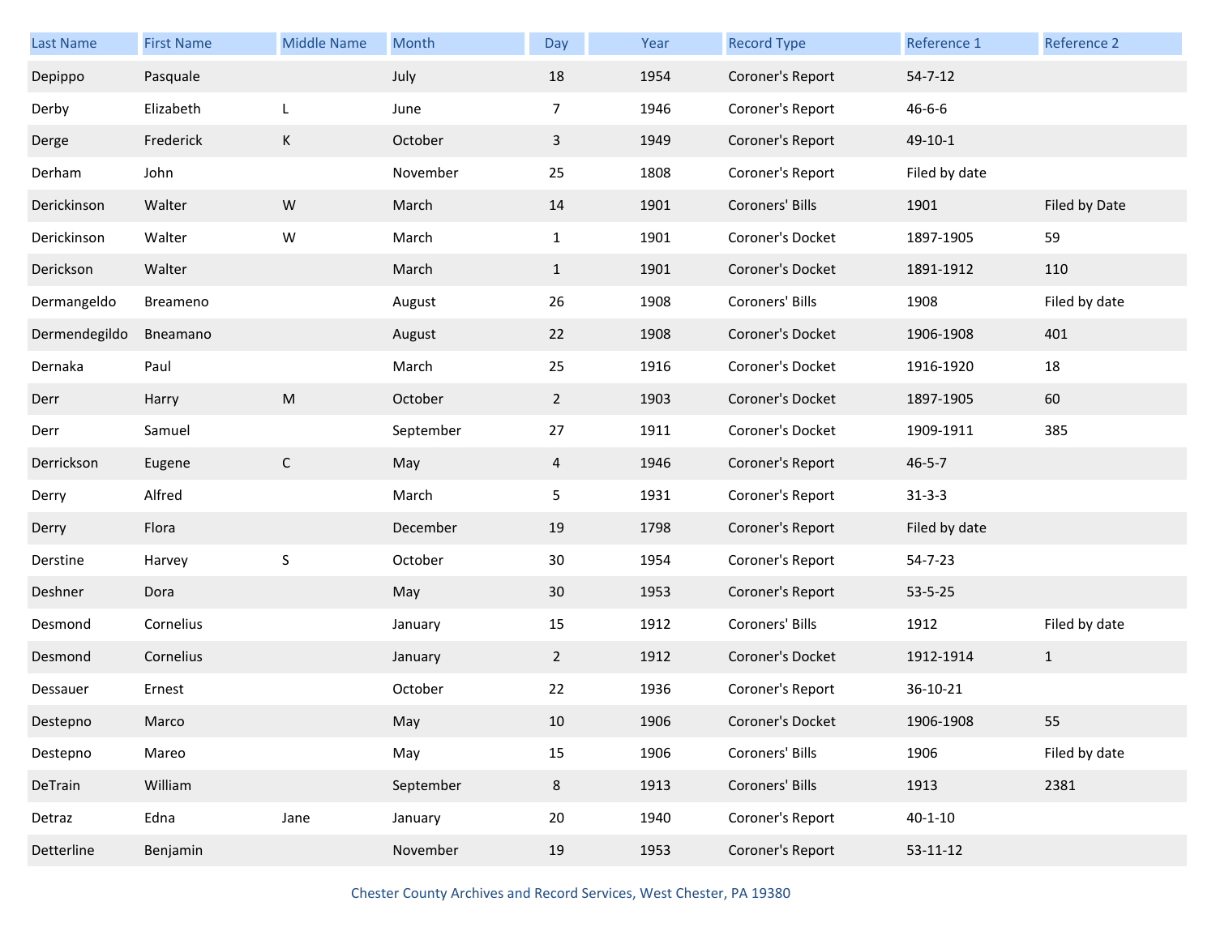| Last Name | First Name | Middle Name | Month | Day | Year | Record Type | Reference 1 | Reference 2 |
|---|---|---|---|---|---|---|---|---|
| Depippo | Pasquale | | July | 18 | 1954 | Coroner's Report | 54-7-12 | |
| Derby | Elizabeth | L | June | 7 | 1946 | Coroner's Report | 46-6-6 | |
| Derge | Frederick | K | October | 3 | 1949 | Coroner's Report | 49-10-1 | |
| Derham | John | | November | 25 | 1808 | Coroner's Report | Filed by date | |
| Derickinson | Walter | W | March | 14 | 1901 | Coroners' Bills | 1901 | Filed by Date |
| Derickinson | Walter | W | March | 1 | 1901 | Coroner's Docket | 1897-1905 | 59 |
| Derickson | Walter | | March | 1 | 1901 | Coroner's Docket | 1891-1912 | 110 |
| Dermangeldo | Breameno | | August | 26 | 1908 | Coroners' Bills | 1908 | Filed by date |
| Dermendegildo | Bneamano | | August | 22 | 1908 | Coroner's Docket | 1906-1908 | 401 |
| Dernaka | Paul | | March | 25 | 1916 | Coroner's Docket | 1916-1920 | 18 |
| Derr | Harry | M | October | 2 | 1903 | Coroner's Docket | 1897-1905 | 60 |
| Derr | Samuel | | September | 27 | 1911 | Coroner's Docket | 1909-1911 | 385 |
| Derrickson | Eugene | C | May | 4 | 1946 | Coroner's Report | 46-5-7 | |
| Derry | Alfred | | March | 5 | 1931 | Coroner's Report | 31-3-3 | |
| Derry | Flora | | December | 19 | 1798 | Coroner's Report | Filed by date | |
| Derstine | Harvey | S | October | 30 | 1954 | Coroner's Report | 54-7-23 | |
| Deshner | Dora | | May | 30 | 1953 | Coroner's Report | 53-5-25 | |
| Desmond | Cornelius | | January | 15 | 1912 | Coroners' Bills | 1912 | Filed by date |
| Desmond | Cornelius | | January | 2 | 1912 | Coroner's Docket | 1912-1914 | 1 |
| Dessauer | Ernest | | October | 22 | 1936 | Coroner's Report | 36-10-21 | |
| Destepno | Marco | | May | 10 | 1906 | Coroner's Docket | 1906-1908 | 55 |
| Destepno | Mareo | | May | 15 | 1906 | Coroners' Bills | 1906 | Filed by date |
| DeTrain | William | | September | 8 | 1913 | Coroners' Bills | 1913 | 2381 |
| Detraz | Edna | Jane | January | 20 | 1940 | Coroner's Report | 40-1-10 | |
| Detterline | Benjamin | | November | 19 | 1953 | Coroner's Report | 53-11-12 | |

Chester County Archives and Record Services, West Chester, PA 19380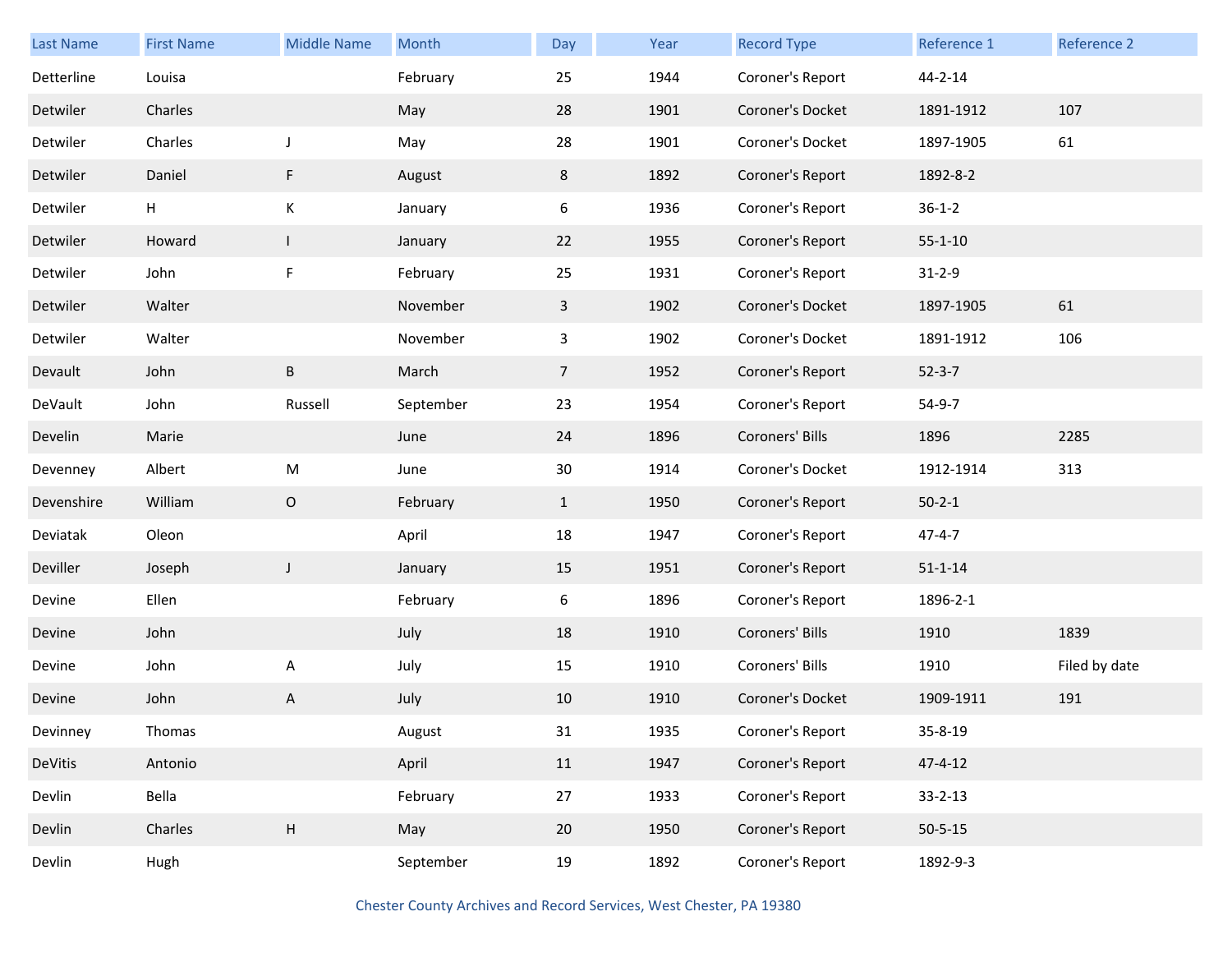| Last Name | First Name | Middle Name | Month | Day | Year | Record Type | Reference 1 | Reference 2 |
|---|---|---|---|---|---|---|---|---|
| Detterline | Louisa | | February | 25 | 1944 | Coroner's Report | 44-2-14 | |
| Detwiler | Charles | | May | 28 | 1901 | Coroner's Docket | 1891-1912 | 107 |
| Detwiler | Charles | J | May | 28 | 1901 | Coroner's Docket | 1897-1905 | 61 |
| Detwiler | Daniel | F | August | 8 | 1892 | Coroner's Report | 1892-8-2 | |
| Detwiler | H | K | January | 6 | 1936 | Coroner's Report | 36-1-2 | |
| Detwiler | Howard | I | January | 22 | 1955 | Coroner's Report | 55-1-10 | |
| Detwiler | John | F | February | 25 | 1931 | Coroner's Report | 31-2-9 | |
| Detwiler | Walter | | November | 3 | 1902 | Coroner's Docket | 1897-1905 | 61 |
| Detwiler | Walter | | November | 3 | 1902 | Coroner's Docket | 1891-1912 | 106 |
| Devault | John | B | March | 7 | 1952 | Coroner's Report | 52-3-7 | |
| DeVault | John | Russell | September | 23 | 1954 | Coroner's Report | 54-9-7 | |
| Develin | Marie | | June | 24 | 1896 | Coroners' Bills | 1896 | 2285 |
| Devenney | Albert | M | June | 30 | 1914 | Coroner's Docket | 1912-1914 | 313 |
| Devenshire | William | O | February | 1 | 1950 | Coroner's Report | 50-2-1 | |
| Deviatak | Oleon | | April | 18 | 1947 | Coroner's Report | 47-4-7 | |
| Deviller | Joseph | J | January | 15 | 1951 | Coroner's Report | 51-1-14 | |
| Devine | Ellen | | February | 6 | 1896 | Coroner's Report | 1896-2-1 | |
| Devine | John | | July | 18 | 1910 | Coroners' Bills | 1910 | 1839 |
| Devine | John | A | July | 15 | 1910 | Coroners' Bills | 1910 | Filed by date |
| Devine | John | A | July | 10 | 1910 | Coroner's Docket | 1909-1911 | 191 |
| Devinney | Thomas | | August | 31 | 1935 | Coroner's Report | 35-8-19 | |
| DeVitis | Antonio | | April | 11 | 1947 | Coroner's Report | 47-4-12 | |
| Devlin | Bella | | February | 27 | 1933 | Coroner's Report | 33-2-13 | |
| Devlin | Charles | H | May | 20 | 1950 | Coroner's Report | 50-5-15 | |
| Devlin | Hugh | | September | 19 | 1892 | Coroner's Report | 1892-9-3 | |

Chester County Archives and Record Services, West Chester, PA 19380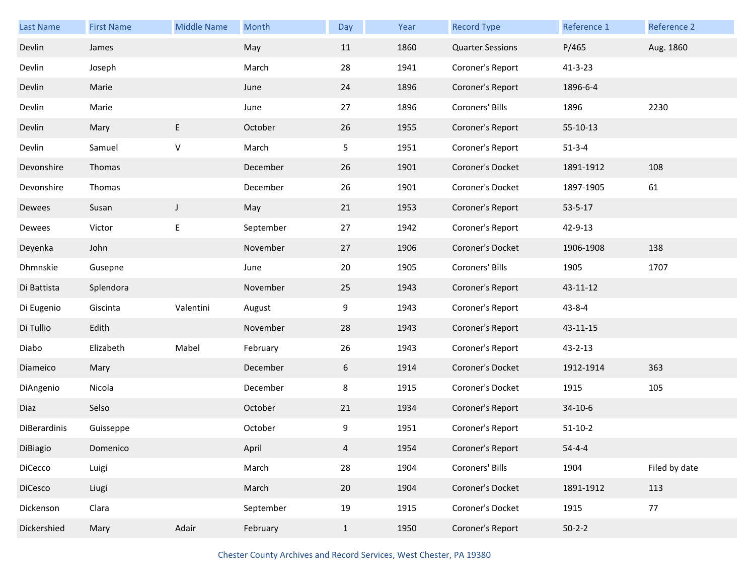| Last Name | First Name | Middle Name | Month | Day | Year | Record Type | Reference 1 | Reference 2 |
|---|---|---|---|---|---|---|---|---|
| Devlin | James | | May | 11 | 1860 | Quarter Sessions | P/465 | Aug. 1860 |
| Devlin | Joseph | | March | 28 | 1941 | Coroner's Report | 41-3-23 | |
| Devlin | Marie | | June | 24 | 1896 | Coroner's Report | 1896-6-4 | |
| Devlin | Marie | | June | 27 | 1896 | Coroners' Bills | 1896 | 2230 |
| Devlin | Mary | E | October | 26 | 1955 | Coroner's Report | 55-10-13 | |
| Devlin | Samuel | V | March | 5 | 1951 | Coroner's Report | 51-3-4 | |
| Devonshire | Thomas | | December | 26 | 1901 | Coroner's Docket | 1891-1912 | 108 |
| Devonshire | Thomas | | December | 26 | 1901 | Coroner's Docket | 1897-1905 | 61 |
| Dewees | Susan | J | May | 21 | 1953 | Coroner's Report | 53-5-17 | |
| Dewees | Victor | E | September | 27 | 1942 | Coroner's Report | 42-9-13 | |
| Deyenka | John | | November | 27 | 1906 | Coroner's Docket | 1906-1908 | 138 |
| Dhmnskie | Gusepne | | June | 20 | 1905 | Coroners' Bills | 1905 | 1707 |
| Di Battista | Splendora | | November | 25 | 1943 | Coroner's Report | 43-11-12 | |
| Di Eugenio | Giscinta | Valentini | August | 9 | 1943 | Coroner's Report | 43-8-4 | |
| Di Tullio | Edith | | November | 28 | 1943 | Coroner's Report | 43-11-15 | |
| Diabo | Elizabeth | Mabel | February | 26 | 1943 | Coroner's Report | 43-2-13 | |
| Diameico | Mary | | December | 6 | 1914 | Coroner's Docket | 1912-1914 | 363 |
| DiAngenio | Nicola | | December | 8 | 1915 | Coroner's Docket | 1915 | 105 |
| Diaz | Selso | | October | 21 | 1934 | Coroner's Report | 34-10-6 | |
| DiBerardinis | Guisseppe | | October | 9 | 1951 | Coroner's Report | 51-10-2 | |
| DiBiagio | Domenico | | April | 4 | 1954 | Coroner's Report | 54-4-4 | |
| DiCecco | Luigi | | March | 28 | 1904 | Coroners' Bills | 1904 | Filed by date |
| DiCesco | Liugi | | March | 20 | 1904 | Coroner's Docket | 1891-1912 | 113 |
| Dickenson | Clara | | September | 19 | 1915 | Coroner's Docket | 1915 | 77 |
| Dickershied | Mary | Adair | February | 1 | 1950 | Coroner's Report | 50-2-2 | |

Chester County Archives and Record Services, West Chester, PA 19380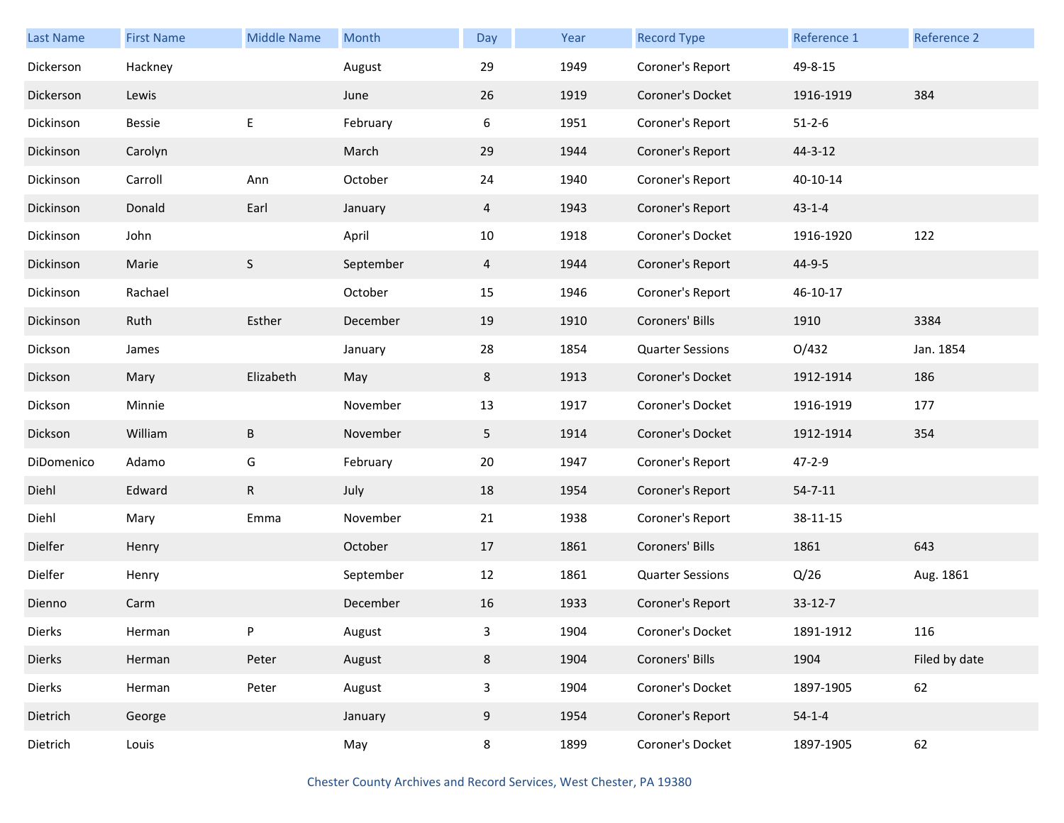| Last Name | First Name | Middle Name | Month | Day | Year | Record Type | Reference 1 | Reference 2 |
|---|---|---|---|---|---|---|---|---|
| Dickerson | Hackney | | August | 29 | 1949 | Coroner's Report | 49-8-15 | |
| Dickerson | Lewis | | June | 26 | 1919 | Coroner's Docket | 1916-1919 | 384 |
| Dickinson | Bessie | E | February | 6 | 1951 | Coroner's Report | 51-2-6 | |
| Dickinson | Carolyn | | March | 29 | 1944 | Coroner's Report | 44-3-12 | |
| Dickinson | Carroll | Ann | October | 24 | 1940 | Coroner's Report | 40-10-14 | |
| Dickinson | Donald | Earl | January | 4 | 1943 | Coroner's Report | 43-1-4 | |
| Dickinson | John | | April | 10 | 1918 | Coroner's Docket | 1916-1920 | 122 |
| Dickinson | Marie | S | September | 4 | 1944 | Coroner's Report | 44-9-5 | |
| Dickinson | Rachael | | October | 15 | 1946 | Coroner's Report | 46-10-17 | |
| Dickinson | Ruth | Esther | December | 19 | 1910 | Coroners' Bills | 1910 | 3384 |
| Dickson | James | | January | 28 | 1854 | Quarter Sessions | O/432 | Jan. 1854 |
| Dickson | Mary | Elizabeth | May | 8 | 1913 | Coroner's Docket | 1912-1914 | 186 |
| Dickson | Minnie | | November | 13 | 1917 | Coroner's Docket | 1916-1919 | 177 |
| Dickson | William | B | November | 5 | 1914 | Coroner's Docket | 1912-1914 | 354 |
| DiDomenico | Adamo | G | February | 20 | 1947 | Coroner's Report | 47-2-9 | |
| Diehl | Edward | R | July | 18 | 1954 | Coroner's Report | 54-7-11 | |
| Diehl | Mary | Emma | November | 21 | 1938 | Coroner's Report | 38-11-15 | |
| Dielfer | Henry | | October | 17 | 1861 | Coroners' Bills | 1861 | 643 |
| Dielfer | Henry | | September | 12 | 1861 | Quarter Sessions | Q/26 | Aug. 1861 |
| Dienno | Carm | | December | 16 | 1933 | Coroner's Report | 33-12-7 | |
| Dierks | Herman | P | August | 3 | 1904 | Coroner's Docket | 1891-1912 | 116 |
| Dierks | Herman | Peter | August | 8 | 1904 | Coroners' Bills | 1904 | Filed by date |
| Dierks | Herman | Peter | August | 3 | 1904 | Coroner's Docket | 1897-1905 | 62 |
| Dietrich | George | | January | 9 | 1954 | Coroner's Report | 54-1-4 | |
| Dietrich | Louis | | May | 8 | 1899 | Coroner's Docket | 1897-1905 | 62 |

Chester County Archives and Record Services, West Chester, PA 19380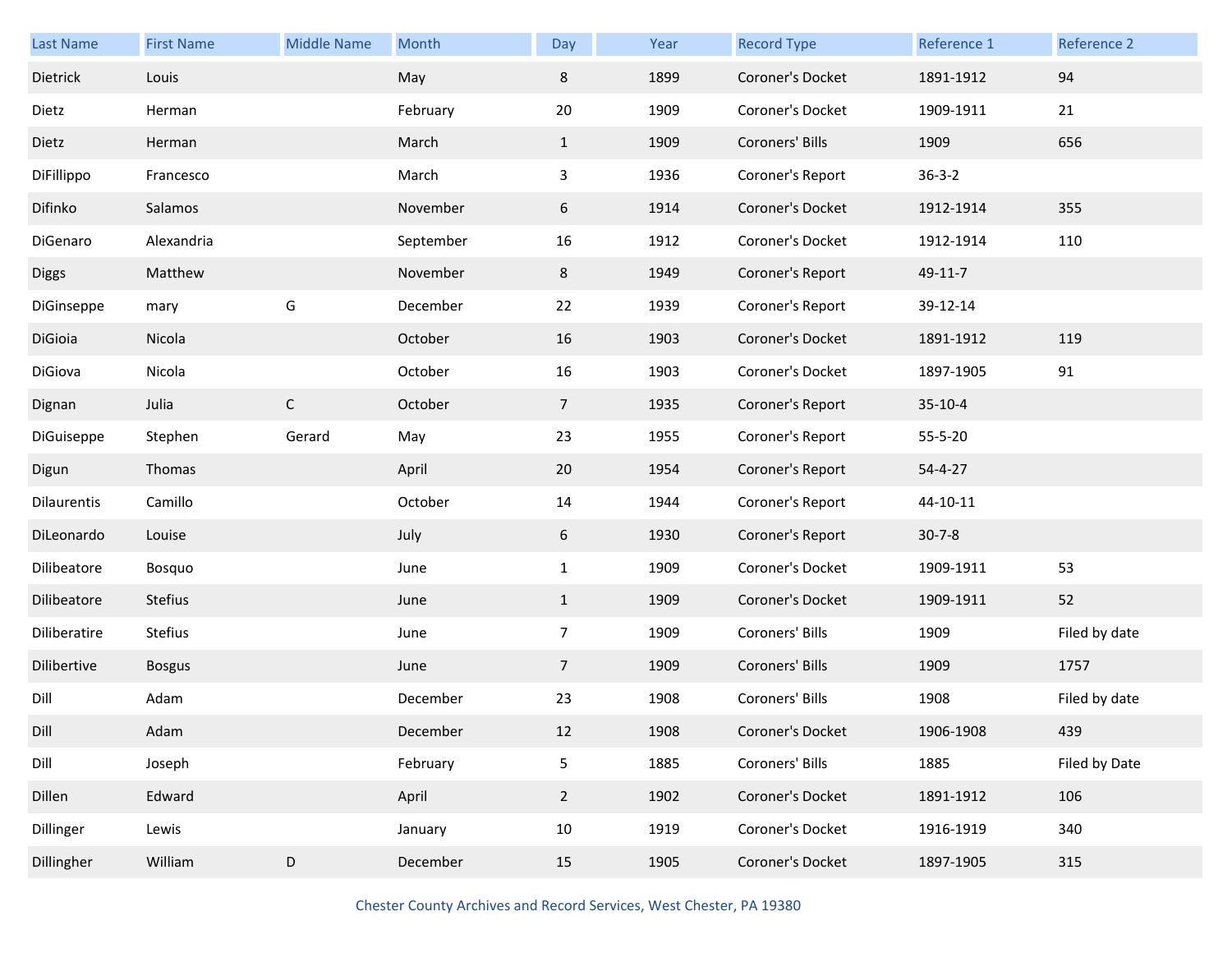| Last Name | First Name | Middle Name | Month | Day | Year | Record Type | Reference 1 | Reference 2 |
|---|---|---|---|---|---|---|---|---|
| Dietrick | Louis | | May | 8 | 1899 | Coroner's Docket | 1891-1912 | 94 |
| Dietz | Herman | | February | 20 | 1909 | Coroner's Docket | 1909-1911 | 21 |
| Dietz | Herman | | March | 1 | 1909 | Coroners' Bills | 1909 | 656 |
| DiFillippo | Francesco | | March | 3 | 1936 | Coroner's Report | 36-3-2 | |
| Difinko | Salamos | | November | 6 | 1914 | Coroner's Docket | 1912-1914 | 355 |
| DiGenaro | Alexandria | | September | 16 | 1912 | Coroner's Docket | 1912-1914 | 110 |
| Diggs | Matthew | | November | 8 | 1949 | Coroner's Report | 49-11-7 | |
| DiGinseppe | mary | G | December | 22 | 1939 | Coroner's Report | 39-12-14 | |
| DiGioia | Nicola | | October | 16 | 1903 | Coroner's Docket | 1891-1912 | 119 |
| DiGiova | Nicola | | October | 16 | 1903 | Coroner's Docket | 1897-1905 | 91 |
| Dignan | Julia | C | October | 7 | 1935 | Coroner's Report | 35-10-4 | |
| DiGuiseppe | Stephen | Gerard | May | 23 | 1955 | Coroner's Report | 55-5-20 | |
| Digun | Thomas | | April | 20 | 1954 | Coroner's Report | 54-4-27 | |
| Dilaurentis | Camillo | | October | 14 | 1944 | Coroner's Report | 44-10-11 | |
| DiLeonardo | Louise | | July | 6 | 1930 | Coroner's Report | 30-7-8 | |
| Dilibeatore | Bosquo | | June | 1 | 1909 | Coroner's Docket | 1909-1911 | 53 |
| Dilibeatore | Stefius | | June | 1 | 1909 | Coroner's Docket | 1909-1911 | 52 |
| Diliberatire | Stefius | | June | 7 | 1909 | Coroners' Bills | 1909 | Filed by date |
| Dilibertive | Bosgus | | June | 7 | 1909 | Coroners' Bills | 1909 | 1757 |
| Dill | Adam | | December | 23 | 1908 | Coroners' Bills | 1908 | Filed by date |
| Dill | Adam | | December | 12 | 1908 | Coroner's Docket | 1906-1908 | 439 |
| Dill | Joseph | | February | 5 | 1885 | Coroners' Bills | 1885 | Filed by Date |
| Dillen | Edward | | April | 2 | 1902 | Coroner's Docket | 1891-1912 | 106 |
| Dillinger | Lewis | | January | 10 | 1919 | Coroner's Docket | 1916-1919 | 340 |
| Dillingher | William | D | December | 15 | 1905 | Coroner's Docket | 1897-1905 | 315 |

Chester County Archives and Record Services, West Chester, PA 19380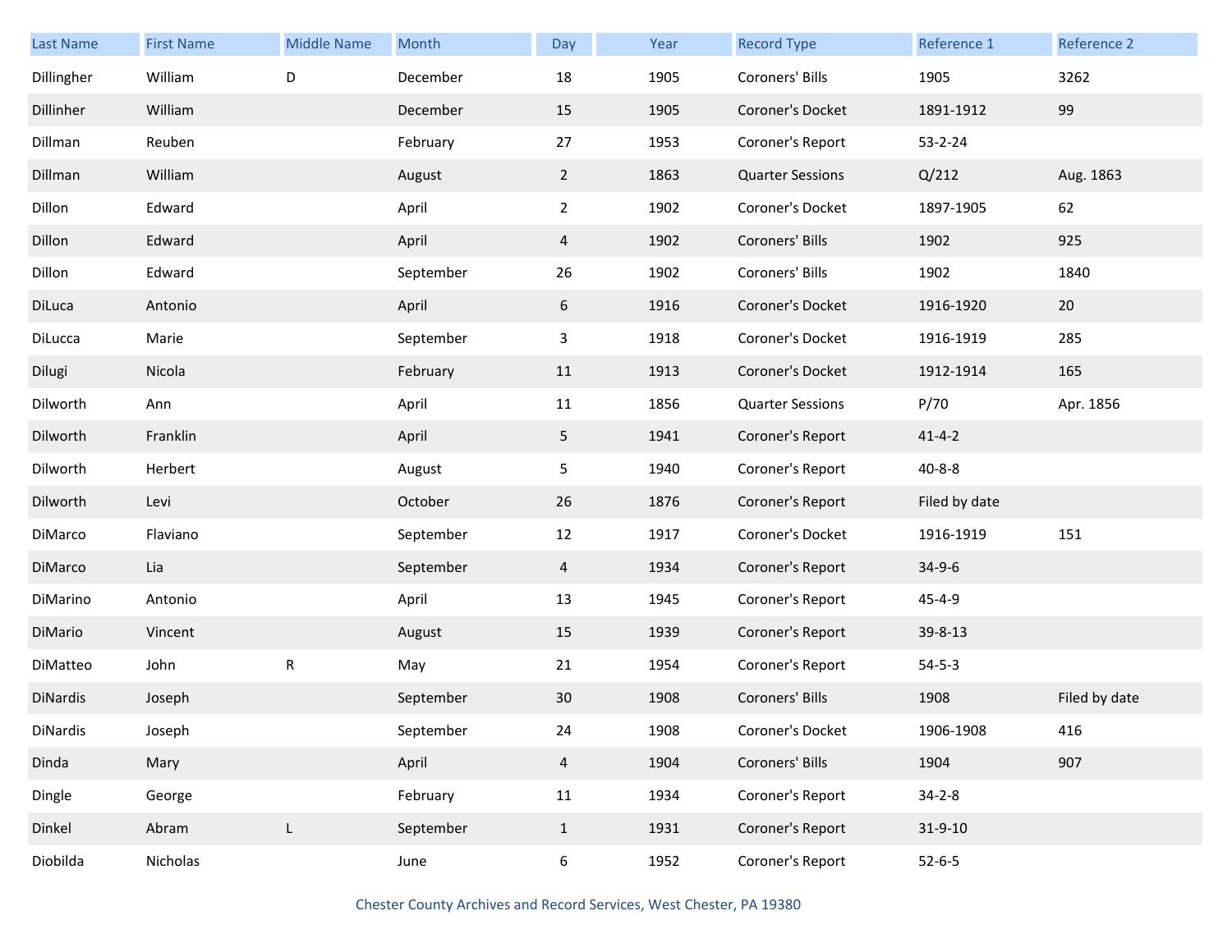| Last Name | First Name | Middle Name | Month | Day | Year | Record Type | Reference 1 | Reference 2 |
|---|---|---|---|---|---|---|---|---|
| Dillingher | William | D | December | 18 | 1905 | Coroners' Bills | 1905 | 3262 |
| Dillinher | William | | December | 15 | 1905 | Coroner's Docket | 1891-1912 | 99 |
| Dillman | Reuben | | February | 27 | 1953 | Coroner's Report | 53-2-24 | |
| Dillman | William | | August | 2 | 1863 | Quarter Sessions | Q/212 | Aug. 1863 |
| Dillon | Edward | | April | 2 | 1902 | Coroner's Docket | 1897-1905 | 62 |
| Dillon | Edward | | April | 4 | 1902 | Coroners' Bills | 1902 | 925 |
| Dillon | Edward | | September | 26 | 1902 | Coroners' Bills | 1902 | 1840 |
| DiLuca | Antonio | | April | 6 | 1916 | Coroner's Docket | 1916-1920 | 20 |
| DiLucca | Marie | | September | 3 | 1918 | Coroner's Docket | 1916-1919 | 285 |
| Dilugi | Nicola | | February | 11 | 1913 | Coroner's Docket | 1912-1914 | 165 |
| Dilworth | Ann | | April | 11 | 1856 | Quarter Sessions | P/70 | Apr. 1856 |
| Dilworth | Franklin | | April | 5 | 1941 | Coroner's Report | 41-4-2 | |
| Dilworth | Herbert | | August | 5 | 1940 | Coroner's Report | 40-8-8 | |
| Dilworth | Levi | | October | 26 | 1876 | Coroner's Report | Filed by date | |
| DiMarco | Flaviano | | September | 12 | 1917 | Coroner's Docket | 1916-1919 | 151 |
| DiMarco | Lia | | September | 4 | 1934 | Coroner's Report | 34-9-6 | |
| DiMarino | Antonio | | April | 13 | 1945 | Coroner's Report | 45-4-9 | |
| DiMario | Vincent | | August | 15 | 1939 | Coroner's Report | 39-8-13 | |
| DiMatteo | John | R | May | 21 | 1954 | Coroner's Report | 54-5-3 | |
| DiNardis | Joseph | | September | 30 | 1908 | Coroners' Bills | 1908 | Filed by date |
| DiNardis | Joseph | | September | 24 | 1908 | Coroner's Docket | 1906-1908 | 416 |
| Dinda | Mary | | April | 4 | 1904 | Coroners' Bills | 1904 | 907 |
| Dingle | George | | February | 11 | 1934 | Coroner's Report | 34-2-8 | |
| Dinkel | Abram | L | September | 1 | 1931 | Coroner's Report | 31-9-10 | |
| Diobilda | Nicholas | | June | 6 | 1952 | Coroner's Report | 52-6-5 | |

Chester County Archives and Record Services, West Chester, PA 19380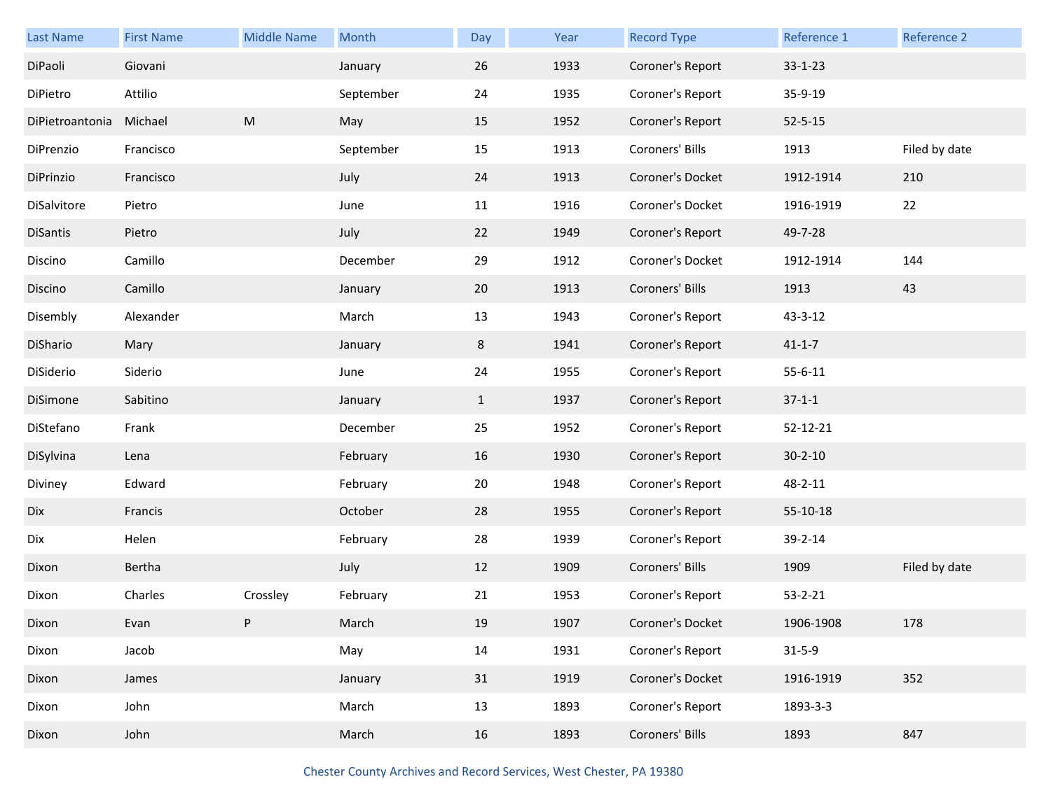| Last Name | First Name | Middle Name | Month | Day | Year | Record Type | Reference 1 | Reference 2 |
|---|---|---|---|---|---|---|---|---|
| DiPaoli | Giovani | | January | 26 | 1933 | Coroner's Report | 33-1-23 | |
| DiPietro | Attilio | | September | 24 | 1935 | Coroner's Report | 35-9-19 | |
| DiPietroantonia | Michael | M | May | 15 | 1952 | Coroner's Report | 52-5-15 | |
| DiPrenzio | Francisco | | September | 15 | 1913 | Coroners' Bills | 1913 | Filed by date |
| DiPrinzio | Francisco | | July | 24 | 1913 | Coroner's Docket | 1912-1914 | 210 |
| DiSalvitore | Pietro | | June | 11 | 1916 | Coroner's Docket | 1916-1919 | 22 |
| DiSantis | Pietro | | July | 22 | 1949 | Coroner's Report | 49-7-28 | |
| Discino | Camillo | | December | 29 | 1912 | Coroner's Docket | 1912-1914 | 144 |
| Discino | Camillo | | January | 20 | 1913 | Coroners' Bills | 1913 | 43 |
| Disembly | Alexander | | March | 13 | 1943 | Coroner's Report | 43-3-12 | |
| DiShario | Mary | | January | 8 | 1941 | Coroner's Report | 41-1-7 | |
| DiSiderio | Siderio | | June | 24 | 1955 | Coroner's Report | 55-6-11 | |
| DiSimone | Sabitino | | January | 1 | 1937 | Coroner's Report | 37-1-1 | |
| DiStefano | Frank | | December | 25 | 1952 | Coroner's Report | 52-12-21 | |
| DiSylvina | Lena | | February | 16 | 1930 | Coroner's Report | 30-2-10 | |
| Diviney | Edward | | February | 20 | 1948 | Coroner's Report | 48-2-11 | |
| Dix | Francis | | October | 28 | 1955 | Coroner's Report | 55-10-18 | |
| Dix | Helen | | February | 28 | 1939 | Coroner's Report | 39-2-14 | |
| Dixon | Bertha | | July | 12 | 1909 | Coroners' Bills | 1909 | Filed by date |
| Dixon | Charles | Crossley | February | 21 | 1953 | Coroner's Report | 53-2-21 | |
| Dixon | Evan | P | March | 19 | 1907 | Coroner's Docket | 1906-1908 | 178 |
| Dixon | Jacob | | May | 14 | 1931 | Coroner's Report | 31-5-9 | |
| Dixon | James | | January | 31 | 1919 | Coroner's Docket | 1916-1919 | 352 |
| Dixon | John | | March | 13 | 1893 | Coroner's Report | 1893-3-3 | |
| Dixon | John | | March | 16 | 1893 | Coroners' Bills | 1893 | 847 |

Chester County Archives and Record Services, West Chester, PA 19380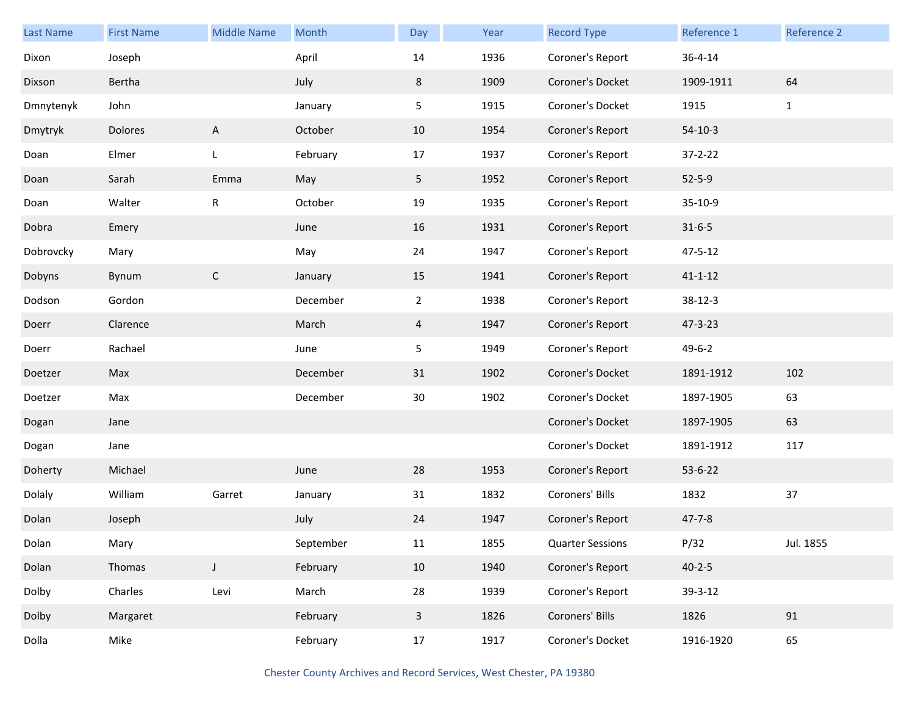| Last Name | First Name | Middle Name | Month | Day | Year | Record Type | Reference 1 | Reference 2 |
|---|---|---|---|---|---|---|---|---|
| Dixon | Joseph | | April | 14 | 1936 | Coroner's Report | 36-4-14 | |
| Dixson | Bertha | | July | 8 | 1909 | Coroner's Docket | 1909-1911 | 64 |
| Dmnytenyk | John | | January | 5 | 1915 | Coroner's Docket | 1915 | 1 |
| Dmytryk | Dolores | A | October | 10 | 1954 | Coroner's Report | 54-10-3 | |
| Doan | Elmer | L | February | 17 | 1937 | Coroner's Report | 37-2-22 | |
| Doan | Sarah | Emma | May | 5 | 1952 | Coroner's Report | 52-5-9 | |
| Doan | Walter | R | October | 19 | 1935 | Coroner's Report | 35-10-9 | |
| Dobra | Emery | | June | 16 | 1931 | Coroner's Report | 31-6-5 | |
| Dobrovcky | Mary | | May | 24 | 1947 | Coroner's Report | 47-5-12 | |
| Dobyns | Bynum | C | January | 15 | 1941 | Coroner's Report | 41-1-12 | |
| Dodson | Gordon | | December | 2 | 1938 | Coroner's Report | 38-12-3 | |
| Doerr | Clarence | | March | 4 | 1947 | Coroner's Report | 47-3-23 | |
| Doerr | Rachael | | June | 5 | 1949 | Coroner's Report | 49-6-2 | |
| Doetzer | Max | | December | 31 | 1902 | Coroner's Docket | 1891-1912 | 102 |
| Doetzer | Max | | December | 30 | 1902 | Coroner's Docket | 1897-1905 | 63 |
| Dogan | Jane | | | | | Coroner's Docket | 1897-1905 | 63 |
| Dogan | Jane | | | | | Coroner's Docket | 1891-1912 | 117 |
| Doherty | Michael | | June | 28 | 1953 | Coroner's Report | 53-6-22 | |
| Dolaly | William | Garret | January | 31 | 1832 | Coroners' Bills | 1832 | 37 |
| Dolan | Joseph | | July | 24 | 1947 | Coroner's Report | 47-7-8 | |
| Dolan | Mary | | September | 11 | 1855 | Quarter Sessions | P/32 | Jul. 1855 |
| Dolan | Thomas | J | February | 10 | 1940 | Coroner's Report | 40-2-5 | |
| Dolby | Charles | Levi | March | 28 | 1939 | Coroner's Report | 39-3-12 | |
| Dolby | Margaret | | February | 3 | 1826 | Coroners' Bills | 1826 | 91 |
| Dolla | Mike | | February | 17 | 1917 | Coroner's Docket | 1916-1920 | 65 |

Chester County Archives and Record Services, West Chester, PA 19380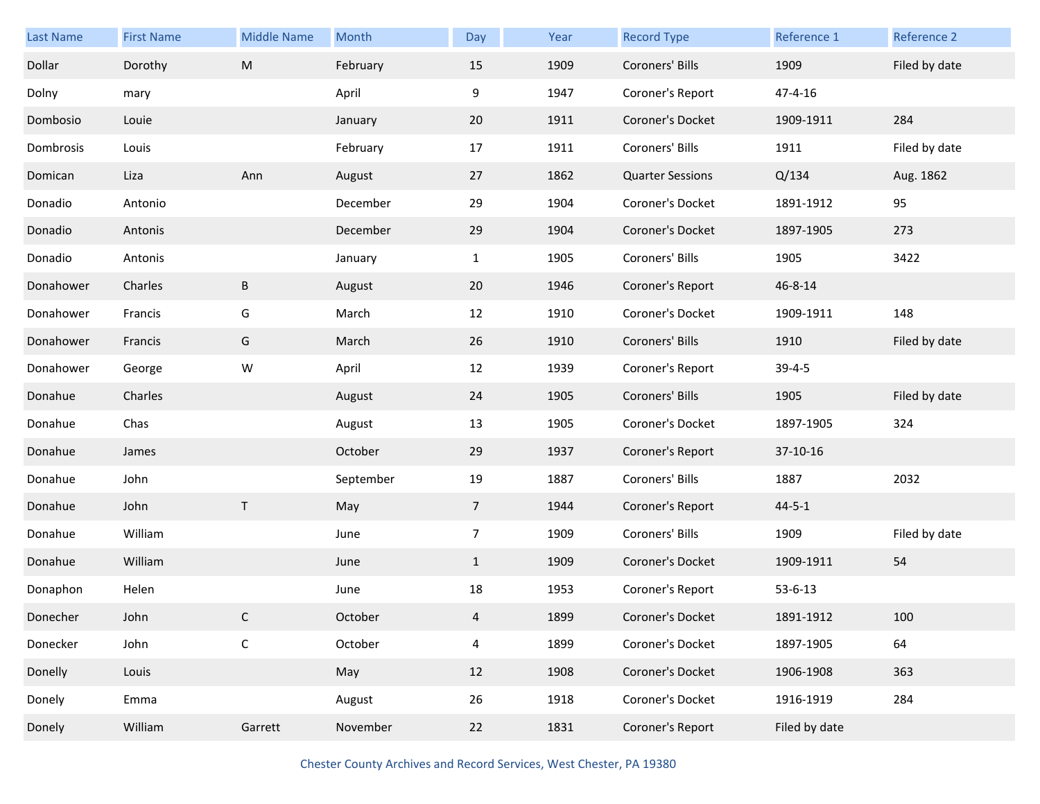| Last Name | First Name | Middle Name | Month | Day | Year | Record Type | Reference 1 | Reference 2 |
|---|---|---|---|---|---|---|---|---|
| Dollar | Dorothy | M | February | 15 | 1909 | Coroners' Bills | 1909 | Filed by date |
| Dolny | mary | | April | 9 | 1947 | Coroner's Report | 47-4-16 | |
| Dombosio | Louie | | January | 20 | 1911 | Coroner's Docket | 1909-1911 | 284 |
| Dombrosis | Louis | | February | 17 | 1911 | Coroners' Bills | 1911 | Filed by date |
| Domican | Liza | Ann | August | 27 | 1862 | Quarter Sessions | Q/134 | Aug. 1862 |
| Donadio | Antonio | | December | 29 | 1904 | Coroner's Docket | 1891-1912 | 95 |
| Donadio | Antonis | | December | 29 | 1904 | Coroner's Docket | 1897-1905 | 273 |
| Donadio | Antonis | | January | 1 | 1905 | Coroners' Bills | 1905 | 3422 |
| Donahower | Charles | B | August | 20 | 1946 | Coroner's Report | 46-8-14 | |
| Donahower | Francis | G | March | 12 | 1910 | Coroner's Docket | 1909-1911 | 148 |
| Donahower | Francis | G | March | 26 | 1910 | Coroners' Bills | 1910 | Filed by date |
| Donahower | George | W | April | 12 | 1939 | Coroner's Report | 39-4-5 | |
| Donahue | Charles | | August | 24 | 1905 | Coroners' Bills | 1905 | Filed by date |
| Donahue | Chas | | August | 13 | 1905 | Coroner's Docket | 1897-1905 | 324 |
| Donahue | James | | October | 29 | 1937 | Coroner's Report | 37-10-16 | |
| Donahue | John | | September | 19 | 1887 | Coroners' Bills | 1887 | 2032 |
| Donahue | John | T | May | 7 | 1944 | Coroner's Report | 44-5-1 | |
| Donahue | William | | June | 7 | 1909 | Coroners' Bills | 1909 | Filed by date |
| Donahue | William | | June | 1 | 1909 | Coroner's Docket | 1909-1911 | 54 |
| Donaphon | Helen | | June | 18 | 1953 | Coroner's Report | 53-6-13 | |
| Donecher | John | C | October | 4 | 1899 | Coroner's Docket | 1891-1912 | 100 |
| Donecker | John | C | October | 4 | 1899 | Coroner's Docket | 1897-1905 | 64 |
| Donelly | Louis | | May | 12 | 1908 | Coroner's Docket | 1906-1908 | 363 |
| Donely | Emma | | August | 26 | 1918 | Coroner's Docket | 1916-1919 | 284 |
| Donely | William | Garrett | November | 22 | 1831 | Coroner's Report | Filed by date | |

Chester County Archives and Record Services, West Chester, PA 19380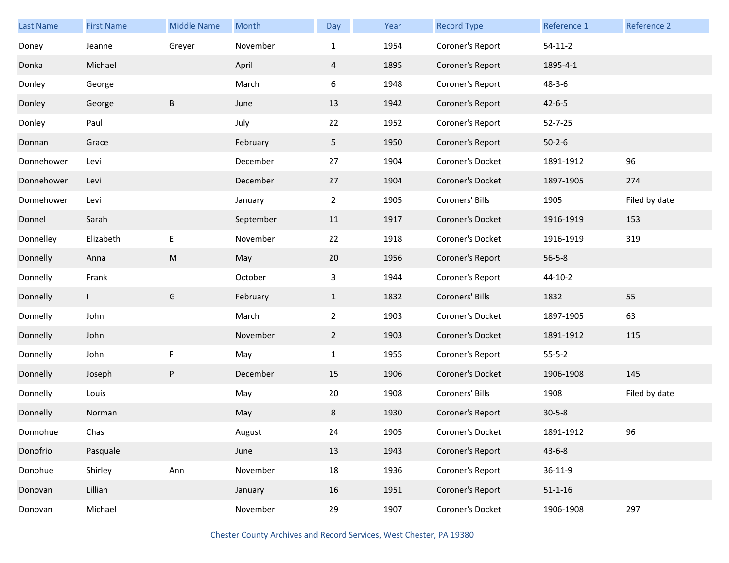| Last Name | First Name | Middle Name | Month | Day | Year | Record Type | Reference 1 | Reference 2 |
|---|---|---|---|---|---|---|---|---|
| Doney | Jeanne | Greyer | November | 1 | 1954 | Coroner's Report | 54-11-2 | |
| Donka | Michael | | April | 4 | 1895 | Coroner's Report | 1895-4-1 | |
| Donley | George | | March | 6 | 1948 | Coroner's Report | 48-3-6 | |
| Donley | George | B | June | 13 | 1942 | Coroner's Report | 42-6-5 | |
| Donley | Paul | | July | 22 | 1952 | Coroner's Report | 52-7-25 | |
| Donnan | Grace | | February | 5 | 1950 | Coroner's Report | 50-2-6 | |
| Donnehower | Levi | | December | 27 | 1904 | Coroner's Docket | 1891-1912 | 96 |
| Donnehower | Levi | | December | 27 | 1904 | Coroner's Docket | 1897-1905 | 274 |
| Donnehower | Levi | | January | 2 | 1905 | Coroners' Bills | 1905 | Filed by date |
| Donnel | Sarah | | September | 11 | 1917 | Coroner's Docket | 1916-1919 | 153 |
| Donnelley | Elizabeth | E | November | 22 | 1918 | Coroner's Docket | 1916-1919 | 319 |
| Donnelly | Anna | M | May | 20 | 1956 | Coroner's Report | 56-5-8 | |
| Donnelly | Frank | | October | 3 | 1944 | Coroner's Report | 44-10-2 | |
| Donnelly | I | G | February | 1 | 1832 | Coroners' Bills | 1832 | 55 |
| Donnelly | John | | March | 2 | 1903 | Coroner's Docket | 1897-1905 | 63 |
| Donnelly | John | | November | 2 | 1903 | Coroner's Docket | 1891-1912 | 115 |
| Donnelly | John | F | May | 1 | 1955 | Coroner's Report | 55-5-2 | |
| Donnelly | Joseph | P | December | 15 | 1906 | Coroner's Docket | 1906-1908 | 145 |
| Donnelly | Louis | | May | 20 | 1908 | Coroners' Bills | 1908 | Filed by date |
| Donnelly | Norman | | May | 8 | 1930 | Coroner's Report | 30-5-8 | |
| Donnohue | Chas | | August | 24 | 1905 | Coroner's Docket | 1891-1912 | 96 |
| Donofrio | Pasquale | | June | 13 | 1943 | Coroner's Report | 43-6-8 | |
| Donohue | Shirley | Ann | November | 18 | 1936 | Coroner's Report | 36-11-9 | |
| Donovan | Lillian | | January | 16 | 1951 | Coroner's Report | 51-1-16 | |
| Donovan | Michael | | November | 29 | 1907 | Coroner's Docket | 1906-1908 | 297 |

Chester County Archives and Record Services, West Chester, PA 19380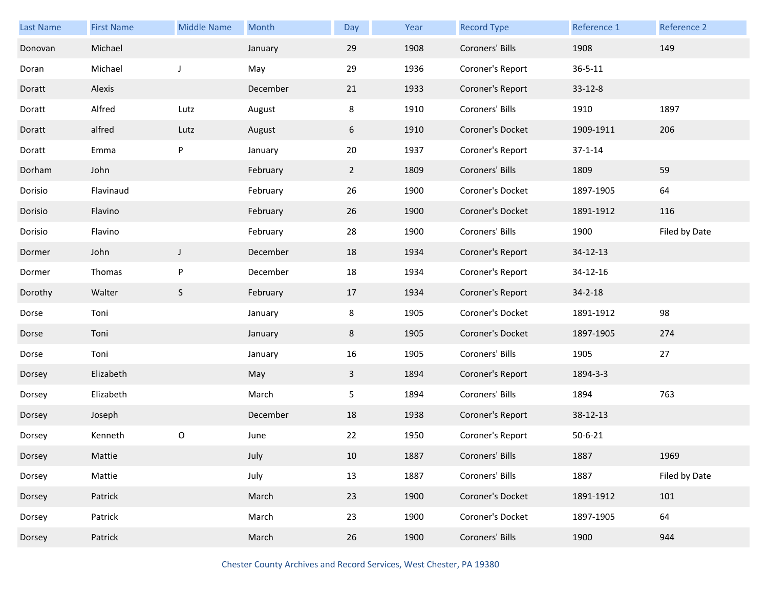| Last Name | First Name | Middle Name | Month | Day | Year | Record Type | Reference 1 | Reference 2 |
|---|---|---|---|---|---|---|---|---|
| Donovan | Michael | | January | 29 | 1908 | Coroners' Bills | 1908 | 149 |
| Doran | Michael | J | May | 29 | 1936 | Coroner's Report | 36-5-11 | |
| Doratt | Alexis | | December | 21 | 1933 | Coroner's Report | 33-12-8 | |
| Doratt | Alfred | Lutz | August | 8 | 1910 | Coroners' Bills | 1910 | 1897 |
| Doratt | alfred | Lutz | August | 6 | 1910 | Coroner's Docket | 1909-1911 | 206 |
| Doratt | Emma | P | January | 20 | 1937 | Coroner's Report | 37-1-14 | |
| Dorham | John | | February | 2 | 1809 | Coroners' Bills | 1809 | 59 |
| Dorisio | Flavinaud | | February | 26 | 1900 | Coroner's Docket | 1897-1905 | 64 |
| Dorisio | Flavino | | February | 26 | 1900 | Coroner's Docket | 1891-1912 | 116 |
| Dorisio | Flavino | | February | 28 | 1900 | Coroners' Bills | 1900 | Filed by Date |
| Dormer | John | J | December | 18 | 1934 | Coroner's Report | 34-12-13 | |
| Dormer | Thomas | P | December | 18 | 1934 | Coroner's Report | 34-12-16 | |
| Dorothy | Walter | S | February | 17 | 1934 | Coroner's Report | 34-2-18 | |
| Dorse | Toni | | January | 8 | 1905 | Coroner's Docket | 1891-1912 | 98 |
| Dorse | Toni | | January | 8 | 1905 | Coroner's Docket | 1897-1905 | 274 |
| Dorse | Toni | | January | 16 | 1905 | Coroners' Bills | 1905 | 27 |
| Dorsey | Elizabeth | | May | 3 | 1894 | Coroner's Report | 1894-3-3 | |
| Dorsey | Elizabeth | | March | 5 | 1894 | Coroners' Bills | 1894 | 763 |
| Dorsey | Joseph | | December | 18 | 1938 | Coroner's Report | 38-12-13 | |
| Dorsey | Kenneth | O | June | 22 | 1950 | Coroner's Report | 50-6-21 | |
| Dorsey | Mattie | | July | 10 | 1887 | Coroners' Bills | 1887 | 1969 |
| Dorsey | Mattie | | July | 13 | 1887 | Coroners' Bills | 1887 | Filed by Date |
| Dorsey | Patrick | | March | 23 | 1900 | Coroner's Docket | 1891-1912 | 101 |
| Dorsey | Patrick | | March | 23 | 1900 | Coroner's Docket | 1897-1905 | 64 |
| Dorsey | Patrick | | March | 26 | 1900 | Coroners' Bills | 1900 | 944 |

Chester County Archives and Record Services, West Chester, PA 19380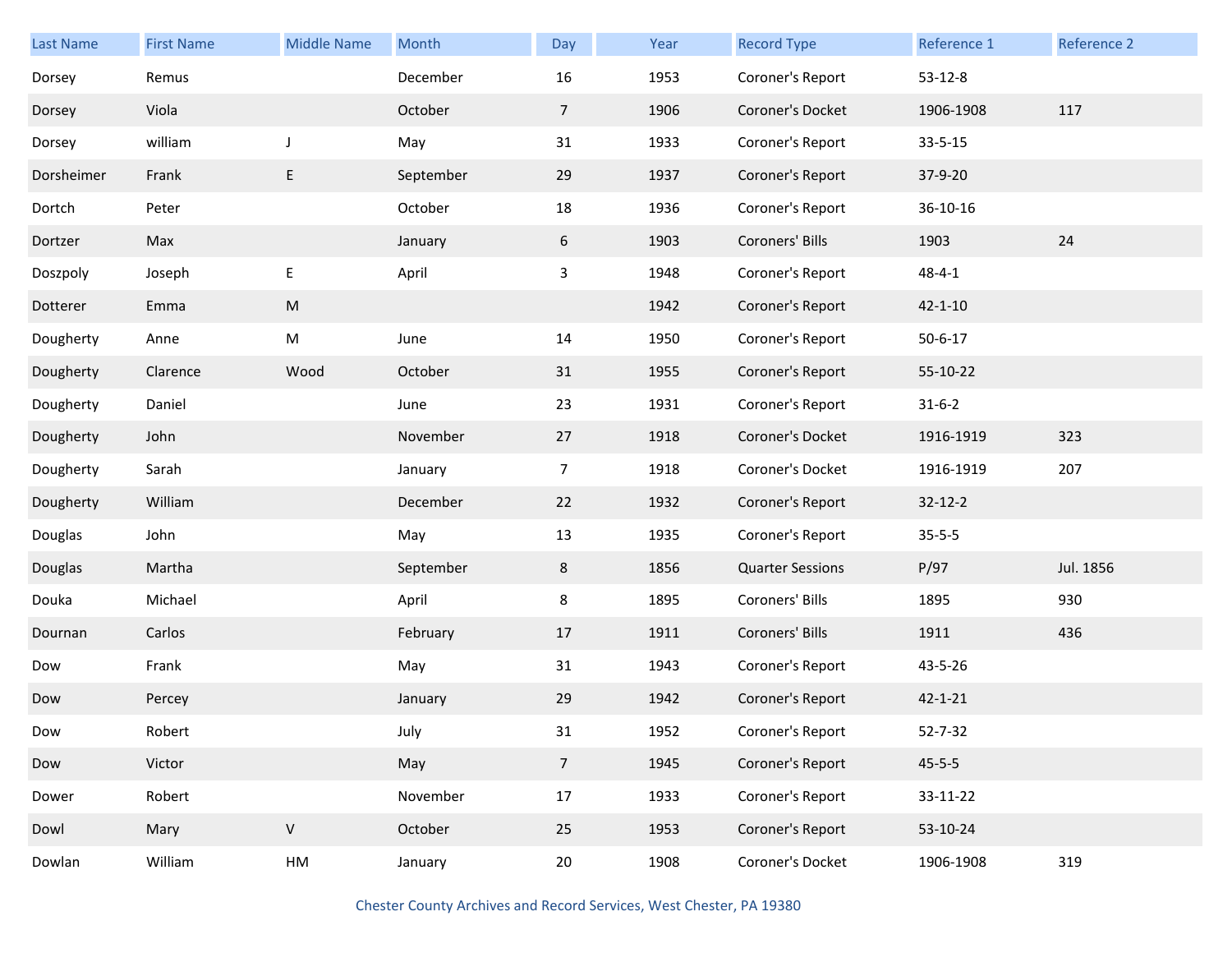| Last Name | First Name | Middle Name | Month | Day | Year | Record Type | Reference 1 | Reference 2 |
|---|---|---|---|---|---|---|---|---|
| Dorsey | Remus | | December | 16 | 1953 | Coroner's Report | 53-12-8 | |
| Dorsey | Viola | | October | 7 | 1906 | Coroner's Docket | 1906-1908 | 117 |
| Dorsey | william | J | May | 31 | 1933 | Coroner's Report | 33-5-15 | |
| Dorsheimer | Frank | E | September | 29 | 1937 | Coroner's Report | 37-9-20 | |
| Dortch | Peter | | October | 18 | 1936 | Coroner's Report | 36-10-16 | |
| Dortzer | Max | | January | 6 | 1903 | Coroners' Bills | 1903 | 24 |
| Doszpoly | Joseph | E | April | 3 | 1948 | Coroner's Report | 48-4-1 | |
| Dotterer | Emma | M | | | 1942 | Coroner's Report | 42-1-10 | |
| Dougherty | Anne | M | June | 14 | 1950 | Coroner's Report | 50-6-17 | |
| Dougherty | Clarence | Wood | October | 31 | 1955 | Coroner's Report | 55-10-22 | |
| Dougherty | Daniel | | June | 23 | 1931 | Coroner's Report | 31-6-2 | |
| Dougherty | John | | November | 27 | 1918 | Coroner's Docket | 1916-1919 | 323 |
| Dougherty | Sarah | | January | 7 | 1918 | Coroner's Docket | 1916-1919 | 207 |
| Dougherty | William | | December | 22 | 1932 | Coroner's Report | 32-12-2 | |
| Douglas | John | | May | 13 | 1935 | Coroner's Report | 35-5-5 | |
| Douglas | Martha | | September | 8 | 1856 | Quarter Sessions | P/97 | Jul. 1856 |
| Douka | Michael | | April | 8 | 1895 | Coroners' Bills | 1895 | 930 |
| Dournan | Carlos | | February | 17 | 1911 | Coroners' Bills | 1911 | 436 |
| Dow | Frank | | May | 31 | 1943 | Coroner's Report | 43-5-26 | |
| Dow | Percey | | January | 29 | 1942 | Coroner's Report | 42-1-21 | |
| Dow | Robert | | July | 31 | 1952 | Coroner's Report | 52-7-32 | |
| Dow | Victor | | May | 7 | 1945 | Coroner's Report | 45-5-5 | |
| Dower | Robert | | November | 17 | 1933 | Coroner's Report | 33-11-22 | |
| Dowl | Mary | V | October | 25 | 1953 | Coroner's Report | 53-10-24 | |
| Dowlan | William | HM | January | 20 | 1908 | Coroner's Docket | 1906-1908 | 319 |

Chester County Archives and Record Services, West Chester, PA 19380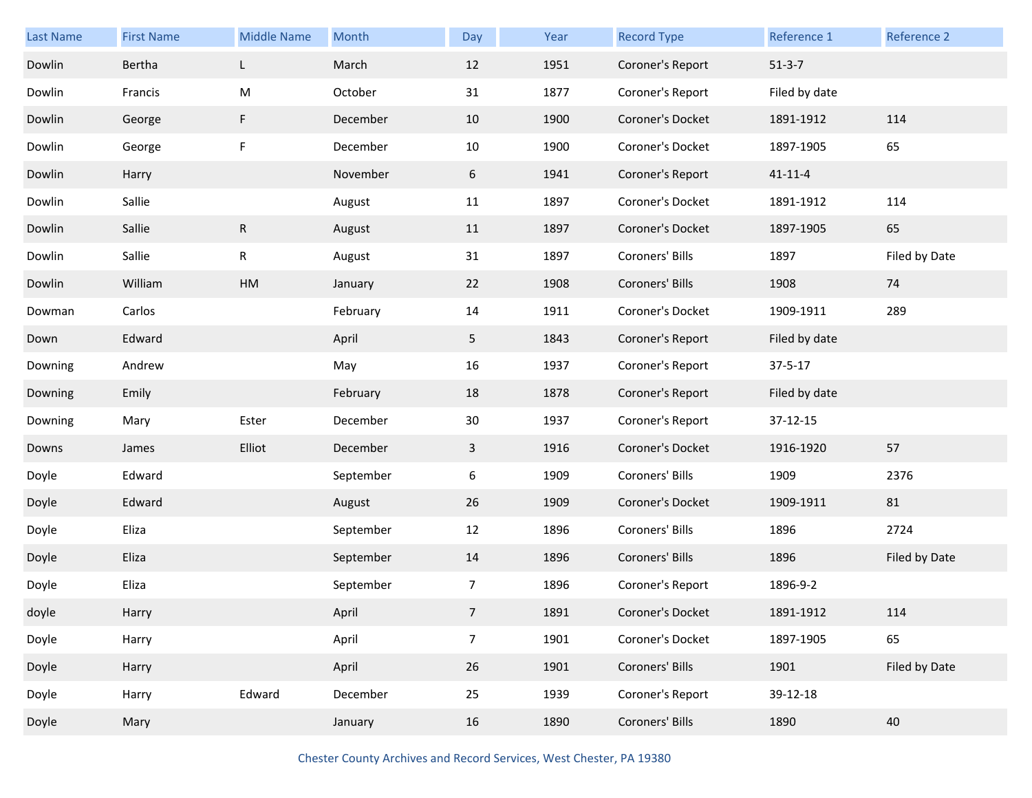| Last Name | First Name | Middle Name | Month | Day | Year | Record Type | Reference 1 | Reference 2 |
|---|---|---|---|---|---|---|---|---|
| Dowlin | Bertha | L | March | 12 | 1951 | Coroner's Report | 51-3-7 | |
| Dowlin | Francis | M | October | 31 | 1877 | Coroner's Report | Filed by date | |
| Dowlin | George | F | December | 10 | 1900 | Coroner's Docket | 1891-1912 | 114 |
| Dowlin | George | F | December | 10 | 1900 | Coroner's Docket | 1897-1905 | 65 |
| Dowlin | Harry | | November | 6 | 1941 | Coroner's Report | 41-11-4 | |
| Dowlin | Sallie | | August | 11 | 1897 | Coroner's Docket | 1891-1912 | 114 |
| Dowlin | Sallie | R | August | 11 | 1897 | Coroner's Docket | 1897-1905 | 65 |
| Dowlin | Sallie | R | August | 31 | 1897 | Coroners' Bills | 1897 | Filed by Date |
| Dowlin | William | HM | January | 22 | 1908 | Coroners' Bills | 1908 | 74 |
| Dowman | Carlos | | February | 14 | 1911 | Coroner's Docket | 1909-1911 | 289 |
| Down | Edward | | April | 5 | 1843 | Coroner's Report | Filed by date | |
| Downing | Andrew | | May | 16 | 1937 | Coroner's Report | 37-5-17 | |
| Downing | Emily | | February | 18 | 1878 | Coroner's Report | Filed by date | |
| Downing | Mary | Ester | December | 30 | 1937 | Coroner's Report | 37-12-15 | |
| Downs | James | Elliot | December | 3 | 1916 | Coroner's Docket | 1916-1920 | 57 |
| Doyle | Edward | | September | 6 | 1909 | Coroners' Bills | 1909 | 2376 |
| Doyle | Edward | | August | 26 | 1909 | Coroner's Docket | 1909-1911 | 81 |
| Doyle | Eliza | | September | 12 | 1896 | Coroners' Bills | 1896 | 2724 |
| Doyle | Eliza | | September | 14 | 1896 | Coroners' Bills | 1896 | Filed by Date |
| Doyle | Eliza | | September | 7 | 1896 | Coroner's Report | 1896-9-2 | |
| doyle | Harry | | April | 7 | 1891 | Coroner's Docket | 1891-1912 | 114 |
| Doyle | Harry | | April | 7 | 1901 | Coroner's Docket | 1897-1905 | 65 |
| Doyle | Harry | | April | 26 | 1901 | Coroners' Bills | 1901 | Filed by Date |
| Doyle | Harry | Edward | December | 25 | 1939 | Coroner's Report | 39-12-18 | |
| Doyle | Mary | | January | 16 | 1890 | Coroners' Bills | 1890 | 40 |

Chester County Archives and Record Services, West Chester, PA 19380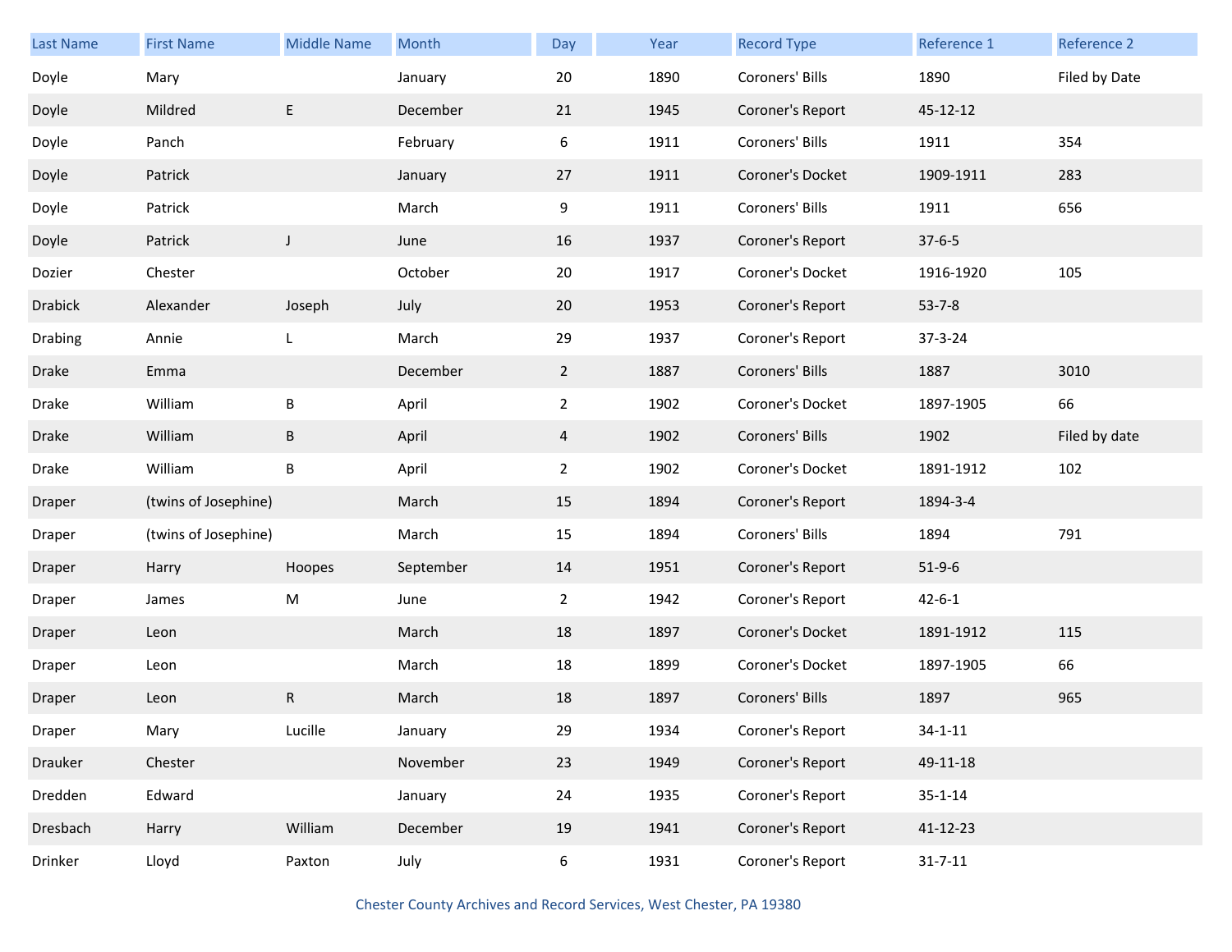| Last Name | First Name | Middle Name | Month | Day | Year | Record Type | Reference 1 | Reference 2 |
|---|---|---|---|---|---|---|---|---|
| Doyle | Mary | | January | 20 | 1890 | Coroners' Bills | 1890 | Filed by Date |
| Doyle | Mildred | E | December | 21 | 1945 | Coroner's Report | 45-12-12 | |
| Doyle | Panch | | February | 6 | 1911 | Coroners' Bills | 1911 | 354 |
| Doyle | Patrick | | January | 27 | 1911 | Coroner's Docket | 1909-1911 | 283 |
| Doyle | Patrick | | March | 9 | 1911 | Coroners' Bills | 1911 | 656 |
| Doyle | Patrick | J | June | 16 | 1937 | Coroner's Report | 37-6-5 | |
| Dozier | Chester | | October | 20 | 1917 | Coroner's Docket | 1916-1920 | 105 |
| Drabick | Alexander | Joseph | July | 20 | 1953 | Coroner's Report | 53-7-8 | |
| Drabing | Annie | L | March | 29 | 1937 | Coroner's Report | 37-3-24 | |
| Drake | Emma | | December | 2 | 1887 | Coroners' Bills | 1887 | 3010 |
| Drake | William | B | April | 2 | 1902 | Coroner's Docket | 1897-1905 | 66 |
| Drake | William | B | April | 4 | 1902 | Coroners' Bills | 1902 | Filed by date |
| Drake | William | B | April | 2 | 1902 | Coroner's Docket | 1891-1912 | 102 |
| Draper | (twins of Josephine) | | March | 15 | 1894 | Coroner's Report | 1894-3-4 | |
| Draper | (twins of Josephine) | | March | 15 | 1894 | Coroners' Bills | 1894 | 791 |
| Draper | Harry | Hoopes | September | 14 | 1951 | Coroner's Report | 51-9-6 | |
| Draper | James | M | June | 2 | 1942 | Coroner's Report | 42-6-1 | |
| Draper | Leon | | March | 18 | 1897 | Coroner's Docket | 1891-1912 | 115 |
| Draper | Leon | | March | 18 | 1899 | Coroner's Docket | 1897-1905 | 66 |
| Draper | Leon | R | March | 18 | 1897 | Coroners' Bills | 1897 | 965 |
| Draper | Mary | Lucille | January | 29 | 1934 | Coroner's Report | 34-1-11 | |
| Drauker | Chester | | November | 23 | 1949 | Coroner's Report | 49-11-18 | |
| Dredden | Edward | | January | 24 | 1935 | Coroner's Report | 35-1-14 | |
| Dresbach | Harry | William | December | 19 | 1941 | Coroner's Report | 41-12-23 | |
| Drinker | Lloyd | Paxton | July | 6 | 1931 | Coroner's Report | 31-7-11 | |

Chester County Archives and Record Services, West Chester, PA 19380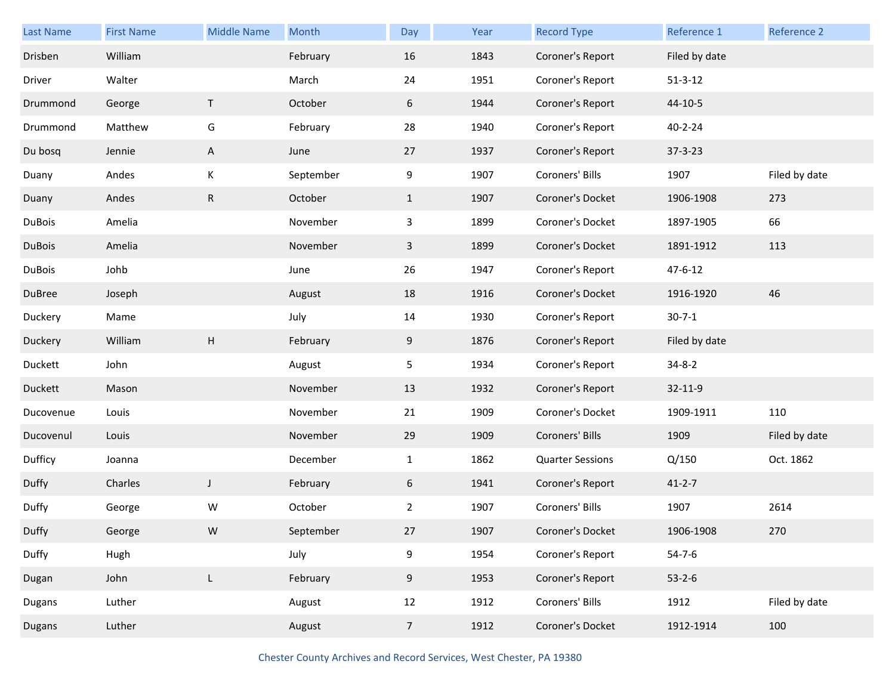| Last Name | First Name | Middle Name | Month | Day | Year | Record Type | Reference 1 | Reference 2 |
|---|---|---|---|---|---|---|---|---|
| Drisben | William | | February | 16 | 1843 | Coroner's Report | Filed by date | |
| Driver | Walter | | March | 24 | 1951 | Coroner's Report | 51-3-12 | |
| Drummond | George | T | October | 6 | 1944 | Coroner's Report | 44-10-5 | |
| Drummond | Matthew | G | February | 28 | 1940 | Coroner's Report | 40-2-24 | |
| Du bosq | Jennie | A | June | 27 | 1937 | Coroner's Report | 37-3-23 | |
| Duany | Andes | K | September | 9 | 1907 | Coroners' Bills | 1907 | Filed by date |
| Duany | Andes | R | October | 1 | 1907 | Coroner's Docket | 1906-1908 | 273 |
| DuBois | Amelia | | November | 3 | 1899 | Coroner's Docket | 1897-1905 | 66 |
| DuBois | Amelia | | November | 3 | 1899 | Coroner's Docket | 1891-1912 | 113 |
| DuBois | Johb | | June | 26 | 1947 | Coroner's Report | 47-6-12 | |
| DuBree | Joseph | | August | 18 | 1916 | Coroner's Docket | 1916-1920 | 46 |
| Duckery | Mame | | July | 14 | 1930 | Coroner's Report | 30-7-1 | |
| Duckery | William | H | February | 9 | 1876 | Coroner's Report | Filed by date | |
| Duckett | John | | August | 5 | 1934 | Coroner's Report | 34-8-2 | |
| Duckett | Mason | | November | 13 | 1932 | Coroner's Report | 32-11-9 | |
| Ducovenue | Louis | | November | 21 | 1909 | Coroner's Docket | 1909-1911 | 110 |
| Ducovenul | Louis | | November | 29 | 1909 | Coroners' Bills | 1909 | Filed by date |
| Dufficy | Joanna | | December | 1 | 1862 | Quarter Sessions | Q/150 | Oct. 1862 |
| Duffy | Charles | J | February | 6 | 1941 | Coroner's Report | 41-2-7 | |
| Duffy | George | W | October | 2 | 1907 | Coroners' Bills | 1907 | 2614 |
| Duffy | George | W | September | 27 | 1907 | Coroner's Docket | 1906-1908 | 270 |
| Duffy | Hugh | | July | 9 | 1954 | Coroner's Report | 54-7-6 | |
| Dugan | John | L | February | 9 | 1953 | Coroner's Report | 53-2-6 | |
| Dugans | Luther | | August | 12 | 1912 | Coroners' Bills | 1912 | Filed by date |
| Dugans | Luther | | August | 7 | 1912 | Coroner's Docket | 1912-1914 | 100 |

Chester County Archives and Record Services, West Chester, PA 19380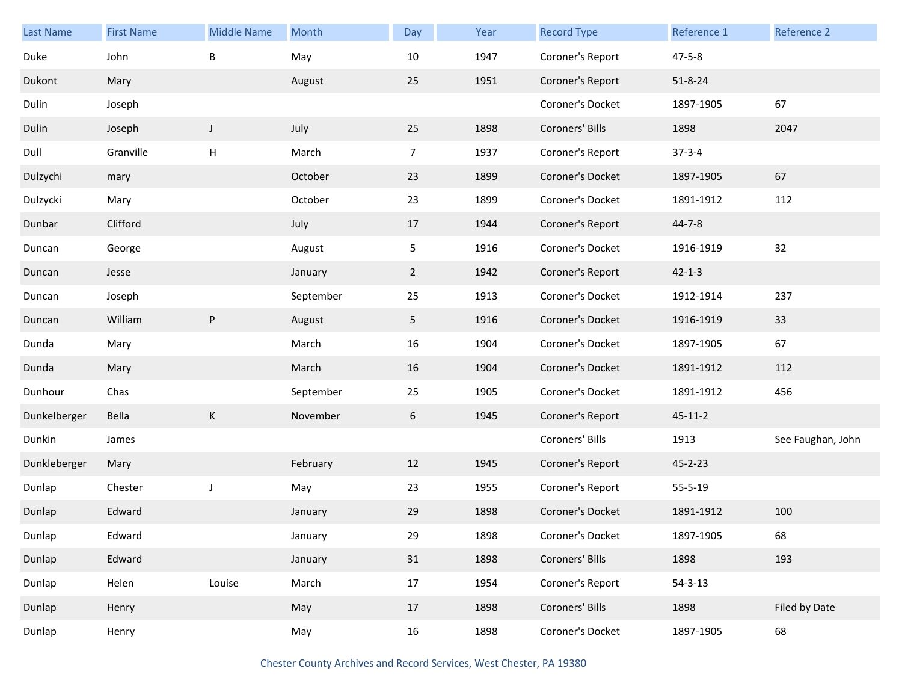| Last Name | First Name | Middle Name | Month | Day | Year | Record Type | Reference 1 | Reference 2 |
|---|---|---|---|---|---|---|---|---|
| Duke | John | B | May | 10 | 1947 | Coroner's Report | 47-5-8 | |
| Dukont | Mary | | August | 25 | 1951 | Coroner's Report | 51-8-24 | |
| Dulin | Joseph | | | | | Coroner's Docket | 1897-1905 | 67 |
| Dulin | Joseph | J | July | 25 | 1898 | Coroners' Bills | 1898 | 2047 |
| Dull | Granville | H | March | 7 | 1937 | Coroner's Report | 37-3-4 | |
| Dulzychi | mary | | October | 23 | 1899 | Coroner's Docket | 1897-1905 | 67 |
| Dulzycki | Mary | | October | 23 | 1899 | Coroner's Docket | 1891-1912 | 112 |
| Dunbar | Clifford | | July | 17 | 1944 | Coroner's Report | 44-7-8 | |
| Duncan | George | | August | 5 | 1916 | Coroner's Docket | 1916-1919 | 32 |
| Duncan | Jesse | | January | 2 | 1942 | Coroner's Report | 42-1-3 | |
| Duncan | Joseph | | September | 25 | 1913 | Coroner's Docket | 1912-1914 | 237 |
| Duncan | William | P | August | 5 | 1916 | Coroner's Docket | 1916-1919 | 33 |
| Dunda | Mary | | March | 16 | 1904 | Coroner's Docket | 1897-1905 | 67 |
| Dunda | Mary | | March | 16 | 1904 | Coroner's Docket | 1891-1912 | 112 |
| Dunhour | Chas | | September | 25 | 1905 | Coroner's Docket | 1891-1912 | 456 |
| Dunkelberger | Bella | K | November | 6 | 1945 | Coroner's Report | 45-11-2 | |
| Dunkin | James | | | | | Coroners' Bills | 1913 | See Faughan, John |
| Dunkleberger | Mary | | February | 12 | 1945 | Coroner's Report | 45-2-23 | |
| Dunlap | Chester | J | May | 23 | 1955 | Coroner's Report | 55-5-19 | |
| Dunlap | Edward | | January | 29 | 1898 | Coroner's Docket | 1891-1912 | 100 |
| Dunlap | Edward | | January | 29 | 1898 | Coroner's Docket | 1897-1905 | 68 |
| Dunlap | Edward | | January | 31 | 1898 | Coroners' Bills | 1898 | 193 |
| Dunlap | Helen | Louise | March | 17 | 1954 | Coroner's Report | 54-3-13 | |
| Dunlap | Henry | | May | 17 | 1898 | Coroners' Bills | 1898 | Filed by Date |
| Dunlap | Henry | | May | 16 | 1898 | Coroner's Docket | 1897-1905 | 68 |

Chester County Archives and Record Services, West Chester, PA 19380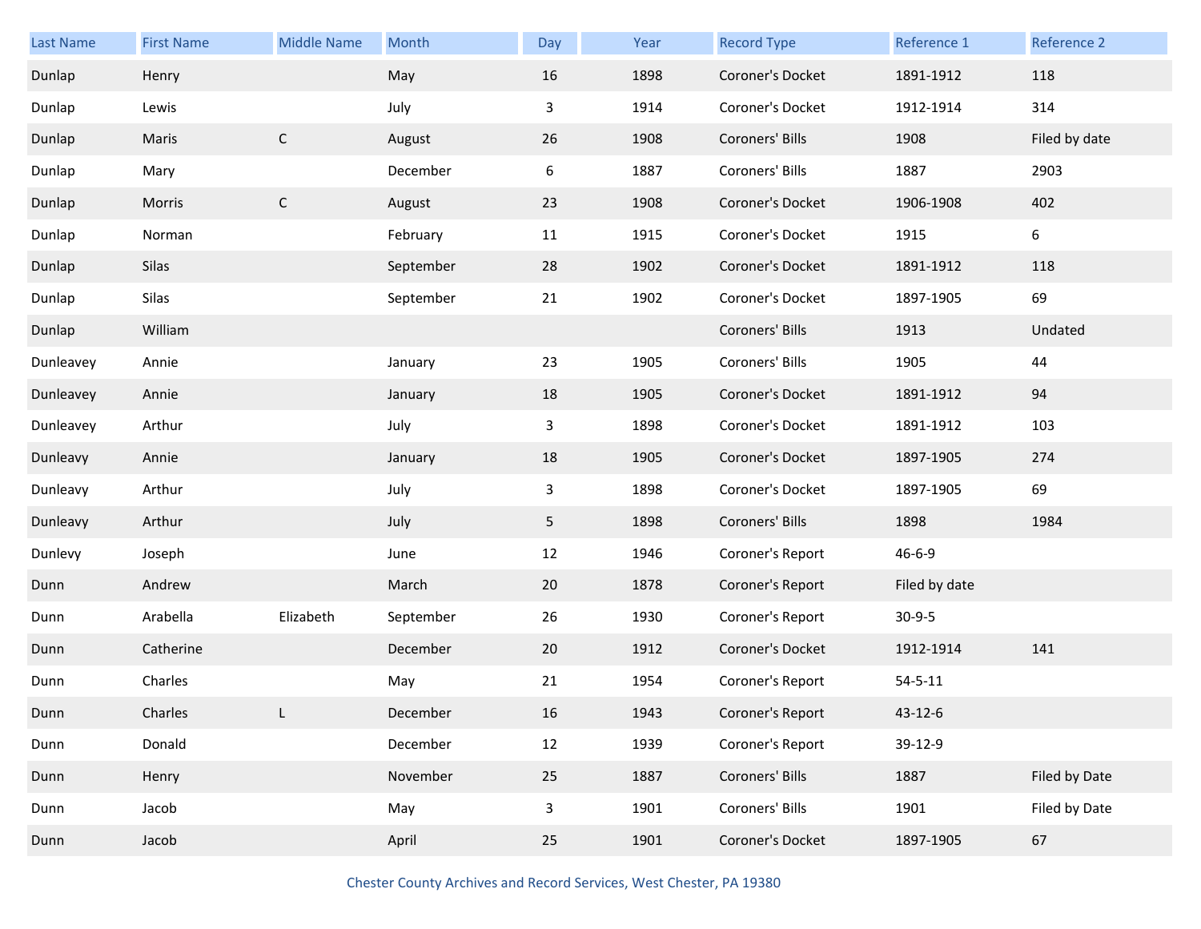| Last Name | First Name | Middle Name | Month | Day | Year | Record Type | Reference 1 | Reference 2 |
|---|---|---|---|---|---|---|---|---|
| Dunlap | Henry | | May | 16 | 1898 | Coroner's Docket | 1891-1912 | 118 |
| Dunlap | Lewis | | July | 3 | 1914 | Coroner's Docket | 1912-1914 | 314 |
| Dunlap | Maris | C | August | 26 | 1908 | Coroners' Bills | 1908 | Filed by date |
| Dunlap | Mary | | December | 6 | 1887 | Coroners' Bills | 1887 | 2903 |
| Dunlap | Morris | C | August | 23 | 1908 | Coroner's Docket | 1906-1908 | 402 |
| Dunlap | Norman | | February | 11 | 1915 | Coroner's Docket | 1915 | 6 |
| Dunlap | Silas | | September | 28 | 1902 | Coroner's Docket | 1891-1912 | 118 |
| Dunlap | Silas | | September | 21 | 1902 | Coroner's Docket | 1897-1905 | 69 |
| Dunlap | William | | | | | Coroners' Bills | 1913 | Undated |
| Dunleavey | Annie | | January | 23 | 1905 | Coroners' Bills | 1905 | 44 |
| Dunleavey | Annie | | January | 18 | 1905 | Coroner's Docket | 1891-1912 | 94 |
| Dunleavey | Arthur | | July | 3 | 1898 | Coroner's Docket | 1891-1912 | 103 |
| Dunleavy | Annie | | January | 18 | 1905 | Coroner's Docket | 1897-1905 | 274 |
| Dunleavy | Arthur | | July | 3 | 1898 | Coroner's Docket | 1897-1905 | 69 |
| Dunleavy | Arthur | | July | 5 | 1898 | Coroners' Bills | 1898 | 1984 |
| Dunlevy | Joseph | | June | 12 | 1946 | Coroner's Report | 46-6-9 | |
| Dunn | Andrew | | March | 20 | 1878 | Coroner's Report | Filed by date | |
| Dunn | Arabella | Elizabeth | September | 26 | 1930 | Coroner's Report | 30-9-5 | |
| Dunn | Catherine | | December | 20 | 1912 | Coroner's Docket | 1912-1914 | 141 |
| Dunn | Charles | | May | 21 | 1954 | Coroner's Report | 54-5-11 | |
| Dunn | Charles | L | December | 16 | 1943 | Coroner's Report | 43-12-6 | |
| Dunn | Donald | | December | 12 | 1939 | Coroner's Report | 39-12-9 | |
| Dunn | Henry | | November | 25 | 1887 | Coroners' Bills | 1887 | Filed by Date |
| Dunn | Jacob | | May | 3 | 1901 | Coroners' Bills | 1901 | Filed by Date |
| Dunn | Jacob | | April | 25 | 1901 | Coroner's Docket | 1897-1905 | 67 |

Chester County Archives and Record Services, West Chester, PA 19380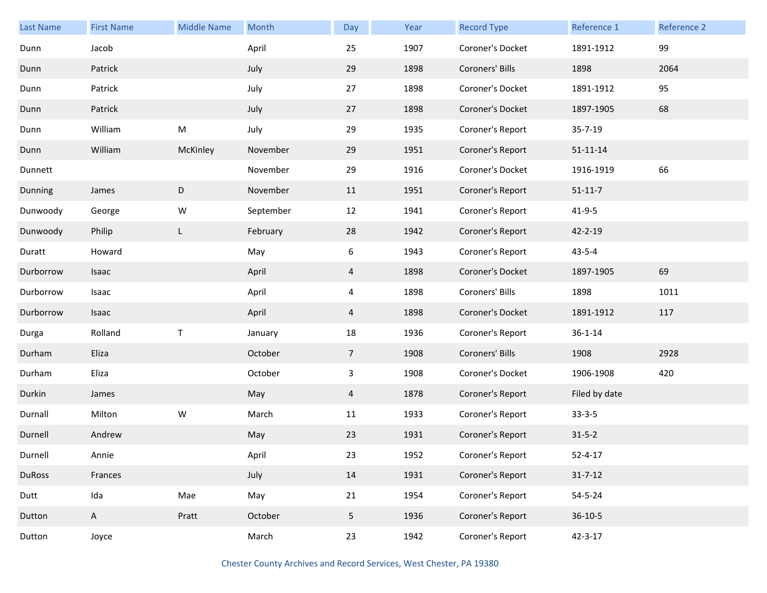| Last Name | First Name | Middle Name | Month | Day | Year | Record Type | Reference 1 | Reference 2 |
|---|---|---|---|---|---|---|---|---|
| Dunn | Jacob | | April | 25 | 1907 | Coroner's Docket | 1891-1912 | 99 |
| Dunn | Patrick | | July | 29 | 1898 | Coroners' Bills | 1898 | 2064 |
| Dunn | Patrick | | July | 27 | 1898 | Coroner's Docket | 1891-1912 | 95 |
| Dunn | Patrick | | July | 27 | 1898 | Coroner's Docket | 1897-1905 | 68 |
| Dunn | William | M | July | 29 | 1935 | Coroner's Report | 35-7-19 | |
| Dunn | William | McKinley | November | 29 | 1951 | Coroner's Report | 51-11-14 | |
| Dunnett | | | November | 29 | 1916 | Coroner's Docket | 1916-1919 | 66 |
| Dunning | James | D | November | 11 | 1951 | Coroner's Report | 51-11-7 | |
| Dunwoody | George | W | September | 12 | 1941 | Coroner's Report | 41-9-5 | |
| Dunwoody | Philip | L | February | 28 | 1942 | Coroner's Report | 42-2-19 | |
| Duratt | Howard | | May | 6 | 1943 | Coroner's Report | 43-5-4 | |
| Durborrow | Isaac | | April | 4 | 1898 | Coroner's Docket | 1897-1905 | 69 |
| Durborrow | Isaac | | April | 4 | 1898 | Coroners' Bills | 1898 | 1011 |
| Durborrow | Isaac | | April | 4 | 1898 | Coroner's Docket | 1891-1912 | 117 |
| Durga | Rolland | T | January | 18 | 1936 | Coroner's Report | 36-1-14 | |
| Durham | Eliza | | October | 7 | 1908 | Coroners' Bills | 1908 | 2928 |
| Durham | Eliza | | October | 3 | 1908 | Coroner's Docket | 1906-1908 | 420 |
| Durkin | James | | May | 4 | 1878 | Coroner's Report | Filed by date | |
| Durnall | Milton | W | March | 11 | 1933 | Coroner's Report | 33-3-5 | |
| Durnell | Andrew | | May | 23 | 1931 | Coroner's Report | 31-5-2 | |
| Durnell | Annie | | April | 23 | 1952 | Coroner's Report | 52-4-17 | |
| DuRoss | Frances | | July | 14 | 1931 | Coroner's Report | 31-7-12 | |
| Dutt | Ida | Mae | May | 21 | 1954 | Coroner's Report | 54-5-24 | |
| Dutton | A | Pratt | October | 5 | 1936 | Coroner's Report | 36-10-5 | |
| Dutton | Joyce | | March | 23 | 1942 | Coroner's Report | 42-3-17 | |

Chester County Archives and Record Services, West Chester, PA 19380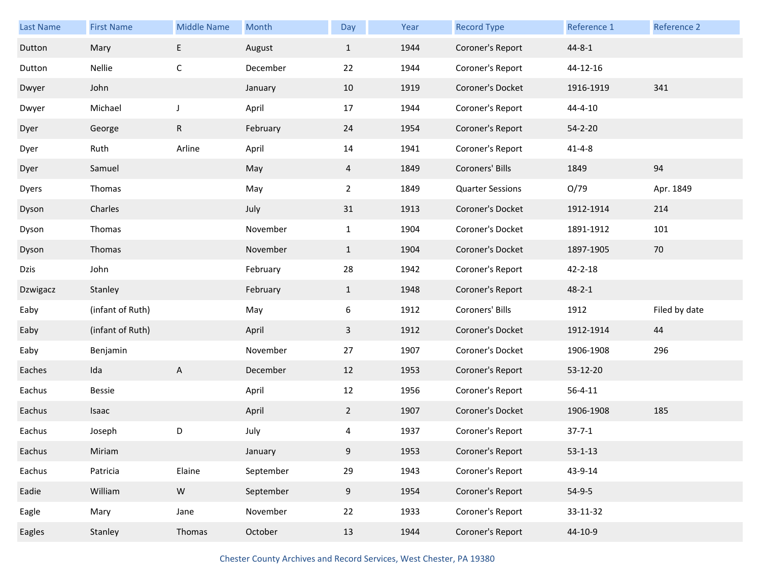| Last Name | First Name | Middle Name | Month | Day | Year | Record Type | Reference 1 | Reference 2 |
|---|---|---|---|---|---|---|---|---|
| Dutton | Mary | E | August | 1 | 1944 | Coroner's Report | 44-8-1 | |
| Dutton | Nellie | C | December | 22 | 1944 | Coroner's Report | 44-12-16 | |
| Dwyer | John | | January | 10 | 1919 | Coroner's Docket | 1916-1919 | 341 |
| Dwyer | Michael | J | April | 17 | 1944 | Coroner's Report | 44-4-10 | |
| Dyer | George | R | February | 24 | 1954 | Coroner's Report | 54-2-20 | |
| Dyer | Ruth | Arline | April | 14 | 1941 | Coroner's Report | 41-4-8 | |
| Dyer | Samuel | | May | 4 | 1849 | Coroners' Bills | 1849 | 94 |
| Dyers | Thomas | | May | 2 | 1849 | Quarter Sessions | O/79 | Apr. 1849 |
| Dyson | Charles | | July | 31 | 1913 | Coroner's Docket | 1912-1914 | 214 |
| Dyson | Thomas | | November | 1 | 1904 | Coroner's Docket | 1891-1912 | 101 |
| Dyson | Thomas | | November | 1 | 1904 | Coroner's Docket | 1897-1905 | 70 |
| Dzis | John | | February | 28 | 1942 | Coroner's Report | 42-2-18 | |
| Dzwigacz | Stanley | | February | 1 | 1948 | Coroner's Report | 48-2-1 | |
| Eaby | (infant of Ruth) | | May | 6 | 1912 | Coroners' Bills | 1912 | Filed by date |
| Eaby | (infant of Ruth) | | April | 3 | 1912 | Coroner's Docket | 1912-1914 | 44 |
| Eaby | Benjamin | | November | 27 | 1907 | Coroner's Docket | 1906-1908 | 296 |
| Eaches | Ida | A | December | 12 | 1953 | Coroner's Report | 53-12-20 | |
| Eachus | Bessie | | April | 12 | 1956 | Coroner's Report | 56-4-11 | |
| Eachus | Isaac | | April | 2 | 1907 | Coroner's Docket | 1906-1908 | 185 |
| Eachus | Joseph | D | July | 4 | 1937 | Coroner's Report | 37-7-1 | |
| Eachus | Miriam | | January | 9 | 1953 | Coroner's Report | 53-1-13 | |
| Eachus | Patricia | Elaine | September | 29 | 1943 | Coroner's Report | 43-9-14 | |
| Eadie | William | W | September | 9 | 1954 | Coroner's Report | 54-9-5 | |
| Eagle | Mary | Jane | November | 22 | 1933 | Coroner's Report | 33-11-32 | |
| Eagles | Stanley | Thomas | October | 13 | 1944 | Coroner's Report | 44-10-9 | |

Chester County Archives and Record Services, West Chester, PA 19380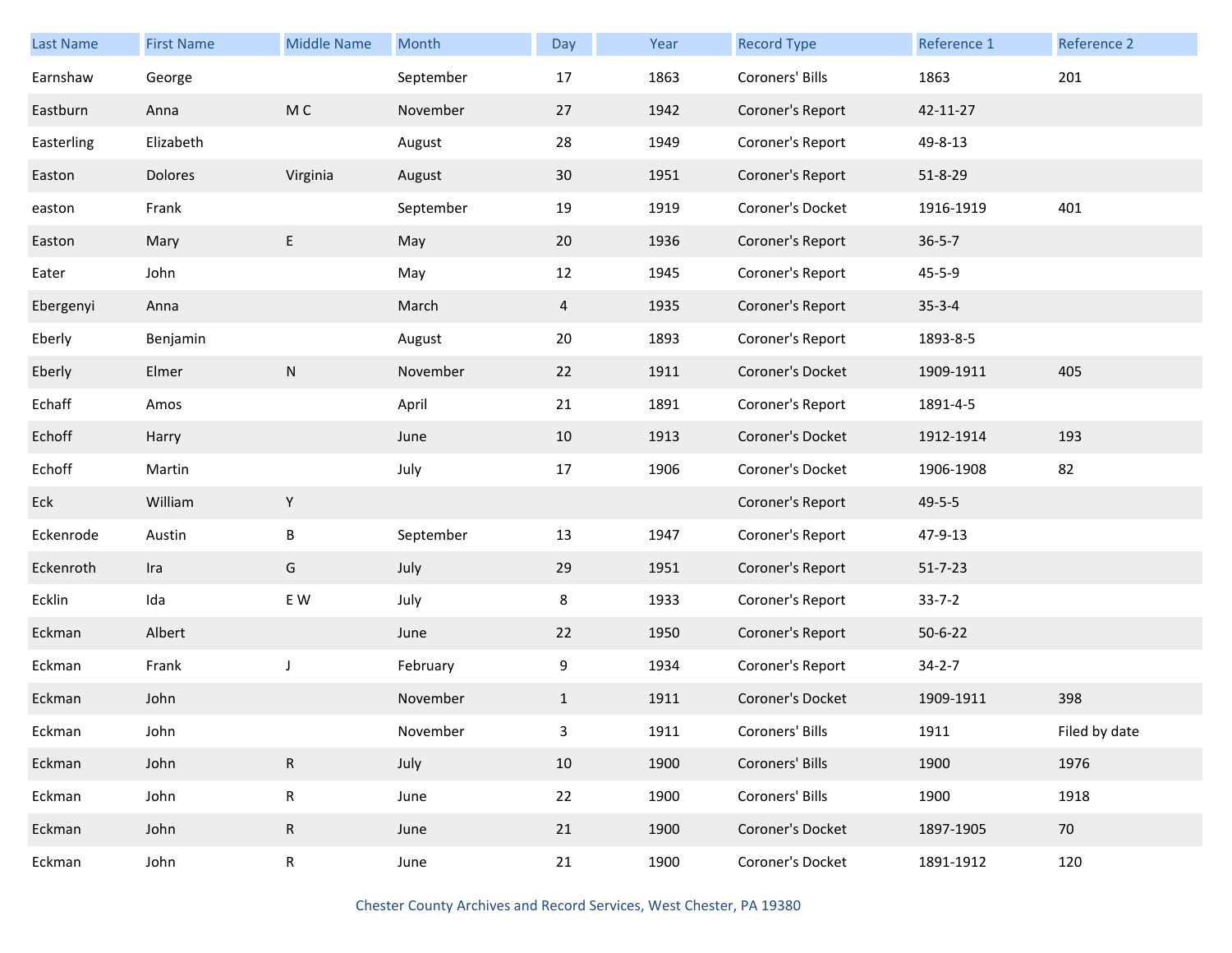| Last Name | First Name | Middle Name | Month | Day | Year | Record Type | Reference 1 | Reference 2 |
| --- | --- | --- | --- | --- | --- | --- | --- | --- |
| Earnshaw | George | | September | 17 | 1863 | Coroners' Bills | 1863 | 201 |
| Eastburn | Anna | M C | November | 27 | 1942 | Coroner's Report | 42-11-27 | |
| Easterling | Elizabeth | | August | 28 | 1949 | Coroner's Report | 49-8-13 | |
| Easton | Dolores | Virginia | August | 30 | 1951 | Coroner's Report | 51-8-29 | |
| easton | Frank | | September | 19 | 1919 | Coroner's Docket | 1916-1919 | 401 |
| Easton | Mary | E | May | 20 | 1936 | Coroner's Report | 36-5-7 | |
| Eater | John | | May | 12 | 1945 | Coroner's Report | 45-5-9 | |
| Ebergenyi | Anna | | March | 4 | 1935 | Coroner's Report | 35-3-4 | |
| Eberly | Benjamin | | August | 20 | 1893 | Coroner's Report | 1893-8-5 | |
| Eberly | Elmer | N | November | 22 | 1911 | Coroner's Docket | 1909-1911 | 405 |
| Echaff | Amos | | April | 21 | 1891 | Coroner's Report | 1891-4-5 | |
| Echoff | Harry | | June | 10 | 1913 | Coroner's Docket | 1912-1914 | 193 |
| Echoff | Martin | | July | 17 | 1906 | Coroner's Docket | 1906-1908 | 82 |
| Eck | William | Y | | | | Coroner's Report | 49-5-5 | |
| Eckenrode | Austin | B | September | 13 | 1947 | Coroner's Report | 47-9-13 | |
| Eckenroth | Ira | G | July | 29 | 1951 | Coroner's Report | 51-7-23 | |
| Ecklin | Ida | E W | July | 8 | 1933 | Coroner's Report | 33-7-2 | |
| Eckman | Albert | | June | 22 | 1950 | Coroner's Report | 50-6-22 | |
| Eckman | Frank | J | February | 9 | 1934 | Coroner's Report | 34-2-7 | |
| Eckman | John | | November | 1 | 1911 | Coroner's Docket | 1909-1911 | 398 |
| Eckman | John | | November | 3 | 1911 | Coroners' Bills | 1911 | Filed by date |
| Eckman | John | R | July | 10 | 1900 | Coroners' Bills | 1900 | 1976 |
| Eckman | John | R | June | 22 | 1900 | Coroners' Bills | 1900 | 1918 |
| Eckman | John | R | June | 21 | 1900 | Coroner's Docket | 1897-1905 | 70 |
| Eckman | John | R | June | 21 | 1900 | Coroner's Docket | 1891-1912 | 120 |

Chester County Archives and Record Services, West Chester, PA 19380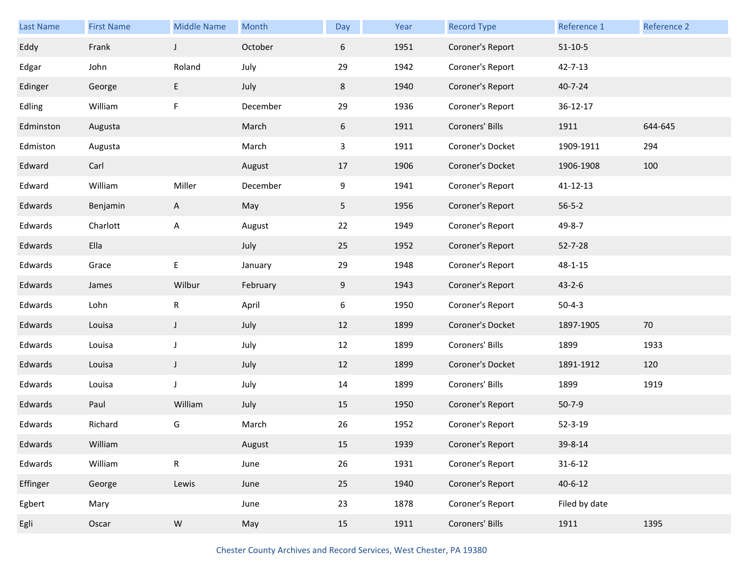| Last Name | First Name | Middle Name | Month | Day | Year | Record Type | Reference 1 | Reference 2 |
|---|---|---|---|---|---|---|---|---|
| Eddy | Frank | J | October | 6 | 1951 | Coroner's Report | 51-10-5 | |
| Edgar | John | Roland | July | 29 | 1942 | Coroner's Report | 42-7-13 | |
| Edinger | George | E | July | 8 | 1940 | Coroner's Report | 40-7-24 | |
| Edling | William | F | December | 29 | 1936 | Coroner's Report | 36-12-17 | |
| Edminston | Augusta | | March | 6 | 1911 | Coroners' Bills | 1911 | 644-645 |
| Edmiston | Augusta | | March | 3 | 1911 | Coroner's Docket | 1909-1911 | 294 |
| Edward | Carl | | August | 17 | 1906 | Coroner's Docket | 1906-1908 | 100 |
| Edward | William | Miller | December | 9 | 1941 | Coroner's Report | 41-12-13 | |
| Edwards | Benjamin | A | May | 5 | 1956 | Coroner's Report | 56-5-2 | |
| Edwards | Charlott | A | August | 22 | 1949 | Coroner's Report | 49-8-7 | |
| Edwards | Ella | | July | 25 | 1952 | Coroner's Report | 52-7-28 | |
| Edwards | Grace | E | January | 29 | 1948 | Coroner's Report | 48-1-15 | |
| Edwards | James | Wilbur | February | 9 | 1943 | Coroner's Report | 43-2-6 | |
| Edwards | Lohn | R | April | 6 | 1950 | Coroner's Report | 50-4-3 | |
| Edwards | Louisa | J | July | 12 | 1899 | Coroner's Docket | 1897-1905 | 70 |
| Edwards | Louisa | J | July | 12 | 1899 | Coroners' Bills | 1899 | 1933 |
| Edwards | Louisa | J | July | 12 | 1899 | Coroner's Docket | 1891-1912 | 120 |
| Edwards | Louisa | J | July | 14 | 1899 | Coroners' Bills | 1899 | 1919 |
| Edwards | Paul | William | July | 15 | 1950 | Coroner's Report | 50-7-9 | |
| Edwards | Richard | G | March | 26 | 1952 | Coroner's Report | 52-3-19 | |
| Edwards | William | | August | 15 | 1939 | Coroner's Report | 39-8-14 | |
| Edwards | William | R | June | 26 | 1931 | Coroner's Report | 31-6-12 | |
| Effinger | George | Lewis | June | 25 | 1940 | Coroner's Report | 40-6-12 | |
| Egbert | Mary | | June | 23 | 1878 | Coroner's Report | Filed by date | |
| Egli | Oscar | W | May | 15 | 1911 | Coroners' Bills | 1911 | 1395 |

Chester County Archives and Record Services, West Chester, PA 19380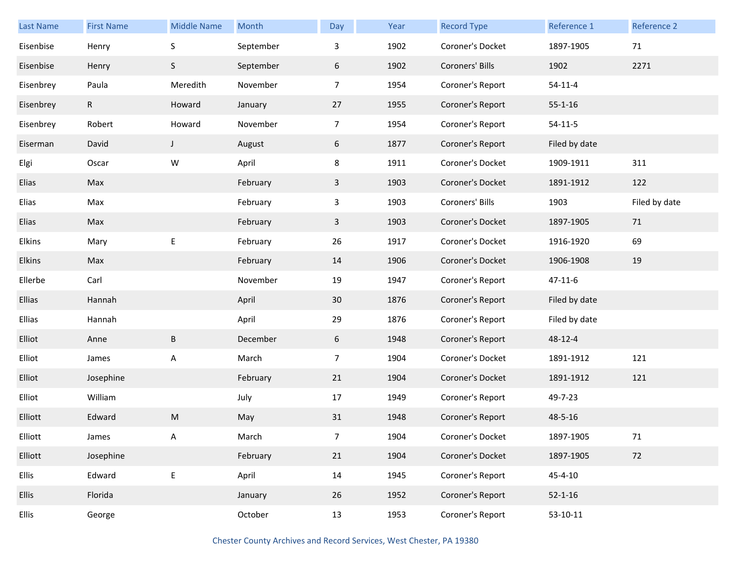| Last Name | First Name | Middle Name | Month | Day | Year | Record Type | Reference 1 | Reference 2 |
|---|---|---|---|---|---|---|---|---|
| Eisenbise | Henry | S | September | 3 | 1902 | Coroner's Docket | 1897-1905 | 71 |
| Eisenbise | Henry | S | September | 6 | 1902 | Coroners' Bills | 1902 | 2271 |
| Eisenbrey | Paula | Meredith | November | 7 | 1954 | Coroner's Report | 54-11-4 | |
| Eisenbrey | R | Howard | January | 27 | 1955 | Coroner's Report | 55-1-16 | |
| Eisenbrey | Robert | Howard | November | 7 | 1954 | Coroner's Report | 54-11-5 | |
| Eiserman | David | J | August | 6 | 1877 | Coroner's Report | Filed by date | |
| Elgi | Oscar | W | April | 8 | 1911 | Coroner's Docket | 1909-1911 | 311 |
| Elias | Max | | February | 3 | 1903 | Coroner's Docket | 1891-1912 | 122 |
| Elias | Max | | February | 3 | 1903 | Coroners' Bills | 1903 | Filed by date |
| Elias | Max | | February | 3 | 1903 | Coroner's Docket | 1897-1905 | 71 |
| Elkins | Mary | E | February | 26 | 1917 | Coroner's Docket | 1916-1920 | 69 |
| Elkins | Max | | February | 14 | 1906 | Coroner's Docket | 1906-1908 | 19 |
| Ellerbe | Carl | | November | 19 | 1947 | Coroner's Report | 47-11-6 | |
| Ellias | Hannah | | April | 30 | 1876 | Coroner's Report | Filed by date | |
| Ellias | Hannah | | April | 29 | 1876 | Coroner's Report | Filed by date | |
| Elliot | Anne | B | December | 6 | 1948 | Coroner's Report | 48-12-4 | |
| Elliot | James | A | March | 7 | 1904 | Coroner's Docket | 1891-1912 | 121 |
| Elliot | Josephine | | February | 21 | 1904 | Coroner's Docket | 1891-1912 | 121 |
| Elliot | William | | July | 17 | 1949 | Coroner's Report | 49-7-23 | |
| Elliott | Edward | M | May | 31 | 1948 | Coroner's Report | 48-5-16 | |
| Elliott | James | A | March | 7 | 1904 | Coroner's Docket | 1897-1905 | 71 |
| Elliott | Josephine | | February | 21 | 1904 | Coroner's Docket | 1897-1905 | 72 |
| Ellis | Edward | E | April | 14 | 1945 | Coroner's Report | 45-4-10 | |
| Ellis | Florida | | January | 26 | 1952 | Coroner's Report | 52-1-16 | |
| Ellis | George | | October | 13 | 1953 | Coroner's Report | 53-10-11 | |

Chester County Archives and Record Services, West Chester, PA 19380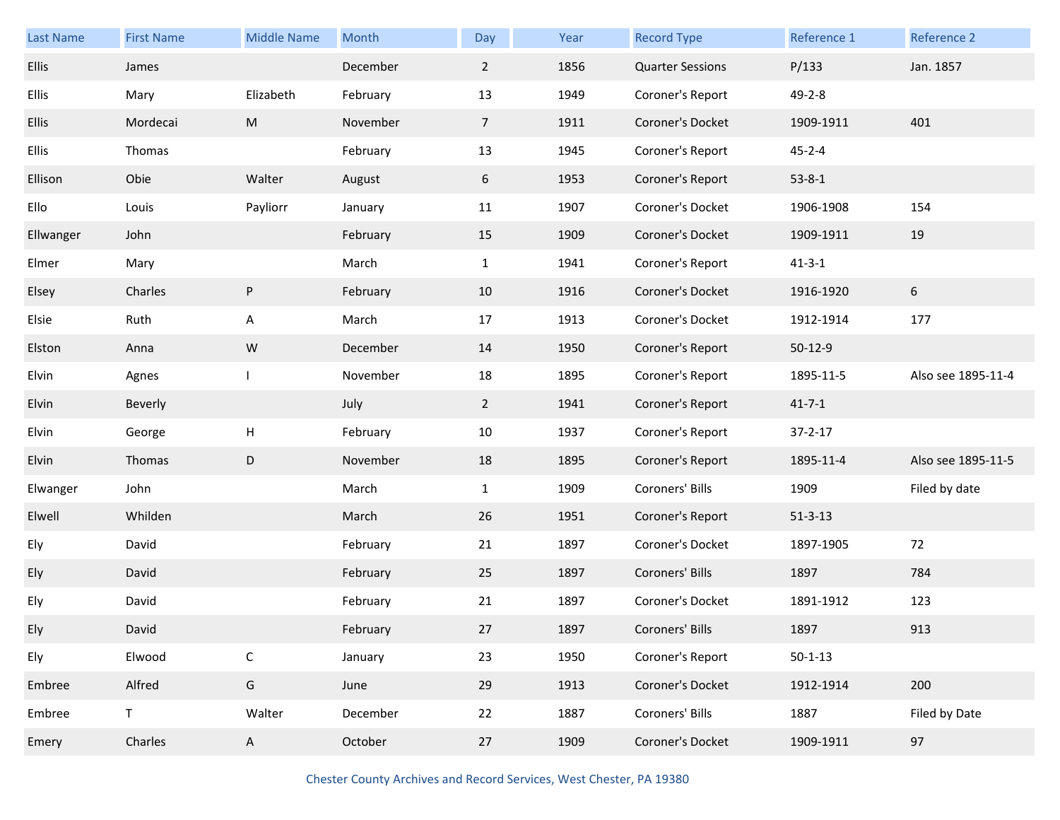| Last Name | First Name | Middle Name | Month | Day | Year | Record Type | Reference 1 | Reference 2 |
|---|---|---|---|---|---|---|---|---|
| Ellis | James | | December | 2 | 1856 | Quarter Sessions | P/133 | Jan. 1857 |
| Ellis | Mary | Elizabeth | February | 13 | 1949 | Coroner's Report | 49-2-8 | |
| Ellis | Mordecai | M | November | 7 | 1911 | Coroner's Docket | 1909-1911 | 401 |
| Ellis | Thomas | | February | 13 | 1945 | Coroner's Report | 45-2-4 | |
| Ellison | Obie | Walter | August | 6 | 1953 | Coroner's Report | 53-8-1 | |
| Ello | Louis | Payliorr | January | 11 | 1907 | Coroner's Docket | 1906-1908 | 154 |
| Ellwanger | John | | February | 15 | 1909 | Coroner's Docket | 1909-1911 | 19 |
| Elmer | Mary | | March | 1 | 1941 | Coroner's Report | 41-3-1 | |
| Elsey | Charles | P | February | 10 | 1916 | Coroner's Docket | 1916-1920 | 6 |
| Elsie | Ruth | A | March | 17 | 1913 | Coroner's Docket | 1912-1914 | 177 |
| Elston | Anna | W | December | 14 | 1950 | Coroner's Report | 50-12-9 | |
| Elvin | Agnes | I | November | 18 | 1895 | Coroner's Report | 1895-11-5 | Also see 1895-11-4 |
| Elvin | Beverly | | July | 2 | 1941 | Coroner's Report | 41-7-1 | |
| Elvin | George | H | February | 10 | 1937 | Coroner's Report | 37-2-17 | |
| Elvin | Thomas | D | November | 18 | 1895 | Coroner's Report | 1895-11-4 | Also see 1895-11-5 |
| Elwanger | John | | March | 1 | 1909 | Coroners' Bills | 1909 | Filed by date |
| Elwell | Whilden | | March | 26 | 1951 | Coroner's Report | 51-3-13 | |
| Ely | David | | February | 21 | 1897 | Coroner's Docket | 1897-1905 | 72 |
| Ely | David | | February | 25 | 1897 | Coroners' Bills | 1897 | 784 |
| Ely | David | | February | 21 | 1897 | Coroner's Docket | 1891-1912 | 123 |
| Ely | David | | February | 27 | 1897 | Coroners' Bills | 1897 | 913 |
| Ely | Elwood | C | January | 23 | 1950 | Coroner's Report | 50-1-13 | |
| Embree | Alfred | G | June | 29 | 1913 | Coroner's Docket | 1912-1914 | 200 |
| Embree | T | Walter | December | 22 | 1887 | Coroners' Bills | 1887 | Filed by Date |
| Emery | Charles | A | October | 27 | 1909 | Coroner's Docket | 1909-1911 | 97 |

Chester County Archives and Record Services, West Chester, PA 19380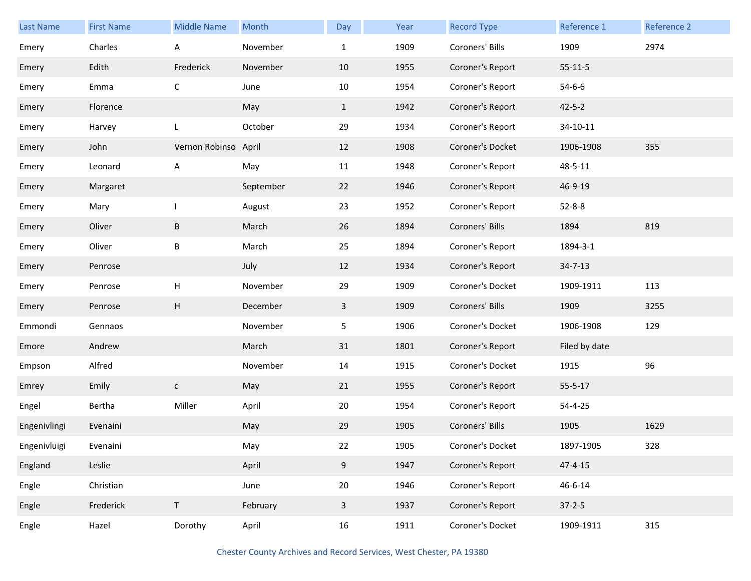| Last Name | First Name | Middle Name | Month | Day | Year | Record Type | Reference 1 | Reference 2 |
|---|---|---|---|---|---|---|---|---|
| Emery | Charles | A | November | 1 | 1909 | Coroners' Bills | 1909 | 2974 |
| Emery | Edith | Frederick | November | 10 | 1955 | Coroner's Report | 55-11-5 | |
| Emery | Emma | C | June | 10 | 1954 | Coroner's Report | 54-6-6 | |
| Emery | Florence | | May | 1 | 1942 | Coroner's Report | 42-5-2 | |
| Emery | Harvey | L | October | 29 | 1934 | Coroner's Report | 34-10-11 | |
| Emery | John | Vernon Robinso | April | 12 | 1908 | Coroner's Docket | 1906-1908 | 355 |
| Emery | Leonard | A | May | 11 | 1948 | Coroner's Report | 48-5-11 | |
| Emery | Margaret | | September | 22 | 1946 | Coroner's Report | 46-9-19 | |
| Emery | Mary | I | August | 23 | 1952 | Coroner's Report | 52-8-8 | |
| Emery | Oliver | B | March | 26 | 1894 | Coroners' Bills | 1894 | 819 |
| Emery | Oliver | B | March | 25 | 1894 | Coroner's Report | 1894-3-1 | |
| Emery | Penrose | | July | 12 | 1934 | Coroner's Report | 34-7-13 | |
| Emery | Penrose | H | November | 29 | 1909 | Coroner's Docket | 1909-1911 | 113 |
| Emery | Penrose | H | December | 3 | 1909 | Coroners' Bills | 1909 | 3255 |
| Emmondi | Gennaos | | November | 5 | 1906 | Coroner's Docket | 1906-1908 | 129 |
| Emore | Andrew | | March | 31 | 1801 | Coroner's Report | Filed by date | |
| Empson | Alfred | | November | 14 | 1915 | Coroner's Docket | 1915 | 96 |
| Emrey | Emily | c | May | 21 | 1955 | Coroner's Report | 55-5-17 | |
| Engel | Bertha | Miller | April | 20 | 1954 | Coroner's Report | 54-4-25 | |
| Engenivlingi | Evenaini | | May | 29 | 1905 | Coroners' Bills | 1905 | 1629 |
| Engenivluigi | Evenaini | | May | 22 | 1905 | Coroner's Docket | 1897-1905 | 328 |
| England | Leslie | | April | 9 | 1947 | Coroner's Report | 47-4-15 | |
| Engle | Christian | | June | 20 | 1946 | Coroner's Report | 46-6-14 | |
| Engle | Frederick | T | February | 3 | 1937 | Coroner's Report | 37-2-5 | |
| Engle | Hazel | Dorothy | April | 16 | 1911 | Coroner's Docket | 1909-1911 | 315 |

Chester County Archives and Record Services, West Chester, PA 19380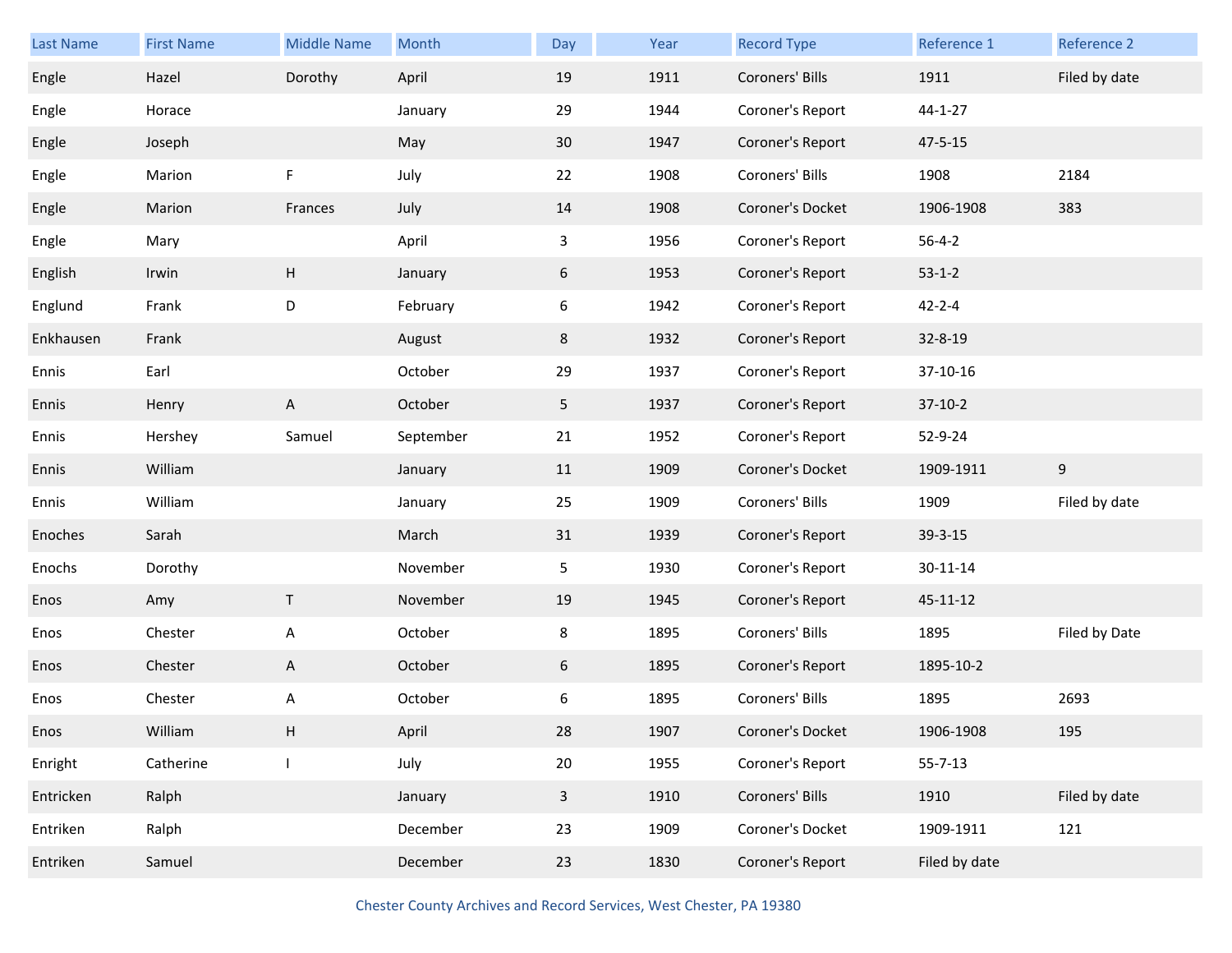| Last Name | First Name | Middle Name | Month | Day | Year | Record Type | Reference 1 | Reference 2 |
|---|---|---|---|---|---|---|---|---|
| Engle | Hazel | Dorothy | April | 19 | 1911 | Coroners' Bills | 1911 | Filed by date |
| Engle | Horace | | January | 29 | 1944 | Coroner's Report | 44-1-27 | |
| Engle | Joseph | | May | 30 | 1947 | Coroner's Report | 47-5-15 | |
| Engle | Marion | F | July | 22 | 1908 | Coroners' Bills | 1908 | 2184 |
| Engle | Marion | Frances | July | 14 | 1908 | Coroner's Docket | 1906-1908 | 383 |
| Engle | Mary | | April | 3 | 1956 | Coroner's Report | 56-4-2 | |
| English | Irwin | H | January | 6 | 1953 | Coroner's Report | 53-1-2 | |
| Englund | Frank | D | February | 6 | 1942 | Coroner's Report | 42-2-4 | |
| Enkhausen | Frank | | August | 8 | 1932 | Coroner's Report | 32-8-19 | |
| Ennis | Earl | | October | 29 | 1937 | Coroner's Report | 37-10-16 | |
| Ennis | Henry | A | October | 5 | 1937 | Coroner's Report | 37-10-2 | |
| Ennis | Hershey | Samuel | September | 21 | 1952 | Coroner's Report | 52-9-24 | |
| Ennis | William | | January | 11 | 1909 | Coroner's Docket | 1909-1911 | 9 |
| Ennis | William | | January | 25 | 1909 | Coroners' Bills | 1909 | Filed by date |
| Enoches | Sarah | | March | 31 | 1939 | Coroner's Report | 39-3-15 | |
| Enochs | Dorothy | | November | 5 | 1930 | Coroner's Report | 30-11-14 | |
| Enos | Amy | T | November | 19 | 1945 | Coroner's Report | 45-11-12 | |
| Enos | Chester | A | October | 8 | 1895 | Coroners' Bills | 1895 | Filed by Date |
| Enos | Chester | A | October | 6 | 1895 | Coroner's Report | 1895-10-2 | |
| Enos | Chester | A | October | 6 | 1895 | Coroners' Bills | 1895 | 2693 |
| Enos | William | H | April | 28 | 1907 | Coroner's Docket | 1906-1908 | 195 |
| Enright | Catherine | I | July | 20 | 1955 | Coroner's Report | 55-7-13 | |
| Entricken | Ralph | | January | 3 | 1910 | Coroners' Bills | 1910 | Filed by date |
| Entriken | Ralph | | December | 23 | 1909 | Coroner's Docket | 1909-1911 | 121 |
| Entriken | Samuel | | December | 23 | 1830 | Coroner's Report | Filed by date | |

Chester County Archives and Record Services, West Chester, PA 19380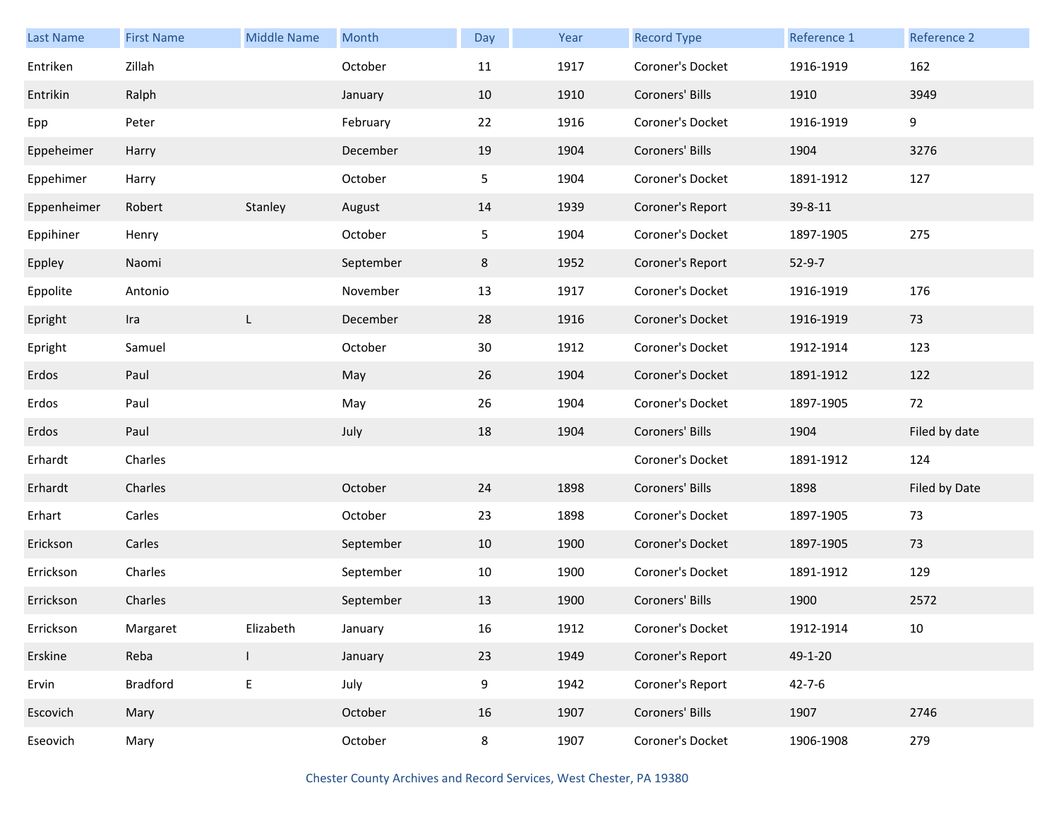| Last Name | First Name | Middle Name | Month | Day | Year | Record Type | Reference 1 | Reference 2 |
|---|---|---|---|---|---|---|---|---|
| Entriken | Zillah | | October | 11 | 1917 | Coroner's Docket | 1916-1919 | 162 |
| Entrikin | Ralph | | January | 10 | 1910 | Coroners' Bills | 1910 | 3949 |
| Epp | Peter | | February | 22 | 1916 | Coroner's Docket | 1916-1919 | 9 |
| Eppeheimer | Harry | | December | 19 | 1904 | Coroners' Bills | 1904 | 3276 |
| Eppehimer | Harry | | October | 5 | 1904 | Coroner's Docket | 1891-1912 | 127 |
| Eppenheimer | Robert | Stanley | August | 14 | 1939 | Coroner's Report | 39-8-11 | |
| Eppihiner | Henry | | October | 5 | 1904 | Coroner's Docket | 1897-1905 | 275 |
| Eppley | Naomi | | September | 8 | 1952 | Coroner's Report | 52-9-7 | |
| Eppolite | Antonio | | November | 13 | 1917 | Coroner's Docket | 1916-1919 | 176 |
| Epright | Ira | L | December | 28 | 1916 | Coroner's Docket | 1916-1919 | 73 |
| Epright | Samuel | | October | 30 | 1912 | Coroner's Docket | 1912-1914 | 123 |
| Erdos | Paul | | May | 26 | 1904 | Coroner's Docket | 1891-1912 | 122 |
| Erdos | Paul | | May | 26 | 1904 | Coroner's Docket | 1897-1905 | 72 |
| Erdos | Paul | | July | 18 | 1904 | Coroners' Bills | 1904 | Filed by date |
| Erhardt | Charles | | | | | Coroner's Docket | 1891-1912 | 124 |
| Erhardt | Charles | | October | 24 | 1898 | Coroners' Bills | 1898 | Filed by Date |
| Erhart | Carles | | October | 23 | 1898 | Coroner's Docket | 1897-1905 | 73 |
| Erickson | Carles | | September | 10 | 1900 | Coroner's Docket | 1897-1905 | 73 |
| Errickson | Charles | | September | 10 | 1900 | Coroner's Docket | 1891-1912 | 129 |
| Errickson | Charles | | September | 13 | 1900 | Coroners' Bills | 1900 | 2572 |
| Errickson | Margaret | Elizabeth | January | 16 | 1912 | Coroner's Docket | 1912-1914 | 10 |
| Erskine | Reba | I | January | 23 | 1949 | Coroner's Report | 49-1-20 | |
| Ervin | Bradford | E | July | 9 | 1942 | Coroner's Report | 42-7-6 | |
| Escovich | Mary | | October | 16 | 1907 | Coroners' Bills | 1907 | 2746 |
| Eseovich | Mary | | October | 8 | 1907 | Coroner's Docket | 1906-1908 | 279 |

Chester County Archives and Record Services, West Chester, PA 19380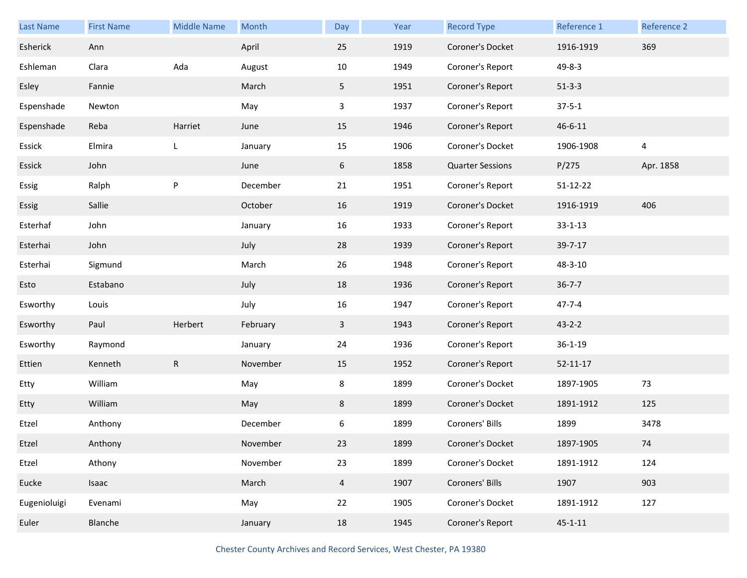| Last Name | First Name | Middle Name | Month | Day | Year | Record Type | Reference 1 | Reference 2 |
|---|---|---|---|---|---|---|---|---|
| Esherick | Ann | | April | 25 | 1919 | Coroner's Docket | 1916-1919 | 369 |
| Eshleman | Clara | Ada | August | 10 | 1949 | Coroner's Report | 49-8-3 | |
| Esley | Fannie | | March | 5 | 1951 | Coroner's Report | 51-3-3 | |
| Espenshade | Newton | | May | 3 | 1937 | Coroner's Report | 37-5-1 | |
| Espenshade | Reba | Harriet | June | 15 | 1946 | Coroner's Report | 46-6-11 | |
| Essick | Elmira | L | January | 15 | 1906 | Coroner's Docket | 1906-1908 | 4 |
| Essick | John | | June | 6 | 1858 | Quarter Sessions | P/275 | Apr. 1858 |
| Essig | Ralph | P | December | 21 | 1951 | Coroner's Report | 51-12-22 | |
| Essig | Sallie | | October | 16 | 1919 | Coroner's Docket | 1916-1919 | 406 |
| Esterhaf | John | | January | 16 | 1933 | Coroner's Report | 33-1-13 | |
| Esterhai | John | | July | 28 | 1939 | Coroner's Report | 39-7-17 | |
| Esterhai | Sigmund | | March | 26 | 1948 | Coroner's Report | 48-3-10 | |
| Esto | Estabano | | July | 18 | 1936 | Coroner's Report | 36-7-7 | |
| Esworthy | Louis | | July | 16 | 1947 | Coroner's Report | 47-7-4 | |
| Esworthy | Paul | Herbert | February | 3 | 1943 | Coroner's Report | 43-2-2 | |
| Esworthy | Raymond | | January | 24 | 1936 | Coroner's Report | 36-1-19 | |
| Ettien | Kenneth | R | November | 15 | 1952 | Coroner's Report | 52-11-17 | |
| Etty | William | | May | 8 | 1899 | Coroner's Docket | 1897-1905 | 73 |
| Etty | William | | May | 8 | 1899 | Coroner's Docket | 1891-1912 | 125 |
| Etzel | Anthony | | December | 6 | 1899 | Coroners' Bills | 1899 | 3478 |
| Etzel | Anthony | | November | 23 | 1899 | Coroner's Docket | 1897-1905 | 74 |
| Etzel | Athony | | November | 23 | 1899 | Coroner's Docket | 1891-1912 | 124 |
| Eucke | Isaac | | March | 4 | 1907 | Coroners' Bills | 1907 | 903 |
| Eugenioluigi | Evenami | | May | 22 | 1905 | Coroner's Docket | 1891-1912 | 127 |
| Euler | Blanche | | January | 18 | 1945 | Coroner's Report | 45-1-11 | |

Chester County Archives and Record Services, West Chester, PA 19380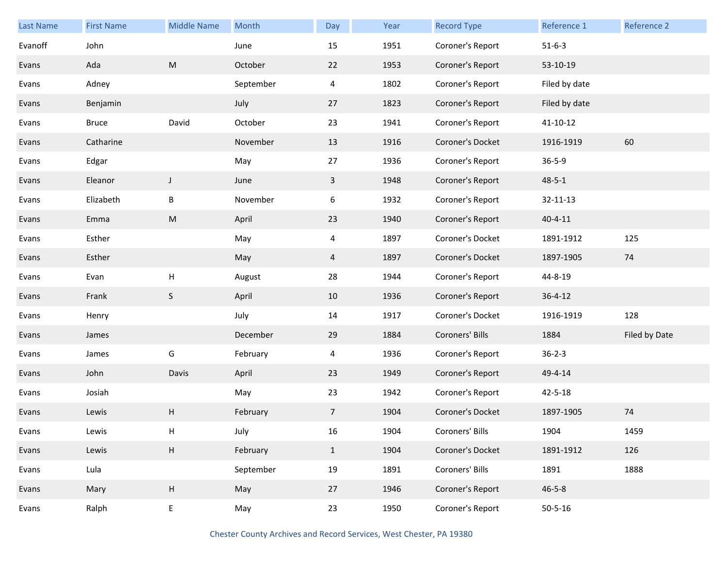| Last Name | First Name | Middle Name | Month | Day | Year | Record Type | Reference 1 | Reference 2 |
|---|---|---|---|---|---|---|---|---|
| Evanoff | John | | June | 15 | 1951 | Coroner's Report | 51-6-3 | |
| Evans | Ada | M | October | 22 | 1953 | Coroner's Report | 53-10-19 | |
| Evans | Adney | | September | 4 | 1802 | Coroner's Report | Filed by date | |
| Evans | Benjamin | | July | 27 | 1823 | Coroner's Report | Filed by date | |
| Evans | Bruce | David | October | 23 | 1941 | Coroner's Report | 41-10-12 | |
| Evans | Catharine | | November | 13 | 1916 | Coroner's Docket | 1916-1919 | 60 |
| Evans | Edgar | | May | 27 | 1936 | Coroner's Report | 36-5-9 | |
| Evans | Eleanor | J | June | 3 | 1948 | Coroner's Report | 48-5-1 | |
| Evans | Elizabeth | B | November | 6 | 1932 | Coroner's Report | 32-11-13 | |
| Evans | Emma | M | April | 23 | 1940 | Coroner's Report | 40-4-11 | |
| Evans | Esther | | May | 4 | 1897 | Coroner's Docket | 1891-1912 | 125 |
| Evans | Esther | | May | 4 | 1897 | Coroner's Docket | 1897-1905 | 74 |
| Evans | Evan | H | August | 28 | 1944 | Coroner's Report | 44-8-19 | |
| Evans | Frank | S | April | 10 | 1936 | Coroner's Report | 36-4-12 | |
| Evans | Henry | | July | 14 | 1917 | Coroner's Docket | 1916-1919 | 128 |
| Evans | James | | December | 29 | 1884 | Coroners' Bills | 1884 | Filed by Date |
| Evans | James | G | February | 4 | 1936 | Coroner's Report | 36-2-3 | |
| Evans | John | Davis | April | 23 | 1949 | Coroner's Report | 49-4-14 | |
| Evans | Josiah | | May | 23 | 1942 | Coroner's Report | 42-5-18 | |
| Evans | Lewis | H | February | 7 | 1904 | Coroner's Docket | 1897-1905 | 74 |
| Evans | Lewis | H | July | 16 | 1904 | Coroners' Bills | 1904 | 1459 |
| Evans | Lewis | H | February | 1 | 1904 | Coroner's Docket | 1891-1912 | 126 |
| Evans | Lula | | September | 19 | 1891 | Coroners' Bills | 1891 | 1888 |
| Evans | Mary | H | May | 27 | 1946 | Coroner's Report | 46-5-8 | |
| Evans | Ralph | E | May | 23 | 1950 | Coroner's Report | 50-5-16 | |

Chester County Archives and Record Services, West Chester, PA 19380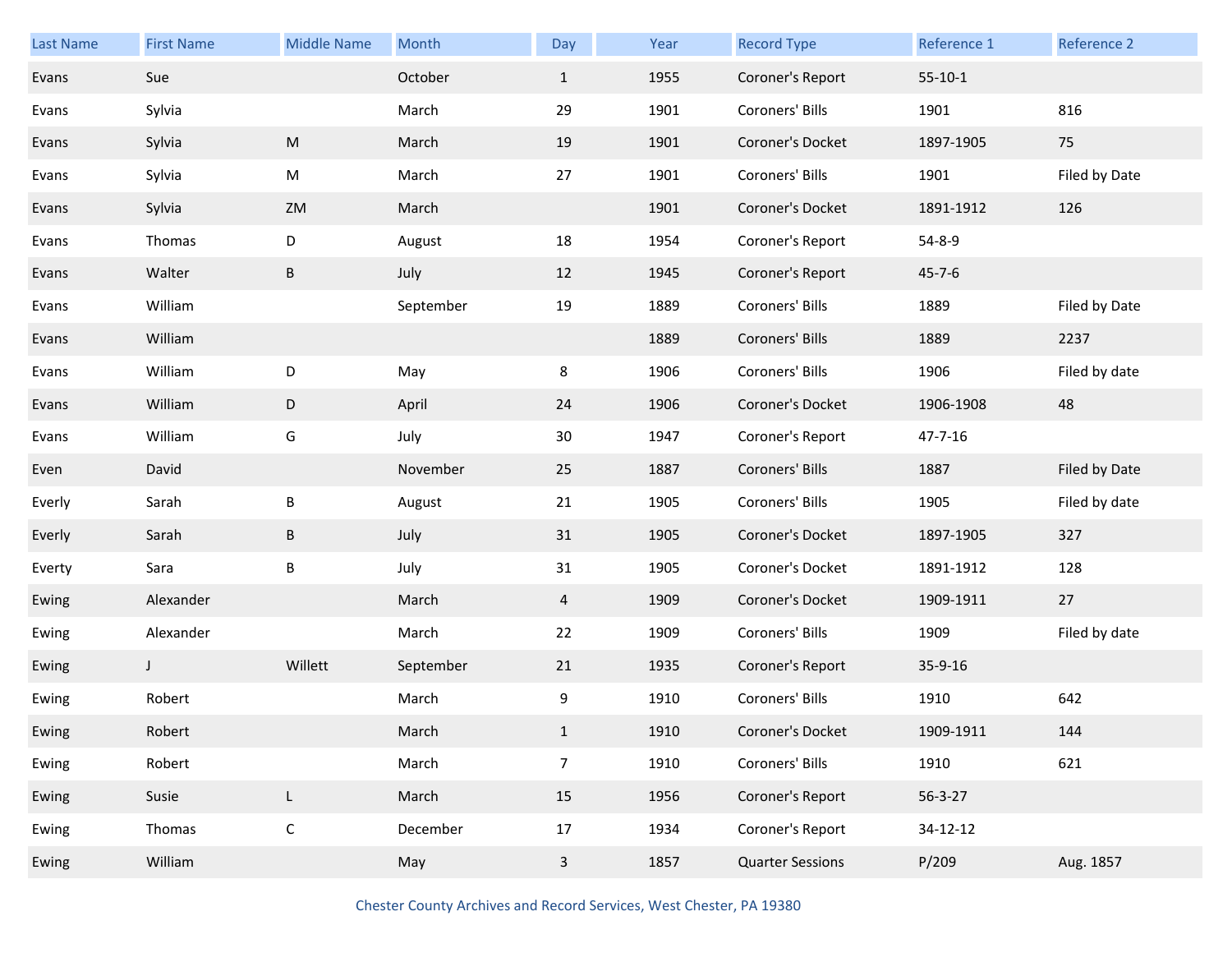| Last Name | First Name | Middle Name | Month | Day | Year | Record Type | Reference 1 | Reference 2 |
|---|---|---|---|---|---|---|---|---|
| Evans | Sue | | October | 1 | 1955 | Coroner's Report | 55-10-1 | |
| Evans | Sylvia | | March | 29 | 1901 | Coroners' Bills | 1901 | 816 |
| Evans | Sylvia | M | March | 19 | 1901 | Coroner's Docket | 1897-1905 | 75 |
| Evans | Sylvia | M | March | 27 | 1901 | Coroners' Bills | 1901 | Filed by Date |
| Evans | Sylvia | ZM | March | | 1901 | Coroner's Docket | 1891-1912 | 126 |
| Evans | Thomas | D | August | 18 | 1954 | Coroner's Report | 54-8-9 | |
| Evans | Walter | B | July | 12 | 1945 | Coroner's Report | 45-7-6 | |
| Evans | William | | September | 19 | 1889 | Coroners' Bills | 1889 | Filed by Date |
| Evans | William | | | | 1889 | Coroners' Bills | 1889 | 2237 |
| Evans | William | D | May | 8 | 1906 | Coroners' Bills | 1906 | Filed by date |
| Evans | William | D | April | 24 | 1906 | Coroner's Docket | 1906-1908 | 48 |
| Evans | William | G | July | 30 | 1947 | Coroner's Report | 47-7-16 | |
| Even | David | | November | 25 | 1887 | Coroners' Bills | 1887 | Filed by Date |
| Everly | Sarah | B | August | 21 | 1905 | Coroners' Bills | 1905 | Filed by date |
| Everly | Sarah | B | July | 31 | 1905 | Coroner's Docket | 1897-1905 | 327 |
| Everty | Sara | B | July | 31 | 1905 | Coroner's Docket | 1891-1912 | 128 |
| Ewing | Alexander | | March | 4 | 1909 | Coroner's Docket | 1909-1911 | 27 |
| Ewing | Alexander | | March | 22 | 1909 | Coroners' Bills | 1909 | Filed by date |
| Ewing | J | Willett | September | 21 | 1935 | Coroner's Report | 35-9-16 | |
| Ewing | Robert | | March | 9 | 1910 | Coroners' Bills | 1910 | 642 |
| Ewing | Robert | | March | 1 | 1910 | Coroner's Docket | 1909-1911 | 144 |
| Ewing | Robert | | March | 7 | 1910 | Coroners' Bills | 1910 | 621 |
| Ewing | Susie | L | March | 15 | 1956 | Coroner's Report | 56-3-27 | |
| Ewing | Thomas | C | December | 17 | 1934 | Coroner's Report | 34-12-12 | |
| Ewing | William | | May | 3 | 1857 | Quarter Sessions | P/209 | Aug. 1857 |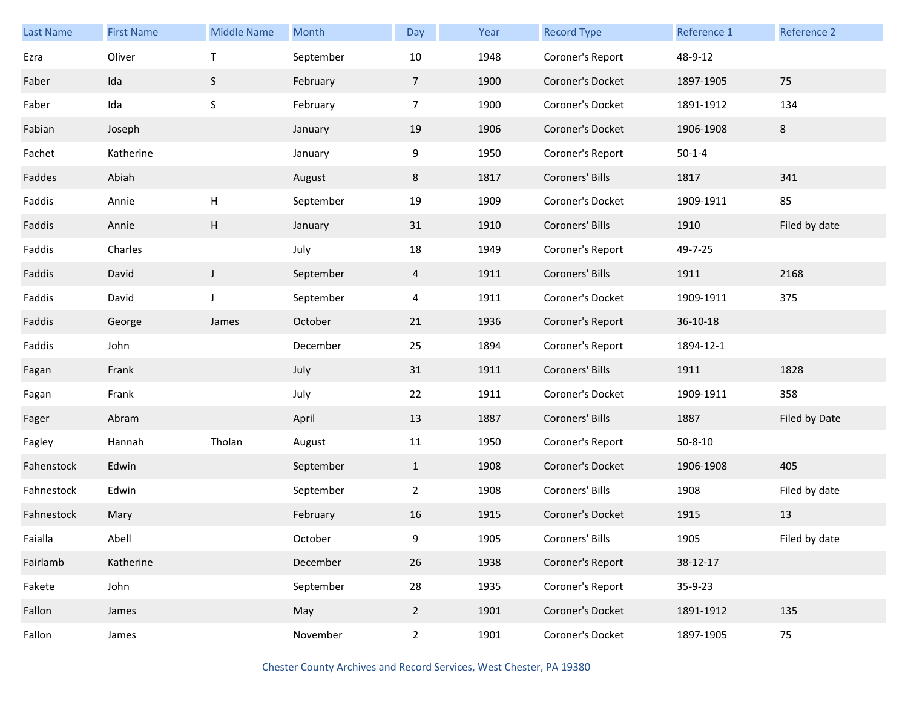| Last Name | First Name | Middle Name | Month | Day | Year | Record Type | Reference 1 | Reference 2 |
|---|---|---|---|---|---|---|---|---|
| Ezra | Oliver | T | September | 10 | 1948 | Coroner's Report | 48-9-12 | |
| Faber | Ida | S | February | 7 | 1900 | Coroner's Docket | 1897-1905 | 75 |
| Faber | Ida | S | February | 7 | 1900 | Coroner's Docket | 1891-1912 | 134 |
| Fabian | Joseph | | January | 19 | 1906 | Coroner's Docket | 1906-1908 | 8 |
| Fachet | Katherine | | January | 9 | 1950 | Coroner's Report | 50-1-4 | |
| Faddes | Abiah | | August | 8 | 1817 | Coroners' Bills | 1817 | 341 |
| Faddis | Annie | H | September | 19 | 1909 | Coroner's Docket | 1909-1911 | 85 |
| Faddis | Annie | H | January | 31 | 1910 | Coroners' Bills | 1910 | Filed by date |
| Faddis | Charles | | July | 18 | 1949 | Coroner's Report | 49-7-25 | |
| Faddis | David | J | September | 4 | 1911 | Coroners' Bills | 1911 | 2168 |
| Faddis | David | J | September | 4 | 1911 | Coroner's Docket | 1909-1911 | 375 |
| Faddis | George | James | October | 21 | 1936 | Coroner's Report | 36-10-18 | |
| Faddis | John | | December | 25 | 1894 | Coroner's Report | 1894-12-1 | |
| Fagan | Frank | | July | 31 | 1911 | Coroners' Bills | 1911 | 1828 |
| Fagan | Frank | | July | 22 | 1911 | Coroner's Docket | 1909-1911 | 358 |
| Fager | Abram | | April | 13 | 1887 | Coroners' Bills | 1887 | Filed by Date |
| Fagley | Hannah | Tholan | August | 11 | 1950 | Coroner's Report | 50-8-10 | |
| Fahenstock | Edwin | | September | 1 | 1908 | Coroner's Docket | 1906-1908 | 405 |
| Fahnestock | Edwin | | September | 2 | 1908 | Coroners' Bills | 1908 | Filed by date |
| Fahnestock | Mary | | February | 16 | 1915 | Coroner's Docket | 1915 | 13 |
| Faialla | Abell | | October | 9 | 1905 | Coroners' Bills | 1905 | Filed by date |
| Fairlamb | Katherine | | December | 26 | 1938 | Coroner's Report | 38-12-17 | |
| Fakete | John | | September | 28 | 1935 | Coroner's Report | 35-9-23 | |
| Fallon | James | | May | 2 | 1901 | Coroner's Docket | 1891-1912 | 135 |
| Fallon | James | | November | 2 | 1901 | Coroner's Docket | 1897-1905 | 75 |

Chester County Archives and Record Services, West Chester, PA 19380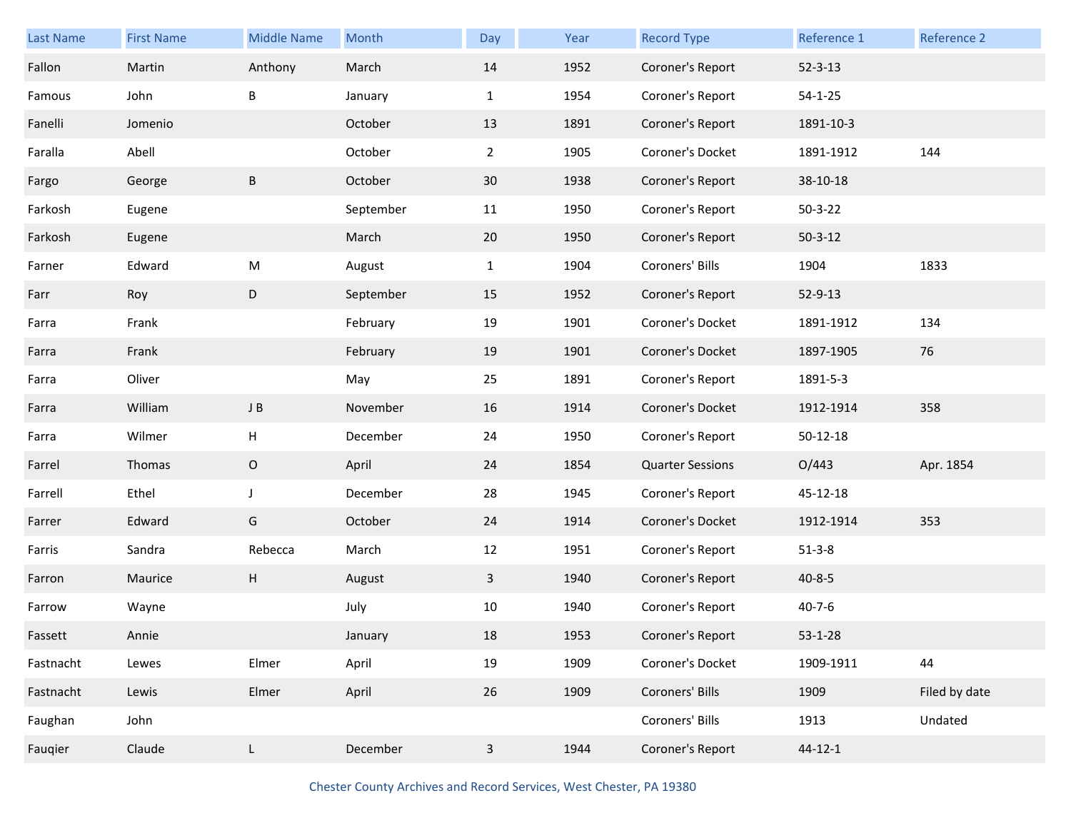| Last Name | First Name | Middle Name | Month | Day | Year | Record Type | Reference 1 | Reference 2 |
|---|---|---|---|---|---|---|---|---|
| Fallon | Martin | Anthony | March | 14 | 1952 | Coroner's Report | 52-3-13 | |
| Famous | John | B | January | 1 | 1954 | Coroner's Report | 54-1-25 | |
| Fanelli | Jomenio | | October | 13 | 1891 | Coroner's Report | 1891-10-3 | |
| Faralla | Abell | | October | 2 | 1905 | Coroner's Docket | 1891-1912 | 144 |
| Fargo | George | B | October | 30 | 1938 | Coroner's Report | 38-10-18 | |
| Farkosh | Eugene | | September | 11 | 1950 | Coroner's Report | 50-3-22 | |
| Farkosh | Eugene | | March | 20 | 1950 | Coroner's Report | 50-3-12 | |
| Farner | Edward | M | August | 1 | 1904 | Coroners' Bills | 1904 | 1833 |
| Farr | Roy | D | September | 15 | 1952 | Coroner's Report | 52-9-13 | |
| Farra | Frank | | February | 19 | 1901 | Coroner's Docket | 1891-1912 | 134 |
| Farra | Frank | | February | 19 | 1901 | Coroner's Docket | 1897-1905 | 76 |
| Farra | Oliver | | May | 25 | 1891 | Coroner's Report | 1891-5-3 | |
| Farra | William | J B | November | 16 | 1914 | Coroner's Docket | 1912-1914 | 358 |
| Farra | Wilmer | H | December | 24 | 1950 | Coroner's Report | 50-12-18 | |
| Farrel | Thomas | O | April | 24 | 1854 | Quarter Sessions | O/443 | Apr. 1854 |
| Farrell | Ethel | J | December | 28 | 1945 | Coroner's Report | 45-12-18 | |
| Farrer | Edward | G | October | 24 | 1914 | Coroner's Docket | 1912-1914 | 353 |
| Farris | Sandra | Rebecca | March | 12 | 1951 | Coroner's Report | 51-3-8 | |
| Farron | Maurice | H | August | 3 | 1940 | Coroner's Report | 40-8-5 | |
| Farrow | Wayne | | July | 10 | 1940 | Coroner's Report | 40-7-6 | |
| Fassett | Annie | | January | 18 | 1953 | Coroner's Report | 53-1-28 | |
| Fastnacht | Lewes | Elmer | April | 19 | 1909 | Coroner's Docket | 1909-1911 | 44 |
| Fastnacht | Lewis | Elmer | April | 26 | 1909 | Coroners' Bills | 1909 | Filed by date |
| Faughan | John | | | | | Coroners' Bills | 1913 | Undated |
| Fauqier | Claude | L | December | 3 | 1944 | Coroner's Report | 44-12-1 | |

Chester County Archives and Record Services, West Chester, PA 19380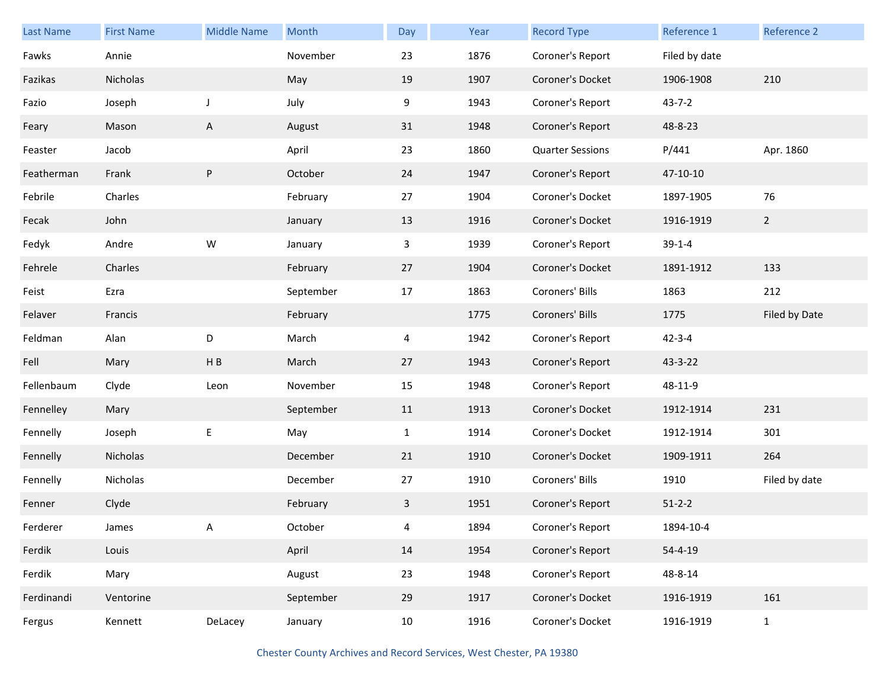| Last Name | First Name | Middle Name | Month | Day | Year | Record Type | Reference 1 | Reference 2 |
|---|---|---|---|---|---|---|---|---|
| Fawks | Annie | | November | 23 | 1876 | Coroner's Report | Filed by date | |
| Fazikas | Nicholas | | May | 19 | 1907 | Coroner's Docket | 1906-1908 | 210 |
| Fazio | Joseph | J | July | 9 | 1943 | Coroner's Report | 43-7-2 | |
| Feary | Mason | A | August | 31 | 1948 | Coroner's Report | 48-8-23 | |
| Feaster | Jacob | | April | 23 | 1860 | Quarter Sessions | P/441 | Apr. 1860 |
| Featherman | Frank | P | October | 24 | 1947 | Coroner's Report | 47-10-10 | |
| Febrile | Charles | | February | 27 | 1904 | Coroner's Docket | 1897-1905 | 76 |
| Fecak | John | | January | 13 | 1916 | Coroner's Docket | 1916-1919 | 2 |
| Fedyk | Andre | W | January | 3 | 1939 | Coroner's Report | 39-1-4 | |
| Fehrele | Charles | | February | 27 | 1904 | Coroner's Docket | 1891-1912 | 133 |
| Feist | Ezra | | September | 17 | 1863 | Coroners' Bills | 1863 | 212 |
| Felaver | Francis | | February | | 1775 | Coroners' Bills | 1775 | Filed by Date |
| Feldman | Alan | D | March | 4 | 1942 | Coroner's Report | 42-3-4 | |
| Fell | Mary | H B | March | 27 | 1943 | Coroner's Report | 43-3-22 | |
| Fellenbaum | Clyde | Leon | November | 15 | 1948 | Coroner's Report | 48-11-9 | |
| Fennelley | Mary | | September | 11 | 1913 | Coroner's Docket | 1912-1914 | 231 |
| Fennelly | Joseph | E | May | 1 | 1914 | Coroner's Docket | 1912-1914 | 301 |
| Fennelly | Nicholas | | December | 21 | 1910 | Coroner's Docket | 1909-1911 | 264 |
| Fennelly | Nicholas | | December | 27 | 1910 | Coroners' Bills | 1910 | Filed by date |
| Fenner | Clyde | | February | 3 | 1951 | Coroner's Report | 51-2-2 | |
| Ferderer | James | A | October | 4 | 1894 | Coroner's Report | 1894-10-4 | |
| Ferdik | Louis | | April | 14 | 1954 | Coroner's Report | 54-4-19 | |
| Ferdik | Mary | | August | 23 | 1948 | Coroner's Report | 48-8-14 | |
| Ferdinandi | Ventorine | | September | 29 | 1917 | Coroner's Docket | 1916-1919 | 161 |
| Fergus | Kennett | DeLacey | January | 10 | 1916 | Coroner's Docket | 1916-1919 | 1 |

Chester County Archives and Record Services, West Chester, PA 19380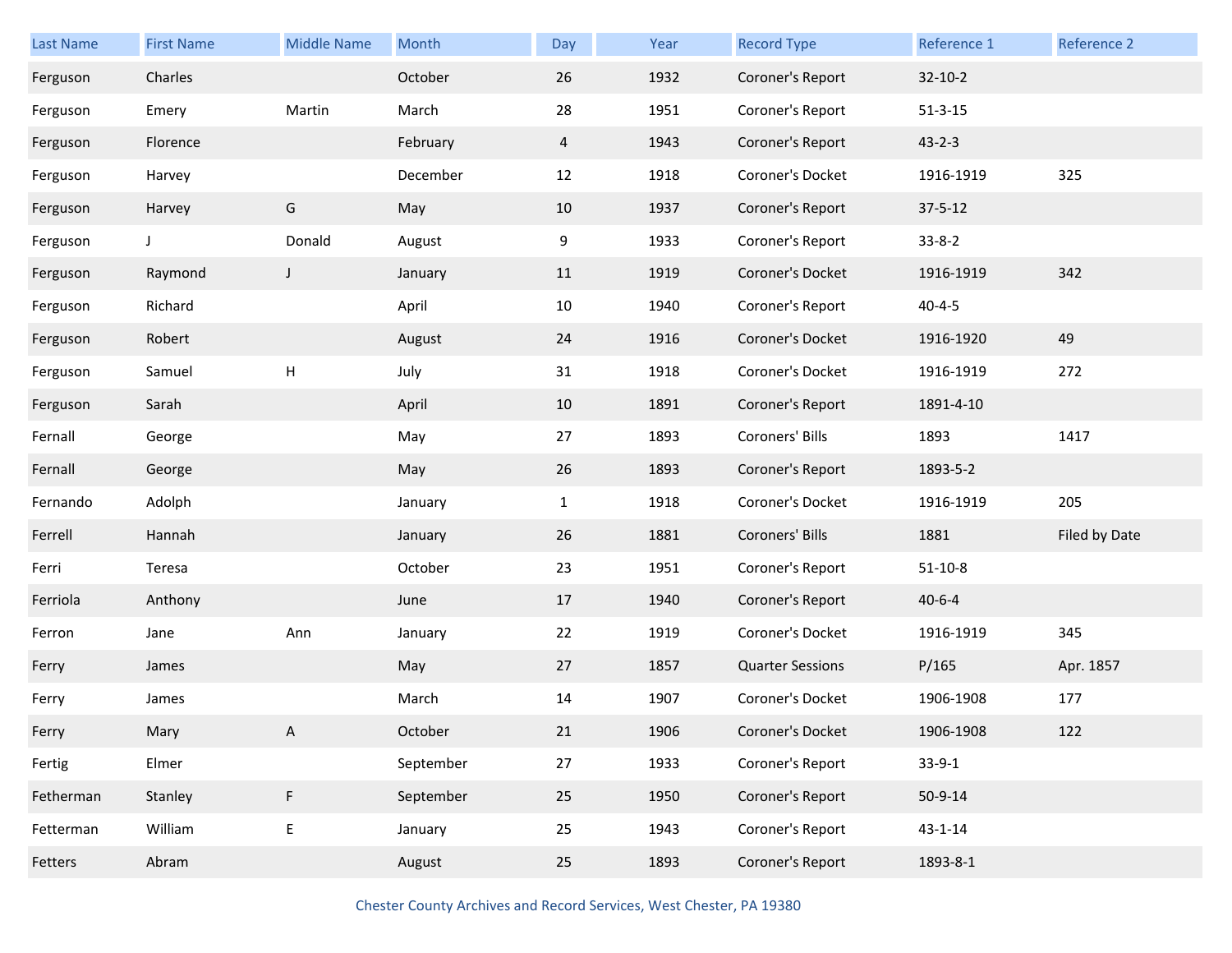| Last Name | First Name | Middle Name | Month | Day | Year | Record Type | Reference 1 | Reference 2 |
|---|---|---|---|---|---|---|---|---|
| Ferguson | Charles | | October | 26 | 1932 | Coroner's Report | 32-10-2 | |
| Ferguson | Emery | Martin | March | 28 | 1951 | Coroner's Report | 51-3-15 | |
| Ferguson | Florence | | February | 4 | 1943 | Coroner's Report | 43-2-3 | |
| Ferguson | Harvey | | December | 12 | 1918 | Coroner's Docket | 1916-1919 | 325 |
| Ferguson | Harvey | G | May | 10 | 1937 | Coroner's Report | 37-5-12 | |
| Ferguson | J | Donald | August | 9 | 1933 | Coroner's Report | 33-8-2 | |
| Ferguson | Raymond | J | January | 11 | 1919 | Coroner's Docket | 1916-1919 | 342 |
| Ferguson | Richard | | April | 10 | 1940 | Coroner's Report | 40-4-5 | |
| Ferguson | Robert | | August | 24 | 1916 | Coroner's Docket | 1916-1920 | 49 |
| Ferguson | Samuel | H | July | 31 | 1918 | Coroner's Docket | 1916-1919 | 272 |
| Ferguson | Sarah | | April | 10 | 1891 | Coroner's Report | 1891-4-10 | |
| Fernall | George | | May | 27 | 1893 | Coroners' Bills | 1893 | 1417 |
| Fernall | George | | May | 26 | 1893 | Coroner's Report | 1893-5-2 | |
| Fernando | Adolph | | January | 1 | 1918 | Coroner's Docket | 1916-1919 | 205 |
| Ferrell | Hannah | | January | 26 | 1881 | Coroners' Bills | 1881 | Filed by Date |
| Ferri | Teresa | | October | 23 | 1951 | Coroner's Report | 51-10-8 | |
| Ferriola | Anthony | | June | 17 | 1940 | Coroner's Report | 40-6-4 | |
| Ferron | Jane | Ann | January | 22 | 1919 | Coroner's Docket | 1916-1919 | 345 |
| Ferry | James | | May | 27 | 1857 | Quarter Sessions | P/165 | Apr. 1857 |
| Ferry | James | | March | 14 | 1907 | Coroner's Docket | 1906-1908 | 177 |
| Ferry | Mary | A | October | 21 | 1906 | Coroner's Docket | 1906-1908 | 122 |
| Fertig | Elmer | | September | 27 | 1933 | Coroner's Report | 33-9-1 | |
| Fetherman | Stanley | F | September | 25 | 1950 | Coroner's Report | 50-9-14 | |
| Fetterman | William | E | January | 25 | 1943 | Coroner's Report | 43-1-14 | |
| Fetters | Abram | | August | 25 | 1893 | Coroner's Report | 1893-8-1 | |

Chester County Archives and Record Services, West Chester, PA 19380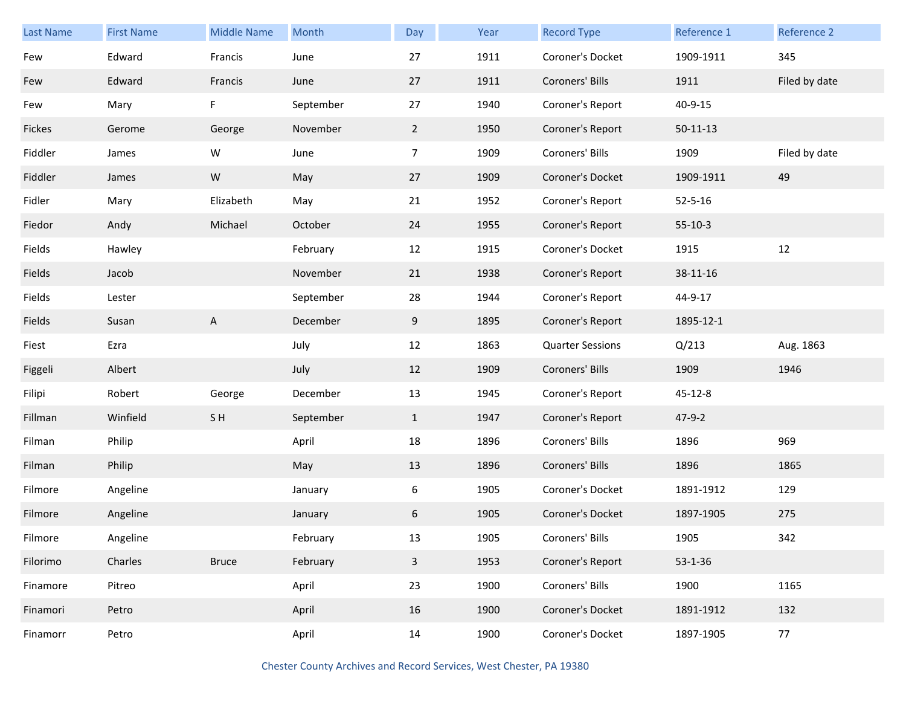| Last Name | First Name | Middle Name | Month | Day | Year | Record Type | Reference 1 | Reference 2 |
|---|---|---|---|---|---|---|---|---|
| Few | Edward | Francis | June | 27 | 1911 | Coroner's Docket | 1909-1911 | 345 |
| Few | Edward | Francis | June | 27 | 1911 | Coroners' Bills | 1911 | Filed by date |
| Few | Mary | F | September | 27 | 1940 | Coroner's Report | 40-9-15 | |
| Fickes | Gerome | George | November | 2 | 1950 | Coroner's Report | 50-11-13 | |
| Fiddler | James | W | June | 7 | 1909 | Coroners' Bills | 1909 | Filed by date |
| Fiddler | James | W | May | 27 | 1909 | Coroner's Docket | 1909-1911 | 49 |
| Fidler | Mary | Elizabeth | May | 21 | 1952 | Coroner's Report | 52-5-16 | |
| Fiedor | Andy | Michael | October | 24 | 1955 | Coroner's Report | 55-10-3 | |
| Fields | Hawley | | February | 12 | 1915 | Coroner's Docket | 1915 | 12 |
| Fields | Jacob | | November | 21 | 1938 | Coroner's Report | 38-11-16 | |
| Fields | Lester | | September | 28 | 1944 | Coroner's Report | 44-9-17 | |
| Fields | Susan | A | December | 9 | 1895 | Coroner's Report | 1895-12-1 | |
| Fiest | Ezra | | July | 12 | 1863 | Quarter Sessions | Q/213 | Aug. 1863 |
| Figgeli | Albert | | July | 12 | 1909 | Coroners' Bills | 1909 | 1946 |
| Filipi | Robert | George | December | 13 | 1945 | Coroner's Report | 45-12-8 | |
| Fillman | Winfield | S H | September | 1 | 1947 | Coroner's Report | 47-9-2 | |
| Filman | Philip | | April | 18 | 1896 | Coroners' Bills | 1896 | 969 |
| Filman | Philip | | May | 13 | 1896 | Coroners' Bills | 1896 | 1865 |
| Filmore | Angeline | | January | 6 | 1905 | Coroner's Docket | 1891-1912 | 129 |
| Filmore | Angeline | | January | 6 | 1905 | Coroner's Docket | 1897-1905 | 275 |
| Filmore | Angeline | | February | 13 | 1905 | Coroners' Bills | 1905 | 342 |
| Filorimo | Charles | Bruce | February | 3 | 1953 | Coroner's Report | 53-1-36 | |
| Finamore | Pitreo | | April | 23 | 1900 | Coroners' Bills | 1900 | 1165 |
| Finamori | Petro | | April | 16 | 1900 | Coroner's Docket | 1891-1912 | 132 |
| Finamorr | Petro | | April | 14 | 1900 | Coroner's Docket | 1897-1905 | 77 |

Chester County Archives and Record Services, West Chester, PA 19380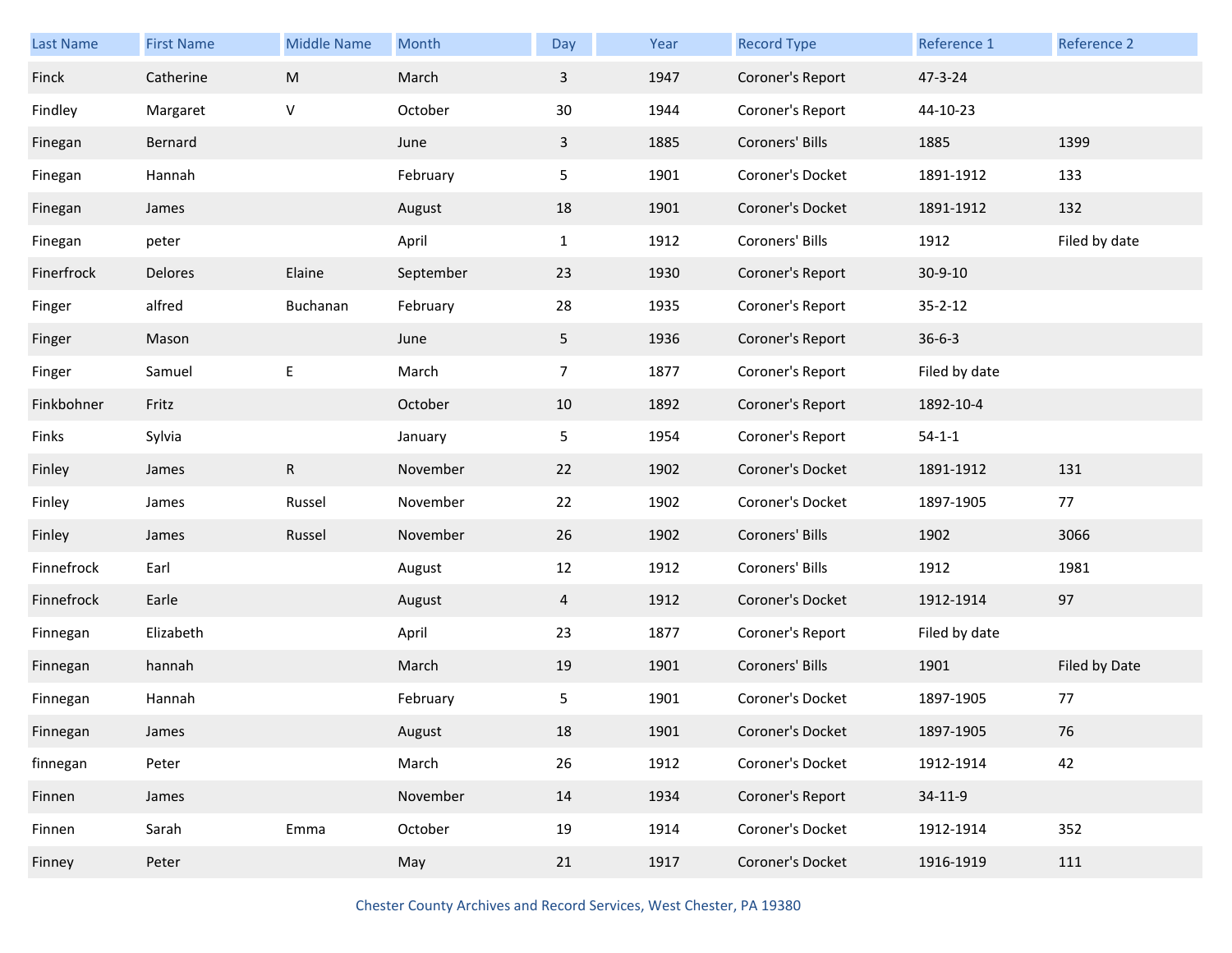| Last Name | First Name | Middle Name | Month | Day | Year | Record Type | Reference 1 | Reference 2 |
|---|---|---|---|---|---|---|---|---|
| Finck | Catherine | M | March | 3 | 1947 | Coroner's Report | 47-3-24 | |
| Findley | Margaret | V | October | 30 | 1944 | Coroner's Report | 44-10-23 | |
| Finegan | Bernard | | June | 3 | 1885 | Coroners' Bills | 1885 | 1399 |
| Finegan | Hannah | | February | 5 | 1901 | Coroner's Docket | 1891-1912 | 133 |
| Finegan | James | | August | 18 | 1901 | Coroner's Docket | 1891-1912 | 132 |
| Finegan | peter | | April | 1 | 1912 | Coroners' Bills | 1912 | Filed by date |
| Finerfrock | Delores | Elaine | September | 23 | 1930 | Coroner's Report | 30-9-10 | |
| Finger | alfred | Buchanan | February | 28 | 1935 | Coroner's Report | 35-2-12 | |
| Finger | Mason | | June | 5 | 1936 | Coroner's Report | 36-6-3 | |
| Finger | Samuel | E | March | 7 | 1877 | Coroner's Report | Filed by date | |
| Finkbohner | Fritz | | October | 10 | 1892 | Coroner's Report | 1892-10-4 | |
| Finks | Sylvia | | January | 5 | 1954 | Coroner's Report | 54-1-1 | |
| Finley | James | R | November | 22 | 1902 | Coroner's Docket | 1891-1912 | 131 |
| Finley | James | Russel | November | 22 | 1902 | Coroner's Docket | 1897-1905 | 77 |
| Finley | James | Russel | November | 26 | 1902 | Coroners' Bills | 1902 | 3066 |
| Finnefrock | Earl | | August | 12 | 1912 | Coroners' Bills | 1912 | 1981 |
| Finnefrock | Earle | | August | 4 | 1912 | Coroner's Docket | 1912-1914 | 97 |
| Finnegan | Elizabeth | | April | 23 | 1877 | Coroner's Report | Filed by date | |
| Finnegan | hannah | | March | 19 | 1901 | Coroners' Bills | 1901 | Filed by Date |
| Finnegan | Hannah | | February | 5 | 1901 | Coroner's Docket | 1897-1905 | 77 |
| Finnegan | James | | August | 18 | 1901 | Coroner's Docket | 1897-1905 | 76 |
| finnegan | Peter | | March | 26 | 1912 | Coroner's Docket | 1912-1914 | 42 |
| Finnen | James | | November | 14 | 1934 | Coroner's Report | 34-11-9 | |
| Finnen | Sarah | Emma | October | 19 | 1914 | Coroner's Docket | 1912-1914 | 352 |
| Finney | Peter | | May | 21 | 1917 | Coroner's Docket | 1916-1919 | 111 |

Chester County Archives and Record Services, West Chester, PA 19380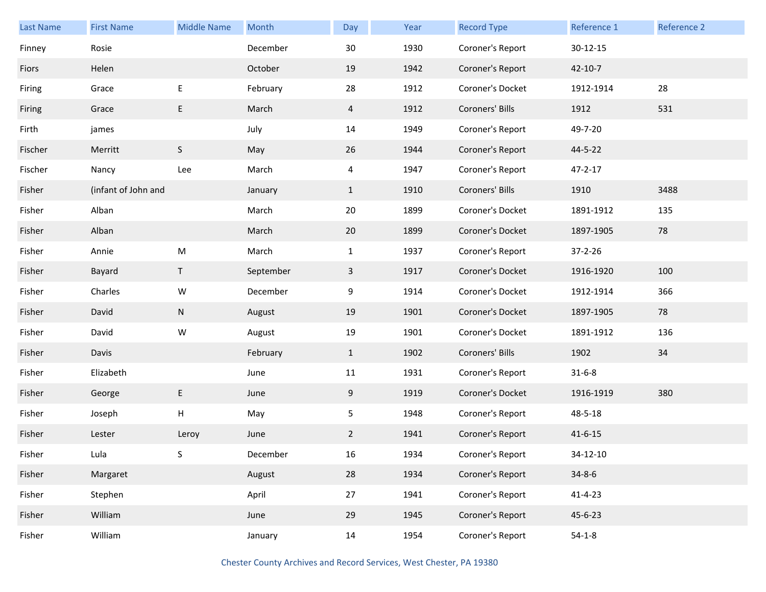| Last Name | First Name | Middle Name | Month | Day | Year | Record Type | Reference 1 | Reference 2 |
|---|---|---|---|---|---|---|---|---|
| Finney | Rosie | | December | 30 | 1930 | Coroner's Report | 30-12-15 | |
| Fiors | Helen | | October | 19 | 1942 | Coroner's Report | 42-10-7 | |
| Firing | Grace | E | February | 28 | 1912 | Coroner's Docket | 1912-1914 | 28 |
| Firing | Grace | E | March | 4 | 1912 | Coroners' Bills | 1912 | 531 |
| Firth | james | | July | 14 | 1949 | Coroner's Report | 49-7-20 | |
| Fischer | Merritt | S | May | 26 | 1944 | Coroner's Report | 44-5-22 | |
| Fischer | Nancy | Lee | March | 4 | 1947 | Coroner's Report | 47-2-17 | |
| Fisher | (infant of John and | | January | 1 | 1910 | Coroners' Bills | 1910 | 3488 |
| Fisher | Alban | | March | 20 | 1899 | Coroner's Docket | 1891-1912 | 135 |
| Fisher | Alban | | March | 20 | 1899 | Coroner's Docket | 1897-1905 | 78 |
| Fisher | Annie | M | March | 1 | 1937 | Coroner's Report | 37-2-26 | |
| Fisher | Bayard | T | September | 3 | 1917 | Coroner's Docket | 1916-1920 | 100 |
| Fisher | Charles | W | December | 9 | 1914 | Coroner's Docket | 1912-1914 | 366 |
| Fisher | David | N | August | 19 | 1901 | Coroner's Docket | 1897-1905 | 78 |
| Fisher | David | W | August | 19 | 1901 | Coroner's Docket | 1891-1912 | 136 |
| Fisher | Davis | | February | 1 | 1902 | Coroners' Bills | 1902 | 34 |
| Fisher | Elizabeth | | June | 11 | 1931 | Coroner's Report | 31-6-8 | |
| Fisher | George | E | June | 9 | 1919 | Coroner's Docket | 1916-1919 | 380 |
| Fisher | Joseph | H | May | 5 | 1948 | Coroner's Report | 48-5-18 | |
| Fisher | Lester | Leroy | June | 2 | 1941 | Coroner's Report | 41-6-15 | |
| Fisher | Lula | S | December | 16 | 1934 | Coroner's Report | 34-12-10 | |
| Fisher | Margaret | | August | 28 | 1934 | Coroner's Report | 34-8-6 | |
| Fisher | Stephen | | April | 27 | 1941 | Coroner's Report | 41-4-23 | |
| Fisher | William | | June | 29 | 1945 | Coroner's Report | 45-6-23 | |
| Fisher | William | | January | 14 | 1954 | Coroner's Report | 54-1-8 | |

Chester County Archives and Record Services, West Chester, PA 19380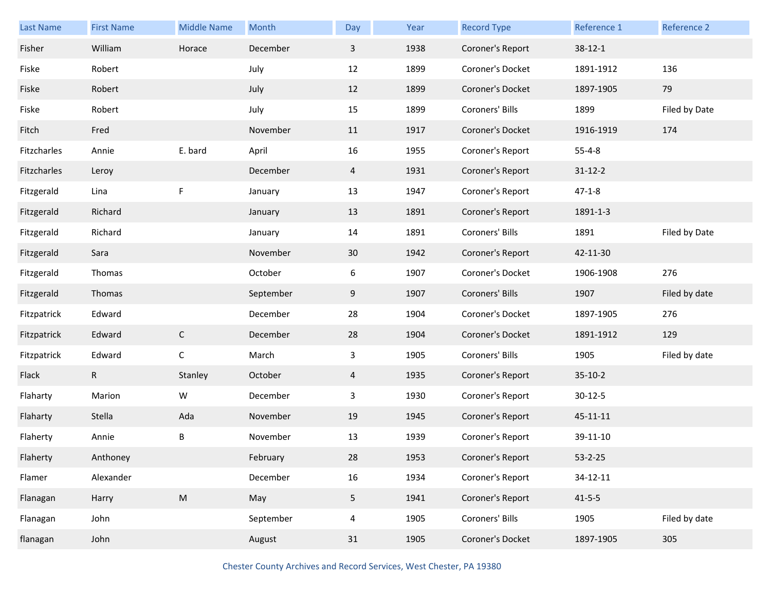| Last Name | First Name | Middle Name | Month | Day | Year | Record Type | Reference 1 | Reference 2 |
|---|---|---|---|---|---|---|---|---|
| Fisher | William | Horace | December | 3 | 1938 | Coroner's Report | 38-12-1 | |
| Fiske | Robert | | July | 12 | 1899 | Coroner's Docket | 1891-1912 | 136 |
| Fiske | Robert | | July | 12 | 1899 | Coroner's Docket | 1897-1905 | 79 |
| Fiske | Robert | | July | 15 | 1899 | Coroners' Bills | 1899 | Filed by Date |
| Fitch | Fred | | November | 11 | 1917 | Coroner's Docket | 1916-1919 | 174 |
| Fitzcharles | Annie | E. bard | April | 16 | 1955 | Coroner's Report | 55-4-8 | |
| Fitzcharles | Leroy | | December | 4 | 1931 | Coroner's Report | 31-12-2 | |
| Fitzgerald | Lina | F | January | 13 | 1947 | Coroner's Report | 47-1-8 | |
| Fitzgerald | Richard | | January | 13 | 1891 | Coroner's Report | 1891-1-3 | |
| Fitzgerald | Richard | | January | 14 | 1891 | Coroners' Bills | 1891 | Filed by Date |
| Fitzgerald | Sara | | November | 30 | 1942 | Coroner's Report | 42-11-30 | |
| Fitzgerald | Thomas | | October | 6 | 1907 | Coroner's Docket | 1906-1908 | 276 |
| Fitzgerald | Thomas | | September | 9 | 1907 | Coroners' Bills | 1907 | Filed by date |
| Fitzpatrick | Edward | | December | 28 | 1904 | Coroner's Docket | 1897-1905 | 276 |
| Fitzpatrick | Edward | C | December | 28 | 1904 | Coroner's Docket | 1891-1912 | 129 |
| Fitzpatrick | Edward | C | March | 3 | 1905 | Coroners' Bills | 1905 | Filed by date |
| Flack | R | Stanley | October | 4 | 1935 | Coroner's Report | 35-10-2 | |
| Flaharty | Marion | W | December | 3 | 1930 | Coroner's Report | 30-12-5 | |
| Flaharty | Stella | Ada | November | 19 | 1945 | Coroner's Report | 45-11-11 | |
| Flaherty | Annie | B | November | 13 | 1939 | Coroner's Report | 39-11-10 | |
| Flaherty | Anthoney | | February | 28 | 1953 | Coroner's Report | 53-2-25 | |
| Flamer | Alexander | | December | 16 | 1934 | Coroner's Report | 34-12-11 | |
| Flanagan | Harry | M | May | 5 | 1941 | Coroner's Report | 41-5-5 | |
| Flanagan | John | | September | 4 | 1905 | Coroners' Bills | 1905 | Filed by date |
| flanagan | John | | August | 31 | 1905 | Coroner's Docket | 1897-1905 | 305 |

Chester County Archives and Record Services, West Chester, PA 19380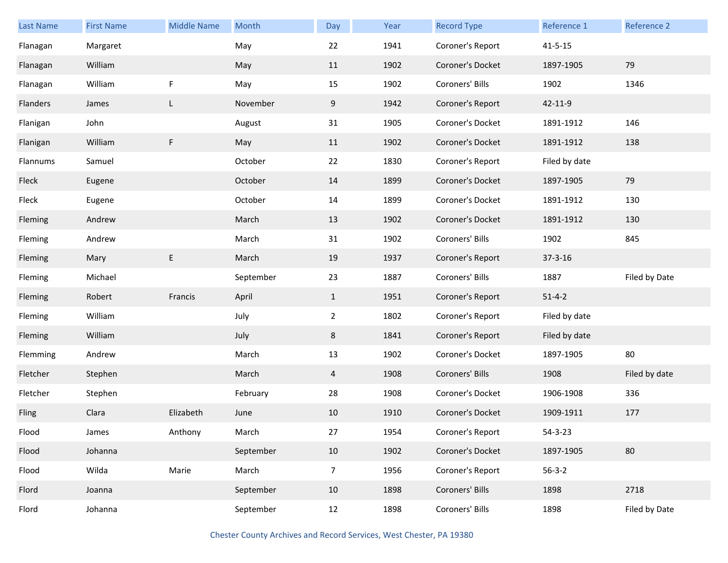| Last Name | First Name | Middle Name | Month | Day | Year | Record Type | Reference 1 | Reference 2 |
|---|---|---|---|---|---|---|---|---|
| Flanagan | Margaret | | May | 22 | 1941 | Coroner's Report | 41-5-15 | |
| Flanagan | William | | May | 11 | 1902 | Coroner's Docket | 1897-1905 | 79 |
| Flanagan | William | F | May | 15 | 1902 | Coroners' Bills | 1902 | 1346 |
| Flanders | James | L | November | 9 | 1942 | Coroner's Report | 42-11-9 | |
| Flanigan | John | | August | 31 | 1905 | Coroner's Docket | 1891-1912 | 146 |
| Flanigan | William | F | May | 11 | 1902 | Coroner's Docket | 1891-1912 | 138 |
| Flannums | Samuel | | October | 22 | 1830 | Coroner's Report | Filed by date | |
| Fleck | Eugene | | October | 14 | 1899 | Coroner's Docket | 1897-1905 | 79 |
| Fleck | Eugene | | October | 14 | 1899 | Coroner's Docket | 1891-1912 | 130 |
| Fleming | Andrew | | March | 13 | 1902 | Coroner's Docket | 1891-1912 | 130 |
| Fleming | Andrew | | March | 31 | 1902 | Coroners' Bills | 1902 | 845 |
| Fleming | Mary | E | March | 19 | 1937 | Coroner's Report | 37-3-16 | |
| Fleming | Michael | | September | 23 | 1887 | Coroners' Bills | 1887 | Filed by Date |
| Fleming | Robert | Francis | April | 1 | 1951 | Coroner's Report | 51-4-2 | |
| Fleming | William | | July | 2 | 1802 | Coroner's Report | Filed by date | |
| Fleming | William | | July | 8 | 1841 | Coroner's Report | Filed by date | |
| Flemming | Andrew | | March | 13 | 1902 | Coroner's Docket | 1897-1905 | 80 |
| Fletcher | Stephen | | March | 4 | 1908 | Coroners' Bills | 1908 | Filed by date |
| Fletcher | Stephen | | February | 28 | 1908 | Coroner's Docket | 1906-1908 | 336 |
| Fling | Clara | Elizabeth | June | 10 | 1910 | Coroner's Docket | 1909-1911 | 177 |
| Flood | James | Anthony | March | 27 | 1954 | Coroner's Report | 54-3-23 | |
| Flood | Johanna | | September | 10 | 1902 | Coroner's Docket | 1897-1905 | 80 |
| Flood | Wilda | Marie | March | 7 | 1956 | Coroner's Report | 56-3-2 | |
| Flord | Joanna | | September | 10 | 1898 | Coroners' Bills | 1898 | 2718 |
| Flord | Johanna | | September | 12 | 1898 | Coroners' Bills | 1898 | Filed by Date |

Chester County Archives and Record Services, West Chester, PA 19380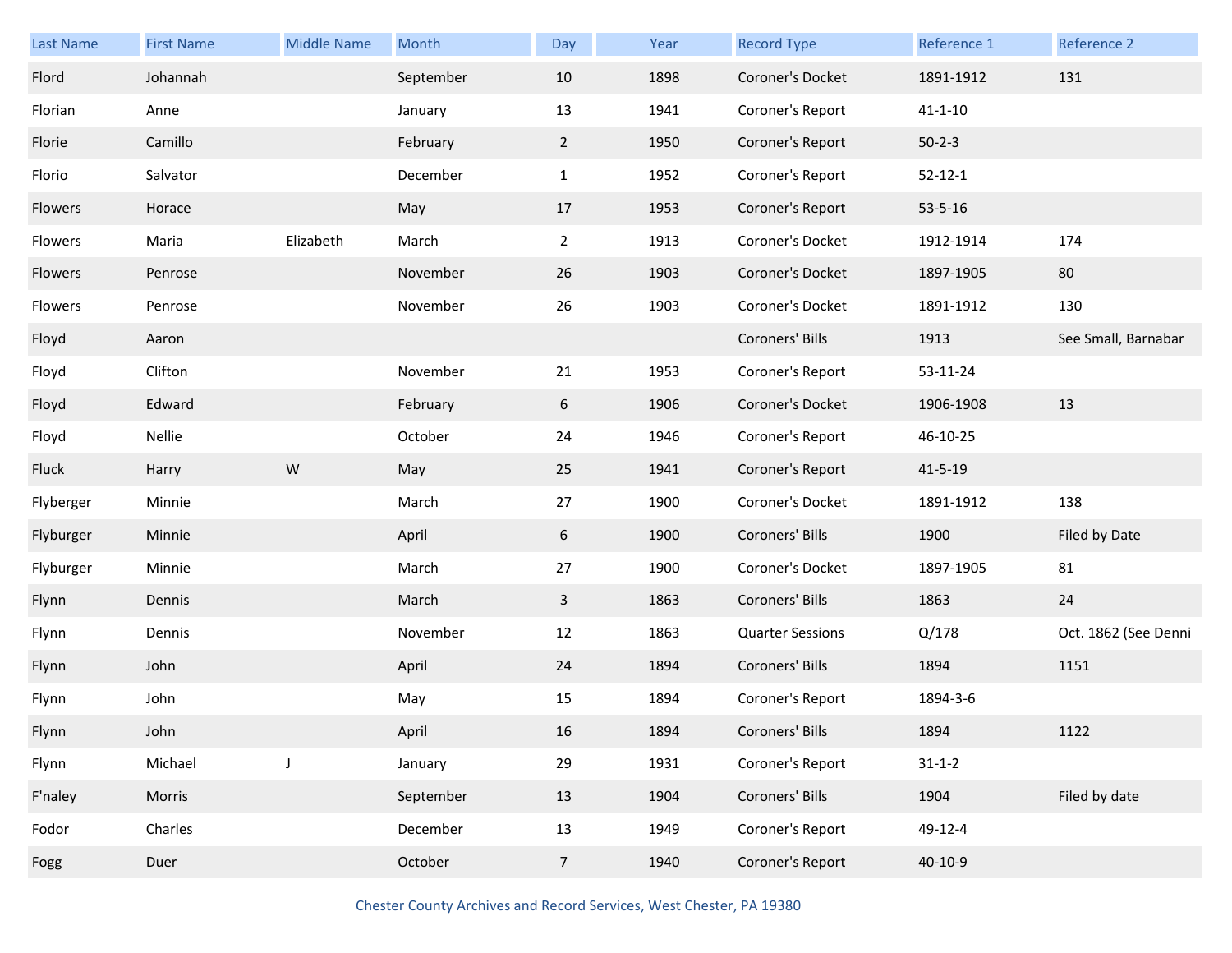| Last Name | First Name | Middle Name | Month | Day | Year | Record Type | Reference 1 | Reference 2 |
|---|---|---|---|---|---|---|---|---|
| Flord | Johannah | | September | 10 | 1898 | Coroner's Docket | 1891-1912 | 131 |
| Florian | Anne | | January | 13 | 1941 | Coroner's Report | 41-1-10 | |
| Florie | Camillo | | February | 2 | 1950 | Coroner's Report | 50-2-3 | |
| Florio | Salvator | | December | 1 | 1952 | Coroner's Report | 52-12-1 | |
| Flowers | Horace | | May | 17 | 1953 | Coroner's Report | 53-5-16 | |
| Flowers | Maria | Elizabeth | March | 2 | 1913 | Coroner's Docket | 1912-1914 | 174 |
| Flowers | Penrose | | November | 26 | 1903 | Coroner's Docket | 1897-1905 | 80 |
| Flowers | Penrose | | November | 26 | 1903 | Coroner's Docket | 1891-1912 | 130 |
| Floyd | Aaron | | | | | Coroners' Bills | 1913 | See Small, Barnabar |
| Floyd | Clifton | | November | 21 | 1953 | Coroner's Report | 53-11-24 | |
| Floyd | Edward | | February | 6 | 1906 | Coroner's Docket | 1906-1908 | 13 |
| Floyd | Nellie | | October | 24 | 1946 | Coroner's Report | 46-10-25 | |
| Fluck | Harry | W | May | 25 | 1941 | Coroner's Report | 41-5-19 | |
| Flyberger | Minnie | | March | 27 | 1900 | Coroner's Docket | 1891-1912 | 138 |
| Flyburger | Minnie | | April | 6 | 1900 | Coroners' Bills | 1900 | Filed by Date |
| Flyburger | Minnie | | March | 27 | 1900 | Coroner's Docket | 1897-1905 | 81 |
| Flynn | Dennis | | March | 3 | 1863 | Coroners' Bills | 1863 | 24 |
| Flynn | Dennis | | November | 12 | 1863 | Quarter Sessions | Q/178 | Oct. 1862 (See Denni |
| Flynn | John | | April | 24 | 1894 | Coroners' Bills | 1894 | 1151 |
| Flynn | John | | May | 15 | 1894 | Coroner's Report | 1894-3-6 | |
| Flynn | John | | April | 16 | 1894 | Coroners' Bills | 1894 | 1122 |
| Flynn | Michael | J | January | 29 | 1931 | Coroner's Report | 31-1-2 | |
| F'naley | Morris | | September | 13 | 1904 | Coroners' Bills | 1904 | Filed by date |
| Fodor | Charles | | December | 13 | 1949 | Coroner's Report | 49-12-4 | |
| Fogg | Duer | | October | 7 | 1940 | Coroner's Report | 40-10-9 | |

Chester County Archives and Record Services, West Chester, PA 19380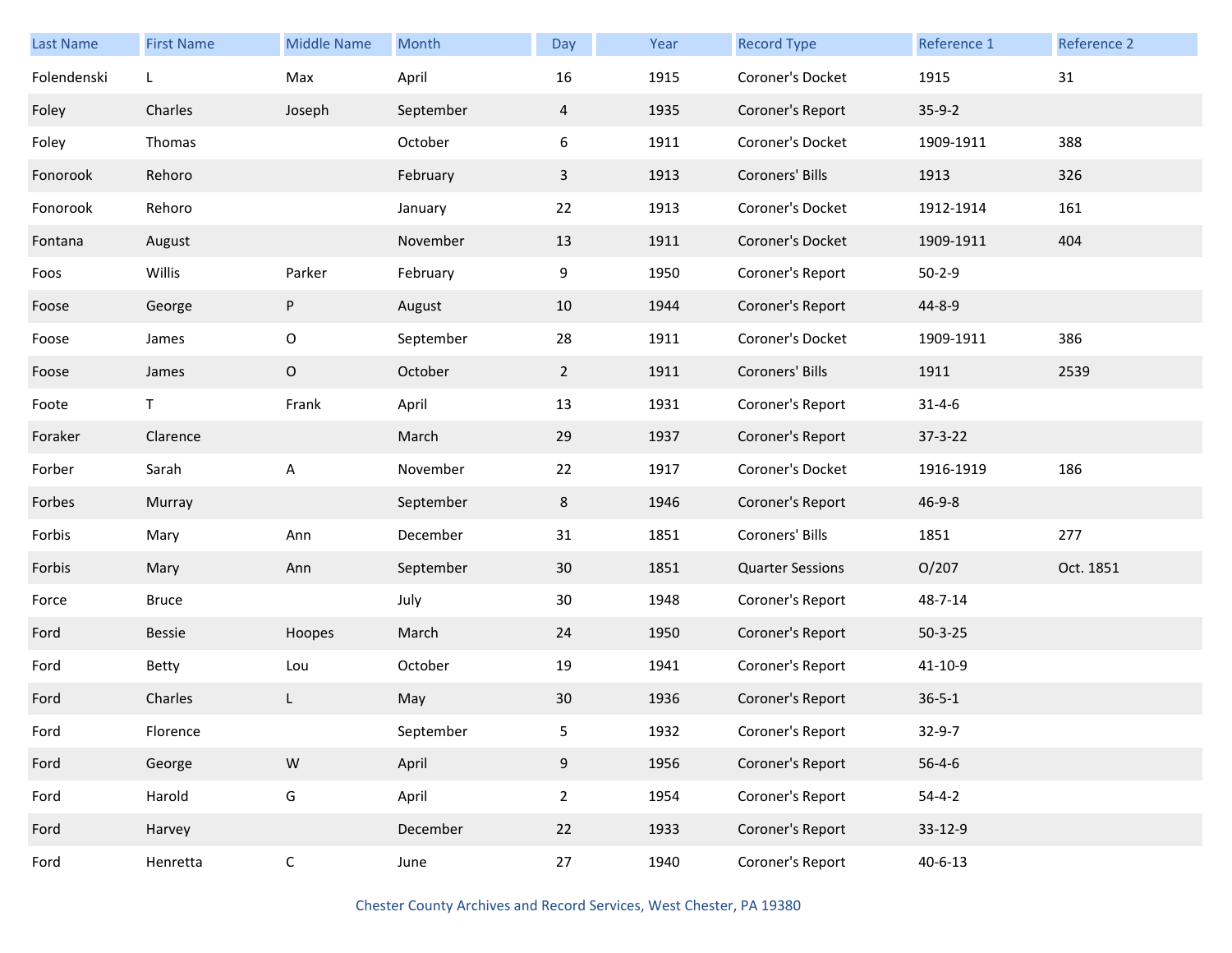| Last Name | First Name | Middle Name | Month | Day | Year | Record Type | Reference 1 | Reference 2 |
|---|---|---|---|---|---|---|---|---|
| Folendenski | L | Max | April | 16 | 1915 | Coroner's Docket | 1915 | 31 |
| Foley | Charles | Joseph | September | 4 | 1935 | Coroner's Report | 35-9-2 | |
| Foley | Thomas | | October | 6 | 1911 | Coroner's Docket | 1909-1911 | 388 |
| Fonorook | Rehoro | | February | 3 | 1913 | Coroners' Bills | 1913 | 326 |
| Fonorook | Rehoro | | January | 22 | 1913 | Coroner's Docket | 1912-1914 | 161 |
| Fontana | August | | November | 13 | 1911 | Coroner's Docket | 1909-1911 | 404 |
| Foos | Willis | Parker | February | 9 | 1950 | Coroner's Report | 50-2-9 | |
| Foose | George | P | August | 10 | 1944 | Coroner's Report | 44-8-9 | |
| Foose | James | O | September | 28 | 1911 | Coroner's Docket | 1909-1911 | 386 |
| Foose | James | O | October | 2 | 1911 | Coroners' Bills | 1911 | 2539 |
| Foote | T | Frank | April | 13 | 1931 | Coroner's Report | 31-4-6 | |
| Foraker | Clarence | | March | 29 | 1937 | Coroner's Report | 37-3-22 | |
| Forber | Sarah | A | November | 22 | 1917 | Coroner's Docket | 1916-1919 | 186 |
| Forbes | Murray | | September | 8 | 1946 | Coroner's Report | 46-9-8 | |
| Forbis | Mary | Ann | December | 31 | 1851 | Coroners' Bills | 1851 | 277 |
| Forbis | Mary | Ann | September | 30 | 1851 | Quarter Sessions | O/207 | Oct. 1851 |
| Force | Bruce | | July | 30 | 1948 | Coroner's Report | 48-7-14 | |
| Ford | Bessie | Hoopes | March | 24 | 1950 | Coroner's Report | 50-3-25 | |
| Ford | Betty | Lou | October | 19 | 1941 | Coroner's Report | 41-10-9 | |
| Ford | Charles | L | May | 30 | 1936 | Coroner's Report | 36-5-1 | |
| Ford | Florence | | September | 5 | 1932 | Coroner's Report | 32-9-7 | |
| Ford | George | W | April | 9 | 1956 | Coroner's Report | 56-4-6 | |
| Ford | Harold | G | April | 2 | 1954 | Coroner's Report | 54-4-2 | |
| Ford | Harvey | | December | 22 | 1933 | Coroner's Report | 33-12-9 | |
| Ford | Henretta | C | June | 27 | 1940 | Coroner's Report | 40-6-13 | |

Chester County Archives and Record Services, West Chester, PA 19380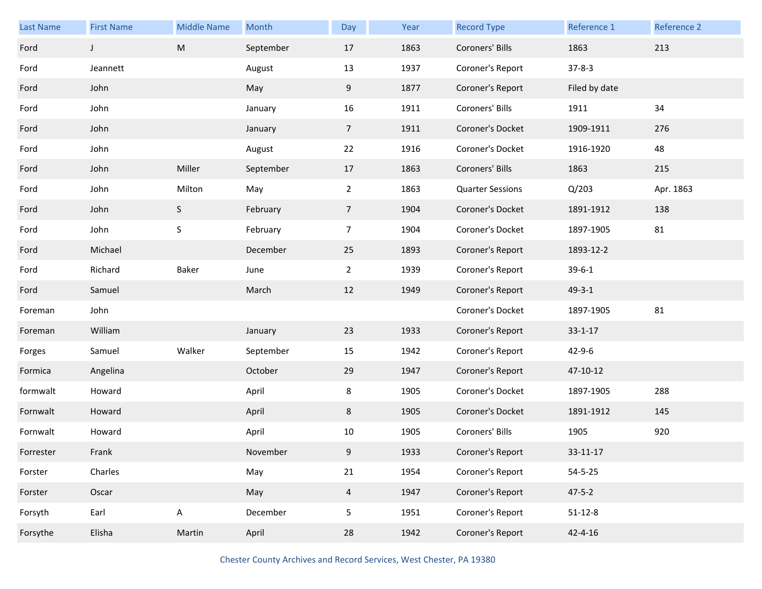| Last Name | First Name | Middle Name | Month | Day | Year | Record Type | Reference 1 | Reference 2 |
|---|---|---|---|---|---|---|---|---|
| Ford | J | M | September | 17 | 1863 | Coroners' Bills | 1863 | 213 |
| Ford | Jeannett | | August | 13 | 1937 | Coroner's Report | 37-8-3 | |
| Ford | John | | May | 9 | 1877 | Coroner's Report | Filed by date | |
| Ford | John | | January | 16 | 1911 | Coroners' Bills | 1911 | 34 |
| Ford | John | | January | 7 | 1911 | Coroner's Docket | 1909-1911 | 276 |
| Ford | John | | August | 22 | 1916 | Coroner's Docket | 1916-1920 | 48 |
| Ford | John | Miller | September | 17 | 1863 | Coroners' Bills | 1863 | 215 |
| Ford | John | Milton | May | 2 | 1863 | Quarter Sessions | Q/203 | Apr. 1863 |
| Ford | John | S | February | 7 | 1904 | Coroner's Docket | 1891-1912 | 138 |
| Ford | John | S | February | 7 | 1904 | Coroner's Docket | 1897-1905 | 81 |
| Ford | Michael | | December | 25 | 1893 | Coroner's Report | 1893-12-2 | |
| Ford | Richard | Baker | June | 2 | 1939 | Coroner's Report | 39-6-1 | |
| Ford | Samuel | | March | 12 | 1949 | Coroner's Report | 49-3-1 | |
| Foreman | John | | | | | Coroner's Docket | 1897-1905 | 81 |
| Foreman | William | | January | 23 | 1933 | Coroner's Report | 33-1-17 | |
| Forges | Samuel | Walker | September | 15 | 1942 | Coroner's Report | 42-9-6 | |
| Formica | Angelina | | October | 29 | 1947 | Coroner's Report | 47-10-12 | |
| formwalt | Howard | | April | 8 | 1905 | Coroner's Docket | 1897-1905 | 288 |
| Fornwalt | Howard | | April | 8 | 1905 | Coroner's Docket | 1891-1912 | 145 |
| Fornwalt | Howard | | April | 10 | 1905 | Coroners' Bills | 1905 | 920 |
| Forrester | Frank | | November | 9 | 1933 | Coroner's Report | 33-11-17 | |
| Forster | Charles | | May | 21 | 1954 | Coroner's Report | 54-5-25 | |
| Forster | Oscar | | May | 4 | 1947 | Coroner's Report | 47-5-2 | |
| Forsyth | Earl | A | December | 5 | 1951 | Coroner's Report | 51-12-8 | |
| Forsythe | Elisha | Martin | April | 28 | 1942 | Coroner's Report | 42-4-16 | |

Chester County Archives and Record Services, West Chester, PA 19380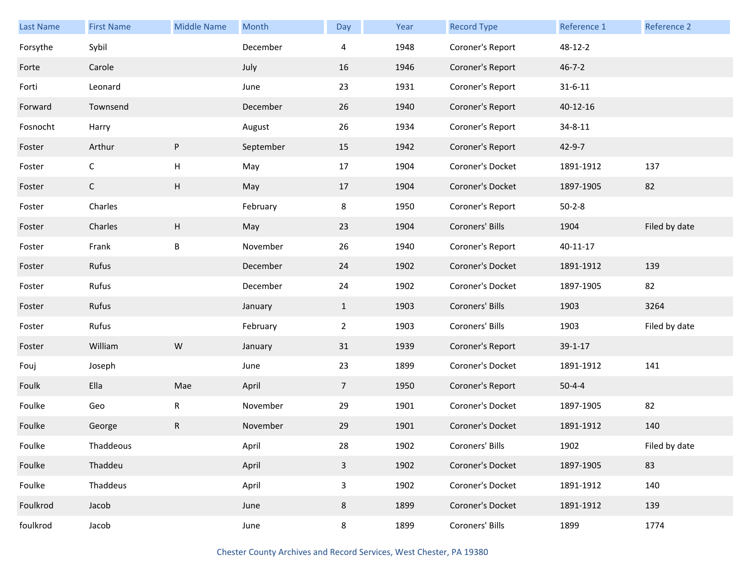| Last Name | First Name | Middle Name | Month | Day | Year | Record Type | Reference 1 | Reference 2 |
|---|---|---|---|---|---|---|---|---|
| Forsythe | Sybil | | December | 4 | 1948 | Coroner's Report | 48-12-2 | |
| Forte | Carole | | July | 16 | 1946 | Coroner's Report | 46-7-2 | |
| Forti | Leonard | | June | 23 | 1931 | Coroner's Report | 31-6-11 | |
| Forward | Townsend | | December | 26 | 1940 | Coroner's Report | 40-12-16 | |
| Fosnocht | Harry | | August | 26 | 1934 | Coroner's Report | 34-8-11 | |
| Foster | Arthur | P | September | 15 | 1942 | Coroner's Report | 42-9-7 | |
| Foster | C | H | May | 17 | 1904 | Coroner's Docket | 1891-1912 | 137 |
| Foster | C | H | May | 17 | 1904 | Coroner's Docket | 1897-1905 | 82 |
| Foster | Charles | | February | 8 | 1950 | Coroner's Report | 50-2-8 | |
| Foster | Charles | H | May | 23 | 1904 | Coroners' Bills | 1904 | Filed by date |
| Foster | Frank | B | November | 26 | 1940 | Coroner's Report | 40-11-17 | |
| Foster | Rufus | | December | 24 | 1902 | Coroner's Docket | 1891-1912 | 139 |
| Foster | Rufus | | December | 24 | 1902 | Coroner's Docket | 1897-1905 | 82 |
| Foster | Rufus | | January | 1 | 1903 | Coroners' Bills | 1903 | 3264 |
| Foster | Rufus | | February | 2 | 1903 | Coroners' Bills | 1903 | Filed by date |
| Foster | William | W | January | 31 | 1939 | Coroner's Report | 39-1-17 | |
| Fouj | Joseph | | June | 23 | 1899 | Coroner's Docket | 1891-1912 | 141 |
| Foulk | Ella | Mae | April | 7 | 1950 | Coroner's Report | 50-4-4 | |
| Foulke | Geo | R | November | 29 | 1901 | Coroner's Docket | 1897-1905 | 82 |
| Foulke | George | R | November | 29 | 1901 | Coroner's Docket | 1891-1912 | 140 |
| Foulke | Thaddeous | | April | 28 | 1902 | Coroners' Bills | 1902 | Filed by date |
| Foulke | Thaddeu | | April | 3 | 1902 | Coroner's Docket | 1897-1905 | 83 |
| Foulke | Thaddeus | | April | 3 | 1902 | Coroner's Docket | 1891-1912 | 140 |
| Foulkrod | Jacob | | June | 8 | 1899 | Coroner's Docket | 1891-1912 | 139 |
| foulkrod | Jacob | | June | 8 | 1899 | Coroners' Bills | 1899 | 1774 |

Chester County Archives and Record Services, West Chester, PA 19380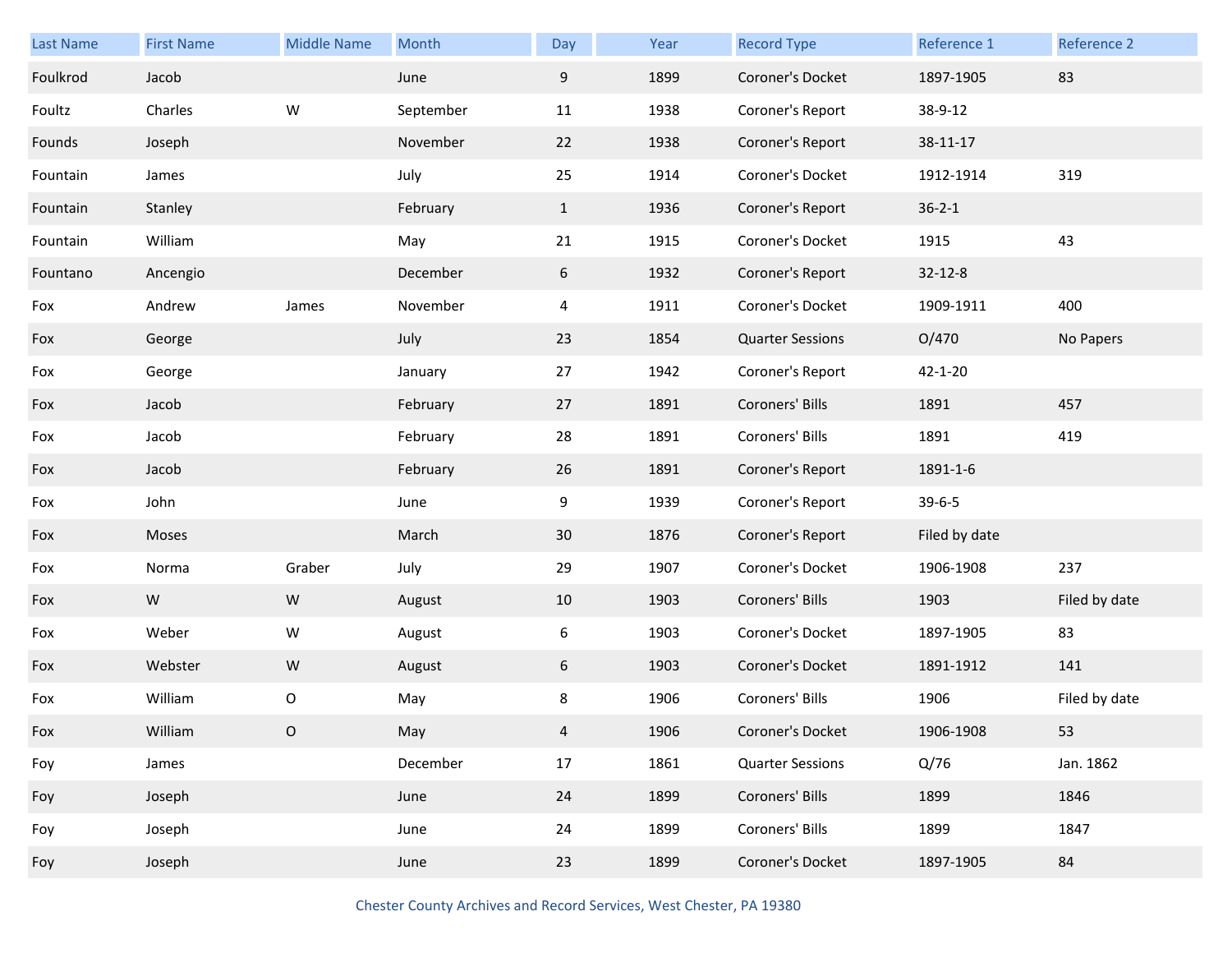| Last Name | First Name | Middle Name | Month | Day | Year | Record Type | Reference 1 | Reference 2 |
|---|---|---|---|---|---|---|---|---|
| Foulkrod | Jacob | | June | 9 | 1899 | Coroner's Docket | 1897-1905 | 83 |
| Foultz | Charles | W | September | 11 | 1938 | Coroner's Report | 38-9-12 | |
| Founds | Joseph | | November | 22 | 1938 | Coroner's Report | 38-11-17 | |
| Fountain | James | | July | 25 | 1914 | Coroner's Docket | 1912-1914 | 319 |
| Fountain | Stanley | | February | 1 | 1936 | Coroner's Report | 36-2-1 | |
| Fountain | William | | May | 21 | 1915 | Coroner's Docket | 1915 | 43 |
| Fountano | Ancengio | | December | 6 | 1932 | Coroner's Report | 32-12-8 | |
| Fox | Andrew | James | November | 4 | 1911 | Coroner's Docket | 1909-1911 | 400 |
| Fox | George | | July | 23 | 1854 | Quarter Sessions | O/470 | No Papers |
| Fox | George | | January | 27 | 1942 | Coroner's Report | 42-1-20 | |
| Fox | Jacob | | February | 27 | 1891 | Coroners' Bills | 1891 | 457 |
| Fox | Jacob | | February | 28 | 1891 | Coroners' Bills | 1891 | 419 |
| Fox | Jacob | | February | 26 | 1891 | Coroner's Report | 1891-1-6 | |
| Fox | John | | June | 9 | 1939 | Coroner's Report | 39-6-5 | |
| Fox | Moses | | March | 30 | 1876 | Coroner's Report | Filed by date | |
| Fox | Norma | Graber | July | 29 | 1907 | Coroner's Docket | 1906-1908 | 237 |
| Fox | W | W | August | 10 | 1903 | Coroners' Bills | 1903 | Filed by date |
| Fox | Weber | W | August | 6 | 1903 | Coroner's Docket | 1897-1905 | 83 |
| Fox | Webster | W | August | 6 | 1903 | Coroner's Docket | 1891-1912 | 141 |
| Fox | William | O | May | 8 | 1906 | Coroners' Bills | 1906 | Filed by date |
| Fox | William | O | May | 4 | 1906 | Coroner's Docket | 1906-1908 | 53 |
| Foy | James | | December | 17 | 1861 | Quarter Sessions | Q/76 | Jan. 1862 |
| Foy | Joseph | | June | 24 | 1899 | Coroners' Bills | 1899 | 1846 |
| Foy | Joseph | | June | 24 | 1899 | Coroners' Bills | 1899 | 1847 |
| Foy | Joseph | | June | 23 | 1899 | Coroner's Docket | 1897-1905 | 84 |

Chester County Archives and Record Services, West Chester, PA 19380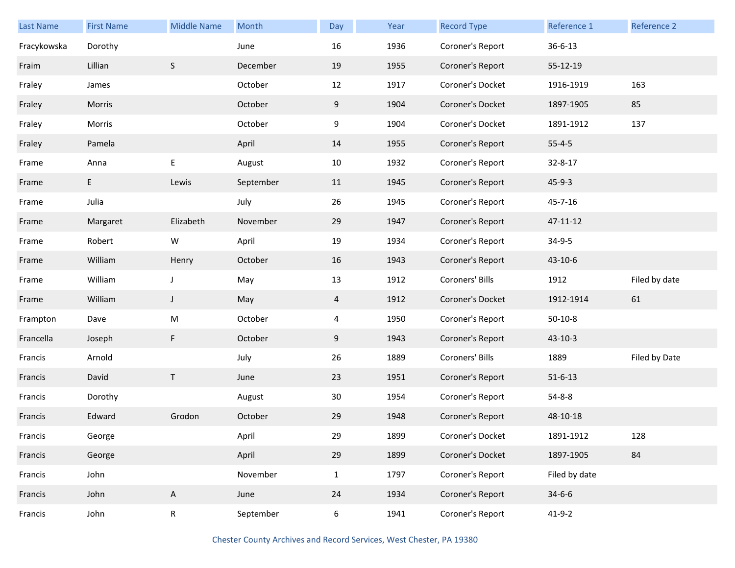| Last Name | First Name | Middle Name | Month | Day | Year | Record Type | Reference 1 | Reference 2 |
|---|---|---|---|---|---|---|---|---|
| Fracykowska | Dorothy | | June | 16 | 1936 | Coroner's Report | 36-6-13 | |
| Fraim | Lillian | S | December | 19 | 1955 | Coroner's Report | 55-12-19 | |
| Fraley | James | | October | 12 | 1917 | Coroner's Docket | 1916-1919 | 163 |
| Fraley | Morris | | October | 9 | 1904 | Coroner's Docket | 1897-1905 | 85 |
| Fraley | Morris | | October | 9 | 1904 | Coroner's Docket | 1891-1912 | 137 |
| Fraley | Pamela | | April | 14 | 1955 | Coroner's Report | 55-4-5 | |
| Frame | Anna | E | August | 10 | 1932 | Coroner's Report | 32-8-17 | |
| Frame | E | Lewis | September | 11 | 1945 | Coroner's Report | 45-9-3 | |
| Frame | Julia | | July | 26 | 1945 | Coroner's Report | 45-7-16 | |
| Frame | Margaret | Elizabeth | November | 29 | 1947 | Coroner's Report | 47-11-12 | |
| Frame | Robert | W | April | 19 | 1934 | Coroner's Report | 34-9-5 | |
| Frame | William | Henry | October | 16 | 1943 | Coroner's Report | 43-10-6 | |
| Frame | William | J | May | 13 | 1912 | Coroners' Bills | 1912 | Filed by date |
| Frame | William | J | May | 4 | 1912 | Coroner's Docket | 1912-1914 | 61 |
| Frampton | Dave | M | October | 4 | 1950 | Coroner's Report | 50-10-8 | |
| Francella | Joseph | F | October | 9 | 1943 | Coroner's Report | 43-10-3 | |
| Francis | Arnold | | July | 26 | 1889 | Coroners' Bills | 1889 | Filed by Date |
| Francis | David | T | June | 23 | 1951 | Coroner's Report | 51-6-13 | |
| Francis | Dorothy | | August | 30 | 1954 | Coroner's Report | 54-8-8 | |
| Francis | Edward | Grodon | October | 29 | 1948 | Coroner's Report | 48-10-18 | |
| Francis | George | | April | 29 | 1899 | Coroner's Docket | 1891-1912 | 128 |
| Francis | George | | April | 29 | 1899 | Coroner's Docket | 1897-1905 | 84 |
| Francis | John | | November | 1 | 1797 | Coroner's Report | Filed by date | |
| Francis | John | A | June | 24 | 1934 | Coroner's Report | 34-6-6 | |
| Francis | John | R | September | 6 | 1941 | Coroner's Report | 41-9-2 | |

Chester County Archives and Record Services, West Chester, PA 19380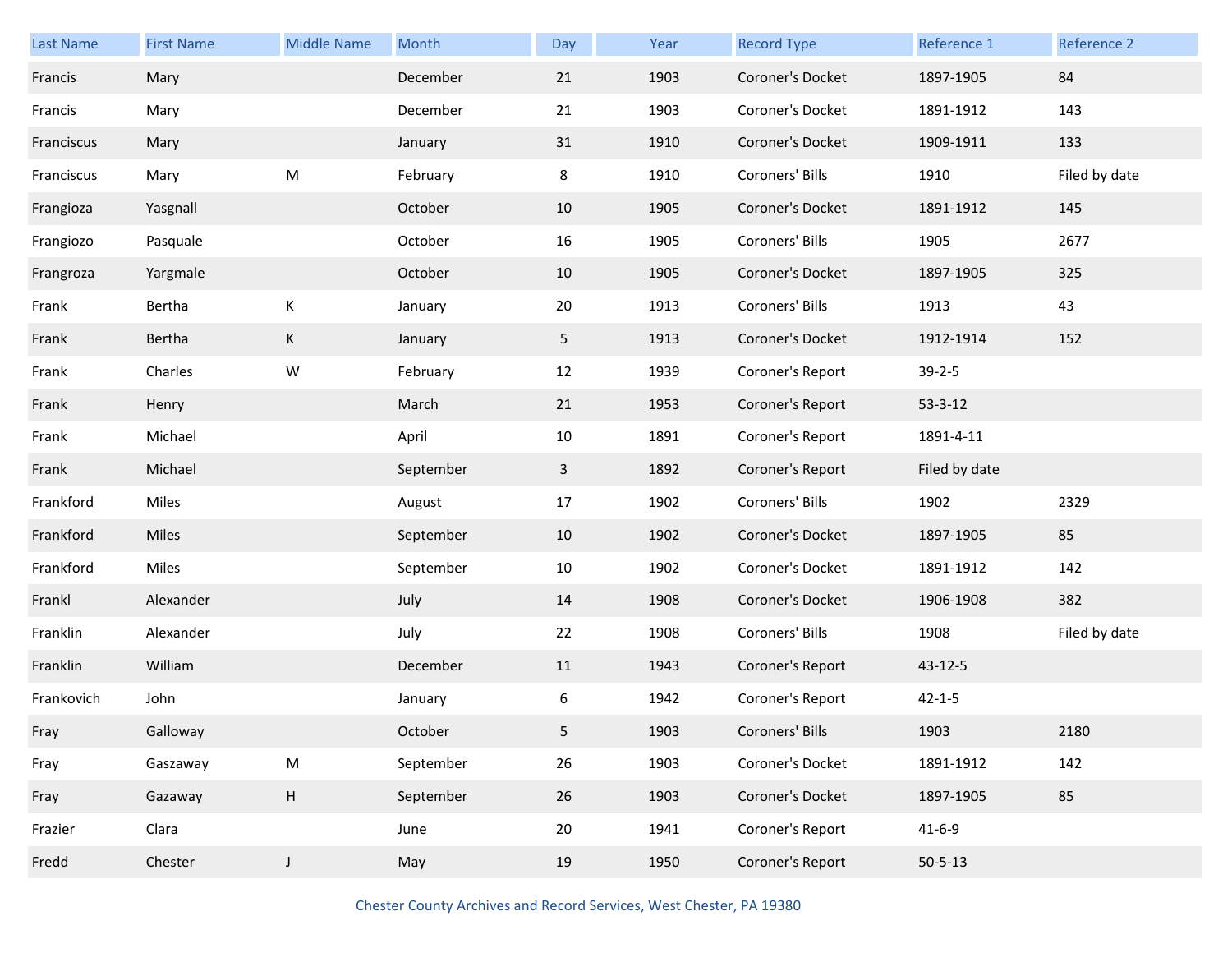| Last Name | First Name | Middle Name | Month | Day | Year | Record Type | Reference 1 | Reference 2 |
|---|---|---|---|---|---|---|---|---|
| Francis | Mary | | December | 21 | 1903 | Coroner's Docket | 1897-1905 | 84 |
| Francis | Mary | | December | 21 | 1903 | Coroner's Docket | 1891-1912 | 143 |
| Franciscus | Mary | | January | 31 | 1910 | Coroner's Docket | 1909-1911 | 133 |
| Franciscus | Mary | M | February | 8 | 1910 | Coroners' Bills | 1910 | Filed by date |
| Frangioza | Yasgnall | | October | 10 | 1905 | Coroner's Docket | 1891-1912 | 145 |
| Frangiozo | Pasquale | | October | 16 | 1905 | Coroners' Bills | 1905 | 2677 |
| Frangroza | Yargmale | | October | 10 | 1905 | Coroner's Docket | 1897-1905 | 325 |
| Frank | Bertha | K | January | 20 | 1913 | Coroners' Bills | 1913 | 43 |
| Frank | Bertha | K | January | 5 | 1913 | Coroner's Docket | 1912-1914 | 152 |
| Frank | Charles | W | February | 12 | 1939 | Coroner's Report | 39-2-5 | |
| Frank | Henry | | March | 21 | 1953 | Coroner's Report | 53-3-12 | |
| Frank | Michael | | April | 10 | 1891 | Coroner's Report | 1891-4-11 | |
| Frank | Michael | | September | 3 | 1892 | Coroner's Report | Filed by date | |
| Frankford | Miles | | August | 17 | 1902 | Coroners' Bills | 1902 | 2329 |
| Frankford | Miles | | September | 10 | 1902 | Coroner's Docket | 1897-1905 | 85 |
| Frankford | Miles | | September | 10 | 1902 | Coroner's Docket | 1891-1912 | 142 |
| Frankl | Alexander | | July | 14 | 1908 | Coroner's Docket | 1906-1908 | 382 |
| Franklin | Alexander | | July | 22 | 1908 | Coroners' Bills | 1908 | Filed by date |
| Franklin | William | | December | 11 | 1943 | Coroner's Report | 43-12-5 | |
| Frankovich | John | | January | 6 | 1942 | Coroner's Report | 42-1-5 | |
| Fray | Galloway | | October | 5 | 1903 | Coroners' Bills | 1903 | 2180 |
| Fray | Gaszaway | M | September | 26 | 1903 | Coroner's Docket | 1891-1912 | 142 |
| Fray | Gazaway | H | September | 26 | 1903 | Coroner's Docket | 1897-1905 | 85 |
| Frazier | Clara | | June | 20 | 1941 | Coroner's Report | 41-6-9 | |
| Fredd | Chester | J | May | 19 | 1950 | Coroner's Report | 50-5-13 | |

Chester County Archives and Record Services, West Chester, PA 19380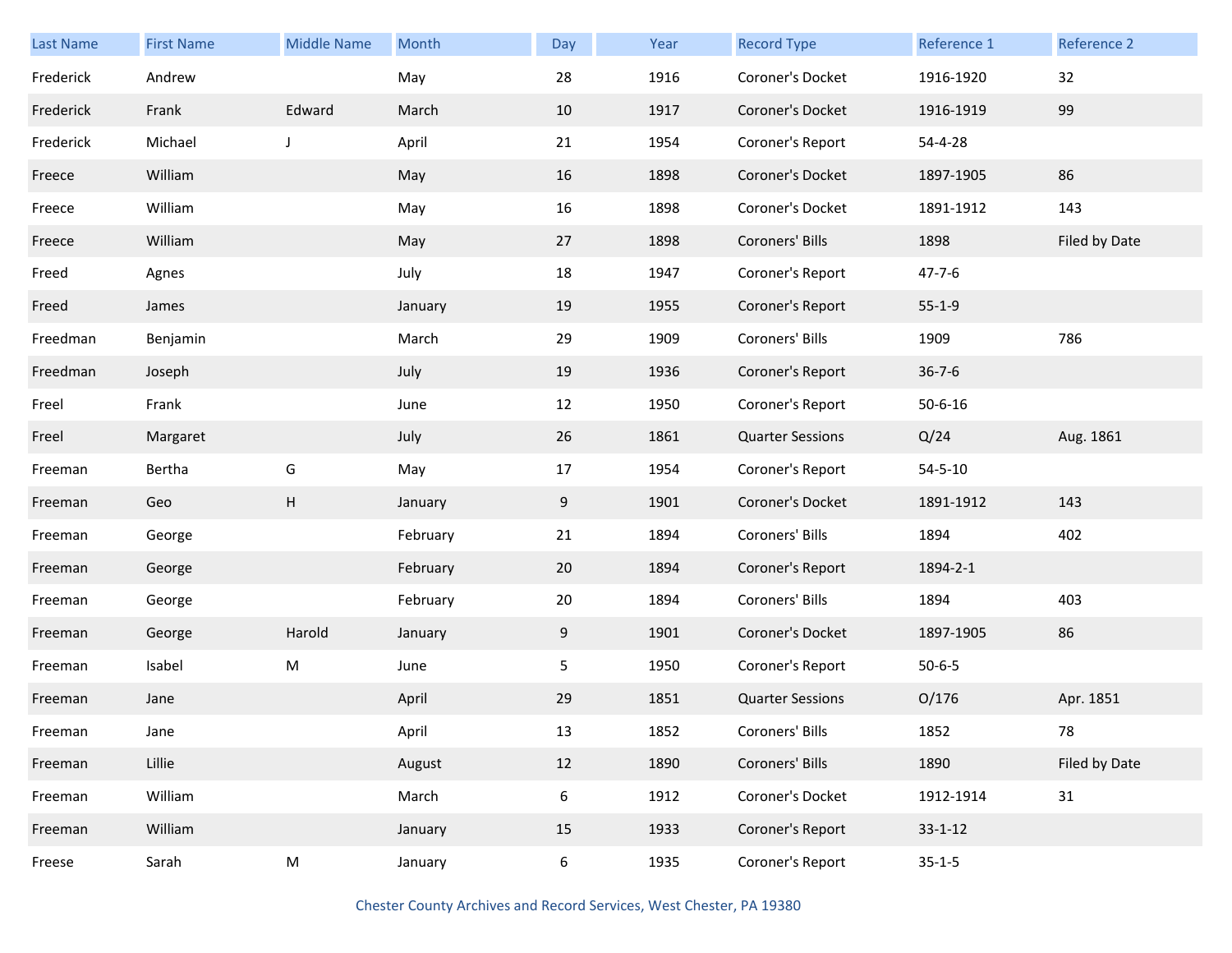| Last Name | First Name | Middle Name | Month | Day | Year | Record Type | Reference 1 | Reference 2 |
|---|---|---|---|---|---|---|---|---|
| Frederick | Andrew | | May | 28 | 1916 | Coroner's Docket | 1916-1920 | 32 |
| Frederick | Frank | Edward | March | 10 | 1917 | Coroner's Docket | 1916-1919 | 99 |
| Frederick | Michael | J | April | 21 | 1954 | Coroner's Report | 54-4-28 | |
| Freece | William | | May | 16 | 1898 | Coroner's Docket | 1897-1905 | 86 |
| Freece | William | | May | 16 | 1898 | Coroner's Docket | 1891-1912 | 143 |
| Freece | William | | May | 27 | 1898 | Coroners' Bills | 1898 | Filed by Date |
| Freed | Agnes | | July | 18 | 1947 | Coroner's Report | 47-7-6 | |
| Freed | James | | January | 19 | 1955 | Coroner's Report | 55-1-9 | |
| Freedman | Benjamin | | March | 29 | 1909 | Coroners' Bills | 1909 | 786 |
| Freedman | Joseph | | July | 19 | 1936 | Coroner's Report | 36-7-6 | |
| Freel | Frank | | June | 12 | 1950 | Coroner's Report | 50-6-16 | |
| Freel | Margaret | | July | 26 | 1861 | Quarter Sessions | Q/24 | Aug. 1861 |
| Freeman | Bertha | G | May | 17 | 1954 | Coroner's Report | 54-5-10 | |
| Freeman | Geo | H | January | 9 | 1901 | Coroner's Docket | 1891-1912 | 143 |
| Freeman | George | | February | 21 | 1894 | Coroners' Bills | 1894 | 402 |
| Freeman | George | | February | 20 | 1894 | Coroner's Report | 1894-2-1 | |
| Freeman | George | | February | 20 | 1894 | Coroners' Bills | 1894 | 403 |
| Freeman | George | Harold | January | 9 | 1901 | Coroner's Docket | 1897-1905 | 86 |
| Freeman | Isabel | M | June | 5 | 1950 | Coroner's Report | 50-6-5 | |
| Freeman | Jane | | April | 29 | 1851 | Quarter Sessions | O/176 | Apr. 1851 |
| Freeman | Jane | | April | 13 | 1852 | Coroners' Bills | 1852 | 78 |
| Freeman | Lillie | | August | 12 | 1890 | Coroners' Bills | 1890 | Filed by Date |
| Freeman | William | | March | 6 | 1912 | Coroner's Docket | 1912-1914 | 31 |
| Freeman | William | | January | 15 | 1933 | Coroner's Report | 33-1-12 | |
| Freese | Sarah | M | January | 6 | 1935 | Coroner's Report | 35-1-5 | |

Chester County Archives and Record Services, West Chester, PA 19380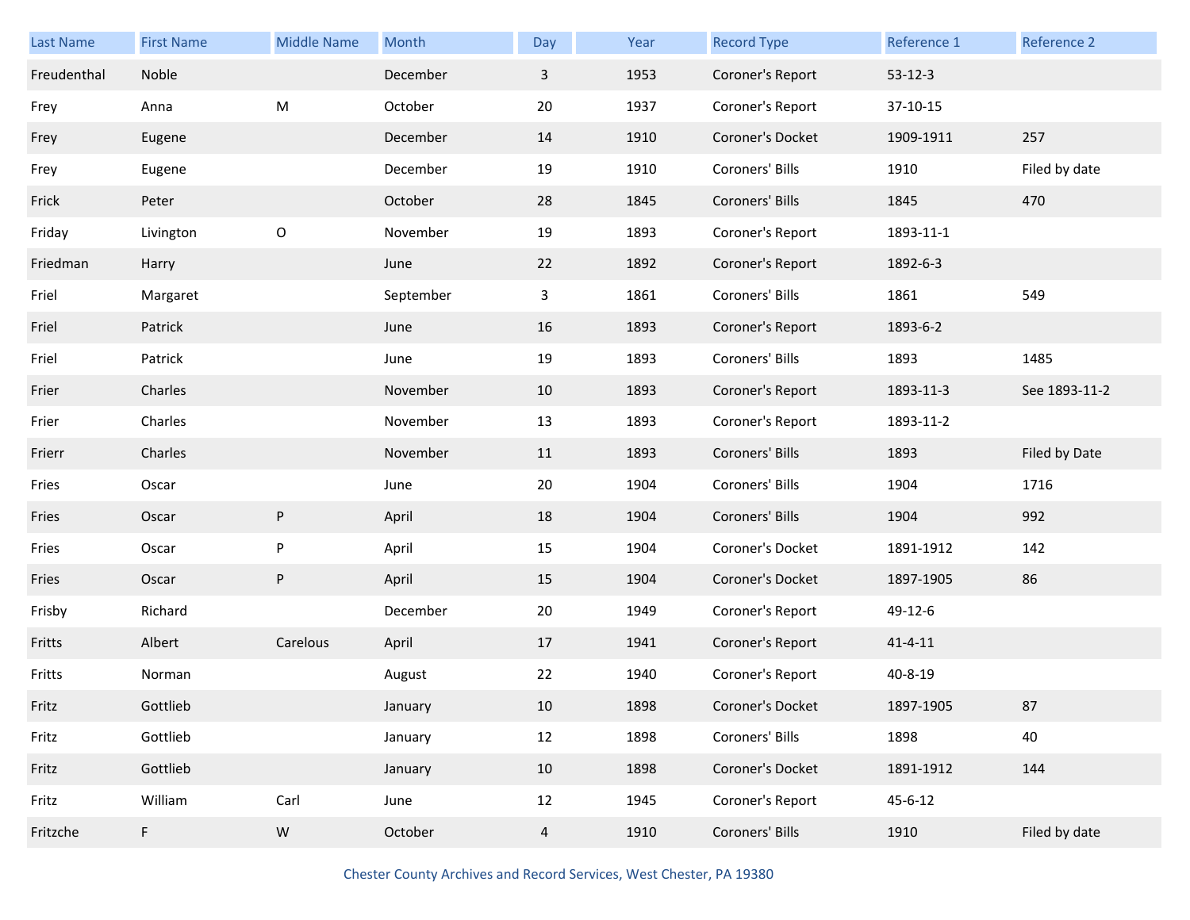| Last Name | First Name | Middle Name | Month | Day | Year | Record Type | Reference 1 | Reference 2 |
|---|---|---|---|---|---|---|---|---|
| Freudenthal | Noble | | December | 3 | 1953 | Coroner's Report | 53-12-3 | |
| Frey | Anna | M | October | 20 | 1937 | Coroner's Report | 37-10-15 | |
| Frey | Eugene | | December | 14 | 1910 | Coroner's Docket | 1909-1911 | 257 |
| Frey | Eugene | | December | 19 | 1910 | Coroners' Bills | 1910 | Filed by date |
| Frick | Peter | | October | 28 | 1845 | Coroners' Bills | 1845 | 470 |
| Friday | Livington | O | November | 19 | 1893 | Coroner's Report | 1893-11-1 | |
| Friedman | Harry | | June | 22 | 1892 | Coroner's Report | 1892-6-3 | |
| Friel | Margaret | | September | 3 | 1861 | Coroners' Bills | 1861 | 549 |
| Friel | Patrick | | June | 16 | 1893 | Coroner's Report | 1893-6-2 | |
| Friel | Patrick | | June | 19 | 1893 | Coroners' Bills | 1893 | 1485 |
| Frier | Charles | | November | 10 | 1893 | Coroner's Report | 1893-11-3 | See 1893-11-2 |
| Frier | Charles | | November | 13 | 1893 | Coroner's Report | 1893-11-2 | |
| Frierr | Charles | | November | 11 | 1893 | Coroners' Bills | 1893 | Filed by Date |
| Fries | Oscar | | June | 20 | 1904 | Coroners' Bills | 1904 | 1716 |
| Fries | Oscar | P | April | 18 | 1904 | Coroners' Bills | 1904 | 992 |
| Fries | Oscar | P | April | 15 | 1904 | Coroner's Docket | 1891-1912 | 142 |
| Fries | Oscar | P | April | 15 | 1904 | Coroner's Docket | 1897-1905 | 86 |
| Frisby | Richard | | December | 20 | 1949 | Coroner's Report | 49-12-6 | |
| Fritts | Albert | Carelous | April | 17 | 1941 | Coroner's Report | 41-4-11 | |
| Fritts | Norman | | August | 22 | 1940 | Coroner's Report | 40-8-19 | |
| Fritz | Gottlieb | | January | 10 | 1898 | Coroner's Docket | 1897-1905 | 87 |
| Fritz | Gottlieb | | January | 12 | 1898 | Coroners' Bills | 1898 | 40 |
| Fritz | Gottlieb | | January | 10 | 1898 | Coroner's Docket | 1891-1912 | 144 |
| Fritz | William | Carl | June | 12 | 1945 | Coroner's Report | 45-6-12 | |
| Fritzche | F | W | October | 4 | 1910 | Coroners' Bills | 1910 | Filed by date |

Chester County Archives and Record Services, West Chester, PA 19380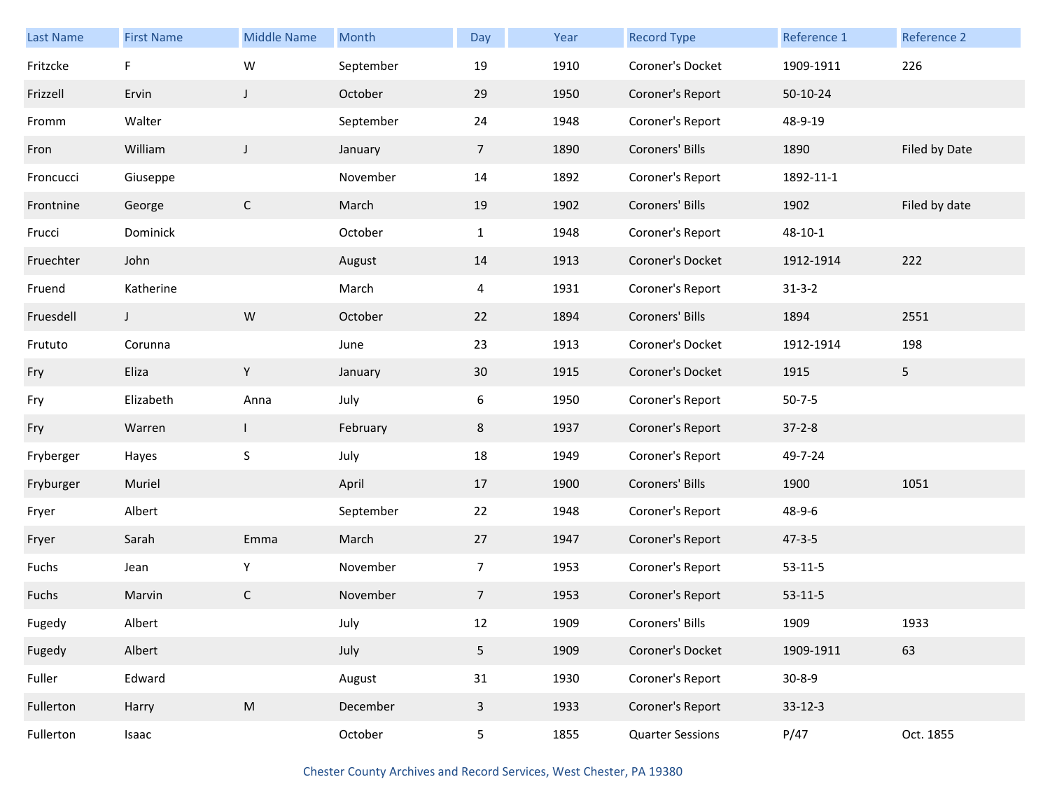| Last Name | First Name | Middle Name | Month | Day | Year | Record Type | Reference 1 | Reference 2 |
|---|---|---|---|---|---|---|---|---|
| Fritzcke | F | W | September | 19 | 1910 | Coroner's Docket | 1909-1911 | 226 |
| Frizzell | Ervin | J | October | 29 | 1950 | Coroner's Report | 50-10-24 | |
| Fromm | Walter | | September | 24 | 1948 | Coroner's Report | 48-9-19 | |
| Fron | William | J | January | 7 | 1890 | Coroners' Bills | 1890 | Filed by Date |
| Froncucci | Giuseppe | | November | 14 | 1892 | Coroner's Report | 1892-11-1 | |
| Frontnine | George | C | March | 19 | 1902 | Coroners' Bills | 1902 | Filed by date |
| Frucci | Dominick | | October | 1 | 1948 | Coroner's Report | 48-10-1 | |
| Fruechter | John | | August | 14 | 1913 | Coroner's Docket | 1912-1914 | 222 |
| Fruend | Katherine | | March | 4 | 1931 | Coroner's Report | 31-3-2 | |
| Fruesdell | J | W | October | 22 | 1894 | Coroners' Bills | 1894 | 2551 |
| Frututo | Corunna | | June | 23 | 1913 | Coroner's Docket | 1912-1914 | 198 |
| Fry | Eliza | Y | January | 30 | 1915 | Coroner's Docket | 1915 | 5 |
| Fry | Elizabeth | Anna | July | 6 | 1950 | Coroner's Report | 50-7-5 | |
| Fry | Warren | I | February | 8 | 1937 | Coroner's Report | 37-2-8 | |
| Fryberger | Hayes | S | July | 18 | 1949 | Coroner's Report | 49-7-24 | |
| Fryburger | Muriel | | April | 17 | 1900 | Coroners' Bills | 1900 | 1051 |
| Fryer | Albert | | September | 22 | 1948 | Coroner's Report | 48-9-6 | |
| Fryer | Sarah | Emma | March | 27 | 1947 | Coroner's Report | 47-3-5 | |
| Fuchs | Jean | Y | November | 7 | 1953 | Coroner's Report | 53-11-5 | |
| Fuchs | Marvin | C | November | 7 | 1953 | Coroner's Report | 53-11-5 | |
| Fugedy | Albert | | July | 12 | 1909 | Coroners' Bills | 1909 | 1933 |
| Fugedy | Albert | | July | 5 | 1909 | Coroner's Docket | 1909-1911 | 63 |
| Fuller | Edward | | August | 31 | 1930 | Coroner's Report | 30-8-9 | |
| Fullerton | Harry | M | December | 3 | 1933 | Coroner's Report | 33-12-3 | |
| Fullerton | Isaac | | October | 5 | 1855 | Quarter Sessions | P/47 | Oct. 1855 |

Chester County Archives and Record Services, West Chester, PA 19380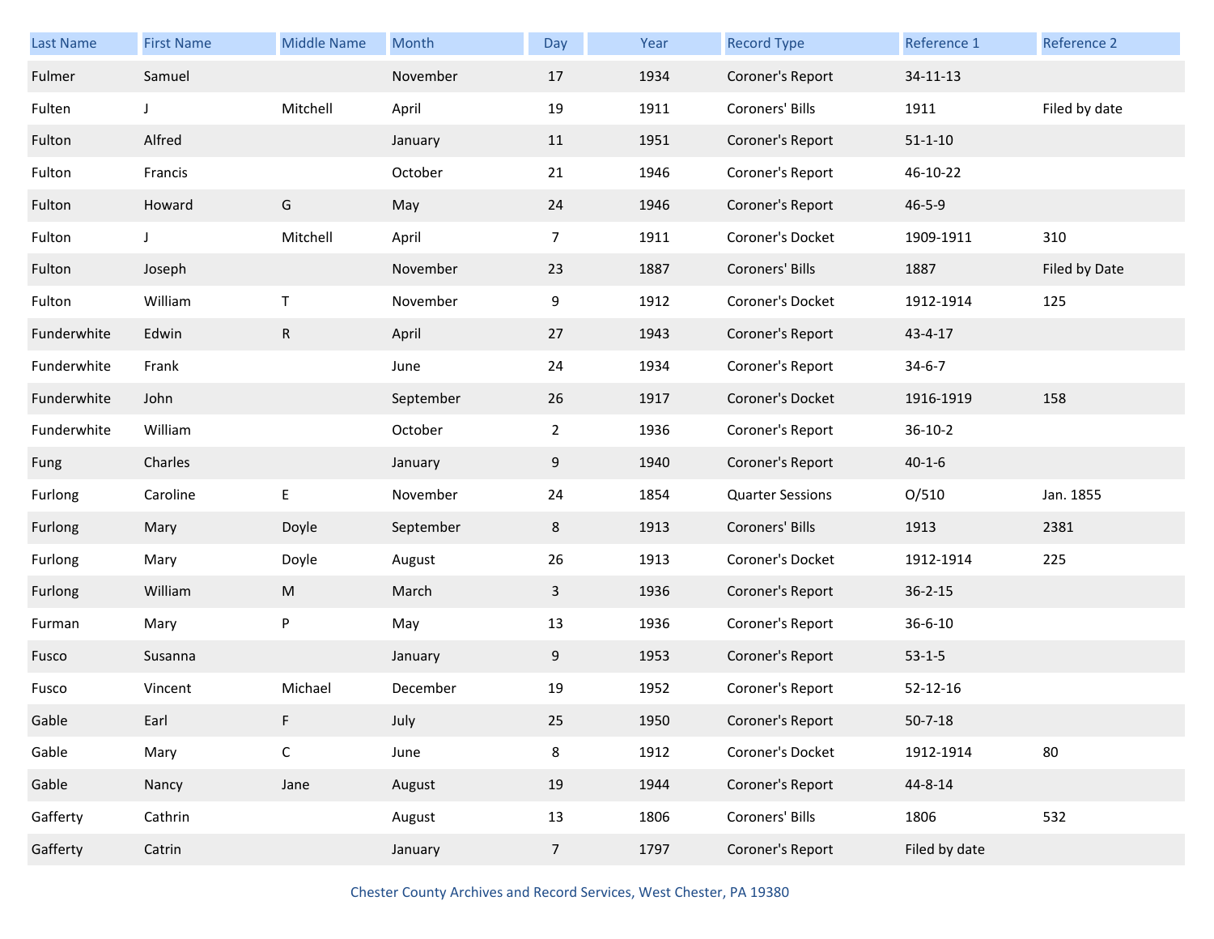| Last Name | First Name | Middle Name | Month | Day | Year | Record Type | Reference 1 | Reference 2 |
|---|---|---|---|---|---|---|---|---|
| Fulmer | Samuel | | November | 17 | 1934 | Coroner's Report | 34-11-13 | |
| Fulten | J | Mitchell | April | 19 | 1911 | Coroners' Bills | 1911 | Filed by date |
| Fulton | Alfred | | January | 11 | 1951 | Coroner's Report | 51-1-10 | |
| Fulton | Francis | | October | 21 | 1946 | Coroner's Report | 46-10-22 | |
| Fulton | Howard | G | May | 24 | 1946 | Coroner's Report | 46-5-9 | |
| Fulton | J | Mitchell | April | 7 | 1911 | Coroner's Docket | 1909-1911 | 310 |
| Fulton | Joseph | | November | 23 | 1887 | Coroners' Bills | 1887 | Filed by Date |
| Fulton | William | T | November | 9 | 1912 | Coroner's Docket | 1912-1914 | 125 |
| Funderwhite | Edwin | R | April | 27 | 1943 | Coroner's Report | 43-4-17 | |
| Funderwhite | Frank | | June | 24 | 1934 | Coroner's Report | 34-6-7 | |
| Funderwhite | John | | September | 26 | 1917 | Coroner's Docket | 1916-1919 | 158 |
| Funderwhite | William | | October | 2 | 1936 | Coroner's Report | 36-10-2 | |
| Fung | Charles | | January | 9 | 1940 | Coroner's Report | 40-1-6 | |
| Furlong | Caroline | E | November | 24 | 1854 | Quarter Sessions | O/510 | Jan. 1855 |
| Furlong | Mary | Doyle | September | 8 | 1913 | Coroners' Bills | 1913 | 2381 |
| Furlong | Mary | Doyle | August | 26 | 1913 | Coroner's Docket | 1912-1914 | 225 |
| Furlong | William | M | March | 3 | 1936 | Coroner's Report | 36-2-15 | |
| Furman | Mary | P | May | 13 | 1936 | Coroner's Report | 36-6-10 | |
| Fusco | Susanna | | January | 9 | 1953 | Coroner's Report | 53-1-5 | |
| Fusco | Vincent | Michael | December | 19 | 1952 | Coroner's Report | 52-12-16 | |
| Gable | Earl | F | July | 25 | 1950 | Coroner's Report | 50-7-18 | |
| Gable | Mary | C | June | 8 | 1912 | Coroner's Docket | 1912-1914 | 80 |
| Gable | Nancy | Jane | August | 19 | 1944 | Coroner's Report | 44-8-14 | |
| Gafferty | Cathrin | | August | 13 | 1806 | Coroners' Bills | 1806 | 532 |
| Gafferty | Catrin | | January | 7 | 1797 | Coroner's Report | Filed by date | |

Chester County Archives and Record Services, West Chester, PA 19380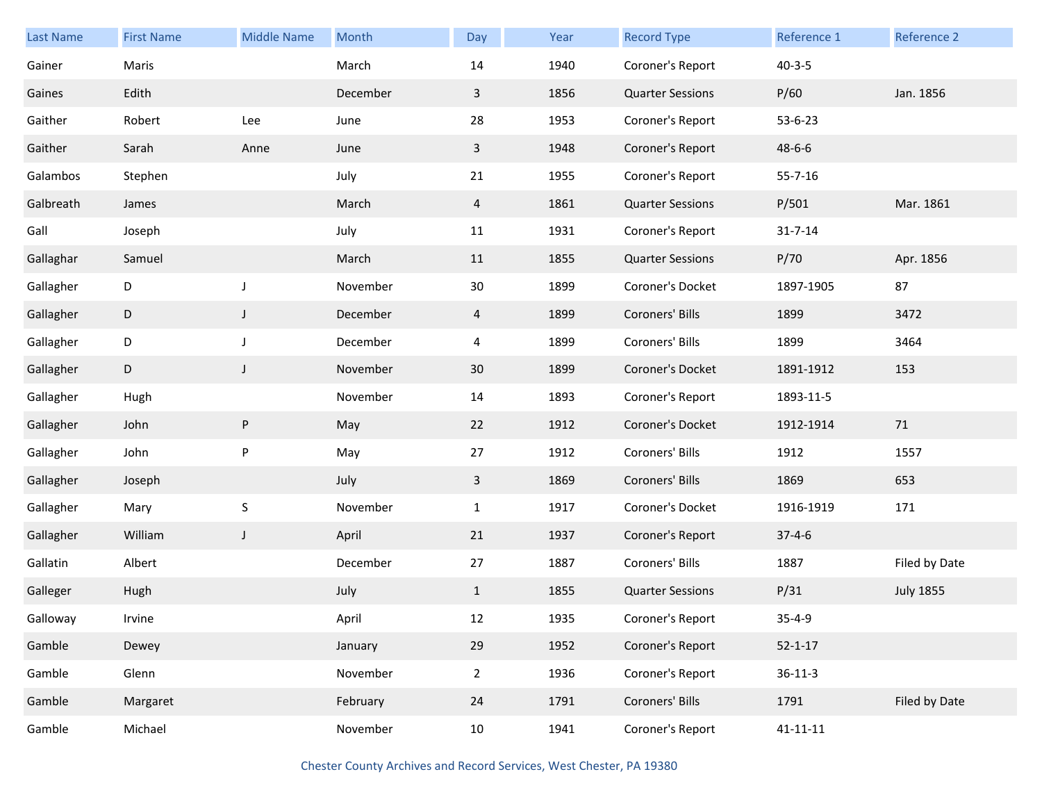| Last Name | First Name | Middle Name | Month | Day | Year | Record Type | Reference 1 | Reference 2 |
|---|---|---|---|---|---|---|---|---|
| Gainer | Maris | | March | 14 | 1940 | Coroner's Report | 40-3-5 | |
| Gaines | Edith | | December | 3 | 1856 | Quarter Sessions | P/60 | Jan. 1856 |
| Gaither | Robert | Lee | June | 28 | 1953 | Coroner's Report | 53-6-23 | |
| Gaither | Sarah | Anne | June | 3 | 1948 | Coroner's Report | 48-6-6 | |
| Galambos | Stephen | | July | 21 | 1955 | Coroner's Report | 55-7-16 | |
| Galbreath | James | | March | 4 | 1861 | Quarter Sessions | P/501 | Mar. 1861 |
| Gall | Joseph | | July | 11 | 1931 | Coroner's Report | 31-7-14 | |
| Gallaghar | Samuel | | March | 11 | 1855 | Quarter Sessions | P/70 | Apr. 1856 |
| Gallagher | D | J | November | 30 | 1899 | Coroner's Docket | 1897-1905 | 87 |
| Gallagher | D | J | December | 4 | 1899 | Coroners' Bills | 1899 | 3472 |
| Gallagher | D | J | December | 4 | 1899 | Coroners' Bills | 1899 | 3464 |
| Gallagher | D | J | November | 30 | 1899 | Coroner's Docket | 1891-1912 | 153 |
| Gallagher | Hugh | | November | 14 | 1893 | Coroner's Report | 1893-11-5 | |
| Gallagher | John | P | May | 22 | 1912 | Coroner's Docket | 1912-1914 | 71 |
| Gallagher | John | P | May | 27 | 1912 | Coroners' Bills | 1912 | 1557 |
| Gallagher | Joseph | | July | 3 | 1869 | Coroners' Bills | 1869 | 653 |
| Gallagher | Mary | S | November | 1 | 1917 | Coroner's Docket | 1916-1919 | 171 |
| Gallagher | William | J | April | 21 | 1937 | Coroner's Report | 37-4-6 | |
| Gallatin | Albert | | December | 27 | 1887 | Coroners' Bills | 1887 | Filed by Date |
| Galleger | Hugh | | July | 1 | 1855 | Quarter Sessions | P/31 | July 1855 |
| Galloway | Irvine | | April | 12 | 1935 | Coroner's Report | 35-4-9 | |
| Gamble | Dewey | | January | 29 | 1952 | Coroner's Report | 52-1-17 | |
| Gamble | Glenn | | November | 2 | 1936 | Coroner's Report | 36-11-3 | |
| Gamble | Margaret | | February | 24 | 1791 | Coroners' Bills | 1791 | Filed by Date |
| Gamble | Michael | | November | 10 | 1941 | Coroner's Report | 41-11-11 | |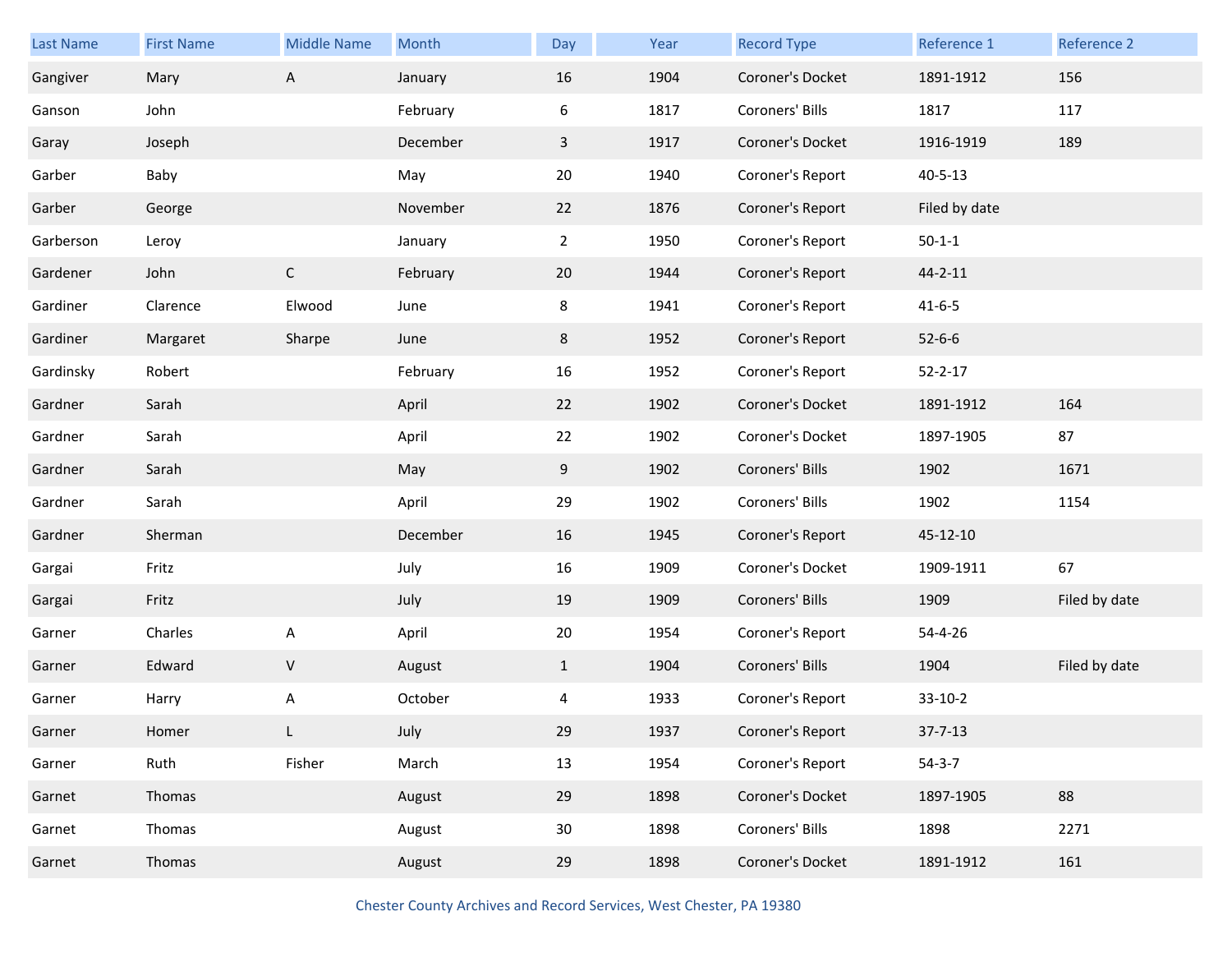| Last Name | First Name | Middle Name | Month | Day | Year | Record Type | Reference 1 | Reference 2 |
|---|---|---|---|---|---|---|---|---|
| Gangiver | Mary | A | January | 16 | 1904 | Coroner's Docket | 1891-1912 | 156 |
| Ganson | John | | February | 6 | 1817 | Coroners' Bills | 1817 | 117 |
| Garay | Joseph | | December | 3 | 1917 | Coroner's Docket | 1916-1919 | 189 |
| Garber | Baby | | May | 20 | 1940 | Coroner's Report | 40-5-13 | |
| Garber | George | | November | 22 | 1876 | Coroner's Report | Filed by date | |
| Garberson | Leroy | | January | 2 | 1950 | Coroner's Report | 50-1-1 | |
| Gardener | John | C | February | 20 | 1944 | Coroner's Report | 44-2-11 | |
| Gardiner | Clarence | Elwood | June | 8 | 1941 | Coroner's Report | 41-6-5 | |
| Gardiner | Margaret | Sharpe | June | 8 | 1952 | Coroner's Report | 52-6-6 | |
| Gardinsky | Robert | | February | 16 | 1952 | Coroner's Report | 52-2-17 | |
| Gardner | Sarah | | April | 22 | 1902 | Coroner's Docket | 1891-1912 | 164 |
| Gardner | Sarah | | April | 22 | 1902 | Coroner's Docket | 1897-1905 | 87 |
| Gardner | Sarah | | May | 9 | 1902 | Coroners' Bills | 1902 | 1671 |
| Gardner | Sarah | | April | 29 | 1902 | Coroners' Bills | 1902 | 1154 |
| Gardner | Sherman | | December | 16 | 1945 | Coroner's Report | 45-12-10 | |
| Gargai | Fritz | | July | 16 | 1909 | Coroner's Docket | 1909-1911 | 67 |
| Gargai | Fritz | | July | 19 | 1909 | Coroners' Bills | 1909 | Filed by date |
| Garner | Charles | A | April | 20 | 1954 | Coroner's Report | 54-4-26 | |
| Garner | Edward | V | August | 1 | 1904 | Coroners' Bills | 1904 | Filed by date |
| Garner | Harry | A | October | 4 | 1933 | Coroner's Report | 33-10-2 | |
| Garner | Homer | L | July | 29 | 1937 | Coroner's Report | 37-7-13 | |
| Garner | Ruth | Fisher | March | 13 | 1954 | Coroner's Report | 54-3-7 | |
| Garnet | Thomas | | August | 29 | 1898 | Coroner's Docket | 1897-1905 | 88 |
| Garnet | Thomas | | August | 30 | 1898 | Coroners' Bills | 1898 | 2271 |
| Garnet | Thomas | | August | 29 | 1898 | Coroner's Docket | 1891-1912 | 161 |

Chester County Archives and Record Services, West Chester, PA 19380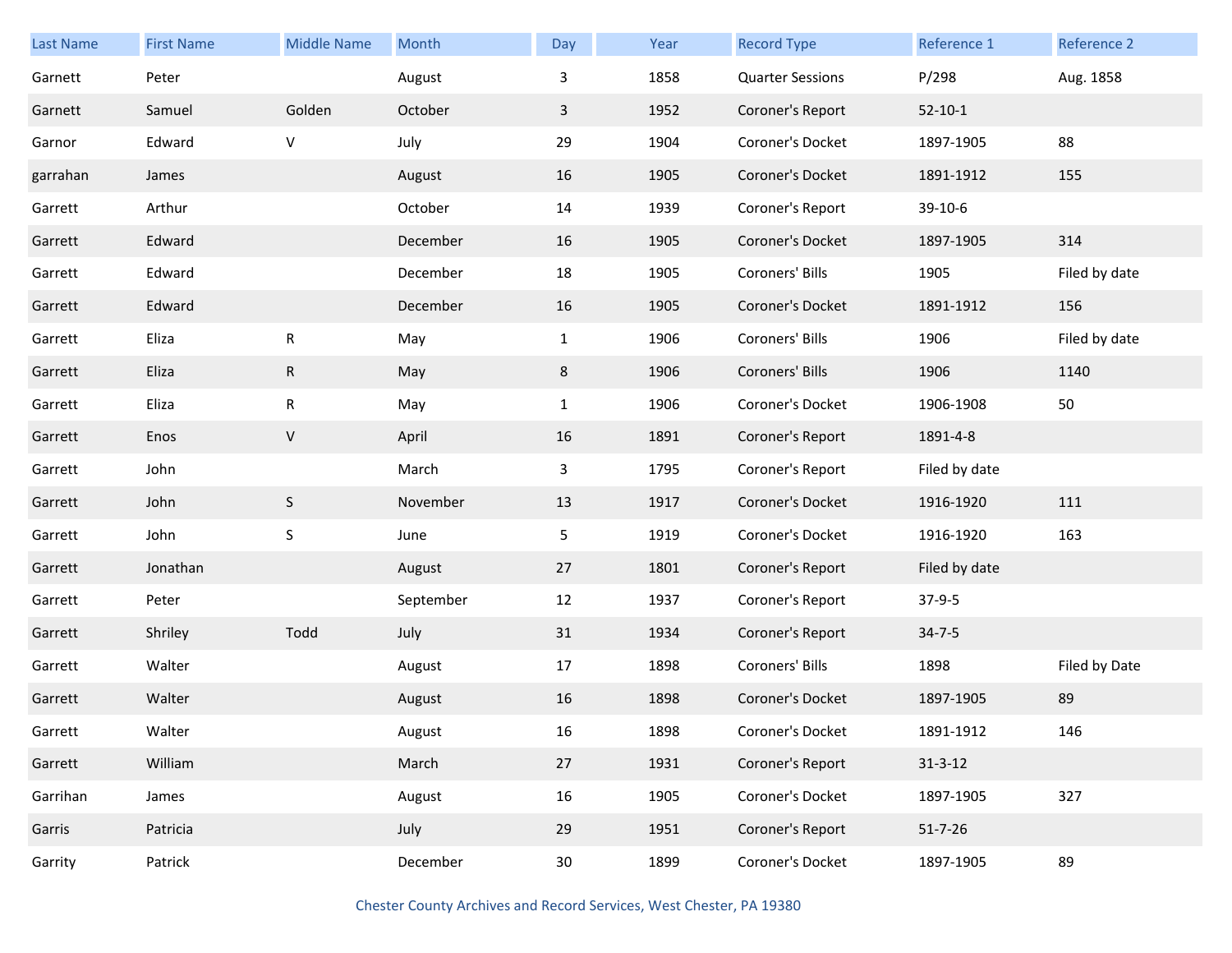| Last Name | First Name | Middle Name | Month | Day | Year | Record Type | Reference 1 | Reference 2 |
|---|---|---|---|---|---|---|---|---|
| Garnett | Peter | | August | 3 | 1858 | Quarter Sessions | P/298 | Aug. 1858 |
| Garnett | Samuel | Golden | October | 3 | 1952 | Coroner's Report | 52-10-1 | |
| Garnor | Edward | V | July | 29 | 1904 | Coroner's Docket | 1897-1905 | 88 |
| garrahan | James | | August | 16 | 1905 | Coroner's Docket | 1891-1912 | 155 |
| Garrett | Arthur | | October | 14 | 1939 | Coroner's Report | 39-10-6 | |
| Garrett | Edward | | December | 16 | 1905 | Coroner's Docket | 1897-1905 | 314 |
| Garrett | Edward | | December | 18 | 1905 | Coroners' Bills | 1905 | Filed by date |
| Garrett | Edward | | December | 16 | 1905 | Coroner's Docket | 1891-1912 | 156 |
| Garrett | Eliza | R | May | 1 | 1906 | Coroners' Bills | 1906 | Filed by date |
| Garrett | Eliza | R | May | 8 | 1906 | Coroners' Bills | 1906 | 1140 |
| Garrett | Eliza | R | May | 1 | 1906 | Coroner's Docket | 1906-1908 | 50 |
| Garrett | Enos | V | April | 16 | 1891 | Coroner's Report | 1891-4-8 | |
| Garrett | John | | March | 3 | 1795 | Coroner's Report | Filed by date | |
| Garrett | John | S | November | 13 | 1917 | Coroner's Docket | 1916-1920 | 111 |
| Garrett | John | S | June | 5 | 1919 | Coroner's Docket | 1916-1920 | 163 |
| Garrett | Jonathan | | August | 27 | 1801 | Coroner's Report | Filed by date | |
| Garrett | Peter | | September | 12 | 1937 | Coroner's Report | 37-9-5 | |
| Garrett | Shriley | Todd | July | 31 | 1934 | Coroner's Report | 34-7-5 | |
| Garrett | Walter | | August | 17 | 1898 | Coroners' Bills | 1898 | Filed by Date |
| Garrett | Walter | | August | 16 | 1898 | Coroner's Docket | 1897-1905 | 89 |
| Garrett | Walter | | August | 16 | 1898 | Coroner's Docket | 1891-1912 | 146 |
| Garrett | William | | March | 27 | 1931 | Coroner's Report | 31-3-12 | |
| Garrihan | James | | August | 16 | 1905 | Coroner's Docket | 1897-1905 | 327 |
| Garris | Patricia | | July | 29 | 1951 | Coroner's Report | 51-7-26 | |
| Garrity | Patrick | | December | 30 | 1899 | Coroner's Docket | 1897-1905 | 89 |

Chester County Archives and Record Services, West Chester, PA 19380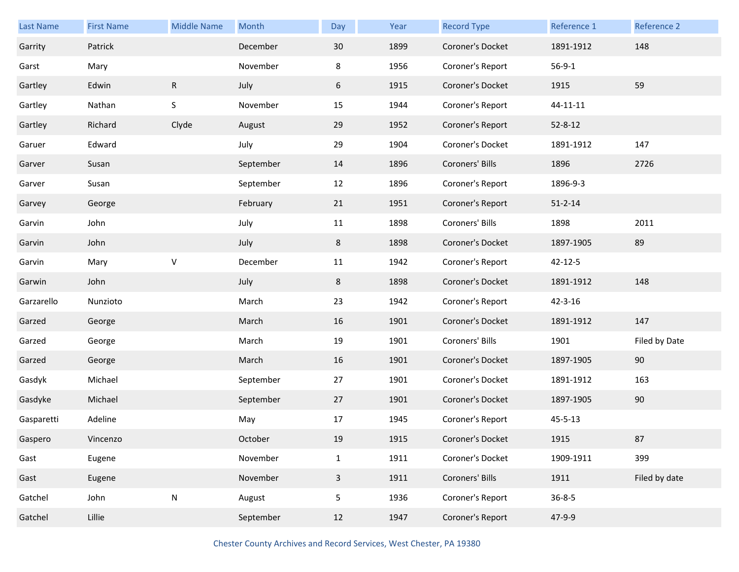| Last Name | First Name | Middle Name | Month | Day | Year | Record Type | Reference 1 | Reference 2 |
|---|---|---|---|---|---|---|---|---|
| Garrity | Patrick | | December | 30 | 1899 | Coroner's Docket | 1891-1912 | 148 |
| Garst | Mary | | November | 8 | 1956 | Coroner's Report | 56-9-1 | |
| Gartley | Edwin | R | July | 6 | 1915 | Coroner's Docket | 1915 | 59 |
| Gartley | Nathan | S | November | 15 | 1944 | Coroner's Report | 44-11-11 | |
| Gartley | Richard | Clyde | August | 29 | 1952 | Coroner's Report | 52-8-12 | |
| Garuer | Edward | | July | 29 | 1904 | Coroner's Docket | 1891-1912 | 147 |
| Garver | Susan | | September | 14 | 1896 | Coroners' Bills | 1896 | 2726 |
| Garver | Susan | | September | 12 | 1896 | Coroner's Report | 1896-9-3 | |
| Garvey | George | | February | 21 | 1951 | Coroner's Report | 51-2-14 | |
| Garvin | John | | July | 11 | 1898 | Coroners' Bills | 1898 | 2011 |
| Garvin | John | | July | 8 | 1898 | Coroner's Docket | 1897-1905 | 89 |
| Garvin | Mary | V | December | 11 | 1942 | Coroner's Report | 42-12-5 | |
| Garwin | John | | July | 8 | 1898 | Coroner's Docket | 1891-1912 | 148 |
| Garzarello | Nunzioto | | March | 23 | 1942 | Coroner's Report | 42-3-16 | |
| Garzed | George | | March | 16 | 1901 | Coroner's Docket | 1891-1912 | 147 |
| Garzed | George | | March | 19 | 1901 | Coroners' Bills | 1901 | Filed by Date |
| Garzed | George | | March | 16 | 1901 | Coroner's Docket | 1897-1905 | 90 |
| Gasdyk | Michael | | September | 27 | 1901 | Coroner's Docket | 1891-1912 | 163 |
| Gasdyke | Michael | | September | 27 | 1901 | Coroner's Docket | 1897-1905 | 90 |
| Gasparetti | Adeline | | May | 17 | 1945 | Coroner's Report | 45-5-13 | |
| Gaspero | Vincenzo | | October | 19 | 1915 | Coroner's Docket | 1915 | 87 |
| Gast | Eugene | | November | 1 | 1911 | Coroner's Docket | 1909-1911 | 399 |
| Gast | Eugene | | November | 3 | 1911 | Coroners' Bills | 1911 | Filed by date |
| Gatchel | John | N | August | 5 | 1936 | Coroner's Report | 36-8-5 | |
| Gatchel | Lillie | | September | 12 | 1947 | Coroner's Report | 47-9-9 | |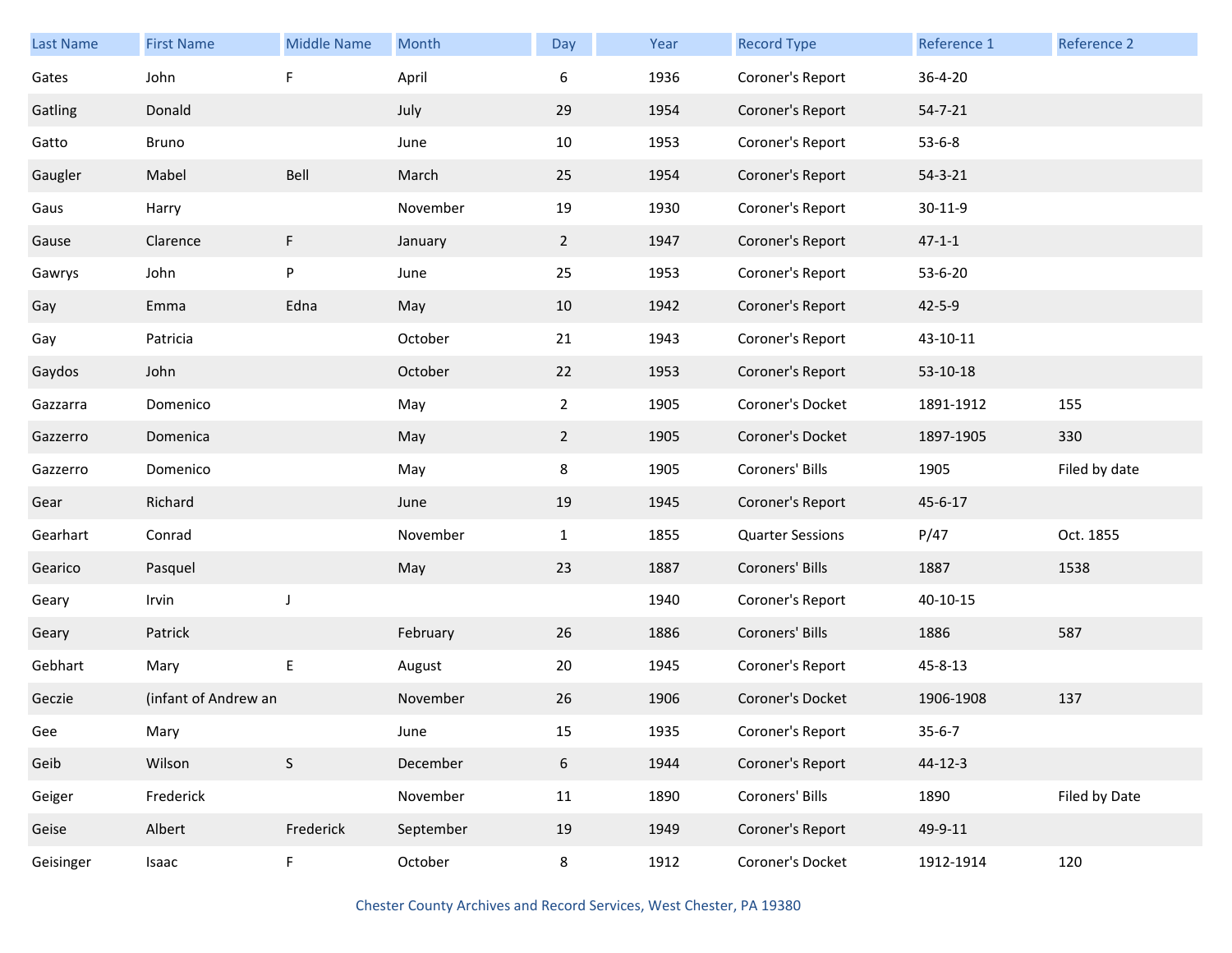| Last Name | First Name | Middle Name | Month | Day | Year | Record Type | Reference 1 | Reference 2 |
|---|---|---|---|---|---|---|---|---|
| Gates | John | F | April | 6 | 1936 | Coroner's Report | 36-4-20 | |
| Gatling | Donald | | July | 29 | 1954 | Coroner's Report | 54-7-21 | |
| Gatto | Bruno | | June | 10 | 1953 | Coroner's Report | 53-6-8 | |
| Gaugler | Mabel | Bell | March | 25 | 1954 | Coroner's Report | 54-3-21 | |
| Gaus | Harry | | November | 19 | 1930 | Coroner's Report | 30-11-9 | |
| Gause | Clarence | F | January | 2 | 1947 | Coroner's Report | 47-1-1 | |
| Gawrys | John | P | June | 25 | 1953 | Coroner's Report | 53-6-20 | |
| Gay | Emma | Edna | May | 10 | 1942 | Coroner's Report | 42-5-9 | |
| Gay | Patricia | | October | 21 | 1943 | Coroner's Report | 43-10-11 | |
| Gaydos | John | | October | 22 | 1953 | Coroner's Report | 53-10-18 | |
| Gazzarra | Domenico | | May | 2 | 1905 | Coroner's Docket | 1891-1912 | 155 |
| Gazzerro | Domenica | | May | 2 | 1905 | Coroner's Docket | 1897-1905 | 330 |
| Gazzerro | Domenico | | May | 8 | 1905 | Coroners' Bills | 1905 | Filed by date |
| Gear | Richard | | June | 19 | 1945 | Coroner's Report | 45-6-17 | |
| Gearhart | Conrad | | November | 1 | 1855 | Quarter Sessions | P/47 | Oct. 1855 |
| Gearico | Pasquel | | May | 23 | 1887 | Coroners' Bills | 1887 | 1538 |
| Geary | Irvin | J | | | 1940 | Coroner's Report | 40-10-15 | |
| Geary | Patrick | | February | 26 | 1886 | Coroners' Bills | 1886 | 587 |
| Gebhart | Mary | E | August | 20 | 1945 | Coroner's Report | 45-8-13 | |
| Geczie | (infant of Andrew an | | November | 26 | 1906 | Coroner's Docket | 1906-1908 | 137 |
| Gee | Mary | | June | 15 | 1935 | Coroner's Report | 35-6-7 | |
| Geib | Wilson | S | December | 6 | 1944 | Coroner's Report | 44-12-3 | |
| Geiger | Frederick | | November | 11 | 1890 | Coroners' Bills | 1890 | Filed by Date |
| Geise | Albert | Frederick | September | 19 | 1949 | Coroner's Report | 49-9-11 | |
| Geisinger | Isaac | F | October | 8 | 1912 | Coroner's Docket | 1912-1914 | 120 |

Chester County Archives and Record Services, West Chester, PA 19380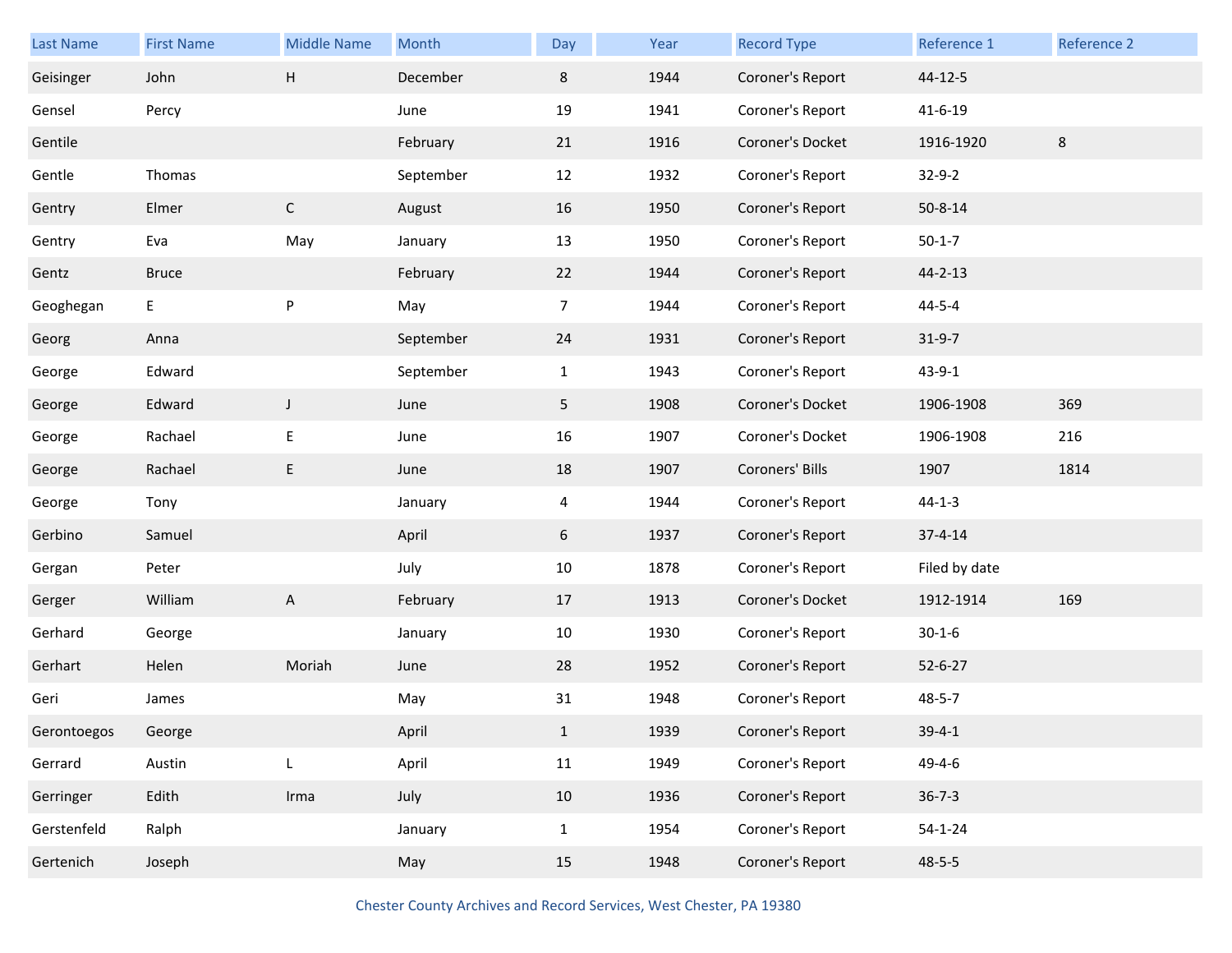| Last Name | First Name | Middle Name | Month | Day | Year | Record Type | Reference 1 | Reference 2 |
|---|---|---|---|---|---|---|---|---|
| Geisinger | John | H | December | 8 | 1944 | Coroner's Report | 44-12-5 | |
| Gensel | Percy | | June | 19 | 1941 | Coroner's Report | 41-6-19 | |
| Gentile | | | February | 21 | 1916 | Coroner's Docket | 1916-1920 | 8 |
| Gentle | Thomas | | September | 12 | 1932 | Coroner's Report | 32-9-2 | |
| Gentry | Elmer | C | August | 16 | 1950 | Coroner's Report | 50-8-14 | |
| Gentry | Eva | May | January | 13 | 1950 | Coroner's Report | 50-1-7 | |
| Gentz | Bruce | | February | 22 | 1944 | Coroner's Report | 44-2-13 | |
| Geoghegan | E | P | May | 7 | 1944 | Coroner's Report | 44-5-4 | |
| Georg | Anna | | September | 24 | 1931 | Coroner's Report | 31-9-7 | |
| George | Edward | | September | 1 | 1943 | Coroner's Report | 43-9-1 | |
| George | Edward | J | June | 5 | 1908 | Coroner's Docket | 1906-1908 | 369 |
| George | Rachael | E | June | 16 | 1907 | Coroner's Docket | 1906-1908 | 216 |
| George | Rachael | E | June | 18 | 1907 | Coroners' Bills | 1907 | 1814 |
| George | Tony | | January | 4 | 1944 | Coroner's Report | 44-1-3 | |
| Gerbino | Samuel | | April | 6 | 1937 | Coroner's Report | 37-4-14 | |
| Gergan | Peter | | July | 10 | 1878 | Coroner's Report | Filed by date | |
| Gerger | William | A | February | 17 | 1913 | Coroner's Docket | 1912-1914 | 169 |
| Gerhard | George | | January | 10 | 1930 | Coroner's Report | 30-1-6 | |
| Gerhart | Helen | Moriah | June | 28 | 1952 | Coroner's Report | 52-6-27 | |
| Geri | James | | May | 31 | 1948 | Coroner's Report | 48-5-7 | |
| Gerontoegos | George | | April | 1 | 1939 | Coroner's Report | 39-4-1 | |
| Gerrard | Austin | L | April | 11 | 1949 | Coroner's Report | 49-4-6 | |
| Gerringer | Edith | Irma | July | 10 | 1936 | Coroner's Report | 36-7-3 | |
| Gerstenfeld | Ralph | | January | 1 | 1954 | Coroner's Report | 54-1-24 | |
| Gertenich | Joseph | | May | 15 | 1948 | Coroner's Report | 48-5-5 | |

Chester County Archives and Record Services, West Chester, PA 19380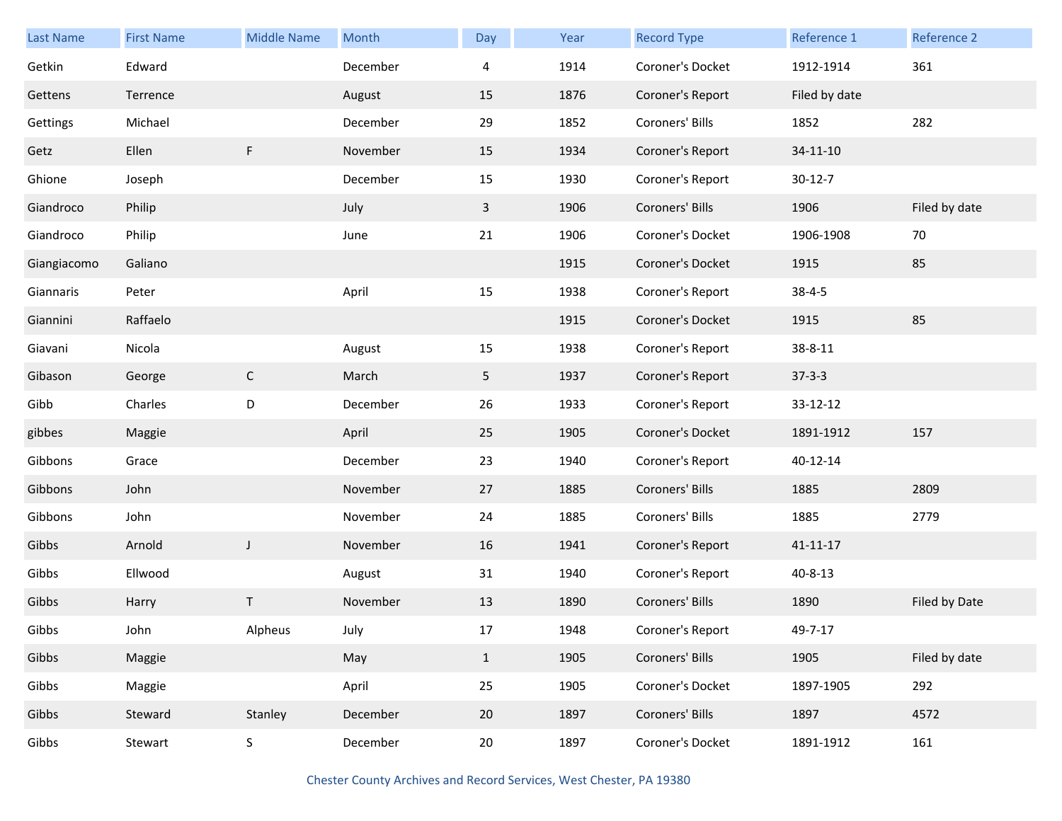| Last Name | First Name | Middle Name | Month | Day | Year | Record Type | Reference 1 | Reference 2 |
|---|---|---|---|---|---|---|---|---|
| Getkin | Edward | | December | 4 | 1914 | Coroner's Docket | 1912-1914 | 361 |
| Gettens | Terrence | | August | 15 | 1876 | Coroner's Report | Filed by date | |
| Gettings | Michael | | December | 29 | 1852 | Coroners' Bills | 1852 | 282 |
| Getz | Ellen | F | November | 15 | 1934 | Coroner's Report | 34-11-10 | |
| Ghione | Joseph | | December | 15 | 1930 | Coroner's Report | 30-12-7 | |
| Giandroco | Philip | | July | 3 | 1906 | Coroners' Bills | 1906 | Filed by date |
| Giandroco | Philip | | June | 21 | 1906 | Coroner's Docket | 1906-1908 | 70 |
| Giangiacomo | Galiano | | | | 1915 | Coroner's Docket | 1915 | 85 |
| Giannaris | Peter | | April | 15 | 1938 | Coroner's Report | 38-4-5 | |
| Giannini | Raffaelo | | | | 1915 | Coroner's Docket | 1915 | 85 |
| Giavani | Nicola | | August | 15 | 1938 | Coroner's Report | 38-8-11 | |
| Gibason | George | C | March | 5 | 1937 | Coroner's Report | 37-3-3 | |
| Gibb | Charles | D | December | 26 | 1933 | Coroner's Report | 33-12-12 | |
| gibbes | Maggie | | April | 25 | 1905 | Coroner's Docket | 1891-1912 | 157 |
| Gibbons | Grace | | December | 23 | 1940 | Coroner's Report | 40-12-14 | |
| Gibbons | John | | November | 27 | 1885 | Coroners' Bills | 1885 | 2809 |
| Gibbons | John | | November | 24 | 1885 | Coroners' Bills | 1885 | 2779 |
| Gibbs | Arnold | J | November | 16 | 1941 | Coroner's Report | 41-11-17 | |
| Gibbs | Ellwood | | August | 31 | 1940 | Coroner's Report | 40-8-13 | |
| Gibbs | Harry | T | November | 13 | 1890 | Coroners' Bills | 1890 | Filed by Date |
| Gibbs | John | Alpheus | July | 17 | 1948 | Coroner's Report | 49-7-17 | |
| Gibbs | Maggie | | May | 1 | 1905 | Coroners' Bills | 1905 | Filed by date |
| Gibbs | Maggie | | April | 25 | 1905 | Coroner's Docket | 1897-1905 | 292 |
| Gibbs | Steward | Stanley | December | 20 | 1897 | Coroners' Bills | 1897 | 4572 |
| Gibbs | Stewart | S | December | 20 | 1897 | Coroner's Docket | 1891-1912 | 161 |

Chester County Archives and Record Services, West Chester, PA 19380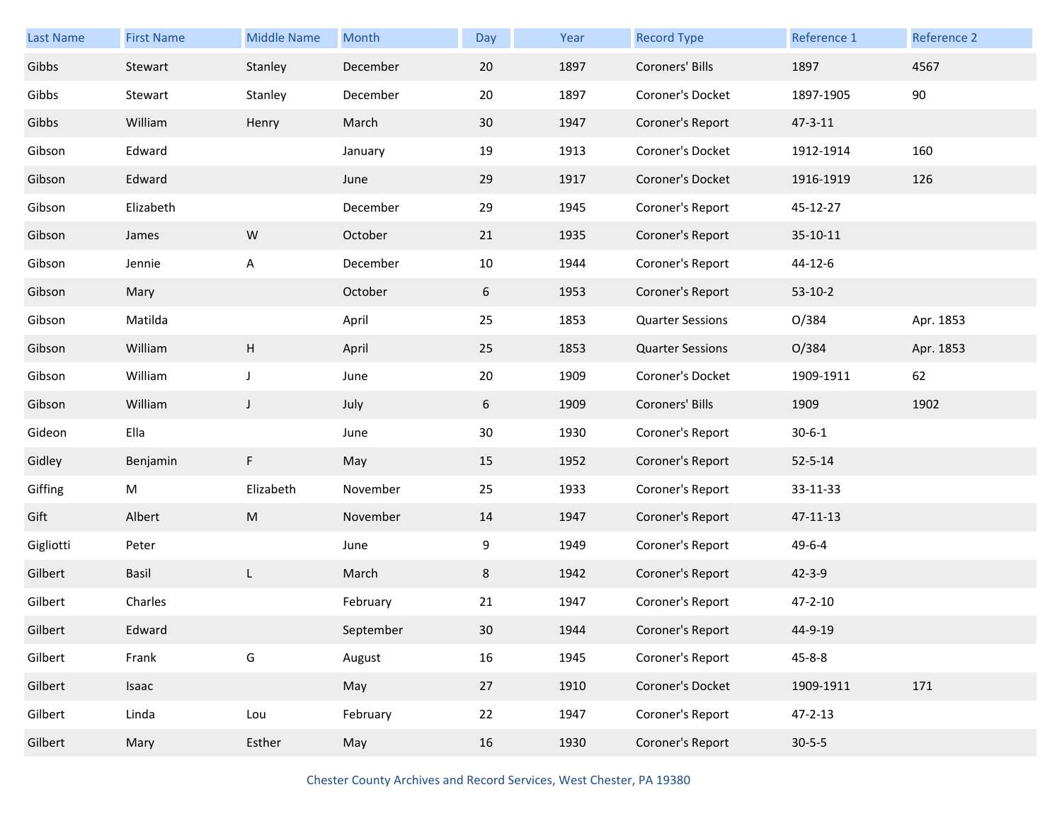| Last Name | First Name | Middle Name | Month | Day | Year | Record Type | Reference 1 | Reference 2 |
| --- | --- | --- | --- | --- | --- | --- | --- | --- |
| Gibbs | Stewart | Stanley | December | 20 | 1897 | Coroners' Bills | 1897 | 4567 |
| Gibbs | Stewart | Stanley | December | 20 | 1897 | Coroner's Docket | 1897-1905 | 90 |
| Gibbs | William | Henry | March | 30 | 1947 | Coroner's Report | 47-3-11 | |
| Gibson | Edward | | January | 19 | 1913 | Coroner's Docket | 1912-1914 | 160 |
| Gibson | Edward | | June | 29 | 1917 | Coroner's Docket | 1916-1919 | 126 |
| Gibson | Elizabeth | | December | 29 | 1945 | Coroner's Report | 45-12-27 | |
| Gibson | James | W | October | 21 | 1935 | Coroner's Report | 35-10-11 | |
| Gibson | Jennie | A | December | 10 | 1944 | Coroner's Report | 44-12-6 | |
| Gibson | Mary | | October | 6 | 1953 | Coroner's Report | 53-10-2 | |
| Gibson | Matilda | | April | 25 | 1853 | Quarter Sessions | O/384 | Apr. 1853 |
| Gibson | William | H | April | 25 | 1853 | Quarter Sessions | O/384 | Apr. 1853 |
| Gibson | William | J | June | 20 | 1909 | Coroner's Docket | 1909-1911 | 62 |
| Gibson | William | J | July | 6 | 1909 | Coroners' Bills | 1909 | 1902 |
| Gideon | Ella | | June | 30 | 1930 | Coroner's Report | 30-6-1 | |
| Gidley | Benjamin | F | May | 15 | 1952 | Coroner's Report | 52-5-14 | |
| Giffing | M | Elizabeth | November | 25 | 1933 | Coroner's Report | 33-11-33 | |
| Gift | Albert | M | November | 14 | 1947 | Coroner's Report | 47-11-13 | |
| Gigliotti | Peter | | June | 9 | 1949 | Coroner's Report | 49-6-4 | |
| Gilbert | Basil | L | March | 8 | 1942 | Coroner's Report | 42-3-9 | |
| Gilbert | Charles | | February | 21 | 1947 | Coroner's Report | 47-2-10 | |
| Gilbert | Edward | | September | 30 | 1944 | Coroner's Report | 44-9-19 | |
| Gilbert | Frank | G | August | 16 | 1945 | Coroner's Report | 45-8-8 | |
| Gilbert | Isaac | | May | 27 | 1910 | Coroner's Docket | 1909-1911 | 171 |
| Gilbert | Linda | Lou | February | 22 | 1947 | Coroner's Report | 47-2-13 | |
| Gilbert | Mary | Esther | May | 16 | 1930 | Coroner's Report | 30-5-5 | |

Chester County Archives and Record Services, West Chester, PA 19380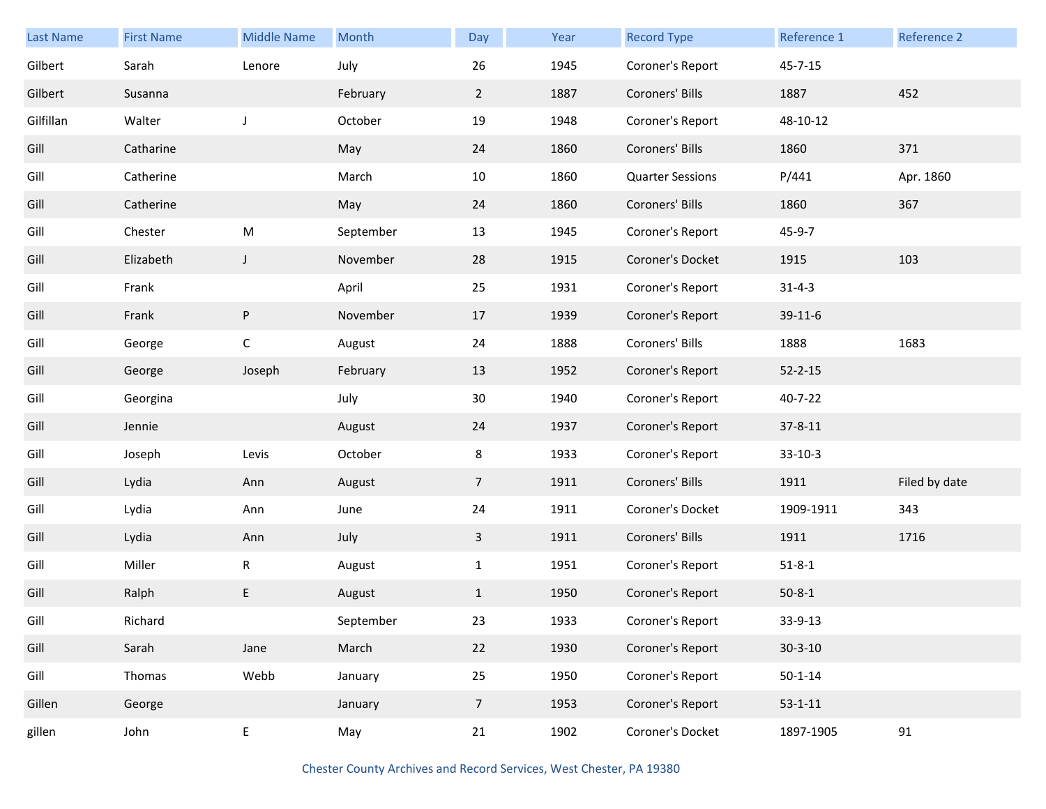| Last Name | First Name | Middle Name | Month | Day | Year | Record Type | Reference 1 | Reference 2 |
|---|---|---|---|---|---|---|---|---|
| Gilbert | Sarah | Lenore | July | 26 | 1945 | Coroner's Report | 45-7-15 | |
| Gilbert | Susanna | | February | 2 | 1887 | Coroners' Bills | 1887 | 452 |
| Gilfillan | Walter | J | October | 19 | 1948 | Coroner's Report | 48-10-12 | |
| Gill | Catharine | | May | 24 | 1860 | Coroners' Bills | 1860 | 371 |
| Gill | Catherine | | March | 10 | 1860 | Quarter Sessions | P/441 | Apr. 1860 |
| Gill | Catherine | | May | 24 | 1860 | Coroners' Bills | 1860 | 367 |
| Gill | Chester | M | September | 13 | 1945 | Coroner's Report | 45-9-7 | |
| Gill | Elizabeth | J | November | 28 | 1915 | Coroner's Docket | 1915 | 103 |
| Gill | Frank | | April | 25 | 1931 | Coroner's Report | 31-4-3 | |
| Gill | Frank | P | November | 17 | 1939 | Coroner's Report | 39-11-6 | |
| Gill | George | C | August | 24 | 1888 | Coroners' Bills | 1888 | 1683 |
| Gill | George | Joseph | February | 13 | 1952 | Coroner's Report | 52-2-15 | |
| Gill | Georgina | | July | 30 | 1940 | Coroner's Report | 40-7-22 | |
| Gill | Jennie | | August | 24 | 1937 | Coroner's Report | 37-8-11 | |
| Gill | Joseph | Levis | October | 8 | 1933 | Coroner's Report | 33-10-3 | |
| Gill | Lydia | Ann | August | 7 | 1911 | Coroners' Bills | 1911 | Filed by date |
| Gill | Lydia | Ann | June | 24 | 1911 | Coroner's Docket | 1909-1911 | 343 |
| Gill | Lydia | Ann | July | 3 | 1911 | Coroners' Bills | 1911 | 1716 |
| Gill | Miller | R | August | 1 | 1951 | Coroner's Report | 51-8-1 | |
| Gill | Ralph | E | August | 1 | 1950 | Coroner's Report | 50-8-1 | |
| Gill | Richard | | September | 23 | 1933 | Coroner's Report | 33-9-13 | |
| Gill | Sarah | Jane | March | 22 | 1930 | Coroner's Report | 30-3-10 | |
| Gill | Thomas | Webb | January | 25 | 1950 | Coroner's Report | 50-1-14 | |
| Gillen | George | | January | 7 | 1953 | Coroner's Report | 53-1-11 | |
| gillen | John | E | May | 21 | 1902 | Coroner's Docket | 1897-1905 | 91 |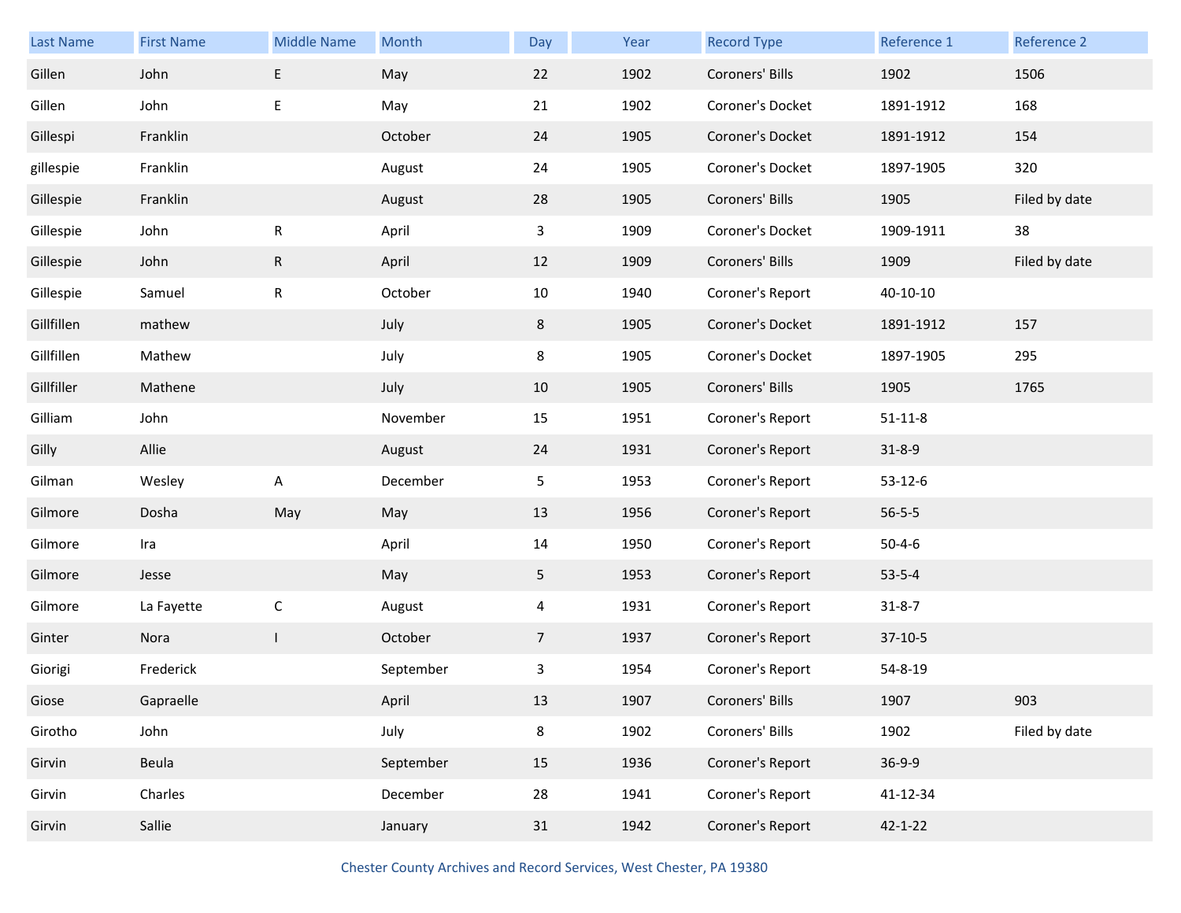| Last Name | First Name | Middle Name | Month | Day | Year | Record Type | Reference 1 | Reference 2 |
|---|---|---|---|---|---|---|---|---|
| Gillen | John | E | May | 22 | 1902 | Coroners' Bills | 1902 | 1506 |
| Gillen | John | E | May | 21 | 1902 | Coroner's Docket | 1891-1912 | 168 |
| Gillespi | Franklin | | October | 24 | 1905 | Coroner's Docket | 1891-1912 | 154 |
| gillespie | Franklin | | August | 24 | 1905 | Coroner's Docket | 1897-1905 | 320 |
| Gillespie | Franklin | | August | 28 | 1905 | Coroners' Bills | 1905 | Filed by date |
| Gillespie | John | R | April | 3 | 1909 | Coroner's Docket | 1909-1911 | 38 |
| Gillespie | John | R | April | 12 | 1909 | Coroners' Bills | 1909 | Filed by date |
| Gillespie | Samuel | R | October | 10 | 1940 | Coroner's Report | 40-10-10 | |
| Gillfillen | mathew | | July | 8 | 1905 | Coroner's Docket | 1891-1912 | 157 |
| Gillfillen | Mathew | | July | 8 | 1905 | Coroner's Docket | 1897-1905 | 295 |
| Gillfiller | Mathene | | July | 10 | 1905 | Coroners' Bills | 1905 | 1765 |
| Gilliam | John | | November | 15 | 1951 | Coroner's Report | 51-11-8 | |
| Gilly | Allie | | August | 24 | 1931 | Coroner's Report | 31-8-9 | |
| Gilman | Wesley | A | December | 5 | 1953 | Coroner's Report | 53-12-6 | |
| Gilmore | Dosha | May | May | 13 | 1956 | Coroner's Report | 56-5-5 | |
| Gilmore | Ira | | April | 14 | 1950 | Coroner's Report | 50-4-6 | |
| Gilmore | Jesse | | May | 5 | 1953 | Coroner's Report | 53-5-4 | |
| Gilmore | La Fayette | C | August | 4 | 1931 | Coroner's Report | 31-8-7 | |
| Ginter | Nora | I | October | 7 | 1937 | Coroner's Report | 37-10-5 | |
| Giorigi | Frederick | | September | 3 | 1954 | Coroner's Report | 54-8-19 | |
| Giose | Gapraelle | | April | 13 | 1907 | Coroners' Bills | 1907 | 903 |
| Girotho | John | | July | 8 | 1902 | Coroners' Bills | 1902 | Filed by date |
| Girvin | Beula | | September | 15 | 1936 | Coroner's Report | 36-9-9 | |
| Girvin | Charles | | December | 28 | 1941 | Coroner's Report | 41-12-34 | |
| Girvin | Sallie | | January | 31 | 1942 | Coroner's Report | 42-1-22 | |

Chester County Archives and Record Services, West Chester, PA 19380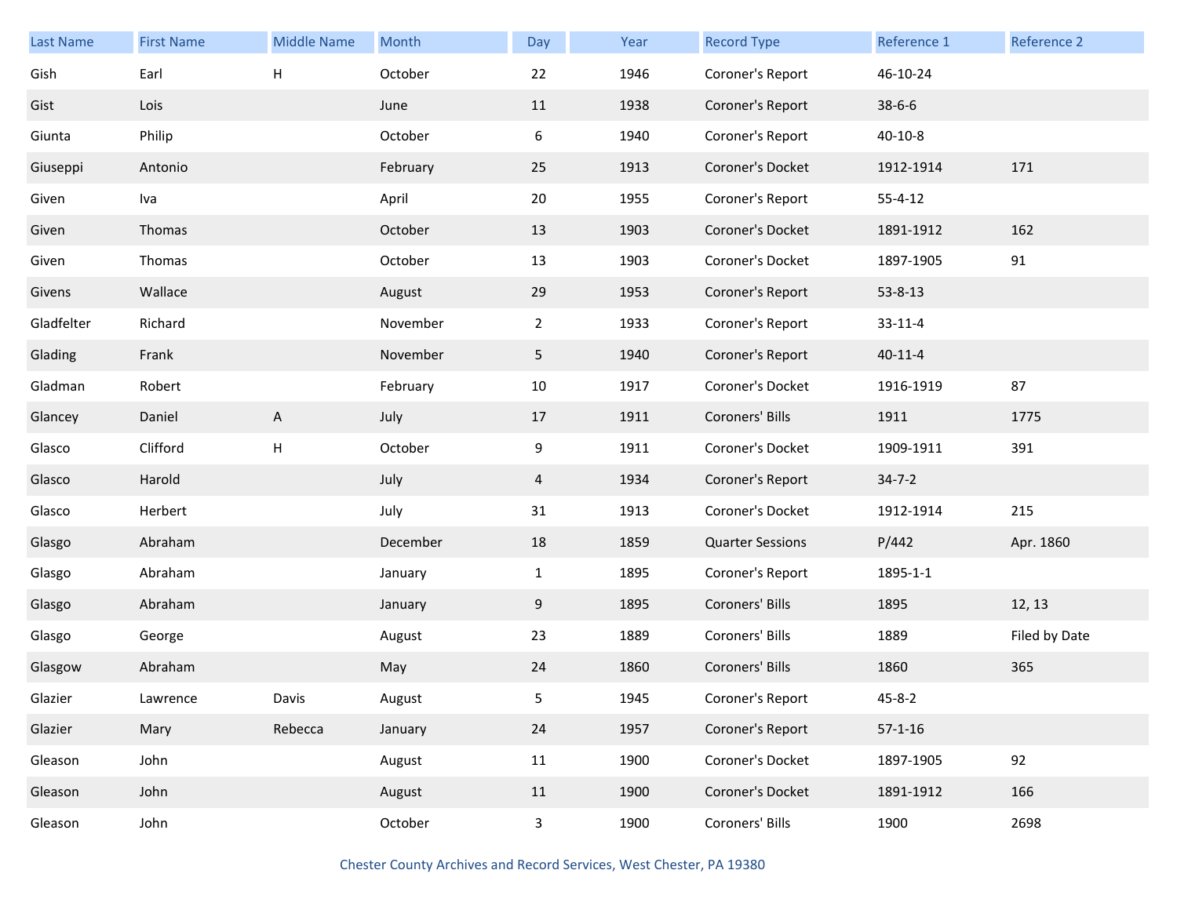| Last Name | First Name | Middle Name | Month | Day | Year | Record Type | Reference 1 | Reference 2 |
|---|---|---|---|---|---|---|---|---|
| Gish | Earl | H | October | 22 | 1946 | Coroner's Report | 46-10-24 | |
| Gist | Lois | | June | 11 | 1938 | Coroner's Report | 38-6-6 | |
| Giunta | Philip | | October | 6 | 1940 | Coroner's Report | 40-10-8 | |
| Giuseppi | Antonio | | February | 25 | 1913 | Coroner's Docket | 1912-1914 | 171 |
| Given | Iva | | April | 20 | 1955 | Coroner's Report | 55-4-12 | |
| Given | Thomas | | October | 13 | 1903 | Coroner's Docket | 1891-1912 | 162 |
| Given | Thomas | | October | 13 | 1903 | Coroner's Docket | 1897-1905 | 91 |
| Givens | Wallace | | August | 29 | 1953 | Coroner's Report | 53-8-13 | |
| Gladfelter | Richard | | November | 2 | 1933 | Coroner's Report | 33-11-4 | |
| Glading | Frank | | November | 5 | 1940 | Coroner's Report | 40-11-4 | |
| Gladman | Robert | | February | 10 | 1917 | Coroner's Docket | 1916-1919 | 87 |
| Glancey | Daniel | A | July | 17 | 1911 | Coroners' Bills | 1911 | 1775 |
| Glasco | Clifford | H | October | 9 | 1911 | Coroner's Docket | 1909-1911 | 391 |
| Glasco | Harold | | July | 4 | 1934 | Coroner's Report | 34-7-2 | |
| Glasco | Herbert | | July | 31 | 1913 | Coroner's Docket | 1912-1914 | 215 |
| Glasgo | Abraham | | December | 18 | 1859 | Quarter Sessions | P/442 | Apr. 1860 |
| Glasgo | Abraham | | January | 1 | 1895 | Coroner's Report | 1895-1-1 | |
| Glasgo | Abraham | | January | 9 | 1895 | Coroners' Bills | 1895 | 12, 13 |
| Glasgo | George | | August | 23 | 1889 | Coroners' Bills | 1889 | Filed by Date |
| Glasgow | Abraham | | May | 24 | 1860 | Coroners' Bills | 1860 | 365 |
| Glazier | Lawrence | Davis | August | 5 | 1945 | Coroner's Report | 45-8-2 | |
| Glazier | Mary | Rebecca | January | 24 | 1957 | Coroner's Report | 57-1-16 | |
| Gleason | John | | August | 11 | 1900 | Coroner's Docket | 1897-1905 | 92 |
| Gleason | John | | August | 11 | 1900 | Coroner's Docket | 1891-1912 | 166 |
| Gleason | John | | October | 3 | 1900 | Coroners' Bills | 1900 | 2698 |

Chester County Archives and Record Services, West Chester, PA 19380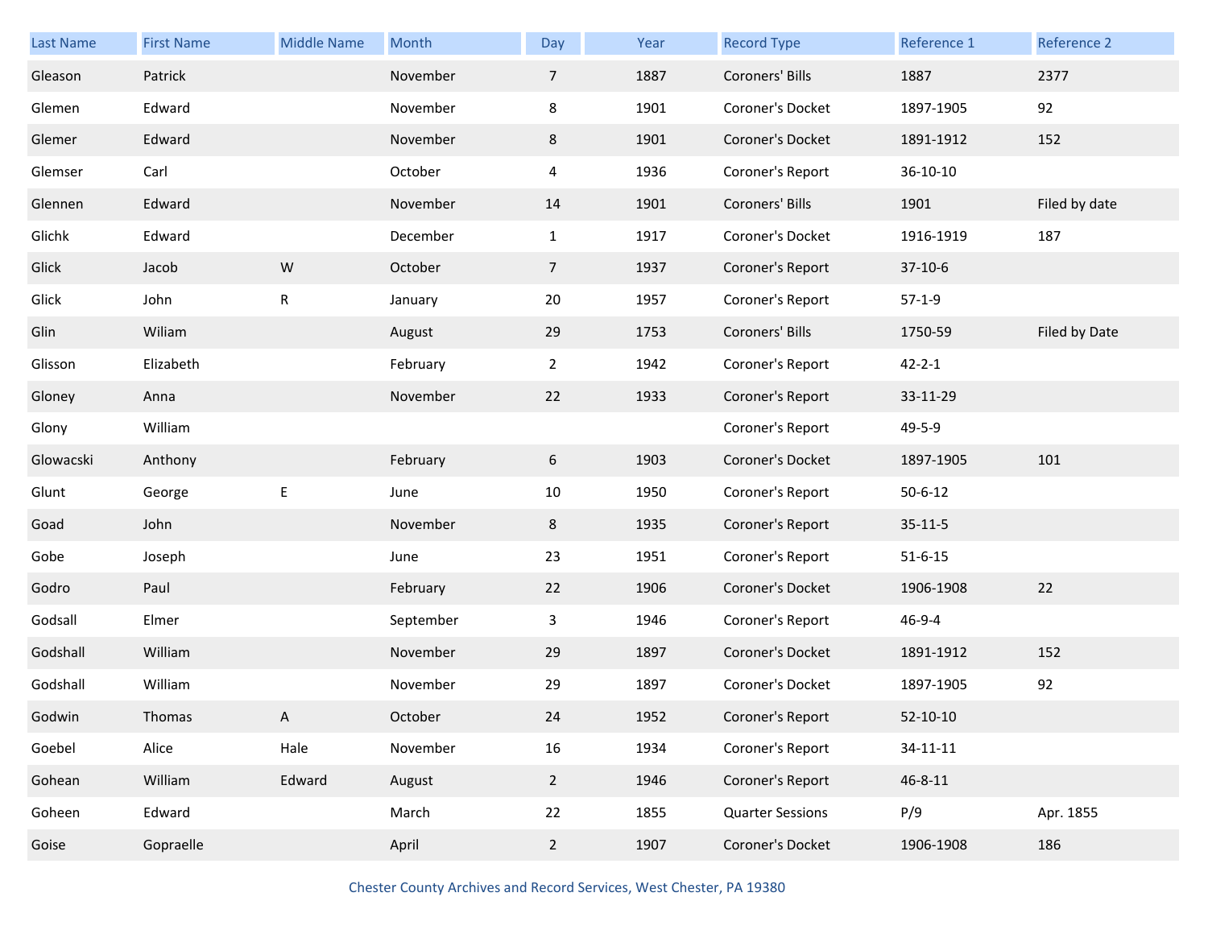| Last Name | First Name | Middle Name | Month | Day | Year | Record Type | Reference 1 | Reference 2 |
|---|---|---|---|---|---|---|---|---|
| Gleason | Patrick | | November | 7 | 1887 | Coroners' Bills | 1887 | 2377 |
| Glemen | Edward | | November | 8 | 1901 | Coroner's Docket | 1897-1905 | 92 |
| Glemer | Edward | | November | 8 | 1901 | Coroner's Docket | 1891-1912 | 152 |
| Glemser | Carl | | October | 4 | 1936 | Coroner's Report | 36-10-10 | |
| Glennen | Edward | | November | 14 | 1901 | Coroners' Bills | 1901 | Filed by date |
| Glichk | Edward | | December | 1 | 1917 | Coroner's Docket | 1916-1919 | 187 |
| Glick | Jacob | W | October | 7 | 1937 | Coroner's Report | 37-10-6 | |
| Glick | John | R | January | 20 | 1957 | Coroner's Report | 57-1-9 | |
| Glin | Wiliam | | August | 29 | 1753 | Coroners' Bills | 1750-59 | Filed by Date |
| Glisson | Elizabeth | | February | 2 | 1942 | Coroner's Report | 42-2-1 | |
| Gloney | Anna | | November | 22 | 1933 | Coroner's Report | 33-11-29 | |
| Glony | William | | | | | Coroner's Report | 49-5-9 | |
| Glowacski | Anthony | | February | 6 | 1903 | Coroner's Docket | 1897-1905 | 101 |
| Glunt | George | E | June | 10 | 1950 | Coroner's Report | 50-6-12 | |
| Goad | John | | November | 8 | 1935 | Coroner's Report | 35-11-5 | |
| Gobe | Joseph | | June | 23 | 1951 | Coroner's Report | 51-6-15 | |
| Godro | Paul | | February | 22 | 1906 | Coroner's Docket | 1906-1908 | 22 |
| Godsall | Elmer | | September | 3 | 1946 | Coroner's Report | 46-9-4 | |
| Godshall | William | | November | 29 | 1897 | Coroner's Docket | 1891-1912 | 152 |
| Godshall | William | | November | 29 | 1897 | Coroner's Docket | 1897-1905 | 92 |
| Godwin | Thomas | A | October | 24 | 1952 | Coroner's Report | 52-10-10 | |
| Goebel | Alice | Hale | November | 16 | 1934 | Coroner's Report | 34-11-11 | |
| Gohean | William | Edward | August | 2 | 1946 | Coroner's Report | 46-8-11 | |
| Goheen | Edward | | March | 22 | 1855 | Quarter Sessions | P/9 | Apr. 1855 |
| Goise | Gopraelle | | April | 2 | 1907 | Coroner's Docket | 1906-1908 | 186 |

Chester County Archives and Record Services, West Chester, PA 19380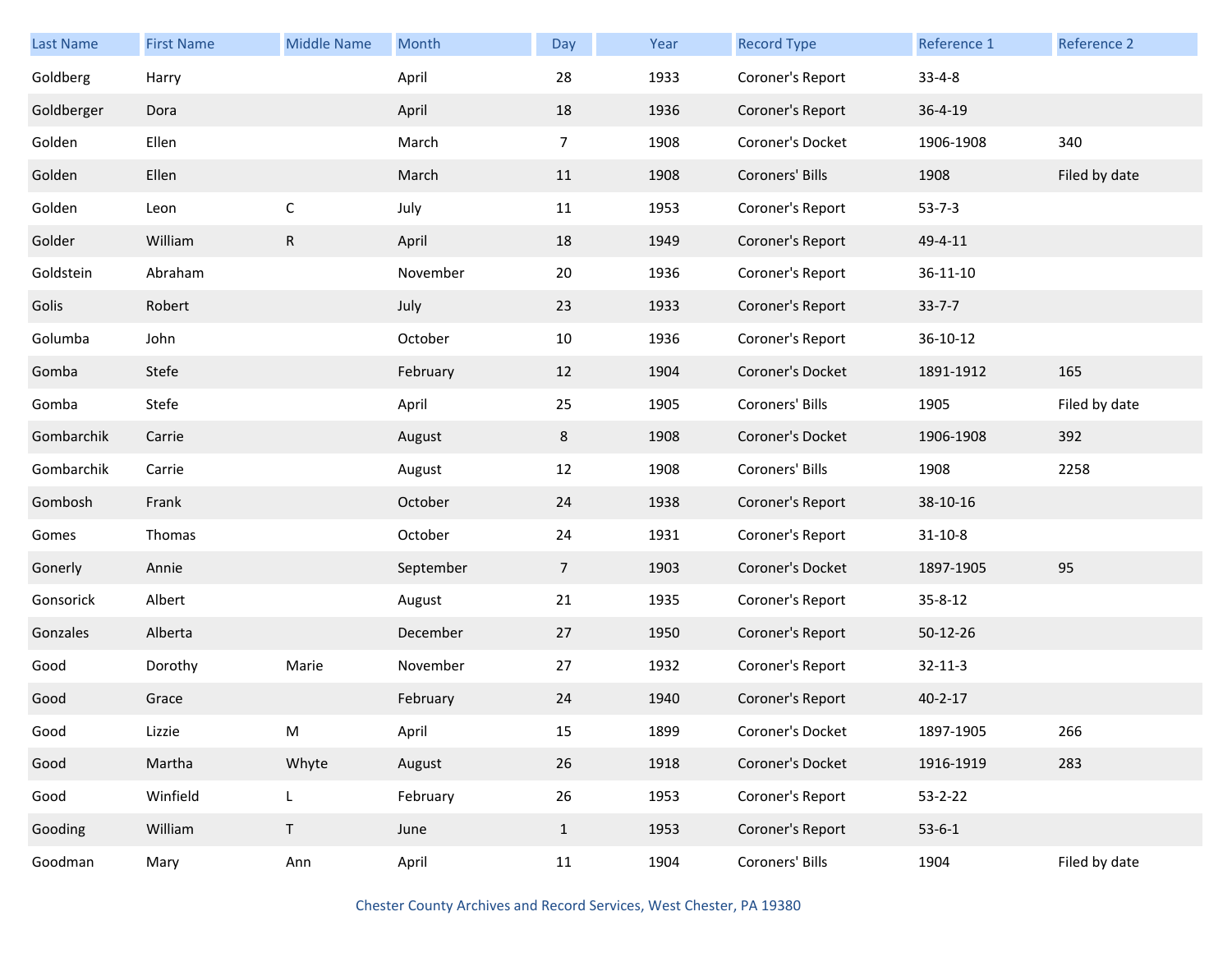| Last Name | First Name | Middle Name | Month | Day | Year | Record Type | Reference 1 | Reference 2 |
|---|---|---|---|---|---|---|---|---|
| Goldberg | Harry | | April | 28 | 1933 | Coroner's Report | 33-4-8 | |
| Goldberger | Dora | | April | 18 | 1936 | Coroner's Report | 36-4-19 | |
| Golden | Ellen | | March | 7 | 1908 | Coroner's Docket | 1906-1908 | 340 |
| Golden | Ellen | | March | 11 | 1908 | Coroners' Bills | 1908 | Filed by date |
| Golden | Leon | C | July | 11 | 1953 | Coroner's Report | 53-7-3 | |
| Golder | William | R | April | 18 | 1949 | Coroner's Report | 49-4-11 | |
| Goldstein | Abraham | | November | 20 | 1936 | Coroner's Report | 36-11-10 | |
| Golis | Robert | | July | 23 | 1933 | Coroner's Report | 33-7-7 | |
| Golumba | John | | October | 10 | 1936 | Coroner's Report | 36-10-12 | |
| Gomba | Stefe | | February | 12 | 1904 | Coroner's Docket | 1891-1912 | 165 |
| Gomba | Stefe | | April | 25 | 1905 | Coroners' Bills | 1905 | Filed by date |
| Gombarchik | Carrie | | August | 8 | 1908 | Coroner's Docket | 1906-1908 | 392 |
| Gombarchik | Carrie | | August | 12 | 1908 | Coroners' Bills | 1908 | 2258 |
| Gombosh | Frank | | October | 24 | 1938 | Coroner's Report | 38-10-16 | |
| Gomes | Thomas | | October | 24 | 1931 | Coroner's Report | 31-10-8 | |
| Gonerly | Annie | | September | 7 | 1903 | Coroner's Docket | 1897-1905 | 95 |
| Gonsorick | Albert | | August | 21 | 1935 | Coroner's Report | 35-8-12 | |
| Gonzales | Alberta | | December | 27 | 1950 | Coroner's Report | 50-12-26 | |
| Good | Dorothy | Marie | November | 27 | 1932 | Coroner's Report | 32-11-3 | |
| Good | Grace | | February | 24 | 1940 | Coroner's Report | 40-2-17 | |
| Good | Lizzie | M | April | 15 | 1899 | Coroner's Docket | 1897-1905 | 266 |
| Good | Martha | Whyte | August | 26 | 1918 | Coroner's Docket | 1916-1919 | 283 |
| Good | Winfield | L | February | 26 | 1953 | Coroner's Report | 53-2-22 | |
| Gooding | William | T | June | 1 | 1953 | Coroner's Report | 53-6-1 | |
| Goodman | Mary | Ann | April | 11 | 1904 | Coroners' Bills | 1904 | Filed by date |

Chester County Archives and Record Services, West Chester, PA 19380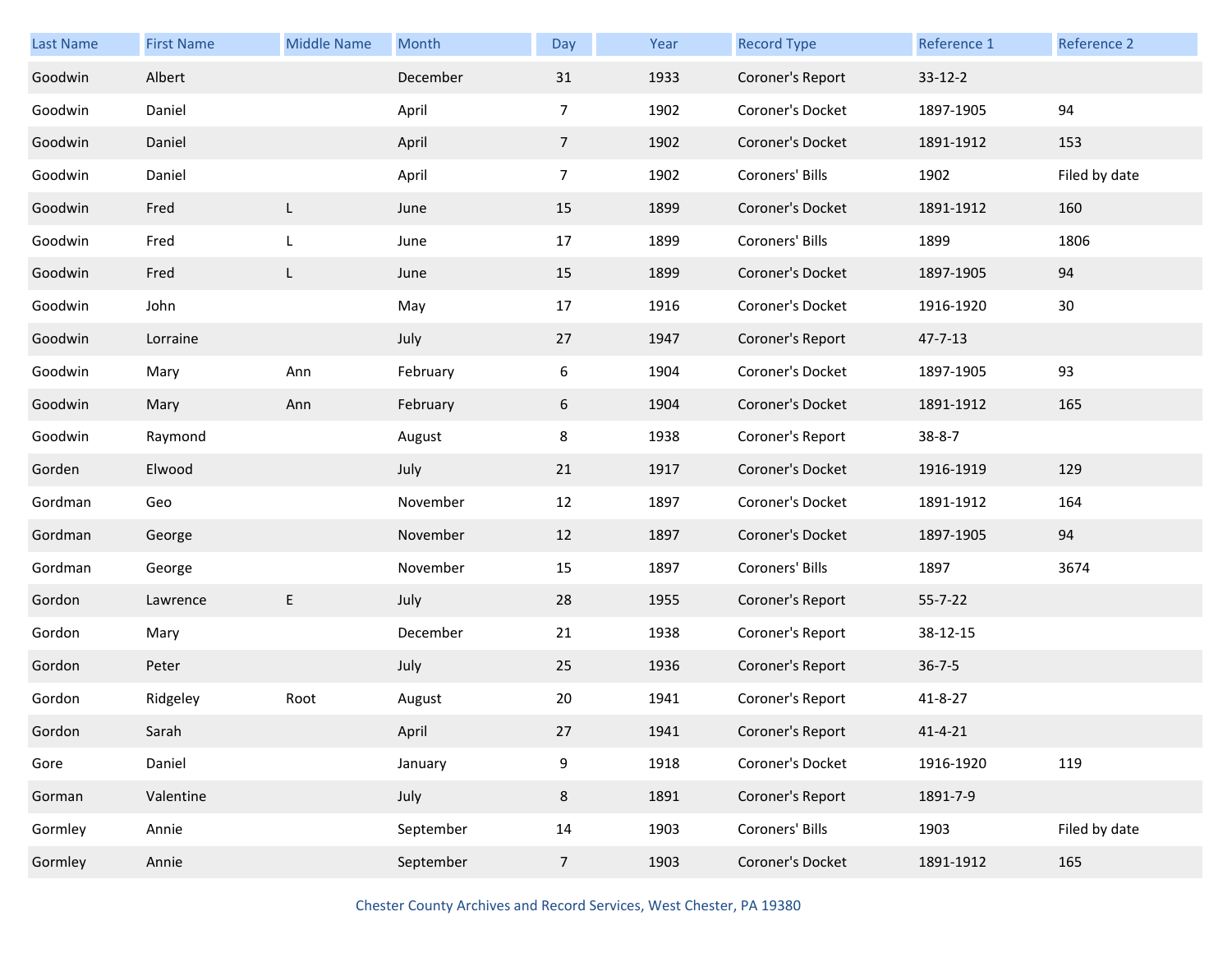| Last Name | First Name | Middle Name | Month | Day | Year | Record Type | Reference 1 | Reference 2 |
|---|---|---|---|---|---|---|---|---|
| Goodwin | Albert | | December | 31 | 1933 | Coroner's Report | 33-12-2 | |
| Goodwin | Daniel | | April | 7 | 1902 | Coroner's Docket | 1897-1905 | 94 |
| Goodwin | Daniel | | April | 7 | 1902 | Coroner's Docket | 1891-1912 | 153 |
| Goodwin | Daniel | | April | 7 | 1902 | Coroners' Bills | 1902 | Filed by date |
| Goodwin | Fred | L | June | 15 | 1899 | Coroner's Docket | 1891-1912 | 160 |
| Goodwin | Fred | L | June | 17 | 1899 | Coroners' Bills | 1899 | 1806 |
| Goodwin | Fred | L | June | 15 | 1899 | Coroner's Docket | 1897-1905 | 94 |
| Goodwin | John | | May | 17 | 1916 | Coroner's Docket | 1916-1920 | 30 |
| Goodwin | Lorraine | | July | 27 | 1947 | Coroner's Report | 47-7-13 | |
| Goodwin | Mary | Ann | February | 6 | 1904 | Coroner's Docket | 1897-1905 | 93 |
| Goodwin | Mary | Ann | February | 6 | 1904 | Coroner's Docket | 1891-1912 | 165 |
| Goodwin | Raymond | | August | 8 | 1938 | Coroner's Report | 38-8-7 | |
| Gorden | Elwood | | July | 21 | 1917 | Coroner's Docket | 1916-1919 | 129 |
| Gordman | Geo | | November | 12 | 1897 | Coroner's Docket | 1891-1912 | 164 |
| Gordman | George | | November | 12 | 1897 | Coroner's Docket | 1897-1905 | 94 |
| Gordman | George | | November | 15 | 1897 | Coroners' Bills | 1897 | 3674 |
| Gordon | Lawrence | E | July | 28 | 1955 | Coroner's Report | 55-7-22 | |
| Gordon | Mary | | December | 21 | 1938 | Coroner's Report | 38-12-15 | |
| Gordon | Peter | | July | 25 | 1936 | Coroner's Report | 36-7-5 | |
| Gordon | Ridgeley | Root | August | 20 | 1941 | Coroner's Report | 41-8-27 | |
| Gordon | Sarah | | April | 27 | 1941 | Coroner's Report | 41-4-21 | |
| Gore | Daniel | | January | 9 | 1918 | Coroner's Docket | 1916-1920 | 119 |
| Gorman | Valentine | | July | 8 | 1891 | Coroner's Report | 1891-7-9 | |
| Gormley | Annie | | September | 14 | 1903 | Coroners' Bills | 1903 | Filed by date |
| Gormley | Annie | | September | 7 | 1903 | Coroner's Docket | 1891-1912 | 165 |

Chester County Archives and Record Services, West Chester, PA 19380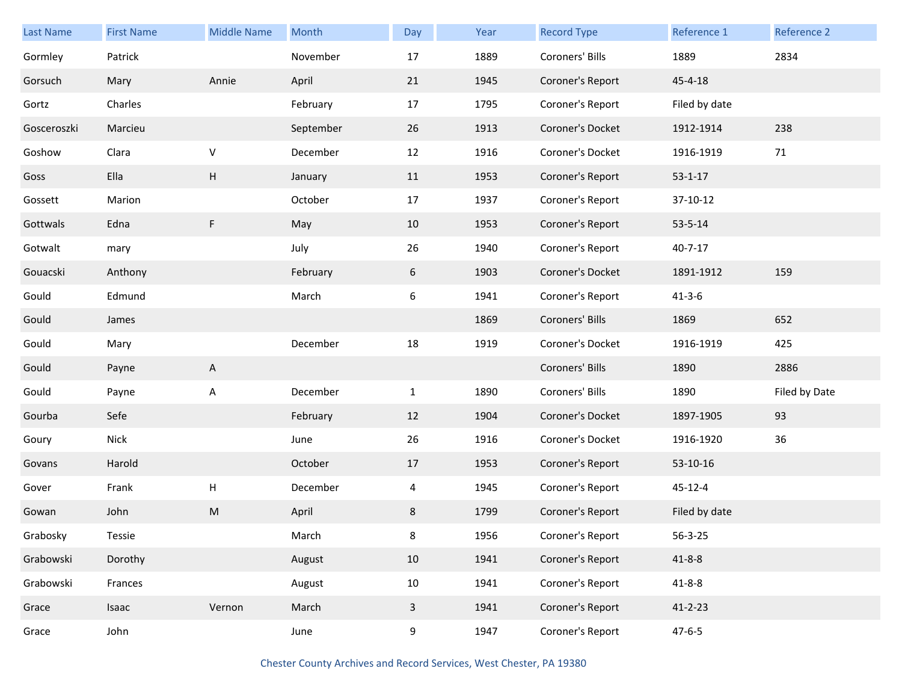| Last Name | First Name | Middle Name | Month | Day | Year | Record Type | Reference 1 | Reference 2 |
|---|---|---|---|---|---|---|---|---|
| Gormley | Patrick | | November | 17 | 1889 | Coroners' Bills | 1889 | 2834 |
| Gorsuch | Mary | Annie | April | 21 | 1945 | Coroner's Report | 45-4-18 | |
| Gortz | Charles | | February | 17 | 1795 | Coroner's Report | Filed by date | |
| Gosceroszki | Marcieu | | September | 26 | 1913 | Coroner's Docket | 1912-1914 | 238 |
| Goshow | Clara | V | December | 12 | 1916 | Coroner's Docket | 1916-1919 | 71 |
| Goss | Ella | H | January | 11 | 1953 | Coroner's Report | 53-1-17 | |
| Gossett | Marion | | October | 17 | 1937 | Coroner's Report | 37-10-12 | |
| Gottwals | Edna | F | May | 10 | 1953 | Coroner's Report | 53-5-14 | |
| Gotwalt | mary | | July | 26 | 1940 | Coroner's Report | 40-7-17 | |
| Gouacski | Anthony | | February | 6 | 1903 | Coroner's Docket | 1891-1912 | 159 |
| Gould | Edmund | | March | 6 | 1941 | Coroner's Report | 41-3-6 | |
| Gould | James | | | | 1869 | Coroners' Bills | 1869 | 652 |
| Gould | Mary | | December | 18 | 1919 | Coroner's Docket | 1916-1919 | 425 |
| Gould | Payne | A | | | | Coroners' Bills | 1890 | 2886 |
| Gould | Payne | A | December | 1 | 1890 | Coroners' Bills | 1890 | Filed by Date |
| Gourba | Sefe | | February | 12 | 1904 | Coroner's Docket | 1897-1905 | 93 |
| Goury | Nick | | June | 26 | 1916 | Coroner's Docket | 1916-1920 | 36 |
| Govans | Harold | | October | 17 | 1953 | Coroner's Report | 53-10-16 | |
| Gover | Frank | H | December | 4 | 1945 | Coroner's Report | 45-12-4 | |
| Gowan | John | M | April | 8 | 1799 | Coroner's Report | Filed by date | |
| Grabosky | Tessie | | March | 8 | 1956 | Coroner's Report | 56-3-25 | |
| Grabowski | Dorothy | | August | 10 | 1941 | Coroner's Report | 41-8-8 | |
| Grabowski | Frances | | August | 10 | 1941 | Coroner's Report | 41-8-8 | |
| Grace | Isaac | Vernon | March | 3 | 1941 | Coroner's Report | 41-2-23 | |
| Grace | John | | June | 9 | 1947 | Coroner's Report | 47-6-5 | |

Chester County Archives and Record Services, West Chester, PA 19380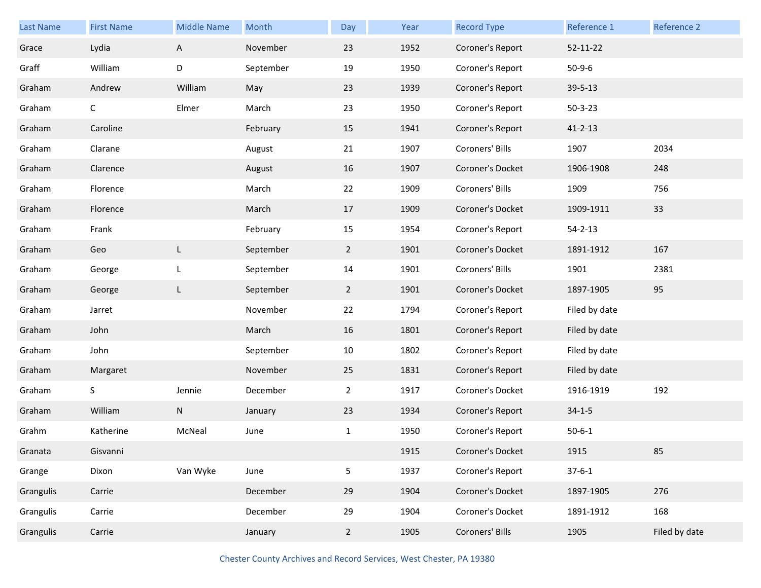| Last Name | First Name | Middle Name | Month | Day | Year | Record Type | Reference 1 | Reference 2 |
|---|---|---|---|---|---|---|---|---|
| Grace | Lydia | A | November | 23 | 1952 | Coroner's Report | 52-11-22 | |
| Graff | William | D | September | 19 | 1950 | Coroner's Report | 50-9-6 | |
| Graham | Andrew | William | May | 23 | 1939 | Coroner's Report | 39-5-13 | |
| Graham | C | Elmer | March | 23 | 1950 | Coroner's Report | 50-3-23 | |
| Graham | Caroline | | February | 15 | 1941 | Coroner's Report | 41-2-13 | |
| Graham | Clarane | | August | 21 | 1907 | Coroners' Bills | 1907 | 2034 |
| Graham | Clarence | | August | 16 | 1907 | Coroner's Docket | 1906-1908 | 248 |
| Graham | Florence | | March | 22 | 1909 | Coroners' Bills | 1909 | 756 |
| Graham | Florence | | March | 17 | 1909 | Coroner's Docket | 1909-1911 | 33 |
| Graham | Frank | | February | 15 | 1954 | Coroner's Report | 54-2-13 | |
| Graham | Geo | L | September | 2 | 1901 | Coroner's Docket | 1891-1912 | 167 |
| Graham | George | L | September | 14 | 1901 | Coroners' Bills | 1901 | 2381 |
| Graham | George | L | September | 2 | 1901 | Coroner's Docket | 1897-1905 | 95 |
| Graham | Jarret | | November | 22 | 1794 | Coroner's Report | Filed by date | |
| Graham | John | | March | 16 | 1801 | Coroner's Report | Filed by date | |
| Graham | John | | September | 10 | 1802 | Coroner's Report | Filed by date | |
| Graham | Margaret | | November | 25 | 1831 | Coroner's Report | Filed by date | |
| Graham | S | Jennie | December | 2 | 1917 | Coroner's Docket | 1916-1919 | 192 |
| Graham | William | N | January | 23 | 1934 | Coroner's Report | 34-1-5 | |
| Grahm | Katherine | McNeal | June | 1 | 1950 | Coroner's Report | 50-6-1 | |
| Granata | Gisvanni | | | | 1915 | Coroner's Docket | 1915 | 85 |
| Grange | Dixon | Van Wyke | June | 5 | 1937 | Coroner's Report | 37-6-1 | |
| Grangulis | Carrie | | December | 29 | 1904 | Coroner's Docket | 1897-1905 | 276 |
| Grangulis | Carrie | | December | 29 | 1904 | Coroner's Docket | 1891-1912 | 168 |
| Grangulis | Carrie | | January | 2 | 1905 | Coroners' Bills | 1905 | Filed by date |

Chester County Archives and Record Services, West Chester, PA 19380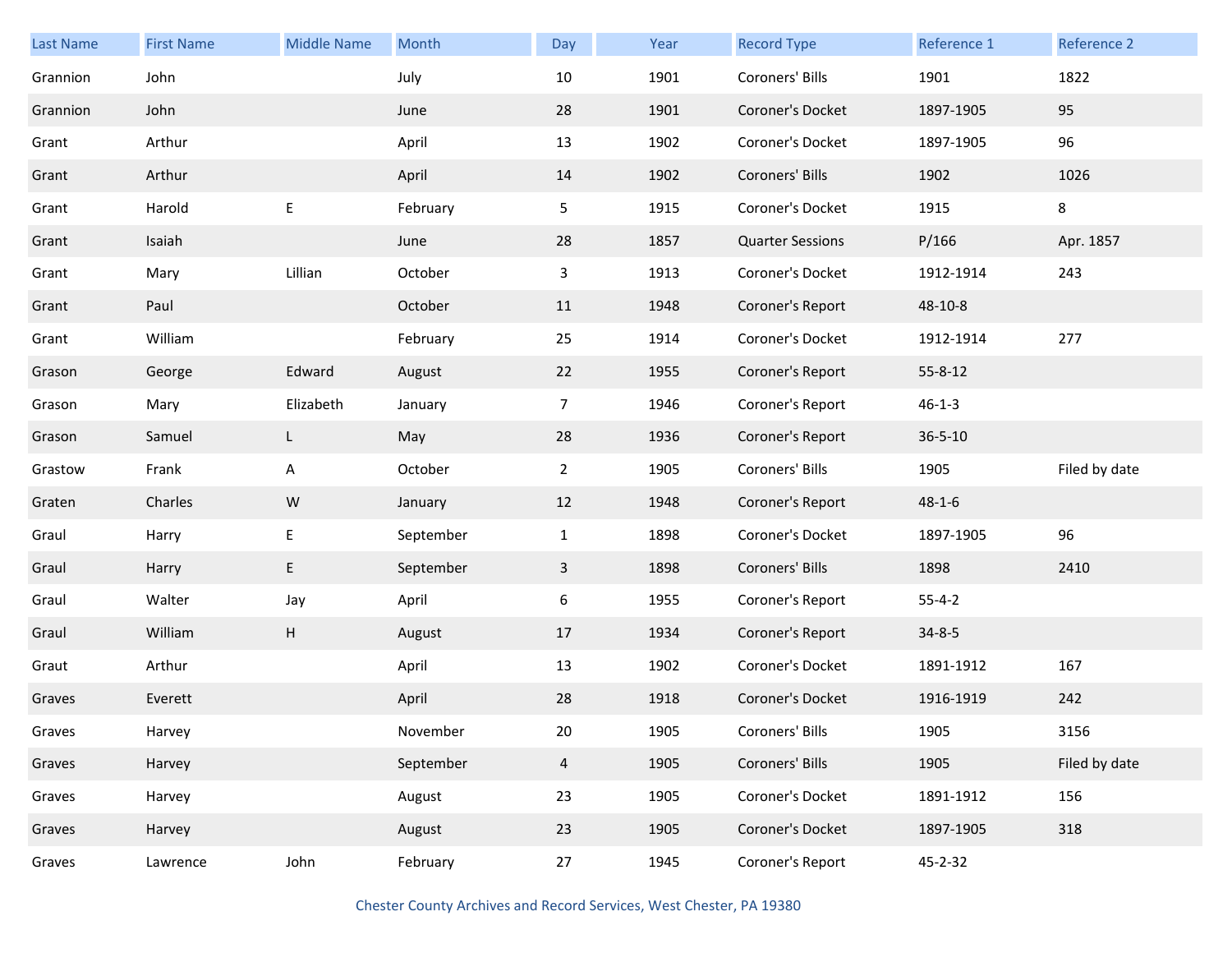| Last Name | First Name | Middle Name | Month | Day | Year | Record Type | Reference 1 | Reference 2 |
|---|---|---|---|---|---|---|---|---|
| Grannion | John | | July | 10 | 1901 | Coroners' Bills | 1901 | 1822 |
| Grannion | John | | June | 28 | 1901 | Coroner's Docket | 1897-1905 | 95 |
| Grant | Arthur | | April | 13 | 1902 | Coroner's Docket | 1897-1905 | 96 |
| Grant | Arthur | | April | 14 | 1902 | Coroners' Bills | 1902 | 1026 |
| Grant | Harold | E | February | 5 | 1915 | Coroner's Docket | 1915 | 8 |
| Grant | Isaiah | | June | 28 | 1857 | Quarter Sessions | P/166 | Apr. 1857 |
| Grant | Mary | Lillian | October | 3 | 1913 | Coroner's Docket | 1912-1914 | 243 |
| Grant | Paul | | October | 11 | 1948 | Coroner's Report | 48-10-8 | |
| Grant | William | | February | 25 | 1914 | Coroner's Docket | 1912-1914 | 277 |
| Grason | George | Edward | August | 22 | 1955 | Coroner's Report | 55-8-12 | |
| Grason | Mary | Elizabeth | January | 7 | 1946 | Coroner's Report | 46-1-3 | |
| Grason | Samuel | L | May | 28 | 1936 | Coroner's Report | 36-5-10 | |
| Grastow | Frank | A | October | 2 | 1905 | Coroners' Bills | 1905 | Filed by date |
| Graten | Charles | W | January | 12 | 1948 | Coroner's Report | 48-1-6 | |
| Graul | Harry | E | September | 1 | 1898 | Coroner's Docket | 1897-1905 | 96 |
| Graul | Harry | E | September | 3 | 1898 | Coroners' Bills | 1898 | 2410 |
| Graul | Walter | Jay | April | 6 | 1955 | Coroner's Report | 55-4-2 | |
| Graul | William | H | August | 17 | 1934 | Coroner's Report | 34-8-5 | |
| Graut | Arthur | | April | 13 | 1902 | Coroner's Docket | 1891-1912 | 167 |
| Graves | Everett | | April | 28 | 1918 | Coroner's Docket | 1916-1919 | 242 |
| Graves | Harvey | | November | 20 | 1905 | Coroners' Bills | 1905 | 3156 |
| Graves | Harvey | | September | 4 | 1905 | Coroners' Bills | 1905 | Filed by date |
| Graves | Harvey | | August | 23 | 1905 | Coroner's Docket | 1891-1912 | 156 |
| Graves | Harvey | | August | 23 | 1905 | Coroner's Docket | 1897-1905 | 318 |
| Graves | Lawrence | John | February | 27 | 1945 | Coroner's Report | 45-2-32 | |

Chester County Archives and Record Services, West Chester, PA 19380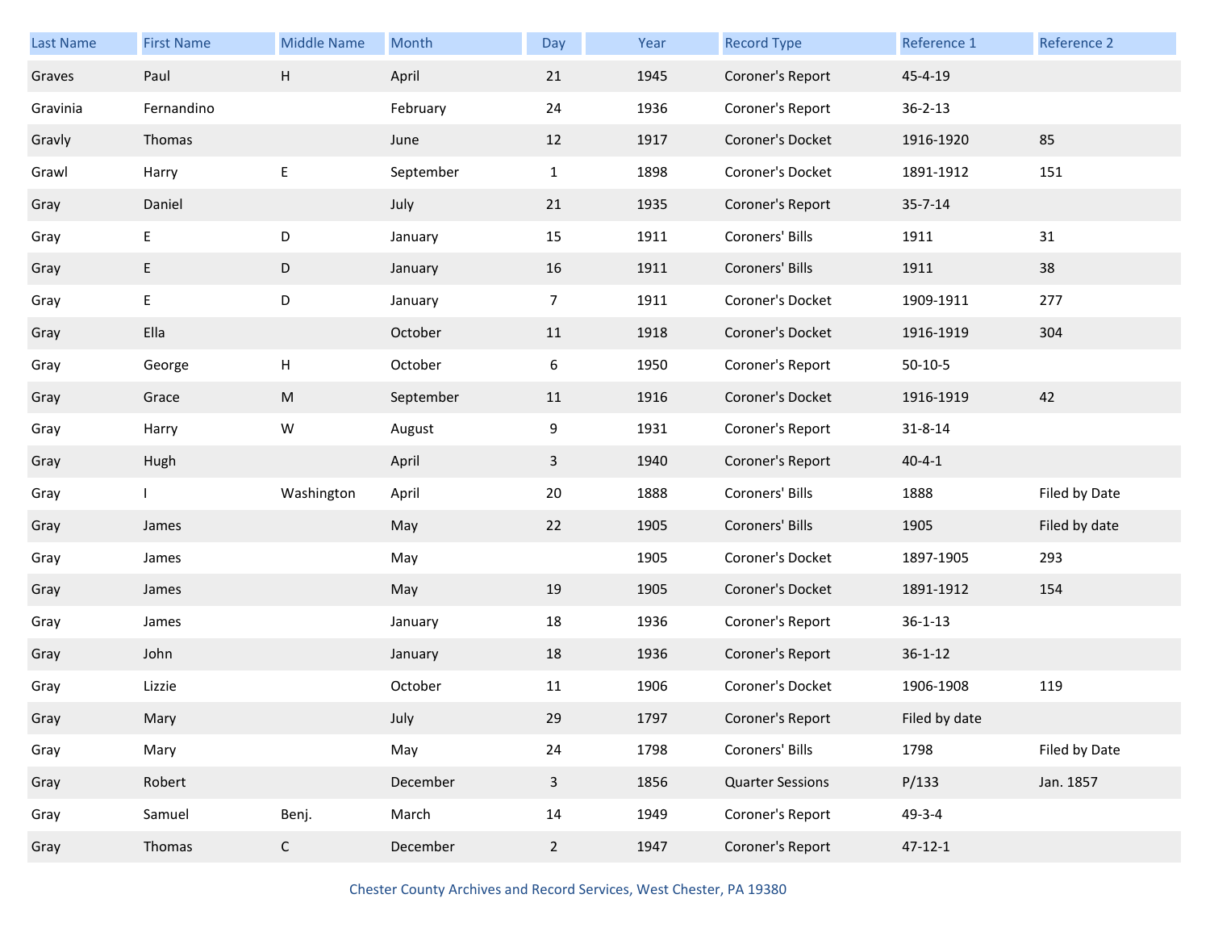| Last Name | First Name | Middle Name | Month | Day | Year | Record Type | Reference 1 | Reference 2 |
|---|---|---|---|---|---|---|---|---|
| Graves | Paul | H | April | 21 | 1945 | Coroner's Report | 45-4-19 | |
| Gravinia | Fernandino | | February | 24 | 1936 | Coroner's Report | 36-2-13 | |
| Gravly | Thomas | | June | 12 | 1917 | Coroner's Docket | 1916-1920 | 85 |
| Grawl | Harry | E | September | 1 | 1898 | Coroner's Docket | 1891-1912 | 151 |
| Gray | Daniel | | July | 21 | 1935 | Coroner's Report | 35-7-14 | |
| Gray | E | D | January | 15 | 1911 | Coroners' Bills | 1911 | 31 |
| Gray | E | D | January | 16 | 1911 | Coroners' Bills | 1911 | 38 |
| Gray | E | D | January | 7 | 1911 | Coroner's Docket | 1909-1911 | 277 |
| Gray | Ella | | October | 11 | 1918 | Coroner's Docket | 1916-1919 | 304 |
| Gray | George | H | October | 6 | 1950 | Coroner's Report | 50-10-5 | |
| Gray | Grace | M | September | 11 | 1916 | Coroner's Docket | 1916-1919 | 42 |
| Gray | Harry | W | August | 9 | 1931 | Coroner's Report | 31-8-14 | |
| Gray | Hugh | | April | 3 | 1940 | Coroner's Report | 40-4-1 | |
| Gray | I | Washington | April | 20 | 1888 | Coroners' Bills | 1888 | Filed by Date |
| Gray | James | | May | 22 | 1905 | Coroners' Bills | 1905 | Filed by date |
| Gray | James | | May | | 1905 | Coroner's Docket | 1897-1905 | 293 |
| Gray | James | | May | 19 | 1905 | Coroner's Docket | 1891-1912 | 154 |
| Gray | James | | January | 18 | 1936 | Coroner's Report | 36-1-13 | |
| Gray | John | | January | 18 | 1936 | Coroner's Report | 36-1-12 | |
| Gray | Lizzie | | October | 11 | 1906 | Coroner's Docket | 1906-1908 | 119 |
| Gray | Mary | | July | 29 | 1797 | Coroner's Report | Filed by date | |
| Gray | Mary | | May | 24 | 1798 | Coroners' Bills | 1798 | Filed by Date |
| Gray | Robert | | December | 3 | 1856 | Quarter Sessions | P/133 | Jan. 1857 |
| Gray | Samuel | Benj. | March | 14 | 1949 | Coroner's Report | 49-3-4 | |
| Gray | Thomas | C | December | 2 | 1947 | Coroner's Report | 47-12-1 | |

Chester County Archives and Record Services, West Chester, PA 19380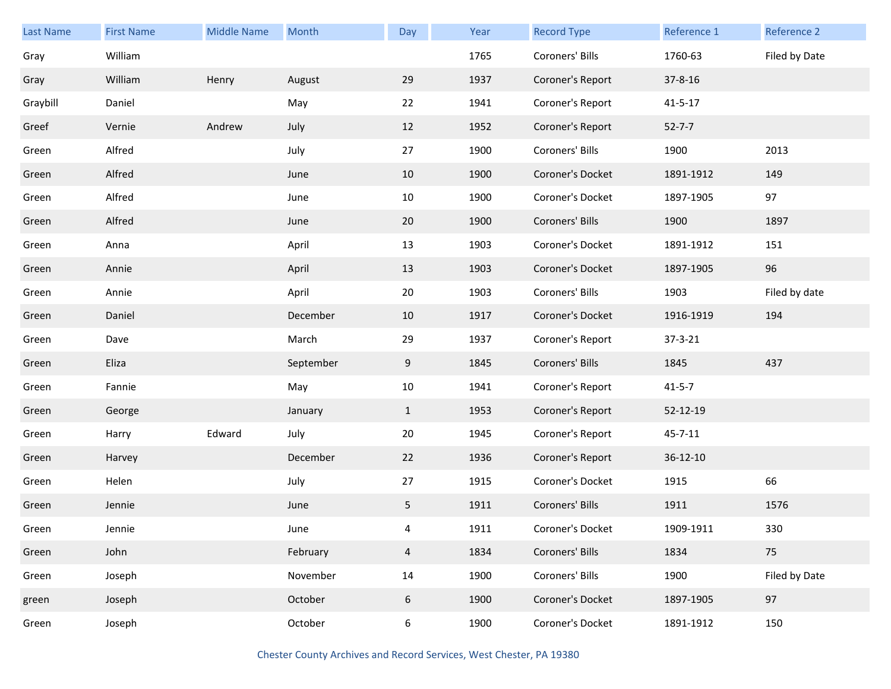| Last Name | First Name | Middle Name | Month | Day | Year | Record Type | Reference 1 | Reference 2 |
|---|---|---|---|---|---|---|---|---|
| Gray | William | | | | 1765 | Coroners' Bills | 1760-63 | Filed by Date |
| Gray | William | Henry | August | 29 | 1937 | Coroner's Report | 37-8-16 | |
| Graybill | Daniel | | May | 22 | 1941 | Coroner's Report | 41-5-17 | |
| Greef | Vernie | Andrew | July | 12 | 1952 | Coroner's Report | 52-7-7 | |
| Green | Alfred | | July | 27 | 1900 | Coroners' Bills | 1900 | 2013 |
| Green | Alfred | | June | 10 | 1900 | Coroner's Docket | 1891-1912 | 149 |
| Green | Alfred | | June | 10 | 1900 | Coroner's Docket | 1897-1905 | 97 |
| Green | Alfred | | June | 20 | 1900 | Coroners' Bills | 1900 | 1897 |
| Green | Anna | | April | 13 | 1903 | Coroner's Docket | 1891-1912 | 151 |
| Green | Annie | | April | 13 | 1903 | Coroner's Docket | 1897-1905 | 96 |
| Green | Annie | | April | 20 | 1903 | Coroners' Bills | 1903 | Filed by date |
| Green | Daniel | | December | 10 | 1917 | Coroner's Docket | 1916-1919 | 194 |
| Green | Dave | | March | 29 | 1937 | Coroner's Report | 37-3-21 | |
| Green | Eliza | | September | 9 | 1845 | Coroners' Bills | 1845 | 437 |
| Green | Fannie | | May | 10 | 1941 | Coroner's Report | 41-5-7 | |
| Green | George | | January | 1 | 1953 | Coroner's Report | 52-12-19 | |
| Green | Harry | Edward | July | 20 | 1945 | Coroner's Report | 45-7-11 | |
| Green | Harvey | | December | 22 | 1936 | Coroner's Report | 36-12-10 | |
| Green | Helen | | July | 27 | 1915 | Coroner's Docket | 1915 | 66 |
| Green | Jennie | | June | 5 | 1911 | Coroners' Bills | 1911 | 1576 |
| Green | Jennie | | June | 4 | 1911 | Coroner's Docket | 1909-1911 | 330 |
| Green | John | | February | 4 | 1834 | Coroners' Bills | 1834 | 75 |
| Green | Joseph | | November | 14 | 1900 | Coroners' Bills | 1900 | Filed by Date |
| green | Joseph | | October | 6 | 1900 | Coroner's Docket | 1897-1905 | 97 |
| Green | Joseph | | October | 6 | 1900 | Coroner's Docket | 1891-1912 | 150 |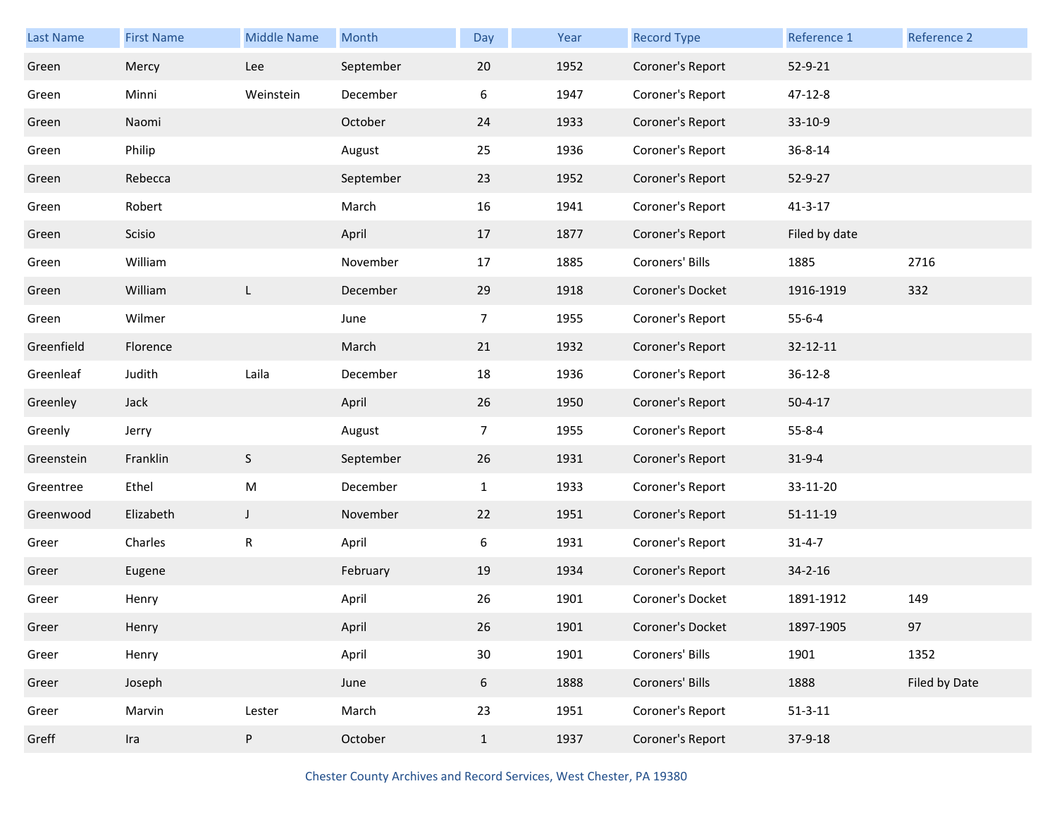| Last Name | First Name | Middle Name | Month | Day | Year | Record Type | Reference 1 | Reference 2 |
|---|---|---|---|---|---|---|---|---|
| Green | Mercy | Lee | September | 20 | 1952 | Coroner's Report | 52-9-21 | |
| Green | Minni | Weinstein | December | 6 | 1947 | Coroner's Report | 47-12-8 | |
| Green | Naomi | | October | 24 | 1933 | Coroner's Report | 33-10-9 | |
| Green | Philip | | August | 25 | 1936 | Coroner's Report | 36-8-14 | |
| Green | Rebecca | | September | 23 | 1952 | Coroner's Report | 52-9-27 | |
| Green | Robert | | March | 16 | 1941 | Coroner's Report | 41-3-17 | |
| Green | Scisio | | April | 17 | 1877 | Coroner's Report | Filed by date | |
| Green | William | | November | 17 | 1885 | Coroners' Bills | 1885 | 2716 |
| Green | William | L | December | 29 | 1918 | Coroner's Docket | 1916-1919 | 332 |
| Green | Wilmer | | June | 7 | 1955 | Coroner's Report | 55-6-4 | |
| Greenfield | Florence | | March | 21 | 1932 | Coroner's Report | 32-12-11 | |
| Greenleaf | Judith | Laila | December | 18 | 1936 | Coroner's Report | 36-12-8 | |
| Greenley | Jack | | April | 26 | 1950 | Coroner's Report | 50-4-17 | |
| Greenly | Jerry | | August | 7 | 1955 | Coroner's Report | 55-8-4 | |
| Greenstein | Franklin | S | September | 26 | 1931 | Coroner's Report | 31-9-4 | |
| Greentree | Ethel | M | December | 1 | 1933 | Coroner's Report | 33-11-20 | |
| Greenwood | Elizabeth | J | November | 22 | 1951 | Coroner's Report | 51-11-19 | |
| Greer | Charles | R | April | 6 | 1931 | Coroner's Report | 31-4-7 | |
| Greer | Eugene | | February | 19 | 1934 | Coroner's Report | 34-2-16 | |
| Greer | Henry | | April | 26 | 1901 | Coroner's Docket | 1891-1912 | 149 |
| Greer | Henry | | April | 26 | 1901 | Coroner's Docket | 1897-1905 | 97 |
| Greer | Henry | | April | 30 | 1901 | Coroners' Bills | 1901 | 1352 |
| Greer | Joseph | | June | 6 | 1888 | Coroners' Bills | 1888 | Filed by Date |
| Greer | Marvin | Lester | March | 23 | 1951 | Coroner's Report | 51-3-11 | |
| Greff | Ira | P | October | 1 | 1937 | Coroner's Report | 37-9-18 | |

Chester County Archives and Record Services, West Chester, PA 19380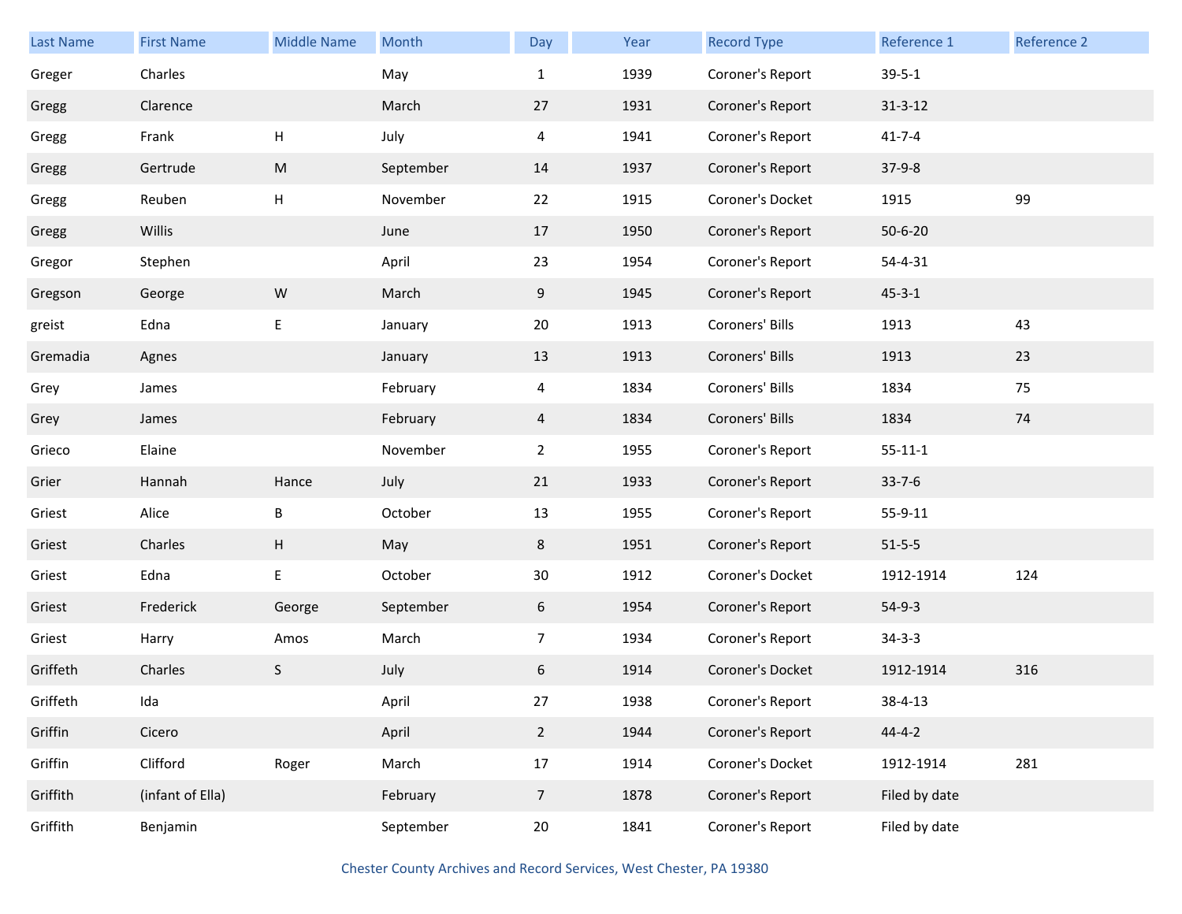| Last Name | First Name | Middle Name | Month | Day | Year | Record Type | Reference 1 | Reference 2 |
|---|---|---|---|---|---|---|---|---|
| Greger | Charles | | May | 1 | 1939 | Coroner's Report | 39-5-1 | |
| Gregg | Clarence | | March | 27 | 1931 | Coroner's Report | 31-3-12 | |
| Gregg | Frank | H | July | 4 | 1941 | Coroner's Report | 41-7-4 | |
| Gregg | Gertrude | M | September | 14 | 1937 | Coroner's Report | 37-9-8 | |
| Gregg | Reuben | H | November | 22 | 1915 | Coroner's Docket | 1915 | 99 |
| Gregg | Willis | | June | 17 | 1950 | Coroner's Report | 50-6-20 | |
| Gregor | Stephen | | April | 23 | 1954 | Coroner's Report | 54-4-31 | |
| Gregson | George | W | March | 9 | 1945 | Coroner's Report | 45-3-1 | |
| greist | Edna | E | January | 20 | 1913 | Coroners' Bills | 1913 | 43 |
| Gremadia | Agnes | | January | 13 | 1913 | Coroners' Bills | 1913 | 23 |
| Grey | James | | February | 4 | 1834 | Coroners' Bills | 1834 | 75 |
| Grey | James | | February | 4 | 1834 | Coroners' Bills | 1834 | 74 |
| Grieco | Elaine | | November | 2 | 1955 | Coroner's Report | 55-11-1 | |
| Grier | Hannah | Hance | July | 21 | 1933 | Coroner's Report | 33-7-6 | |
| Griest | Alice | B | October | 13 | 1955 | Coroner's Report | 55-9-11 | |
| Griest | Charles | H | May | 8 | 1951 | Coroner's Report | 51-5-5 | |
| Griest | Edna | E | October | 30 | 1912 | Coroner's Docket | 1912-1914 | 124 |
| Griest | Frederick | George | September | 6 | 1954 | Coroner's Report | 54-9-3 | |
| Griest | Harry | Amos | March | 7 | 1934 | Coroner's Report | 34-3-3 | |
| Griffeth | Charles | S | July | 6 | 1914 | Coroner's Docket | 1912-1914 | 316 |
| Griffeth | Ida | | April | 27 | 1938 | Coroner's Report | 38-4-13 | |
| Griffin | Cicero | | April | 2 | 1944 | Coroner's Report | 44-4-2 | |
| Griffin | Clifford | Roger | March | 17 | 1914 | Coroner's Docket | 1912-1914 | 281 |
| Griffith | (infant of Ella) | | February | 7 | 1878 | Coroner's Report | Filed by date | |
| Griffith | Benjamin | | September | 20 | 1841 | Coroner's Report | Filed by date | |

Chester County Archives and Record Services, West Chester, PA 19380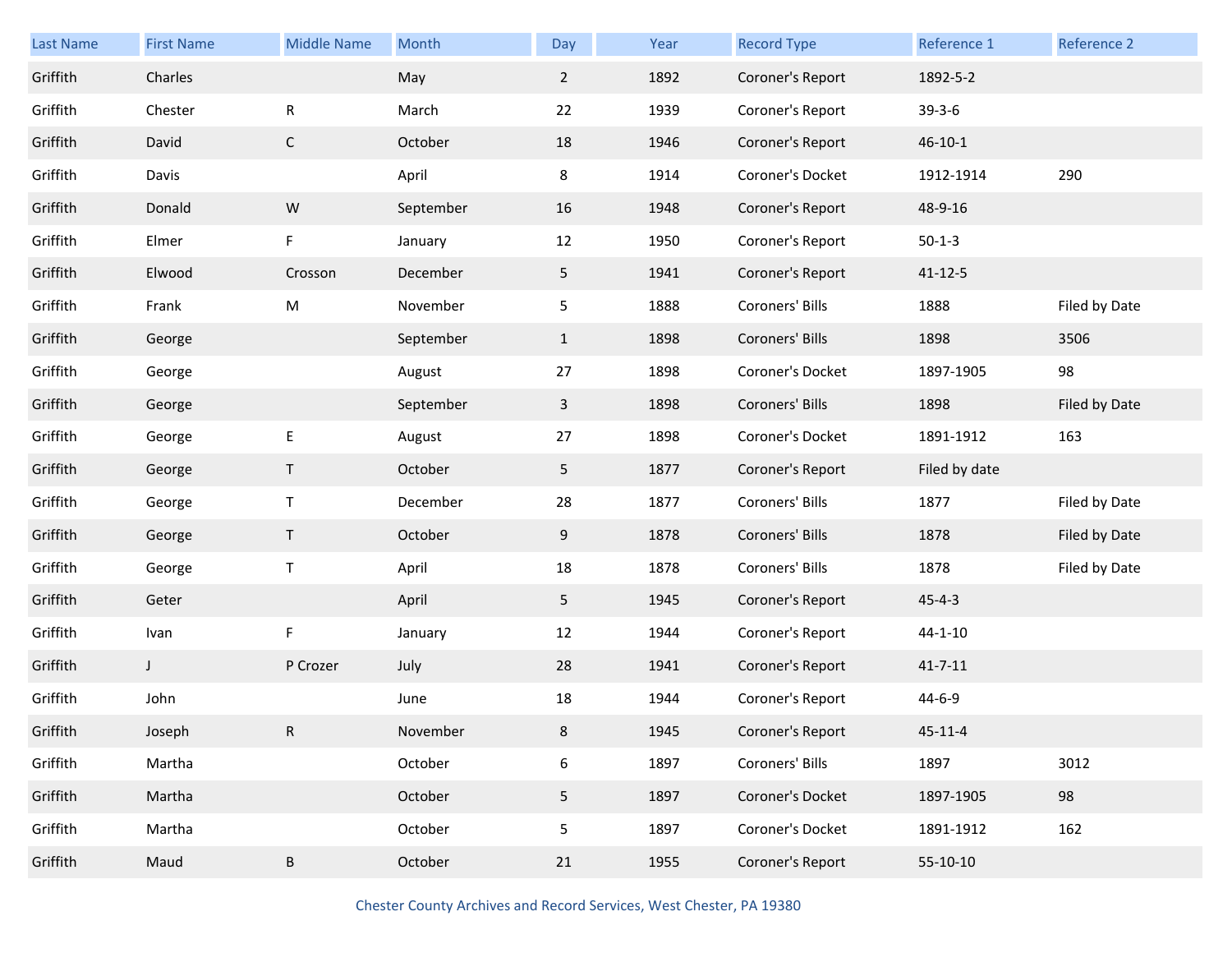| Last Name | First Name | Middle Name | Month | Day | Year | Record Type | Reference 1 | Reference 2 |
|---|---|---|---|---|---|---|---|---|
| Griffith | Charles | | May | 2 | 1892 | Coroner's Report | 1892-5-2 | |
| Griffith | Chester | R | March | 22 | 1939 | Coroner's Report | 39-3-6 | |
| Griffith | David | C | October | 18 | 1946 | Coroner's Report | 46-10-1 | |
| Griffith | Davis | | April | 8 | 1914 | Coroner's Docket | 1912-1914 | 290 |
| Griffith | Donald | W | September | 16 | 1948 | Coroner's Report | 48-9-16 | |
| Griffith | Elmer | F | January | 12 | 1950 | Coroner's Report | 50-1-3 | |
| Griffith | Elwood | Crosson | December | 5 | 1941 | Coroner's Report | 41-12-5 | |
| Griffith | Frank | M | November | 5 | 1888 | Coroners' Bills | 1888 | Filed by Date |
| Griffith | George | | September | 1 | 1898 | Coroners' Bills | 1898 | 3506 |
| Griffith | George | | August | 27 | 1898 | Coroner's Docket | 1897-1905 | 98 |
| Griffith | George | | September | 3 | 1898 | Coroners' Bills | 1898 | Filed by Date |
| Griffith | George | E | August | 27 | 1898 | Coroner's Docket | 1891-1912 | 163 |
| Griffith | George | T | October | 5 | 1877 | Coroner's Report | Filed by date | |
| Griffith | George | T | December | 28 | 1877 | Coroners' Bills | 1877 | Filed by Date |
| Griffith | George | T | October | 9 | 1878 | Coroners' Bills | 1878 | Filed by Date |
| Griffith | George | T | April | 18 | 1878 | Coroners' Bills | 1878 | Filed by Date |
| Griffith | Geter | | April | 5 | 1945 | Coroner's Report | 45-4-3 | |
| Griffith | Ivan | F | January | 12 | 1944 | Coroner's Report | 44-1-10 | |
| Griffith | J | P Crozer | July | 28 | 1941 | Coroner's Report | 41-7-11 | |
| Griffith | John | | June | 18 | 1944 | Coroner's Report | 44-6-9 | |
| Griffith | Joseph | R | November | 8 | 1945 | Coroner's Report | 45-11-4 | |
| Griffith | Martha | | October | 6 | 1897 | Coroners' Bills | 1897 | 3012 |
| Griffith | Martha | | October | 5 | 1897 | Coroner's Docket | 1897-1905 | 98 |
| Griffith | Martha | | October | 5 | 1897 | Coroner's Docket | 1891-1912 | 162 |
| Griffith | Maud | B | October | 21 | 1955 | Coroner's Report | 55-10-10 | |

Chester County Archives and Record Services, West Chester, PA 19380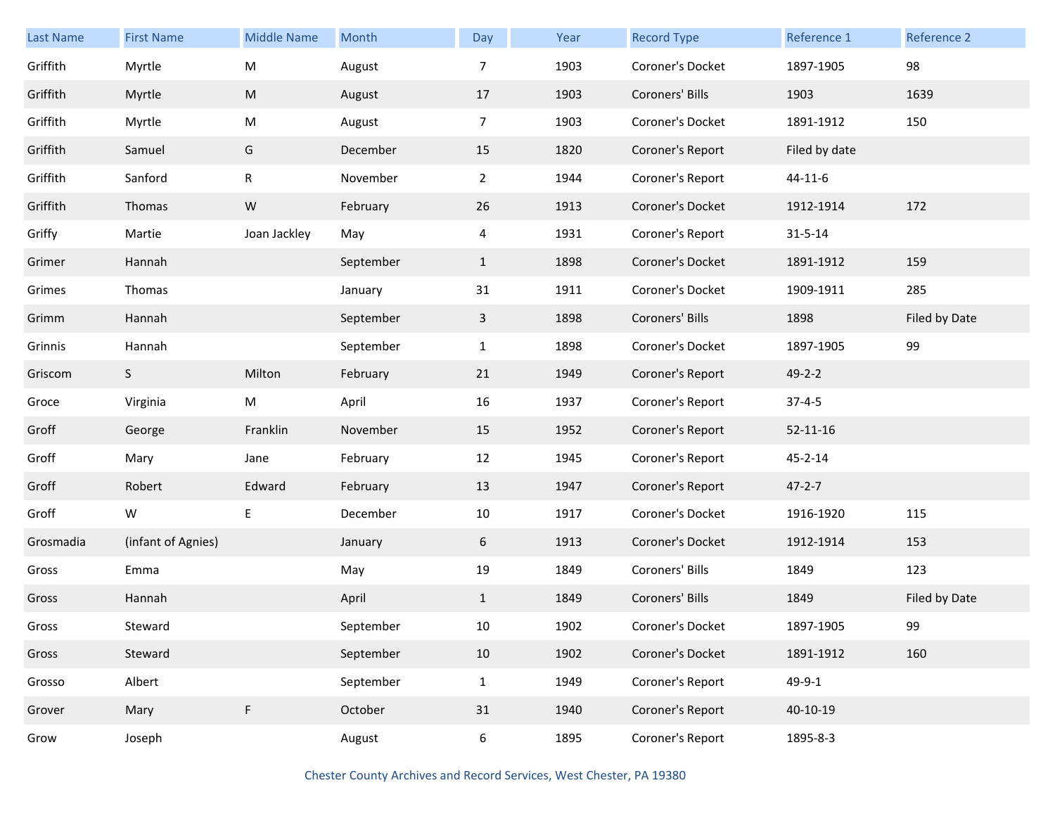| Last Name | First Name | Middle Name | Month | Day | Year | Record Type | Reference 1 | Reference 2 |
|---|---|---|---|---|---|---|---|---|
| Griffith | Myrtle | M | August | 7 | 1903 | Coroner's Docket | 1897-1905 | 98 |
| Griffith | Myrtle | M | August | 17 | 1903 | Coroners' Bills | 1903 | 1639 |
| Griffith | Myrtle | M | August | 7 | 1903 | Coroner's Docket | 1891-1912 | 150 |
| Griffith | Samuel | G | December | 15 | 1820 | Coroner's Report | Filed by date | |
| Griffith | Sanford | R | November | 2 | 1944 | Coroner's Report | 44-11-6 | |
| Griffith | Thomas | W | February | 26 | 1913 | Coroner's Docket | 1912-1914 | 172 |
| Griffy | Martie | Joan Jackley | May | 4 | 1931 | Coroner's Report | 31-5-14 | |
| Grimer | Hannah | | September | 1 | 1898 | Coroner's Docket | 1891-1912 | 159 |
| Grimes | Thomas | | January | 31 | 1911 | Coroner's Docket | 1909-1911 | 285 |
| Grimm | Hannah | | September | 3 | 1898 | Coroners' Bills | 1898 | Filed by Date |
| Grinnis | Hannah | | September | 1 | 1898 | Coroner's Docket | 1897-1905 | 99 |
| Griscom | S | Milton | February | 21 | 1949 | Coroner's Report | 49-2-2 | |
| Groce | Virginia | M | April | 16 | 1937 | Coroner's Report | 37-4-5 | |
| Groff | George | Franklin | November | 15 | 1952 | Coroner's Report | 52-11-16 | |
| Groff | Mary | Jane | February | 12 | 1945 | Coroner's Report | 45-2-14 | |
| Groff | Robert | Edward | February | 13 | 1947 | Coroner's Report | 47-2-7 | |
| Groff | W | E | December | 10 | 1917 | Coroner's Docket | 1916-1920 | 115 |
| Grosmadia | (infant of Agnies) | | January | 6 | 1913 | Coroner's Docket | 1912-1914 | 153 |
| Gross | Emma | | May | 19 | 1849 | Coroners' Bills | 1849 | 123 |
| Gross | Hannah | | April | 1 | 1849 | Coroners' Bills | 1849 | Filed by Date |
| Gross | Steward | | September | 10 | 1902 | Coroner's Docket | 1897-1905 | 99 |
| Gross | Steward | | September | 10 | 1902 | Coroner's Docket | 1891-1912 | 160 |
| Grosso | Albert | | September | 1 | 1949 | Coroner's Report | 49-9-1 | |
| Grover | Mary | F | October | 31 | 1940 | Coroner's Report | 40-10-19 | |
| Grow | Joseph | | August | 6 | 1895 | Coroner's Report | 1895-8-3 | |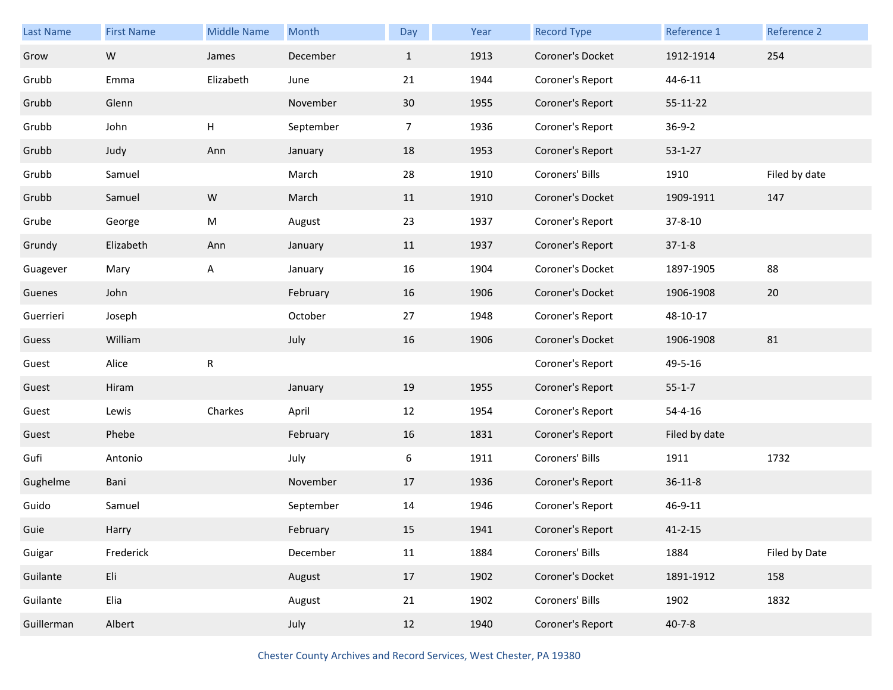| Last Name | First Name | Middle Name | Month | Day | Year | Record Type | Reference 1 | Reference 2 |
|---|---|---|---|---|---|---|---|---|
| Grow | W | James | December | 1 | 1913 | Coroner's Docket | 1912-1914 | 254 |
| Grubb | Emma | Elizabeth | June | 21 | 1944 | Coroner's Report | 44-6-11 | |
| Grubb | Glenn | | November | 30 | 1955 | Coroner's Report | 55-11-22 | |
| Grubb | John | H | September | 7 | 1936 | Coroner's Report | 36-9-2 | |
| Grubb | Judy | Ann | January | 18 | 1953 | Coroner's Report | 53-1-27 | |
| Grubb | Samuel | | March | 28 | 1910 | Coroners' Bills | 1910 | Filed by date |
| Grubb | Samuel | W | March | 11 | 1910 | Coroner's Docket | 1909-1911 | 147 |
| Grube | George | M | August | 23 | 1937 | Coroner's Report | 37-8-10 | |
| Grundy | Elizabeth | Ann | January | 11 | 1937 | Coroner's Report | 37-1-8 | |
| Guagever | Mary | A | January | 16 | 1904 | Coroner's Docket | 1897-1905 | 88 |
| Guenes | John | | February | 16 | 1906 | Coroner's Docket | 1906-1908 | 20 |
| Guerrieri | Joseph | | October | 27 | 1948 | Coroner's Report | 48-10-17 | |
| Guess | William | | July | 16 | 1906 | Coroner's Docket | 1906-1908 | 81 |
| Guest | Alice | R | | | | Coroner's Report | 49-5-16 | |
| Guest | Hiram | | January | 19 | 1955 | Coroner's Report | 55-1-7 | |
| Guest | Lewis | Charkes | April | 12 | 1954 | Coroner's Report | 54-4-16 | |
| Guest | Phebe | | February | 16 | 1831 | Coroner's Report | Filed by date | |
| Gufi | Antonio | | July | 6 | 1911 | Coroners' Bills | 1911 | 1732 |
| Gughelme | Bani | | November | 17 | 1936 | Coroner's Report | 36-11-8 | |
| Guido | Samuel | | September | 14 | 1946 | Coroner's Report | 46-9-11 | |
| Guie | Harry | | February | 15 | 1941 | Coroner's Report | 41-2-15 | |
| Guigar | Frederick | | December | 11 | 1884 | Coroners' Bills | 1884 | Filed by Date |
| Guilante | Eli | | August | 17 | 1902 | Coroner's Docket | 1891-1912 | 158 |
| Guilante | Elia | | August | 21 | 1902 | Coroners' Bills | 1902 | 1832 |
| Guillerman | Albert | | July | 12 | 1940 | Coroner's Report | 40-7-8 | |

Chester County Archives and Record Services, West Chester, PA 19380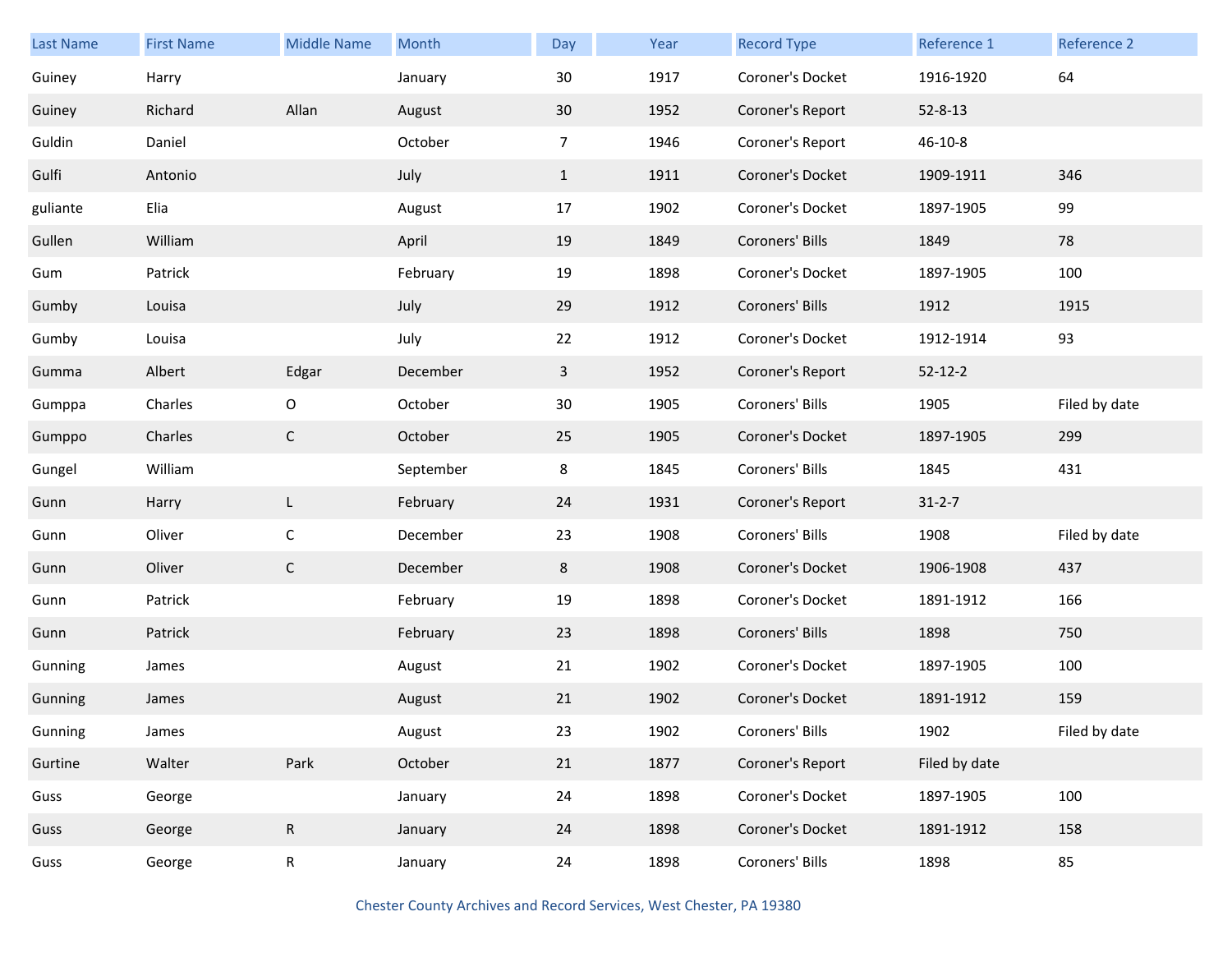| Last Name | First Name | Middle Name | Month | Day | Year | Record Type | Reference 1 | Reference 2 |
|---|---|---|---|---|---|---|---|---|
| Guiney | Harry | | January | 30 | 1917 | Coroner's Docket | 1916-1920 | 64 |
| Guiney | Richard | Allan | August | 30 | 1952 | Coroner's Report | 52-8-13 | |
| Guldin | Daniel | | October | 7 | 1946 | Coroner's Report | 46-10-8 | |
| Gulfi | Antonio | | July | 1 | 1911 | Coroner's Docket | 1909-1911 | 346 |
| guliante | Elia | | August | 17 | 1902 | Coroner's Docket | 1897-1905 | 99 |
| Gullen | William | | April | 19 | 1849 | Coroners' Bills | 1849 | 78 |
| Gum | Patrick | | February | 19 | 1898 | Coroner's Docket | 1897-1905 | 100 |
| Gumby | Louisa | | July | 29 | 1912 | Coroners' Bills | 1912 | 1915 |
| Gumby | Louisa | | July | 22 | 1912 | Coroner's Docket | 1912-1914 | 93 |
| Gumma | Albert | Edgar | December | 3 | 1952 | Coroner's Report | 52-12-2 | |
| Gumppa | Charles | O | October | 30 | 1905 | Coroners' Bills | 1905 | Filed by date |
| Gumppo | Charles | C | October | 25 | 1905 | Coroner's Docket | 1897-1905 | 299 |
| Gungel | William | | September | 8 | 1845 | Coroners' Bills | 1845 | 431 |
| Gunn | Harry | L | February | 24 | 1931 | Coroner's Report | 31-2-7 | |
| Gunn | Oliver | C | December | 23 | 1908 | Coroners' Bills | 1908 | Filed by date |
| Gunn | Oliver | C | December | 8 | 1908 | Coroner's Docket | 1906-1908 | 437 |
| Gunn | Patrick | | February | 19 | 1898 | Coroner's Docket | 1891-1912 | 166 |
| Gunn | Patrick | | February | 23 | 1898 | Coroners' Bills | 1898 | 750 |
| Gunning | James | | August | 21 | 1902 | Coroner's Docket | 1897-1905 | 100 |
| Gunning | James | | August | 21 | 1902 | Coroner's Docket | 1891-1912 | 159 |
| Gunning | James | | August | 23 | 1902 | Coroners' Bills | 1902 | Filed by date |
| Gurtine | Walter | Park | October | 21 | 1877 | Coroner's Report | Filed by date | |
| Guss | George | | January | 24 | 1898 | Coroner's Docket | 1897-1905 | 100 |
| Guss | George | R | January | 24 | 1898 | Coroner's Docket | 1891-1912 | 158 |
| Guss | George | R | January | 24 | 1898 | Coroners' Bills | 1898 | 85 |

Chester County Archives and Record Services, West Chester, PA 19380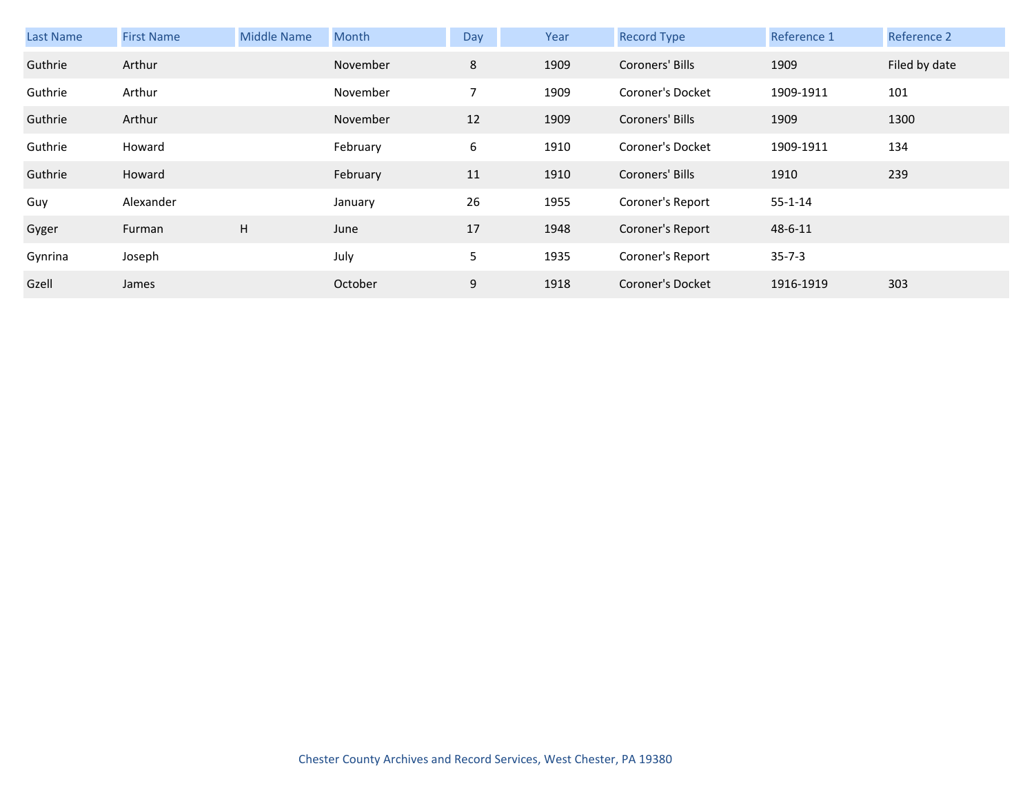| Last Name | First Name | Middle Name | Month | Day | Year | Record Type | Reference 1 | Reference 2 |
|---|---|---|---|---|---|---|---|---|
| Guthrie | Arthur | | November | 8 | 1909 | Coroners' Bills | 1909 | Filed by date |
| Guthrie | Arthur | | November | 7 | 1909 | Coroner's Docket | 1909-1911 | 101 |
| Guthrie | Arthur | | November | 12 | 1909 | Coroners' Bills | 1909 | 1300 |
| Guthrie | Howard | | February | 6 | 1910 | Coroner's Docket | 1909-1911 | 134 |
| Guthrie | Howard | | February | 11 | 1910 | Coroners' Bills | 1910 | 239 |
| Guy | Alexander | | January | 26 | 1955 | Coroner's Report | 55-1-14 | |
| Gyger | Furman | H | June | 17 | 1948 | Coroner's Report | 48-6-11 | |
| Gynrina | Joseph | | July | 5 | 1935 | Coroner's Report | 35-7-3 | |
| Gzell | James | | October | 9 | 1918 | Coroner's Docket | 1916-1919 | 303 |

Chester County Archives and Record Services, West Chester, PA 19380